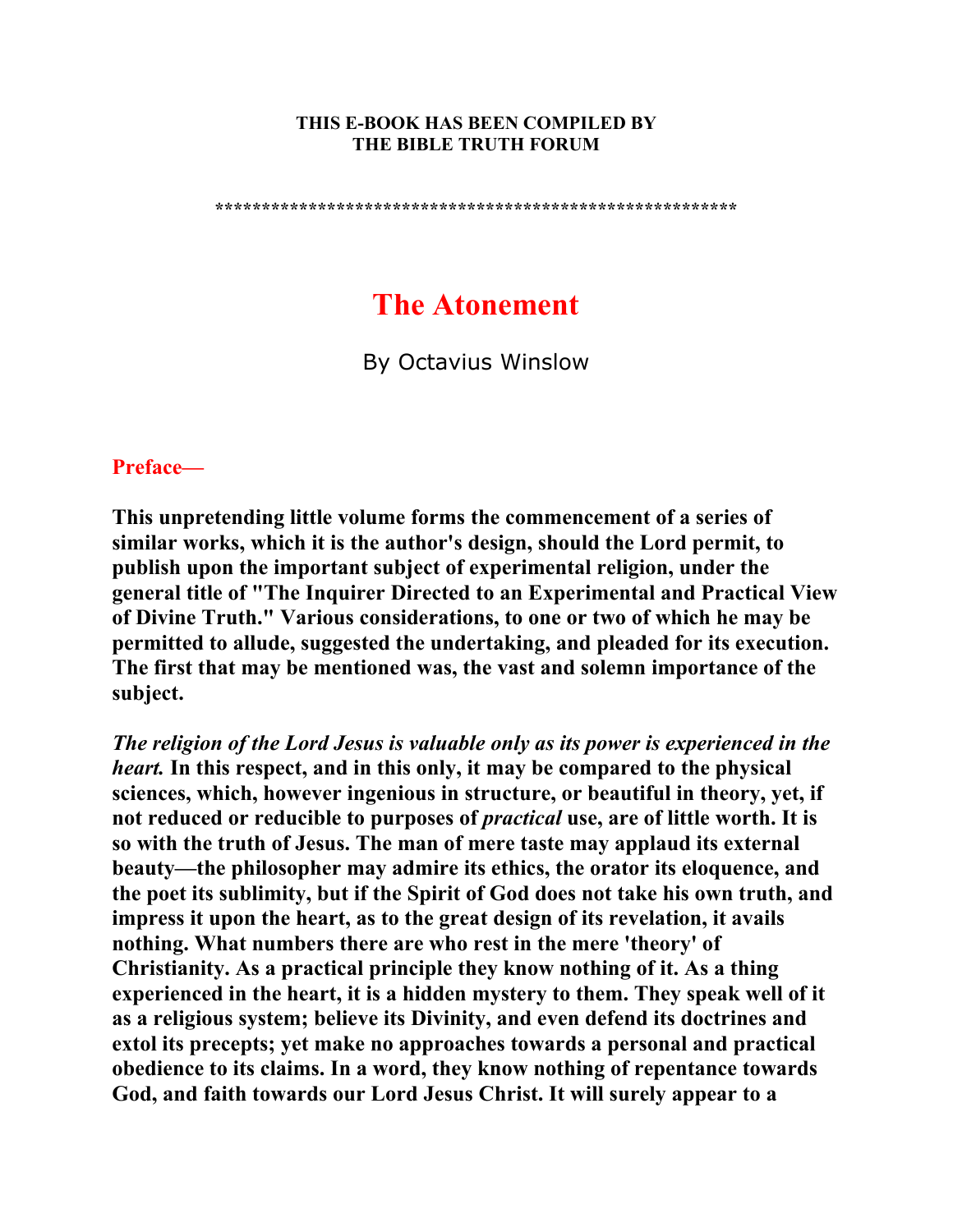**THIS E-BOOK HAS BEEN COMPILED BY**
**THE BIBLE TRUTH FORUM**

**\*\*\*\*\*\*\*\*\*\*\*\*\*\*\*\*\*\*\*\*\*\*\*\*\*\*\*\*\*\*\*\*\*\*\*\*\*\*\*\*\*\*\*\*\*\*\*\*\*\*\*\*\*\*\*\***

# The Atonement

By Octavius Winslow

## Preface—

**This unpretending little volume forms the commencement of a series of similar works, which it is the author's design, should the Lord permit, to publish upon the important subject of experimental religion, under the general title of "The Inquirer Directed to an Experimental and Practical View of Divine Truth." Various considerations, to one or two of which he may be permitted to allude, suggested the undertaking, and pleaded for its execution. The first that may be mentioned was, the vast and solemn importance of the subject.**

***The religion of the Lord Jesus is valuable only as its power is experienced in the heart.* In this respect, and in this only, it may be compared to the physical sciences, which, however ingenious in structure, or beautiful in theory, yet, if not reduced or reducible to purposes of *practical* use, are of little worth. It is so with the truth of Jesus. The man of mere taste may applaud its external beauty—the philosopher may admire its ethics, the orator its eloquence, and the poet its sublimity, but if the Spirit of God does not take his own truth, and impress it upon the heart, as to the great design of its revelation, it avails nothing. What numbers there are who rest in the mere 'theory' of Christianity. As a practical principle they know nothing of it. As a thing experienced in the heart, it is a hidden mystery to them. They speak well of it as a religious system; believe its Divinity, and even defend its doctrines and extol its precepts; yet make no approaches towards a personal and practical obedience to its claims. In a word, they know nothing of repentance towards God, and faith towards our Lord Jesus Christ. It will surely appear to a**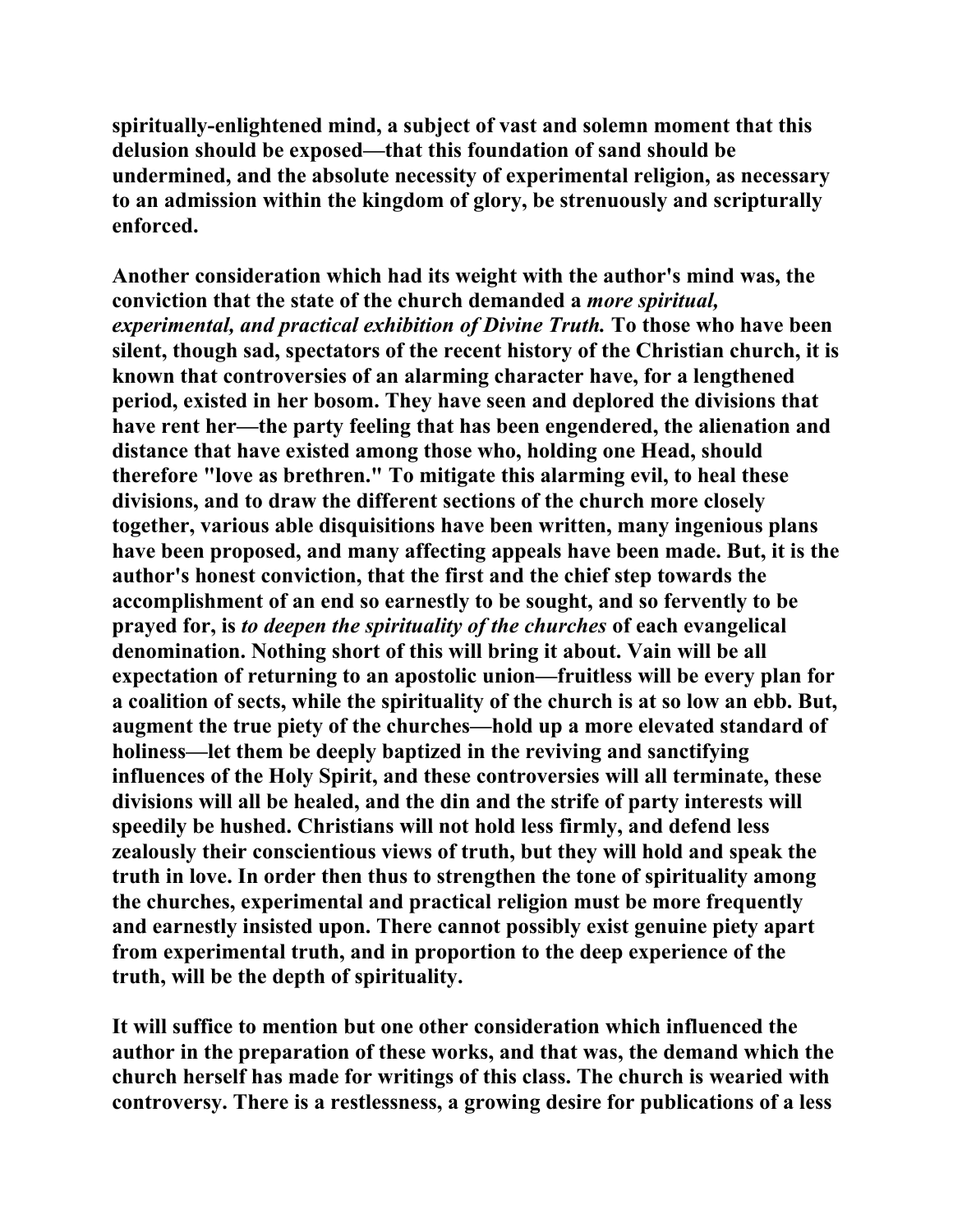**spiritually-enlightened mind, a subject of vast and solemn moment that this delusion should be exposed—that this foundation of sand should be undermined, and the absolute necessity of experimental religion, as necessary to an admission within the kingdom of glory, be strenuously and scripturally enforced.**

**Another consideration which had its weight with the author's mind was, the conviction that the state of the church demanded a *more spiritual, experimental, and practical exhibition of Divine Truth.* To those who have been silent, though sad, spectators of the recent history of the Christian church, it is known that controversies of an alarming character have, for a lengthened period, existed in her bosom. They have seen and deplored the divisions that have rent her—the party feeling that has been engendered, the alienation and distance that have existed among those who, holding one Head, should therefore "love as brethren." To mitigate this alarming evil, to heal these divisions, and to draw the different sections of the church more closely together, various able disquisitions have been written, many ingenious plans have been proposed, and many affecting appeals have been made. But, it is the author's honest conviction, that the first and the chief step towards the accomplishment of an end so earnestly to be sought, and so fervently to be prayed for, is *to deepen the spirituality of the churches* of each evangelical denomination. Nothing short of this will bring it about. Vain will be all expectation of returning to an apostolic union—fruitless will be every plan for a coalition of sects, while the spirituality of the church is at so low an ebb. But, augment the true piety of the churches—hold up a more elevated standard of holiness—let them be deeply baptized in the reviving and sanctifying influences of the Holy Spirit, and these controversies will all terminate, these divisions will all be healed, and the din and the strife of party interests will speedily be hushed. Christians will not hold less firmly, and defend less zealously their conscientious views of truth, but they will hold and speak the truth in love. In order then thus to strengthen the tone of spirituality among the churches, experimental and practical religion must be more frequently and earnestly insisted upon. There cannot possibly exist genuine piety apart from experimental truth, and in proportion to the deep experience of the truth, will be the depth of spirituality.**

**It will suffice to mention but one other consideration which influenced the author in the preparation of these works, and that was, the demand which the church herself has made for writings of this class. The church is wearied with controversy. There is a restlessness, a growing desire for publications of a less**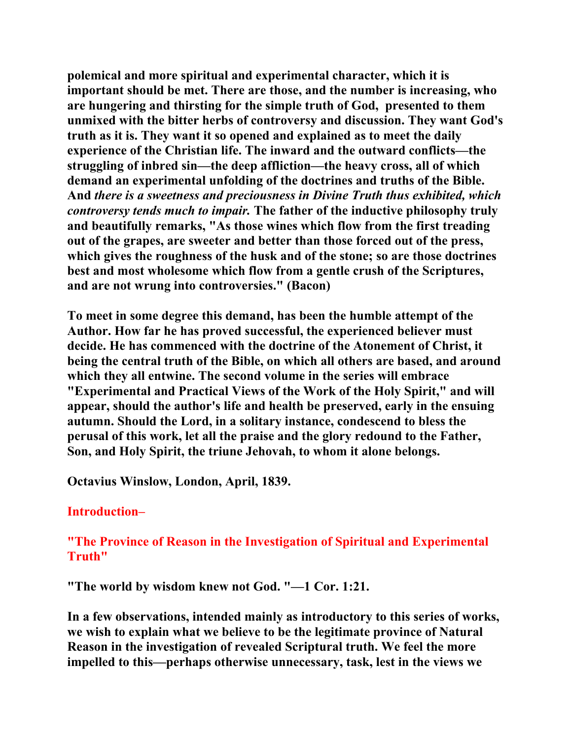**polemical and more spiritual and experimental character, which it is important should be met. There are those, and the number is increasing, who are hungering and thirsting for the simple truth of God, presented to them unmixed with the bitter herbs of controversy and discussion. They want God's truth as it is. They want it so opened and explained as to meet the daily experience of the Christian life. The inward and the outward conflicts—the struggling of inbred sin—the deep affliction—the heavy cross, all of which demand an experimental unfolding of the doctrines and truths of the Bible. And *there is a sweetness and preciousness in Divine Truth thus exhibited, which controversy tends much to impair.* The father of the inductive philosophy truly and beautifully remarks, "As those wines which flow from the first treading out of the grapes, are sweeter and better than those forced out of the press, which gives the roughness of the husk and of the stone; so are those doctrines best and most wholesome which flow from a gentle crush of the Scriptures, and are not wrung into controversies." (Bacon)**

**To meet in some degree this demand, has been the humble attempt of the Author. How far he has proved successful, the experienced believer must decide. He has commenced with the doctrine of the Atonement of Christ, it being the central truth of the Bible, on which all others are based, and around which they all entwine. The second volume in the series will embrace "Experimental and Practical Views of the Work of the Holy Spirit," and will appear, should the author's life and health be preserved, early in the ensuing autumn. Should the Lord, in a solitary instance, condescend to bless the perusal of this work, let all the praise and the glory redound to the Father, Son, and Holy Spirit, the triune Jehovah, to whom it alone belongs.**

**Octavius Winslow, London, April, 1839.**

## Introduction–

## "The Province of Reason in the Investigation of Spiritual and Experimental Truth"

**"The world by wisdom knew not God. "—1 Cor. 1:21.**

**In a few observations, intended mainly as introductory to this series of works, we wish to explain what we believe to be the legitimate province of Natural Reason in the investigation of revealed Scriptural truth. We feel the more impelled to this—perhaps otherwise unnecessary, task, lest in the views we**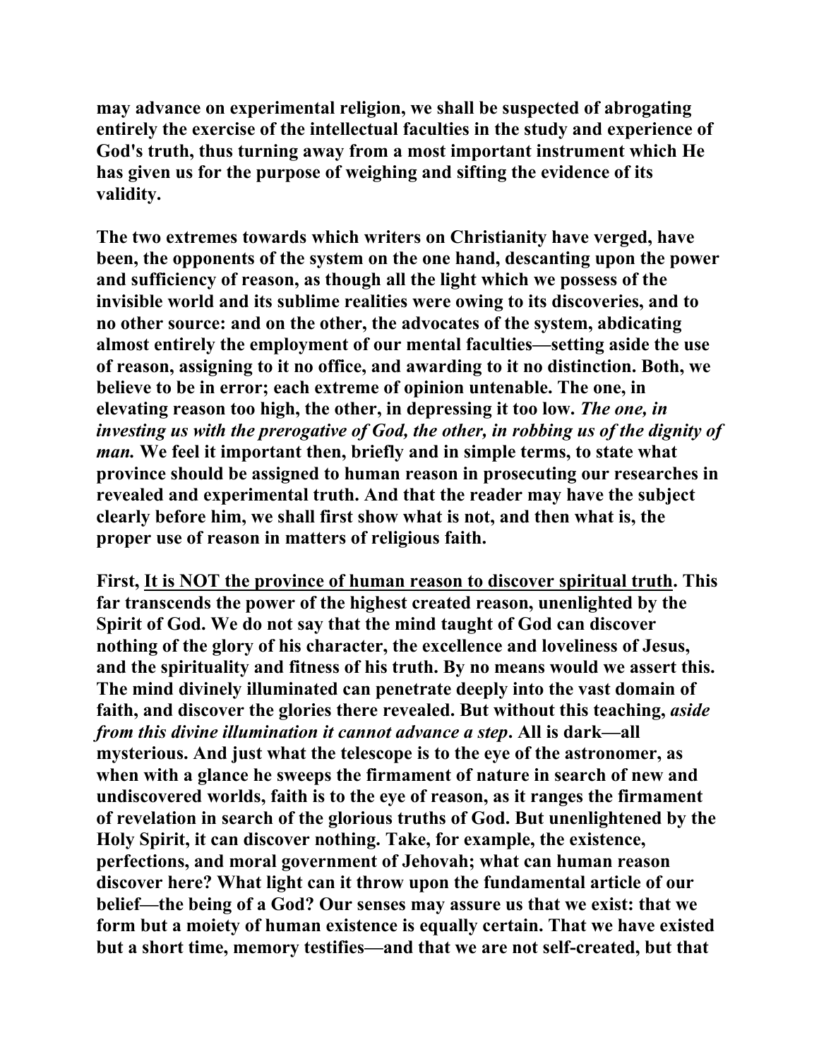may advance on experimental religion, we shall be suspected of abrogating entirely the exercise of the intellectual faculties in the study and experience of God's truth, thus turning away from a most important instrument which He has given us for the purpose of weighing and sifting the evidence of its validity.

The two extremes towards which writers on Christianity have verged, have been, the opponents of the system on the one hand, descanting upon the power and sufficiency of reason, as though all the light which we possess of the invisible world and its sublime realities were owing to its discoveries, and to no other source: and on the other, the advocates of the system, abdicating almost entirely the employment of our mental faculties—setting aside the use of reason, assigning to it no office, and awarding to it no distinction. Both, we believe to be in error; each extreme of opinion untenable. The one, in elevating reason too high, the other, in depressing it too low. *The one, in investing us with the prerogative of God, the other, in robbing us of the dignity of man.* We feel it important then, briefly and in simple terms, to state what province should be assigned to human reason in prosecuting our researches in revealed and experimental truth. And that the reader may have the subject clearly before him, we shall first show what is not, and then what is, the proper use of reason in matters of religious faith.

First, <u>It is NOT the province of human reason to discover spiritual truth</u>. This far transcends the power of the highest created reason, unenlighted by the Spirit of God. We do not say that the mind taught of God can discover nothing of the glory of his character, the excellence and loveliness of Jesus, and the spirituality and fitness of his truth. By no means would we assert this. The mind divinely illuminated can penetrate deeply into the vast domain of faith, and discover the glories there revealed. But without this teaching, *aside from this divine illumination it cannot advance a step*. All is dark—all mysterious. And just what the telescope is to the eye of the astronomer, as when with a glance he sweeps the firmament of nature in search of new and undiscovered worlds, faith is to the eye of reason, as it ranges the firmament of revelation in search of the glorious truths of God. But unenlightened by the Holy Spirit, it can discover nothing. Take, for example, the existence, perfections, and moral government of Jehovah; what can human reason discover here? What light can it throw upon the fundamental article of our belief—the being of a God? Our senses may assure us that we exist: that we form but a moiety of human existence is equally certain. That we have existed but a short time, memory testifies—and that we are not self-created, but that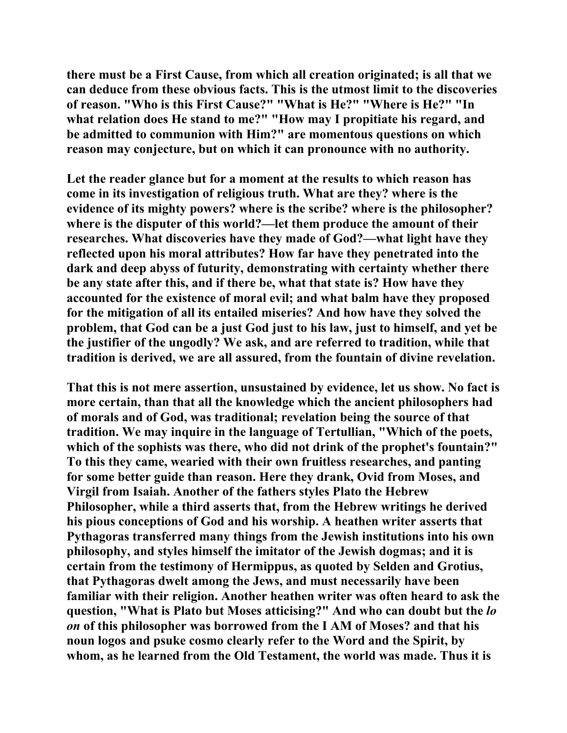there must be a First Cause, from which all creation originated; is all that we can deduce from these obvious facts. This is the utmost limit to the discoveries of reason. "Who is this First Cause?" "What is He?" "Where is He?" "In what relation does He stand to me?" "How may I propitiate his regard, and be admitted to communion with Him?" are momentous questions on which reason may conjecture, but on which it can pronounce with no authority.

Let the reader glance but for a moment at the results to which reason has come in its investigation of religious truth. What are they? where is the evidence of its mighty powers? where is the scribe? where is the philosopher? where is the disputer of this world?—let them produce the amount of their researches. What discoveries have they made of God?—what light have they reflected upon his moral attributes? How far have they penetrated into the dark and deep abyss of futurity, demonstrating with certainty whether there be any state after this, and if there be, what that state is? How have they accounted for the existence of moral evil; and what balm have they proposed for the mitigation of all its entailed miseries? And how have they solved the problem, that God can be a just God just to his law, just to himself, and yet be the justifier of the ungodly? We ask, and are referred to tradition, while that tradition is derived, we are all assured, from the fountain of divine revelation.

That this is not mere assertion, unsustained by evidence, let us show. No fact is more certain, than that all the knowledge which the ancient philosophers had of morals and of God, was traditional; revelation being the source of that tradition. We may inquire in the language of Tertullian, "Which of the poets, which of the sophists was there, who did not drink of the prophet's fountain?" To this they came, wearied with their own fruitless researches, and panting for some better guide than reason. Here they drank, Ovid from Moses, and Virgil from Isaiah. Another of the fathers styles Plato the Hebrew Philosopher, while a third asserts that, from the Hebrew writings he derived his pious conceptions of God and his worship. A heathen writer asserts that Pythagoras transferred many things from the Jewish institutions into his own philosophy, and styles himself the imitator of the Jewish dogmas; and it is certain from the testimony of Hermippus, as quoted by Selden and Grotius, that Pythagoras dwelt among the Jews, and must necessarily have been familiar with their religion. Another heathen writer was often heard to ask the question, "What is Plato but Moses atticising?" And who can doubt but the *lo on* of this philosopher was borrowed from the I AM of Moses? and that his noun logos and psuke cosmo clearly refer to the Word and the Spirit, by whom, as he learned from the Old Testament, the world was made. Thus it is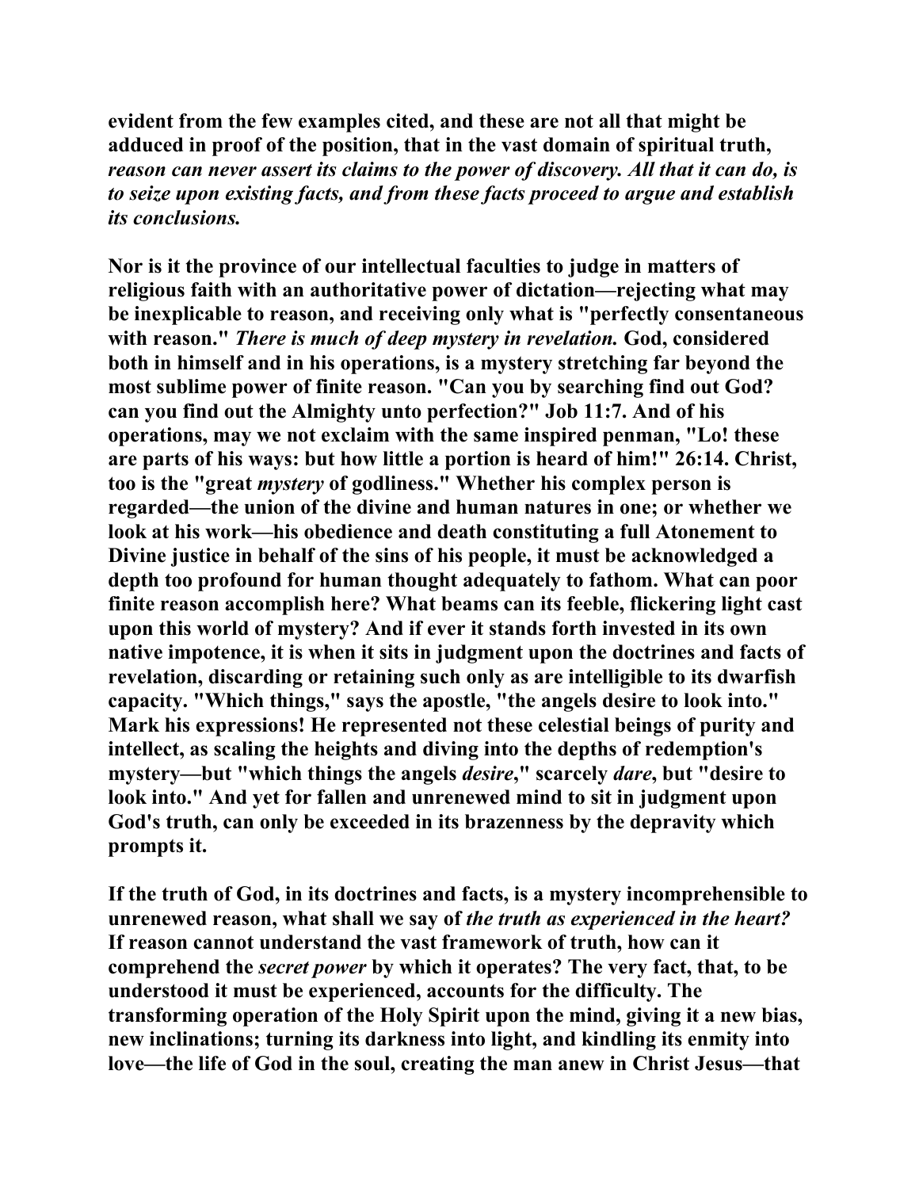**evident from the few examples cited, and these are not all that might be adduced in proof of the position, that in the vast domain of spiritual truth, *reason can never assert its claims to the power of discovery. All that it can do, is to seize upon existing facts, and from these facts proceed to argue and establish its conclusions.***

**Nor is it the province of our intellectual faculties to judge in matters of religious faith with an authoritative power of dictation—rejecting what may be inexplicable to reason, and receiving only what is "perfectly consentaneous with reason." *There is much of deep mystery in revelation.* God, considered both in himself and in his operations, is a mystery stretching far beyond the most sublime power of finite reason. "Can you by searching find out God? can you find out the Almighty unto perfection?" Job 11:7. And of his operations, may we not exclaim with the same inspired penman, "Lo! these are parts of his ways: but how little a portion is heard of him!" 26:14. Christ, too is the "great *mystery* of godliness." Whether his complex person is regarded—the union of the divine and human natures in one; or whether we look at his work—his obedience and death constituting a full Atonement to Divine justice in behalf of the sins of his people, it must be acknowledged a depth too profound for human thought adequately to fathom. What can poor finite reason accomplish here? What beams can its feeble, flickering light cast upon this world of mystery? And if ever it stands forth invested in its own native impotence, it is when it sits in judgment upon the doctrines and facts of revelation, discarding or retaining such only as are intelligible to its dwarfish capacity. "Which things," says the apostle, "the angels desire to look into." Mark his expressions! He represented not these celestial beings of purity and intellect, as scaling the heights and diving into the depths of redemption's mystery—but "which things the angels *desire*," scarcely *dare*, but "desire to look into." And yet for fallen and unrenewed mind to sit in judgment upon God's truth, can only be exceeded in its brazenness by the depravity which prompts it.**

**If the truth of God, in its doctrines and facts, is a mystery incomprehensible to unrenewed reason, what shall we say of *the truth as experienced in the heart?* If reason cannot understand the vast framework of truth, how can it comprehend the *secret power* by which it operates? The very fact, that, to be understood it must be experienced, accounts for the difficulty. The transforming operation of the Holy Spirit upon the mind, giving it a new bias, new inclinations; turning its darkness into light, and kindling its enmity into love—the life of God in the soul, creating the man anew in Christ Jesus—that**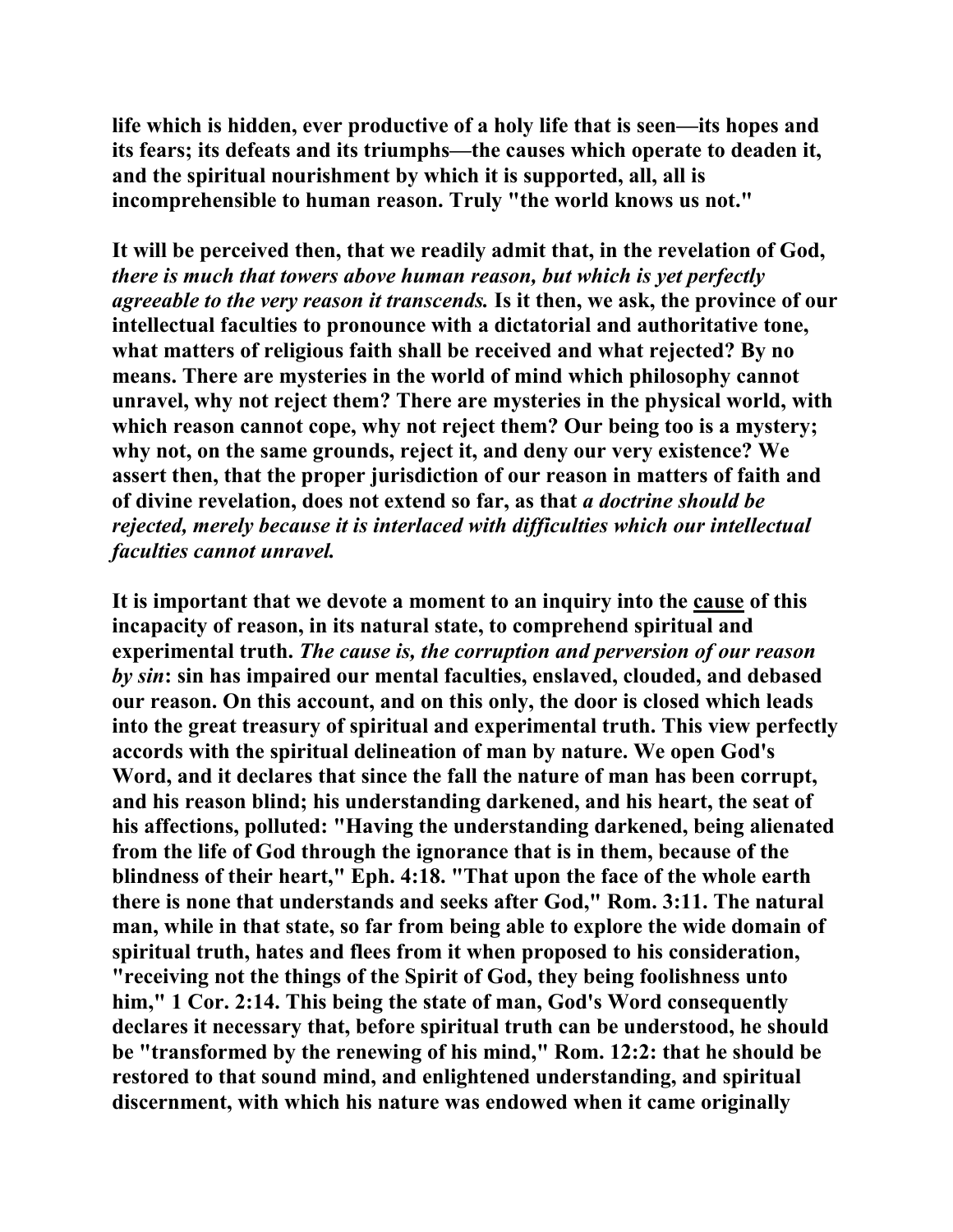**life which is hidden, ever productive of a holy life that is seen—its hopes and its fears; its defeats and its triumphs—the causes which operate to deaden it, and the spiritual nourishment by which it is supported, all, all is incomprehensible to human reason. Truly "the world knows us not."**

**It will be perceived then, that we readily admit that, in the revelation of God, *there is much that towers above human reason, but which is yet perfectly agreeable to the very reason it transcends.* Is it then, we ask, the province of our intellectual faculties to pronounce with a dictatorial and authoritative tone, what matters of religious faith shall be received and what rejected? By no means. There are mysteries in the world of mind which philosophy cannot unravel, why not reject them? There are mysteries in the physical world, with which reason cannot cope, why not reject them? Our being too is a mystery; why not, on the same grounds, reject it, and deny our very existence? We assert then, that the proper jurisdiction of our reason in matters of faith and of divine revelation, does not extend so far, as that *a doctrine should be rejected, merely because it is interlaced with difficulties which our intellectual faculties cannot unravel.***

**It is important that we devote a moment to an inquiry into the <u>cause</u> of this incapacity of reason, in its natural state, to comprehend spiritual and experimental truth. *The cause is, the corruption and perversion of our reason by sin*: sin has impaired our mental faculties, enslaved, clouded, and debased our reason. On this account, and on this only, the door is closed which leads into the great treasury of spiritual and experimental truth. This view perfectly accords with the spiritual delineation of man by nature. We open God's Word, and it declares that since the fall the nature of man has been corrupt, and his reason blind; his understanding darkened, and his heart, the seat of his affections, polluted: "Having the understanding darkened, being alienated from the life of God through the ignorance that is in them, because of the blindness of their heart," Eph. 4:18. "That upon the face of the whole earth there is none that understands and seeks after God," Rom. 3:11. The natural man, while in that state, so far from being able to explore the wide domain of spiritual truth, hates and flees from it when proposed to his consideration, "receiving not the things of the Spirit of God, they being foolishness unto him," 1 Cor. 2:14. This being the state of man, God's Word consequently declares it necessary that, before spiritual truth can be understood, he should be "transformed by the renewing of his mind," Rom. 12:2: that he should be restored to that sound mind, and enlightened understanding, and spiritual discernment, with which his nature was endowed when it came originally**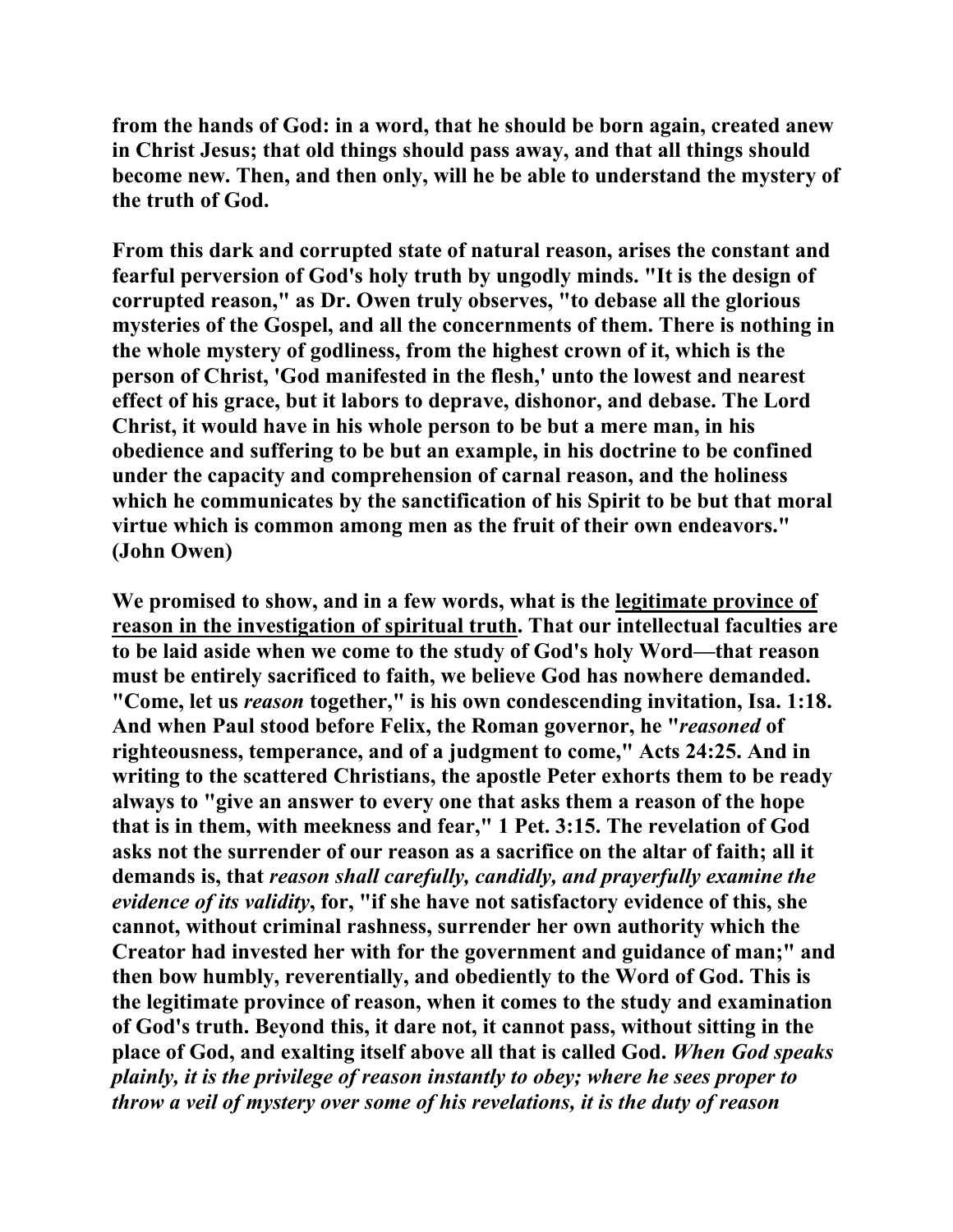**from the hands of God: in a word, that he should be born again, created anew in Christ Jesus; that old things should pass away, and that all things should become new. Then, and then only, will he be able to understand the mystery of the truth of God.**

**From this dark and corrupted state of natural reason, arises the constant and fearful perversion of God's holy truth by ungodly minds. "It is the design of corrupted reason," as Dr. Owen truly observes, "to debase all the glorious mysteries of the Gospel, and all the concernments of them. There is nothing in the whole mystery of godliness, from the highest crown of it, which is the person of Christ, 'God manifested in the flesh,' unto the lowest and nearest effect of his grace, but it labors to deprave, dishonor, and debase. The Lord Christ, it would have in his whole person to be but a mere man, in his obedience and suffering to be but an example, in his doctrine to be confined under the capacity and comprehension of carnal reason, and the holiness which he communicates by the sanctification of his Spirit to be but that moral virtue which is common among men as the fruit of their own endeavors." (John Owen)**

**We promised to show, and in a few words, what is the <u>legitimate province of reason in the investigation of spiritual truth</u>. That our intellectual faculties are to be laid aside when we come to the study of God's holy Word—that reason must be entirely sacrificed to faith, we believe God has nowhere demanded. "Come, let us *reason* together," is his own condescending invitation, Isa. 1:18. And when Paul stood before Felix, the Roman governor, he "*reasoned* of righteousness, temperance, and of a judgment to come," Acts 24:25. And in writing to the scattered Christians, the apostle Peter exhorts them to be ready always to "give an answer to every one that asks them a reason of the hope that is in them, with meekness and fear," 1 Pet. 3:15. The revelation of God asks not the surrender of our reason as a sacrifice on the altar of faith; all it demands is, that *reason shall carefully, candidly, and prayerfully examine the evidence of its validity*, for, "if she have not satisfactory evidence of this, she cannot, without criminal rashness, surrender her own authority which the Creator had invested her with for the government and guidance of man;" and then bow humbly, reverentially, and obediently to the Word of God. This is the legitimate province of reason, when it comes to the study and examination of God's truth. Beyond this, it dare not, it cannot pass, without sitting in the place of God, and exalting itself above all that is called God. *When God speaks plainly, it is the privilege of reason instantly to obey; where he sees proper to throw a veil of mystery over some of his revelations, it is the duty of reason***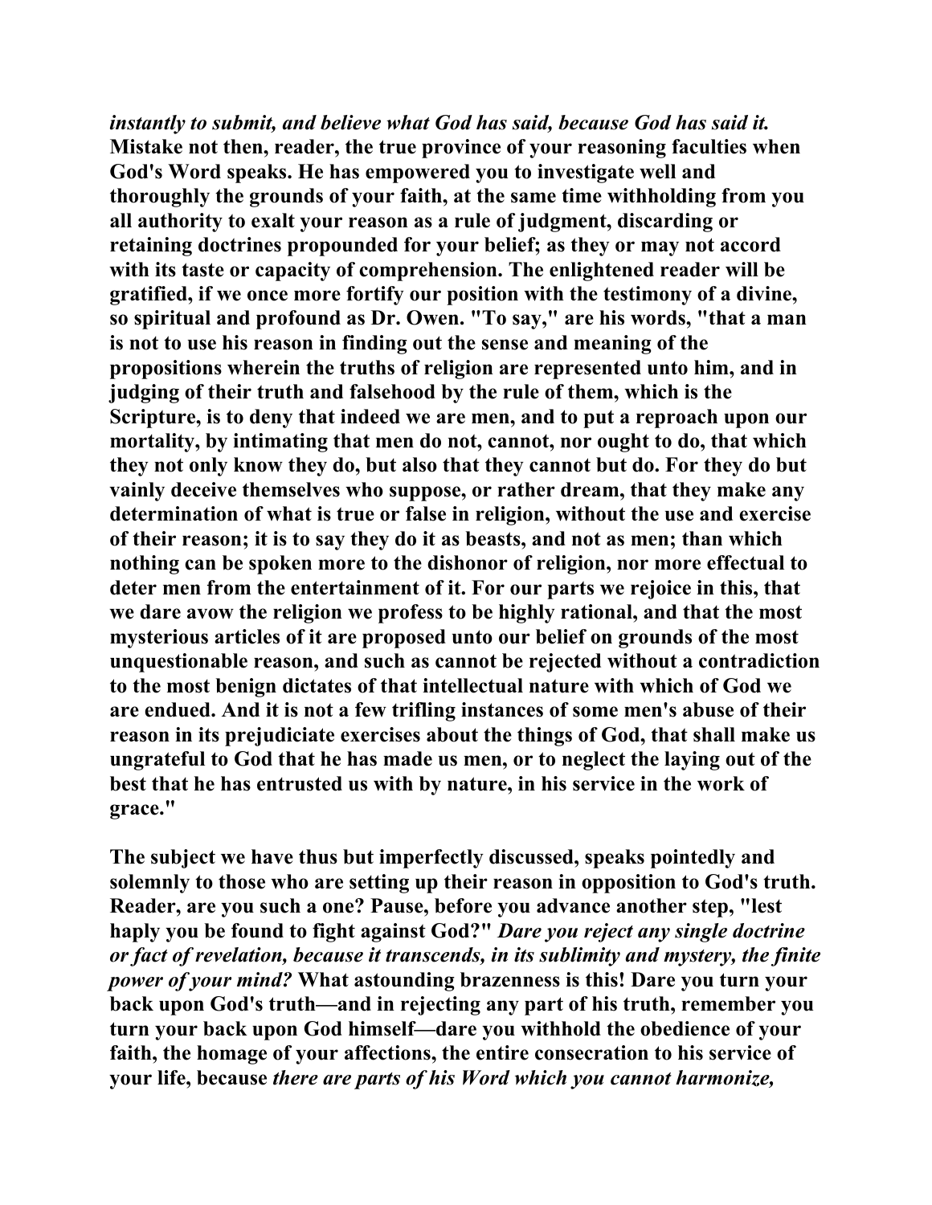***instantly to submit, and believe what God has said, because God has said it.*** **Mistake not then, reader, the true province of your reasoning faculties when God's Word speaks. He has empowered you to investigate well and thoroughly the grounds of your faith, at the same time withholding from you all authority to exalt your reason as a rule of judgment, discarding or retaining doctrines propounded for your belief; as they or may not accord with its taste or capacity of comprehension. The enlightened reader will be gratified, if we once more fortify our position with the testimony of a divine, so spiritual and profound as Dr. Owen. "To say," are his words, "that a man is not to use his reason in finding out the sense and meaning of the propositions wherein the truths of religion are represented unto him, and in judging of their truth and falsehood by the rule of them, which is the Scripture, is to deny that indeed we are men, and to put a reproach upon our mortality, by intimating that men do not, cannot, nor ought to do, that which they not only know they do, but also that they cannot but do. For they do but vainly deceive themselves who suppose, or rather dream, that they make any determination of what is true or false in religion, without the use and exercise of their reason; it is to say they do it as beasts, and not as men; than which nothing can be spoken more to the dishonor of religion, nor more effectual to deter men from the entertainment of it. For our parts we rejoice in this, that we dare avow the religion we profess to be highly rational, and that the most mysterious articles of it are proposed unto our belief on grounds of the most unquestionable reason, and such as cannot be rejected without a contradiction to the most benign dictates of that intellectual nature with which of God we are endued. And it is not a few trifling instances of some men's abuse of their reason in its prejudiciate exercises about the things of God, that shall make us ungrateful to God that he has made us men, or to neglect the laying out of the best that he has entrusted us with by nature, in his service in the work of grace."**

**The subject we have thus but imperfectly discussed, speaks pointedly and solemnly to those who are setting up their reason in opposition to God's truth. Reader, are you such a one? Pause, before you advance another step, "lest haply you be found to fight against God?"** ***Dare you reject any single doctrine or fact of revelation, because it transcends, in its sublimity and mystery, the finite power of your mind?*** **What astounding brazenness is this! Dare you turn your back upon God's truth—and in rejecting any part of his truth, remember you turn your back upon God himself—dare you withhold the obedience of your faith, the homage of your affections, the entire consecration to his service of your life, because** ***there are parts of his Word which you cannot harmonize,***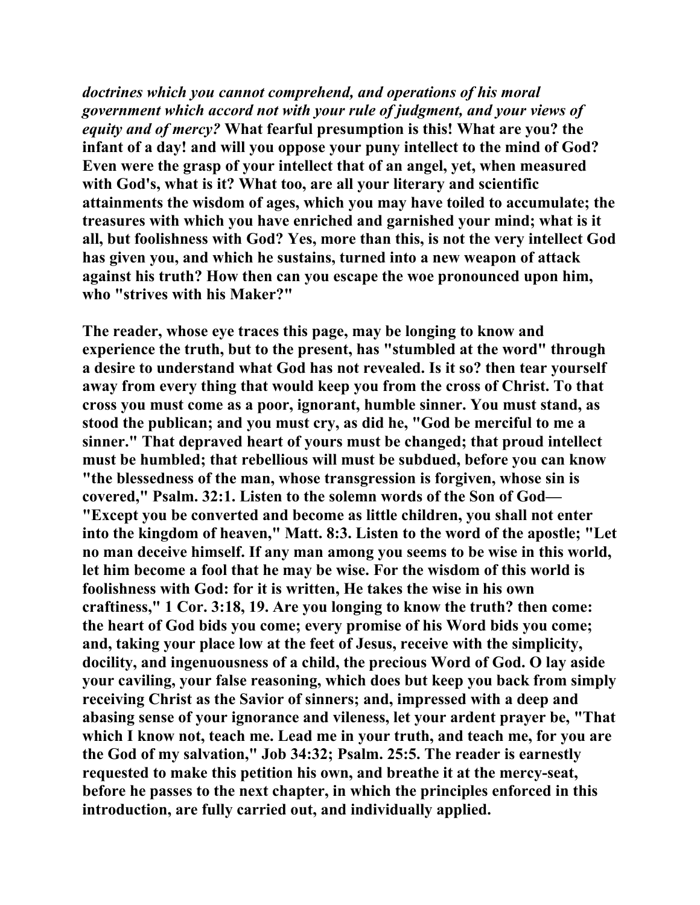*doctrines which you cannot comprehend, and operations of his moral government which accord not with your rule of judgment, and your views of equity and of mercy?* **What fearful presumption is this! What are you? the infant of a day! and will you oppose your puny intellect to the mind of God? Even were the grasp of your intellect that of an angel, yet, when measured with God's, what is it? What too, are all your literary and scientific attainments the wisdom of ages, which you may have toiled to accumulate; the treasures with which you have enriched and garnished your mind; what is it all, but foolishness with God? Yes, more than this, is not the very intellect God has given you, and which he sustains, turned into a new weapon of attack against his truth? How then can you escape the woe pronounced upon him, who "strives with his Maker?"**

**The reader, whose eye traces this page, may be longing to know and experience the truth, but to the present, has "stumbled at the word" through a desire to understand what God has not revealed. Is it so? then tear yourself away from every thing that would keep you from the cross of Christ. To that cross you must come as a poor, ignorant, humble sinner. You must stand, as stood the publican; and you must cry, as did he, "God be merciful to me a sinner." That depraved heart of yours must be changed; that proud intellect must be humbled; that rebellious will must be subdued, before you can know "the blessedness of the man, whose transgression is forgiven, whose sin is covered," Psalm. 32:1. Listen to the solemn words of the Son of God— "Except you be converted and become as little children, you shall not enter into the kingdom of heaven," Matt. 8:3. Listen to the word of the apostle; "Let no man deceive himself. If any man among you seems to be wise in this world, let him become a fool that he may be wise. For the wisdom of this world is foolishness with God: for it is written, He takes the wise in his own craftiness," 1 Cor. 3:18, 19. Are you longing to know the truth? then come: the heart of God bids you come; every promise of his Word bids you come; and, taking your place low at the feet of Jesus, receive with the simplicity, docility, and ingenuousness of a child, the precious Word of God. O lay aside your caviling, your false reasoning, which does but keep you back from simply receiving Christ as the Savior of sinners; and, impressed with a deep and abasing sense of your ignorance and vileness, let your ardent prayer be, "That which I know not, teach me. Lead me in your truth, and teach me, for you are the God of my salvation," Job 34:32; Psalm. 25:5. The reader is earnestly requested to make this petition his own, and breathe it at the mercy-seat, before he passes to the next chapter, in which the principles enforced in this introduction, are fully carried out, and individually applied.**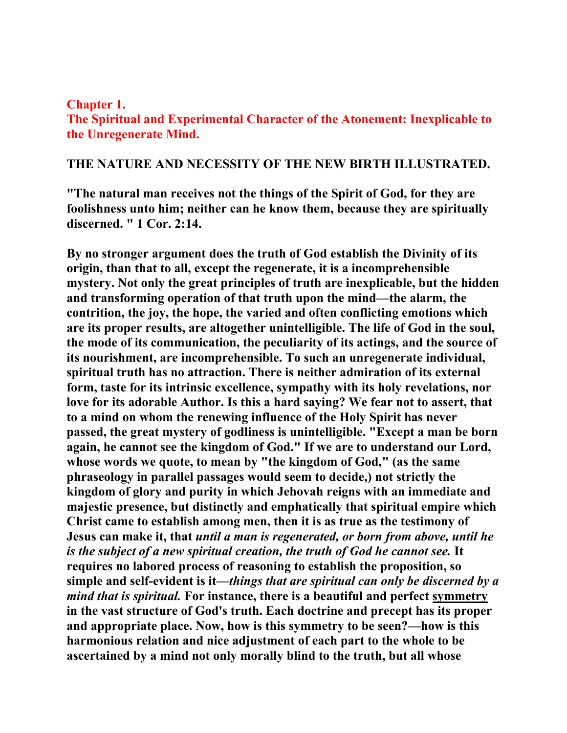# Chapter 1.
# The Spiritual and Experimental Character of the Atonement: Inexplicable to the Unregenerate Mind.

## THE NATURE AND NECESSITY OF THE NEW BIRTH ILLUSTRATED.

**"The natural man receives not the things of the Spirit of God, for they are foolishness unto him; neither can he know them, because they are spiritually discerned. " 1 Cor. 2:14.**

**By no stronger argument does the truth of God establish the Divinity of its origin, than that to all, except the regenerate, it is a incomprehensible mystery. Not only the great principles of truth are inexplicable, but the hidden and transforming operation of that truth upon the mind—the alarm, the contrition, the joy, the hope, the varied and often conflicting emotions which are its proper results, are altogether unintelligible. The life of God in the soul, the mode of its communication, the peculiarity of its actings, and the source of its nourishment, are incomprehensible. To such an unregenerate individual, spiritual truth has no attraction. There is neither admiration of its external form, taste for its intrinsic excellence, sympathy with its holy revelations, nor love for its adorable Author. Is this a hard saying? We fear not to assert, that to a mind on whom the renewing influence of the Holy Spirit has never passed, the great mystery of godliness is unintelligible. "Except a man be born again, he cannot see the kingdom of God." If we are to understand our Lord, whose words we quote, to mean by "the kingdom of God," (as the same phraseology in parallel passages would seem to decide,) not strictly the kingdom of glory and purity in which Jehovah reigns with an immediate and majestic presence, but distinctly and emphatically that spiritual empire which Christ came to establish among men, then it is as true as the testimony of Jesus can make it, that *until a man is regenerated, or born from above, until he is the subject of a new spiritual creation, the truth of God he cannot see.* It requires no labored process of reasoning to establish the proposition, so simple and self-evident is it—*things that are spiritual can only be discerned by a mind that is spiritual.* For instance, there is a beautiful and perfect <u>symmetry</u> in the vast structure of God's truth. Each doctrine and precept has its proper and appropriate place. Now, how is this symmetry to be seen?—how is this harmonious relation and nice adjustment of each part to the whole to be ascertained by a mind not only morally blind to the truth, but all whose**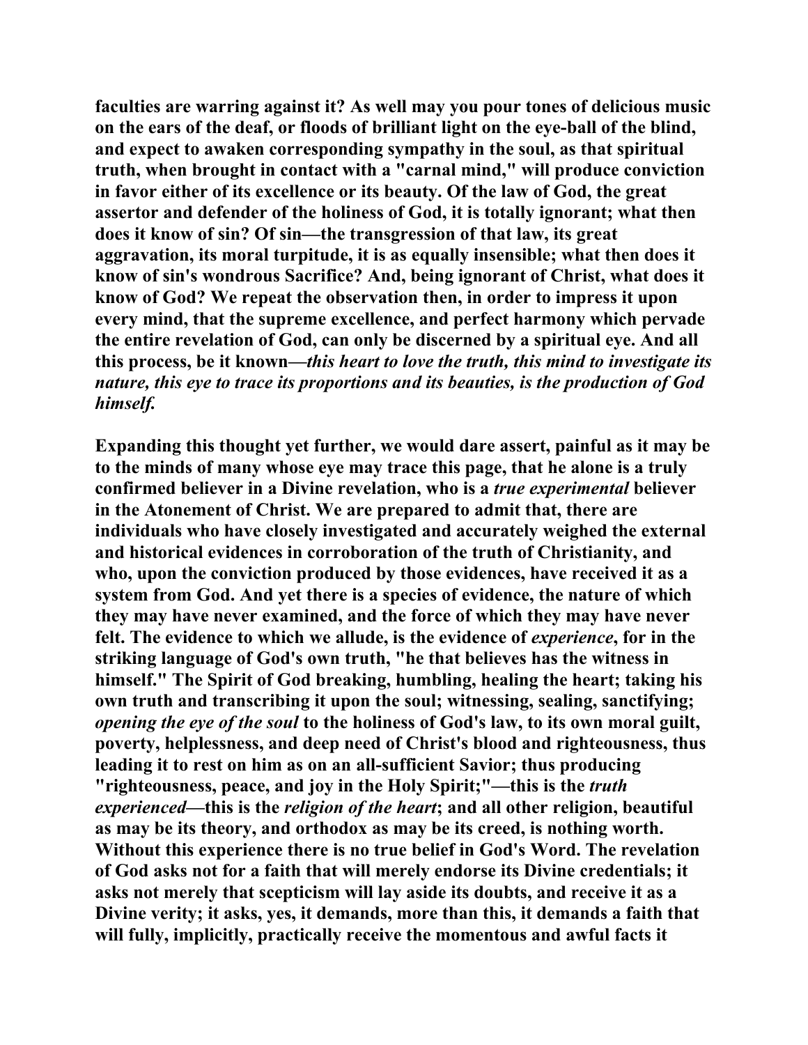faculties are warring against it? As well may you pour tones of delicious music on the ears of the deaf, or floods of brilliant light on the eye-ball of the blind, and expect to awaken corresponding sympathy in the soul, as that spiritual truth, when brought in contact with a "carnal mind," will produce conviction in favor either of its excellence or its beauty. Of the law of God, the great assertor and defender of the holiness of God, it is totally ignorant; what then does it know of sin? Of sin—the transgression of that law, its great aggravation, its moral turpitude, it is as equally insensible; what then does it know of sin's wondrous Sacrifice? And, being ignorant of Christ, what does it know of God? We repeat the observation then, in order to impress it upon every mind, that the supreme excellence, and perfect harmony which pervade the entire revelation of God, can only be discerned by a spiritual eye. And all this process, be it known—*this heart to love the truth, this mind to investigate its nature, this eye to trace its proportions and its beauties, is the production of God himself.*

Expanding this thought yet further, we would dare assert, painful as it may be to the minds of many whose eye may trace this page, that he alone is a truly confirmed believer in a Divine revelation, who is a *true experimental* believer in the Atonement of Christ. We are prepared to admit that, there are individuals who have closely investigated and accurately weighed the external and historical evidences in corroboration of the truth of Christianity, and who, upon the conviction produced by those evidences, have received it as a system from God. And yet there is a species of evidence, the nature of which they may have never examined, and the force of which they may have never felt. The evidence to which we allude, is the evidence of *experience*, for in the striking language of God's own truth, "he that believes has the witness in himself." The Spirit of God breaking, humbling, healing the heart; taking his own truth and transcribing it upon the soul; witnessing, sealing, sanctifying; *opening the eye of the soul* to the holiness of God's law, to its own moral guilt, poverty, helplessness, and deep need of Christ's blood and righteousness, thus leading it to rest on him as on an all-sufficient Savior; thus producing "righteousness, peace, and joy in the Holy Spirit;"—this is the *truth experienced*—this is the *religion of the heart*; and all other religion, beautiful as may be its theory, and orthodox as may be its creed, is nothing worth. Without this experience there is no true belief in God's Word. The revelation of God asks not for a faith that will merely endorse its Divine credentials; it asks not merely that scepticism will lay aside its doubts, and receive it as a Divine verity; it asks, yes, it demands, more than this, it demands a faith that will fully, implicitly, practically receive the momentous and awful facts it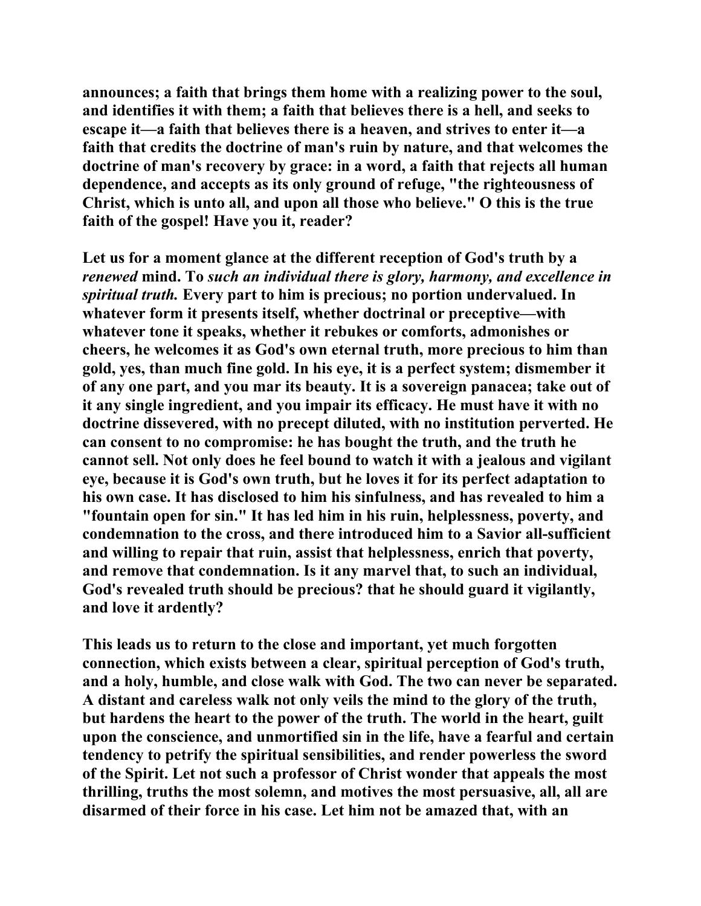announces; a faith that brings them home with a realizing power to the soul, and identifies it with them; a faith that believes there is a hell, and seeks to escape it—a faith that believes there is a heaven, and strives to enter it—a faith that credits the doctrine of man's ruin by nature, and that welcomes the doctrine of man's recovery by grace: in a word, a faith that rejects all human dependence, and accepts as its only ground of refuge, "the righteousness of Christ, which is unto all, and upon all those who believe." O this is the true faith of the gospel! Have you it, reader?

Let us for a moment glance at the different reception of God's truth by a *renewed* mind. To *such an individual there is glory, harmony, and excellence in spiritual truth.* Every part to him is precious; no portion undervalued. In whatever form it presents itself, whether doctrinal or preceptive—with whatever tone it speaks, whether it rebukes or comforts, admonishes or cheers, he welcomes it as God's own eternal truth, more precious to him than gold, yes, than much fine gold. In his eye, it is a perfect system; dismember it of any one part, and you mar its beauty. It is a sovereign panacea; take out of it any single ingredient, and you impair its efficacy. He must have it with no doctrine dissevered, with no precept diluted, with no institution perverted. He can consent to no compromise: he has bought the truth, and the truth he cannot sell. Not only does he feel bound to watch it with a jealous and vigilant eye, because it is God's own truth, but he loves it for its perfect adaptation to his own case. It has disclosed to him his sinfulness, and has revealed to him a "fountain open for sin." It has led him in his ruin, helplessness, poverty, and condemnation to the cross, and there introduced him to a Savior all-sufficient and willing to repair that ruin, assist that helplessness, enrich that poverty, and remove that condemnation. Is it any marvel that, to such an individual, God's revealed truth should be precious? that he should guard it vigilantly, and love it ardently?

This leads us to return to the close and important, yet much forgotten connection, which exists between a clear, spiritual perception of God's truth, and a holy, humble, and close walk with God. The two can never be separated. A distant and careless walk not only veils the mind to the glory of the truth, but hardens the heart to the power of the truth. The world in the heart, guilt upon the conscience, and unmortified sin in the life, have a fearful and certain tendency to petrify the spiritual sensibilities, and render powerless the sword of the Spirit. Let not such a professor of Christ wonder that appeals the most thrilling, truths the most solemn, and motives the most persuasive, all, all are disarmed of their force in his case. Let him not be amazed that, with an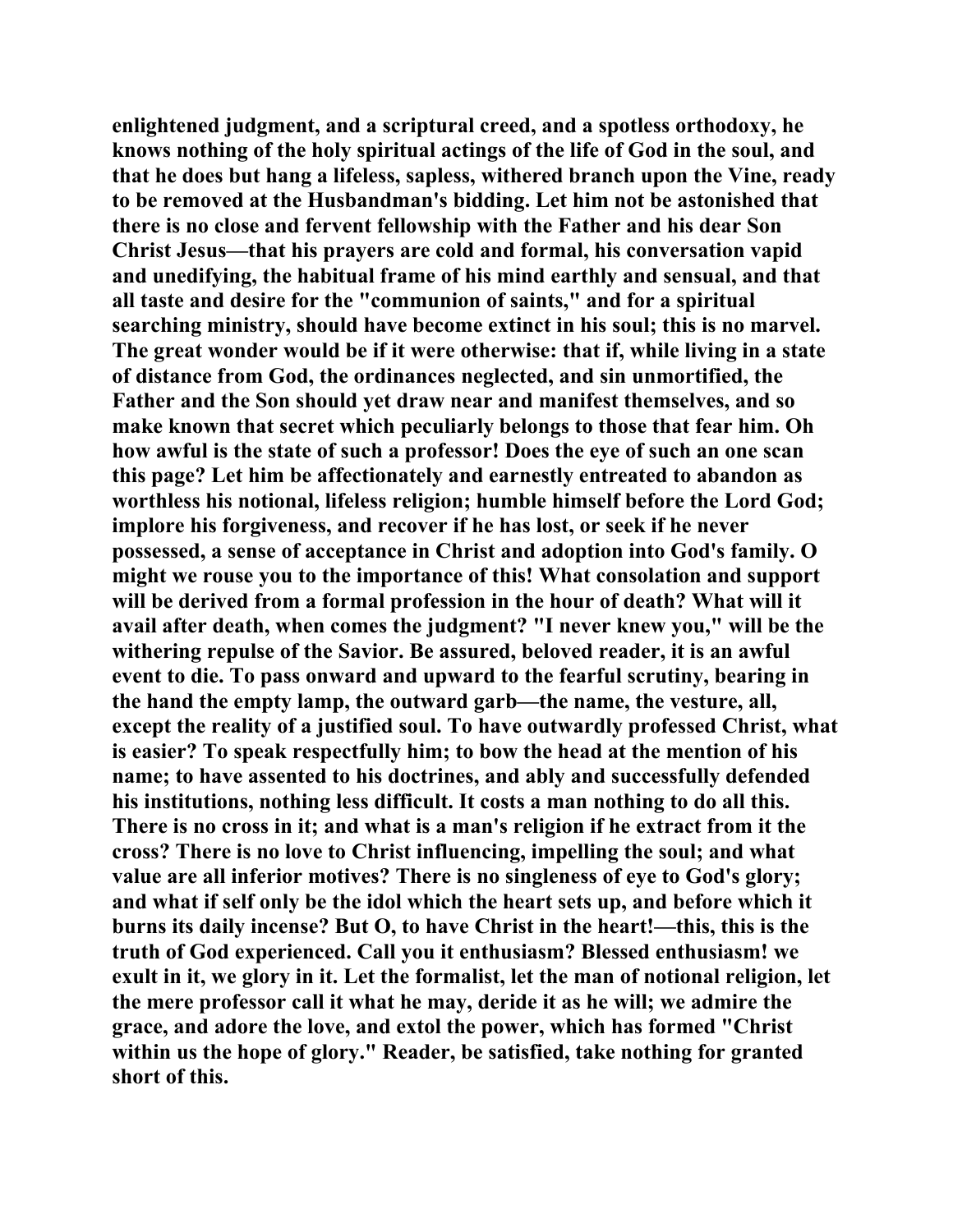enlightened judgment, and a scriptural creed, and a spotless orthodoxy, he knows nothing of the holy spiritual actings of the life of God in the soul, and that he does but hang a lifeless, sapless, withered branch upon the Vine, ready to be removed at the Husbandman's bidding. Let him not be astonished that there is no close and fervent fellowship with the Father and his dear Son Christ Jesus—that his prayers are cold and formal, his conversation vapid and unedifying, the habitual frame of his mind earthly and sensual, and that all taste and desire for the "communion of saints," and for a spiritual searching ministry, should have become extinct in his soul; this is no marvel. The great wonder would be if it were otherwise: that if, while living in a state of distance from God, the ordinances neglected, and sin unmortified, the Father and the Son should yet draw near and manifest themselves, and so make known that secret which peculiarly belongs to those that fear him. Oh how awful is the state of such a professor! Does the eye of such an one scan this page? Let him be affectionately and earnestly entreated to abandon as worthless his notional, lifeless religion; humble himself before the Lord God; implore his forgiveness, and recover if he has lost, or seek if he never possessed, a sense of acceptance in Christ and adoption into God's family. O might we rouse you to the importance of this! What consolation and support will be derived from a formal profession in the hour of death? What will it avail after death, when comes the judgment? "I never knew you," will be the withering repulse of the Savior. Be assured, beloved reader, it is an awful event to die. To pass onward and upward to the fearful scrutiny, bearing in the hand the empty lamp, the outward garb—the name, the vesture, all, except the reality of a justified soul. To have outwardly professed Christ, what is easier? To speak respectfully him; to bow the head at the mention of his name; to have assented to his doctrines, and ably and successfully defended his institutions, nothing less difficult. It costs a man nothing to do all this. There is no cross in it; and what is a man's religion if he extract from it the cross? There is no love to Christ influencing, impelling the soul; and what value are all inferior motives? There is no singleness of eye to God's glory; and what if self only be the idol which the heart sets up, and before which it burns its daily incense? But O, to have Christ in the heart!—this, this is the truth of God experienced. Call you it enthusiasm? Blessed enthusiasm! we exult in it, we glory in it. Let the formalist, let the man of notional religion, let the mere professor call it what he may, deride it as he will; we admire the grace, and adore the love, and extol the power, which has formed "Christ within us the hope of glory." Reader, be satisfied, take nothing for granted short of this.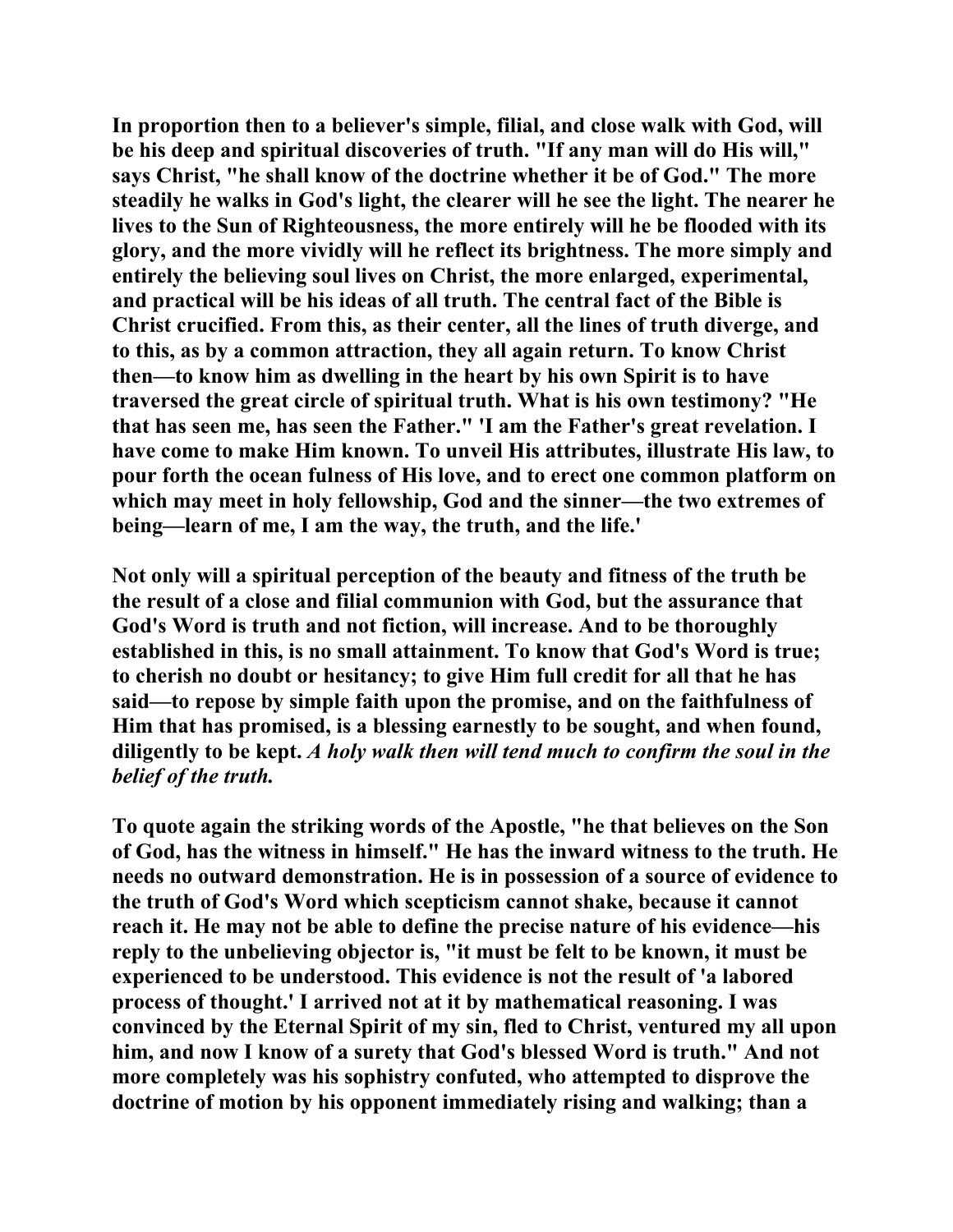In proportion then to a believer's simple, filial, and close walk with God, will be his deep and spiritual discoveries of truth. "If any man will do His will," says Christ, "he shall know of the doctrine whether it be of God." The more steadily he walks in God's light, the clearer will he see the light. The nearer he lives to the Sun of Righteousness, the more entirely will he be flooded with its glory, and the more vividly will he reflect its brightness. The more simply and entirely the believing soul lives on Christ, the more enlarged, experimental, and practical will be his ideas of all truth. The central fact of the Bible is Christ crucified. From this, as their center, all the lines of truth diverge, and to this, as by a common attraction, they all again return. To know Christ then—to know him as dwelling in the heart by his own Spirit is to have traversed the great circle of spiritual truth. What is his own testimony? "He that has seen me, has seen the Father." 'I am the Father's great revelation. I have come to make Him known. To unveil His attributes, illustrate His law, to pour forth the ocean fulness of His love, and to erect one common platform on which may meet in holy fellowship, God and the sinner—the two extremes of being—learn of me, I am the way, the truth, and the life.'

Not only will a spiritual perception of the beauty and fitness of the truth be the result of a close and filial communion with God, but the assurance that God's Word is truth and not fiction, will increase. And to be thoroughly established in this, is no small attainment. To know that God's Word is true; to cherish no doubt or hesitancy; to give Him full credit for all that he has said—to repose by simple faith upon the promise, and on the faithfulness of Him that has promised, is a blessing earnestly to be sought, and when found, diligently to be kept. *A holy walk then will tend much to confirm the soul in the belief of the truth.*

To quote again the striking words of the Apostle, "he that believes on the Son of God, has the witness in himself." He has the inward witness to the truth. He needs no outward demonstration. He is in possession of a source of evidence to the truth of God's Word which scepticism cannot shake, because it cannot reach it. He may not be able to define the precise nature of his evidence—his reply to the unbelieving objector is, "it must be felt to be known, it must be experienced to be understood. This evidence is not the result of 'a labored process of thought.' I arrived not at it by mathematical reasoning. I was convinced by the Eternal Spirit of my sin, fled to Christ, ventured my all upon him, and now I know of a surety that God's blessed Word is truth." And not more completely was his sophistry confuted, who attempted to disprove the doctrine of motion by his opponent immediately rising and walking; than a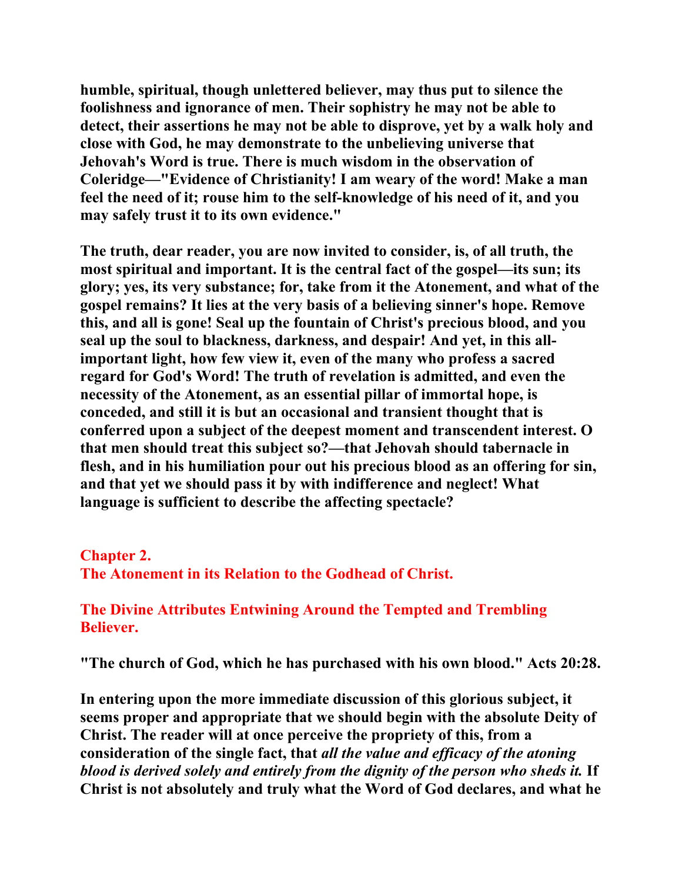humble, spiritual, though unlettered believer, may thus put to silence the foolishness and ignorance of men. Their sophistry he may not be able to detect, their assertions he may not be able to disprove, yet by a walk holy and close with God, he may demonstrate to the unbelieving universe that Jehovah's Word is true. There is much wisdom in the observation of Coleridge—"Evidence of Christianity! I am weary of the word! Make a man feel the need of it; rouse him to the self-knowledge of his need of it, and you may safely trust it to its own evidence."

The truth, dear reader, you are now invited to consider, is, of all truth, the most spiritual and important. It is the central fact of the gospel—its sun; its glory; yes, its very substance; for, take from it the Atonement, and what of the gospel remains? It lies at the very basis of a believing sinner's hope. Remove this, and all is gone! Seal up the fountain of Christ's precious blood, and you seal up the soul to blackness, darkness, and despair! And yet, in this all-important light, how few view it, even of the many who profess a sacred regard for God's Word! The truth of revelation is admitted, and even the necessity of the Atonement, as an essential pillar of immortal hope, is conceded, and still it is but an occasional and transient thought that is conferred upon a subject of the deepest moment and transcendent interest. O that men should treat this subject so?—that Jehovah should tabernacle in flesh, and in his humiliation pour out his precious blood as an offering for sin, and that yet we should pass it by with indifference and neglect! What language is sufficient to describe the affecting spectacle?

## Chapter 2.
## The Atonement in its Relation to the Godhead of Christ.

### The Divine Attributes Entwining Around the Tempted and Trembling Believer.

"The church of God, which he has purchased with his own blood." Acts 20:28.

In entering upon the more immediate discussion of this glorious subject, it seems proper and appropriate that we should begin with the absolute Deity of Christ. The reader will at once perceive the propriety of this, from a consideration of the single fact, that *all the value and efficacy of the atoning blood is derived solely and entirely from the dignity of the person who sheds it.* If Christ is not absolutely and truly what the Word of God declares, and what he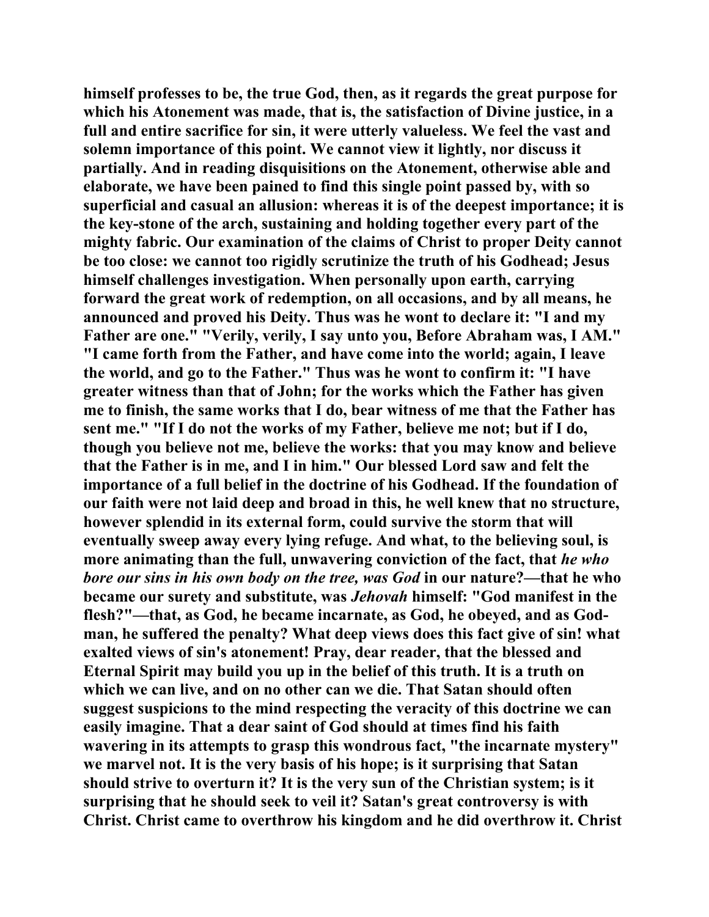himself professes to be, the true God, then, as it regards the great purpose for which his Atonement was made, that is, the satisfaction of Divine justice, in a full and entire sacrifice for sin, it were utterly valueless. We feel the vast and solemn importance of this point. We cannot view it lightly, nor discuss it partially. And in reading disquisitions on the Atonement, otherwise able and elaborate, we have been pained to find this single point passed by, with so superficial and casual an allusion: whereas it is of the deepest importance; it is the key-stone of the arch, sustaining and holding together every part of the mighty fabric. Our examination of the claims of Christ to proper Deity cannot be too close: we cannot too rigidly scrutinize the truth of his Godhead; Jesus himself challenges investigation. When personally upon earth, carrying forward the great work of redemption, on all occasions, and by all means, he announced and proved his Deity. Thus was he wont to declare it: "I and my Father are one." "Verily, verily, I say unto you, Before Abraham was, I AM." "I came forth from the Father, and have come into the world; again, I leave the world, and go to the Father." Thus was he wont to confirm it: "I have greater witness than that of John; for the works which the Father has given me to finish, the same works that I do, bear witness of me that the Father has sent me." "If I do not the works of my Father, believe me not; but if I do, though you believe not me, believe the works: that you may know and believe that the Father is in me, and I in him." Our blessed Lord saw and felt the importance of a full belief in the doctrine of his Godhead. If the foundation of our faith were not laid deep and broad in this, he well knew that no structure, however splendid in its external form, could survive the storm that will eventually sweep away every lying refuge. And what, to the believing soul, is more animating than the full, unwavering conviction of the fact, that *he who bore our sins in his own body on the tree, was God* in our nature?—that he who became our surety and substitute, was *Jehovah* himself: "God manifest in the flesh?"—that, as God, he became incarnate, as God, he obeyed, and as God-man, he suffered the penalty? What deep views does this fact give of sin! what exalted views of sin's atonement! Pray, dear reader, that the blessed and Eternal Spirit may build you up in the belief of this truth. It is a truth on which we can live, and on no other can we die. That Satan should often suggest suspicions to the mind respecting the veracity of this doctrine we can easily imagine. That a dear saint of God should at times find his faith wavering in its attempts to grasp this wondrous fact, "the incarnate mystery" we marvel not. It is the very basis of his hope; is it surprising that Satan should strive to overturn it? It is the very sun of the Christian system; is it surprising that he should seek to veil it? Satan's great controversy is with Christ. Christ came to overthrow his kingdom and he did overthrow it. Christ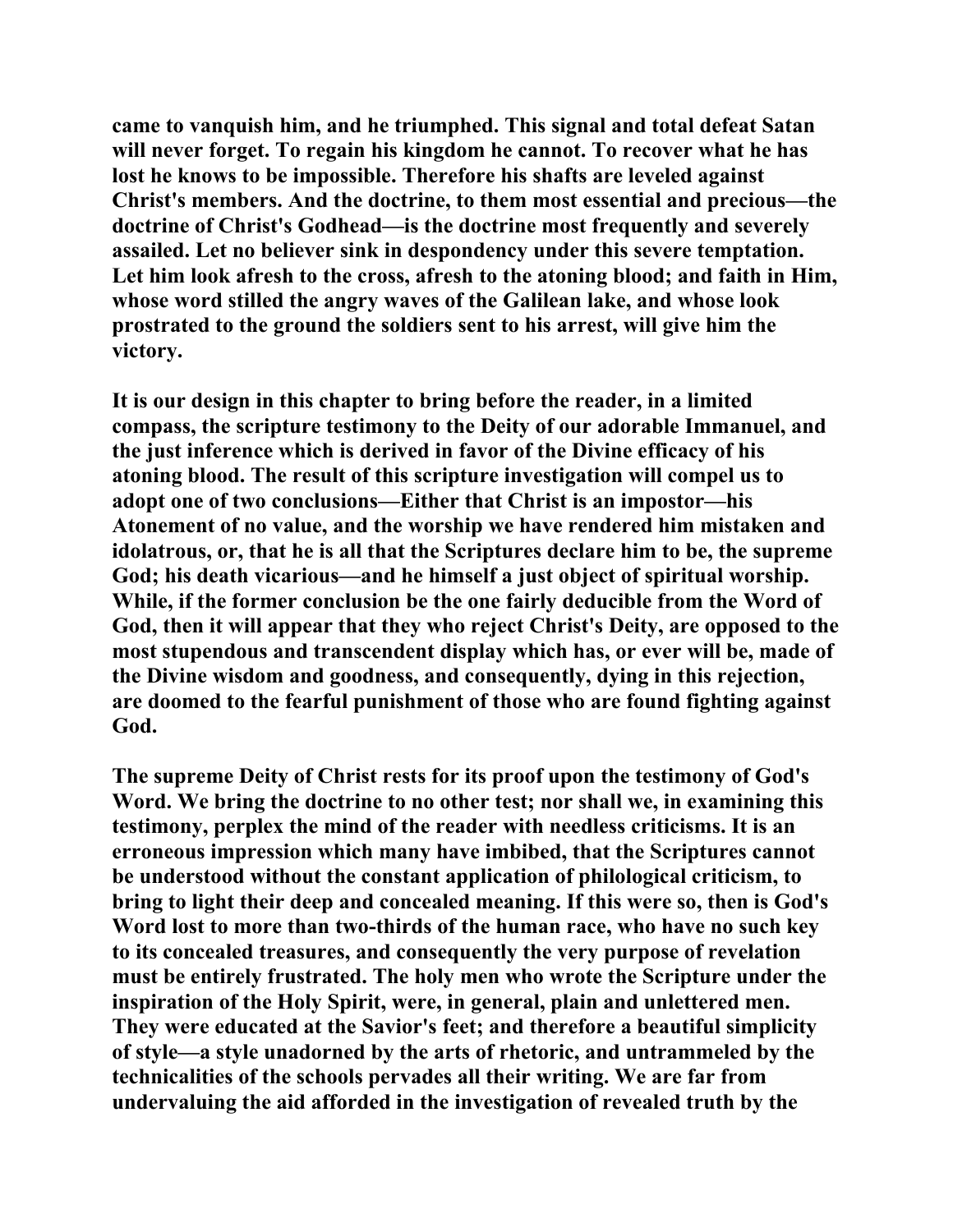came to vanquish him, and he triumphed. This signal and total defeat Satan will never forget. To regain his kingdom he cannot. To recover what he has lost he knows to be impossible. Therefore his shafts are leveled against Christ's members. And the doctrine, to them most essential and precious—the doctrine of Christ's Godhead—is the doctrine most frequently and severely assailed. Let no believer sink in despondency under this severe temptation. Let him look afresh to the cross, afresh to the atoning blood; and faith in Him, whose word stilled the angry waves of the Galilean lake, and whose look prostrated to the ground the soldiers sent to his arrest, will give him the victory.

It is our design in this chapter to bring before the reader, in a limited compass, the scripture testimony to the Deity of our adorable Immanuel, and the just inference which is derived in favor of the Divine efficacy of his atoning blood. The result of this scripture investigation will compel us to adopt one of two conclusions—Either that Christ is an impostor—his Atonement of no value, and the worship we have rendered him mistaken and idolatrous, or, that he is all that the Scriptures declare him to be, the supreme God; his death vicarious—and he himself a just object of spiritual worship. While, if the former conclusion be the one fairly deducible from the Word of God, then it will appear that they who reject Christ's Deity, are opposed to the most stupendous and transcendent display which has, or ever will be, made of the Divine wisdom and goodness, and consequently, dying in this rejection, are doomed to the fearful punishment of those who are found fighting against God.

The supreme Deity of Christ rests for its proof upon the testimony of God's Word. We bring the doctrine to no other test; nor shall we, in examining this testimony, perplex the mind of the reader with needless criticisms. It is an erroneous impression which many have imbibed, that the Scriptures cannot be understood without the constant application of philological criticism, to bring to light their deep and concealed meaning. If this were so, then is God's Word lost to more than two-thirds of the human race, who have no such key to its concealed treasures, and consequently the very purpose of revelation must be entirely frustrated. The holy men who wrote the Scripture under the inspiration of the Holy Spirit, were, in general, plain and unlettered men. They were educated at the Savior's feet; and therefore a beautiful simplicity of style—a style unadorned by the arts of rhetoric, and untrammeled by the technicalities of the schools pervades all their writing. We are far from undervaluing the aid afforded in the investigation of revealed truth by the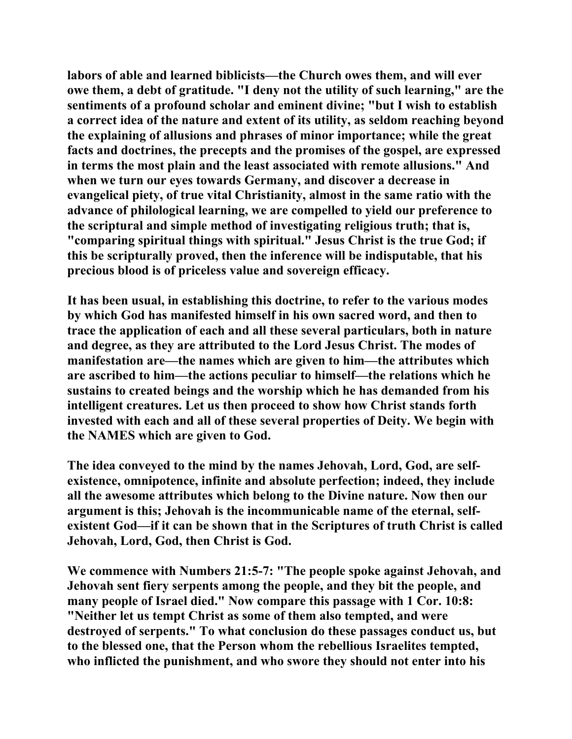**labors of able and learned biblicists—the Church owes them, and will ever owe them, a debt of gratitude. "I deny not the utility of such learning," are the sentiments of a profound scholar and eminent divine; "but I wish to establish a correct idea of the nature and extent of its utility, as seldom reaching beyond the explaining of allusions and phrases of minor importance; while the great facts and doctrines, the precepts and the promises of the gospel, are expressed in terms the most plain and the least associated with remote allusions." And when we turn our eyes towards Germany, and discover a decrease in evangelical piety, of true vital Christianity, almost in the same ratio with the advance of philological learning, we are compelled to yield our preference to the scriptural and simple method of investigating religious truth; that is, "comparing spiritual things with spiritual." Jesus Christ is the true God; if this be scripturally proved, then the inference will be indisputable, that his precious blood is of priceless value and sovereign efficacy.**

**It has been usual, in establishing this doctrine, to refer to the various modes by which God has manifested himself in his own sacred word, and then to trace the application of each and all these several particulars, both in nature and degree, as they are attributed to the Lord Jesus Christ. The modes of manifestation are—the names which are given to him—the attributes which are ascribed to him—the actions peculiar to himself—the relations which he sustains to created beings and the worship which he has demanded from his intelligent creatures. Let us then proceed to show how Christ stands forth invested with each and all of these several properties of Deity. We begin with the NAMES which are given to God.**

**The idea conveyed to the mind by the names Jehovah, Lord, God, are self-existence, omnipotence, infinite and absolute perfection; indeed, they include all the awesome attributes which belong to the Divine nature. Now then our argument is this; Jehovah is the incommunicable name of the eternal, self-existent God—if it can be shown that in the Scriptures of truth Christ is called Jehovah, Lord, God, then Christ is God.**

**We commence with Numbers 21:5-7: "The people spoke against Jehovah, and Jehovah sent fiery serpents among the people, and they bit the people, and many people of Israel died." Now compare this passage with 1 Cor. 10:8: "Neither let us tempt Christ as some of them also tempted, and were destroyed of serpents." To what conclusion do these passages conduct us, but to the blessed one, that the Person whom the rebellious Israelites tempted, who inflicted the punishment, and who swore they should not enter into his**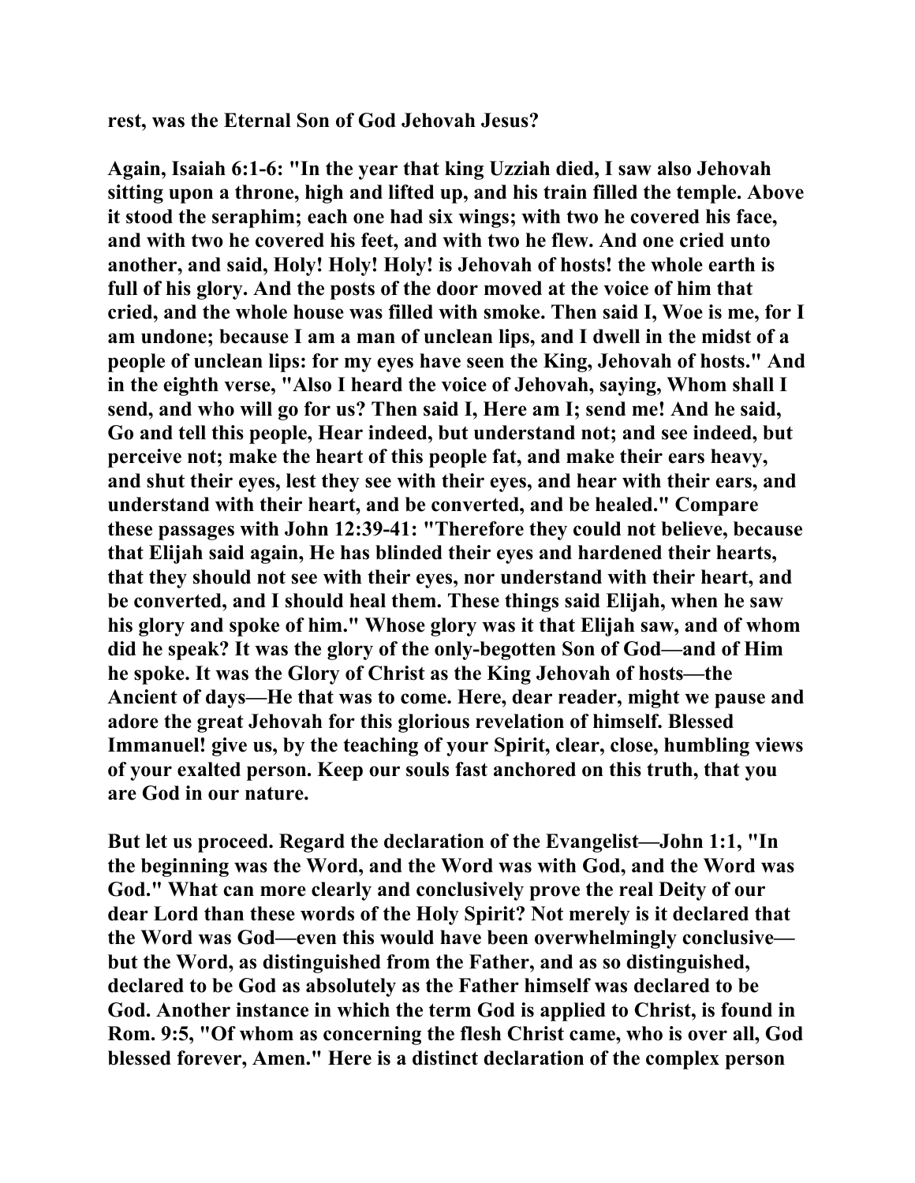**rest, was the Eternal Son of God Jehovah Jesus?**

**Again, Isaiah 6:1-6: "In the year that king Uzziah died, I saw also Jehovah sitting upon a throne, high and lifted up, and his train filled the temple. Above it stood the seraphim; each one had six wings; with two he covered his face, and with two he covered his feet, and with two he flew. And one cried unto another, and said, Holy! Holy! Holy! is Jehovah of hosts! the whole earth is full of his glory. And the posts of the door moved at the voice of him that cried, and the whole house was filled with smoke. Then said I, Woe is me, for I am undone; because I am a man of unclean lips, and I dwell in the midst of a people of unclean lips: for my eyes have seen the King, Jehovah of hosts." And in the eighth verse, "Also I heard the voice of Jehovah, saying, Whom shall I send, and who will go for us? Then said I, Here am I; send me! And he said, Go and tell this people, Hear indeed, but understand not; and see indeed, but perceive not; make the heart of this people fat, and make their ears heavy, and shut their eyes, lest they see with their eyes, and hear with their ears, and understand with their heart, and be converted, and be healed." Compare these passages with John 12:39-41: "Therefore they could not believe, because that Elijah said again, He has blinded their eyes and hardened their hearts, that they should not see with their eyes, nor understand with their heart, and be converted, and I should heal them. These things said Elijah, when he saw his glory and spoke of him." Whose glory was it that Elijah saw, and of whom did he speak? It was the glory of the only-begotten Son of God—and of Him he spoke. It was the Glory of Christ as the King Jehovah of hosts—the Ancient of days—He that was to come. Here, dear reader, might we pause and adore the great Jehovah for this glorious revelation of himself. Blessed Immanuel! give us, by the teaching of your Spirit, clear, close, humbling views of your exalted person. Keep our souls fast anchored on this truth, that you are God in our nature.**

**But let us proceed. Regard the declaration of the Evangelist—John 1:1, "In the beginning was the Word, and the Word was with God, and the Word was God." What can more clearly and conclusively prove the real Deity of our dear Lord than these words of the Holy Spirit? Not merely is it declared that the Word was God—even this would have been overwhelmingly conclusive—but the Word, as distinguished from the Father, and as so distinguished, declared to be God as absolutely as the Father himself was declared to be God. Another instance in which the term God is applied to Christ, is found in Rom. 9:5, "Of whom as concerning the flesh Christ came, who is over all, God blessed forever, Amen." Here is a distinct declaration of the complex person**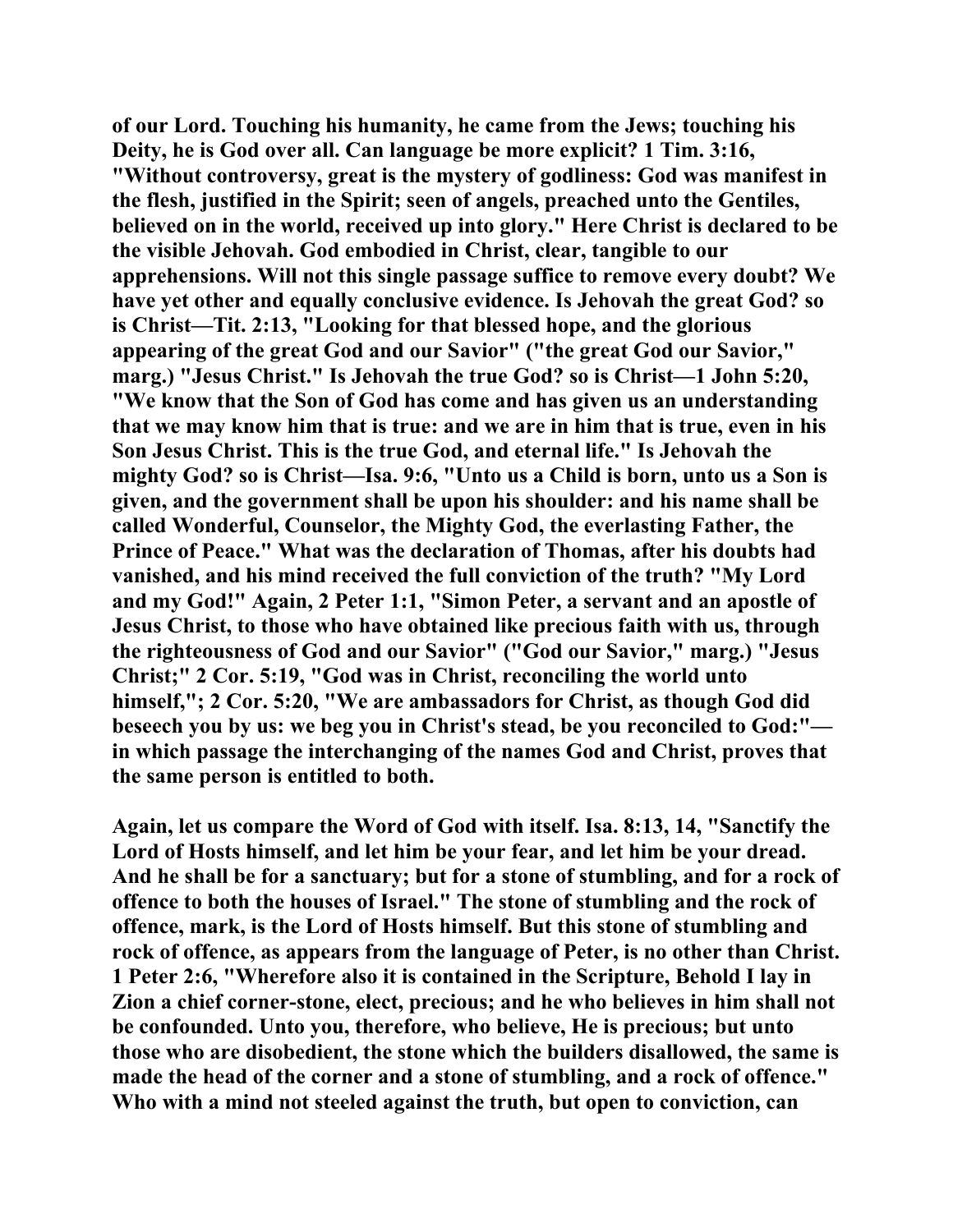**of our Lord. Touching his humanity, he came from the Jews; touching his Deity, he is God over all. Can language be more explicit? 1 Tim. 3:16, "Without controversy, great is the mystery of godliness: God was manifest in the flesh, justified in the Spirit; seen of angels, preached unto the Gentiles, believed on in the world, received up into glory." Here Christ is declared to be the visible Jehovah. God embodied in Christ, clear, tangible to our apprehensions. Will not this single passage suffice to remove every doubt? We have yet other and equally conclusive evidence. Is Jehovah the great God? so is Christ—Tit. 2:13, "Looking for that blessed hope, and the glorious appearing of the great God and our Savior" ("the great God our Savior," marg.) "Jesus Christ." Is Jehovah the true God? so is Christ—1 John 5:20, "We know that the Son of God has come and has given us an understanding that we may know him that is true: and we are in him that is true, even in his Son Jesus Christ. This is the true God, and eternal life." Is Jehovah the mighty God? so is Christ—Isa. 9:6, "Unto us a Child is born, unto us a Son is given, and the government shall be upon his shoulder: and his name shall be called Wonderful, Counselor, the Mighty God, the everlasting Father, the Prince of Peace." What was the declaration of Thomas, after his doubts had vanished, and his mind received the full conviction of the truth? "My Lord and my God!" Again, 2 Peter 1:1, "Simon Peter, a servant and an apostle of Jesus Christ, to those who have obtained like precious faith with us, through the righteousness of God and our Savior" ("God our Savior," marg.) "Jesus Christ;" 2 Cor. 5:19, "God was in Christ, reconciling the world unto himself,"; 2 Cor. 5:20, "We are ambassadors for Christ, as though God did beseech you by us: we beg you in Christ's stead, be you reconciled to God:"—in which passage the interchanging of the names God and Christ, proves that the same person is entitled to both.**

**Again, let us compare the Word of God with itself. Isa. 8:13, 14, "Sanctify the Lord of Hosts himself, and let him be your fear, and let him be your dread. And he shall be for a sanctuary; but for a stone of stumbling, and for a rock of offence to both the houses of Israel." The stone of stumbling and the rock of offence, mark, is the Lord of Hosts himself. But this stone of stumbling and rock of offence, as appears from the language of Peter, is no other than Christ. 1 Peter 2:6, "Wherefore also it is contained in the Scripture, Behold I lay in Zion a chief corner-stone, elect, precious; and he who believes in him shall not be confounded. Unto you, therefore, who believe, He is precious; but unto those who are disobedient, the stone which the builders disallowed, the same is made the head of the corner and a stone of stumbling, and a rock of offence." Who with a mind not steeled against the truth, but open to conviction, can**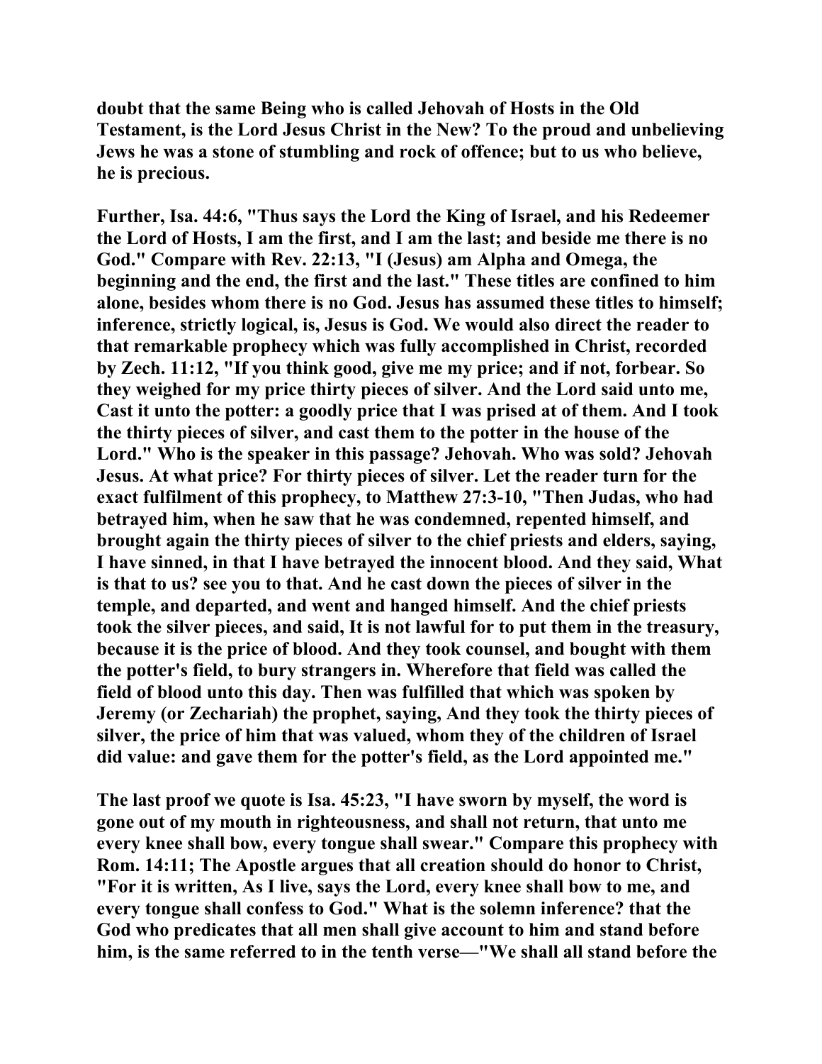**doubt that the same Being who is called Jehovah of Hosts in the Old Testament, is the Lord Jesus Christ in the New? To the proud and unbelieving Jews he was a stone of stumbling and rock of offence; but to us who believe, he is precious.**

**Further, Isa. 44:6, "Thus says the Lord the King of Israel, and his Redeemer the Lord of Hosts, I am the first, and I am the last; and beside me there is no God." Compare with Rev. 22:13, "I (Jesus) am Alpha and Omega, the beginning and the end, the first and the last." These titles are confined to him alone, besides whom there is no God. Jesus has assumed these titles to himself; inference, strictly logical, is, Jesus is God. We would also direct the reader to that remarkable prophecy which was fully accomplished in Christ, recorded by Zech. 11:12, "If you think good, give me my price; and if not, forbear. So they weighed for my price thirty pieces of silver. And the Lord said unto me, Cast it unto the potter: a goodly price that I was prised at of them. And I took the thirty pieces of silver, and cast them to the potter in the house of the Lord." Who is the speaker in this passage? Jehovah. Who was sold? Jehovah Jesus. At what price? For thirty pieces of silver. Let the reader turn for the exact fulfilment of this prophecy, to Matthew 27:3-10, "Then Judas, who had betrayed him, when he saw that he was condemned, repented himself, and brought again the thirty pieces of silver to the chief priests and elders, saying, I have sinned, in that I have betrayed the innocent blood. And they said, What is that to us? see you to that. And he cast down the pieces of silver in the temple, and departed, and went and hanged himself. And the chief priests took the silver pieces, and said, It is not lawful for to put them in the treasury, because it is the price of blood. And they took counsel, and bought with them the potter's field, to bury strangers in. Wherefore that field was called the field of blood unto this day. Then was fulfilled that which was spoken by Jeremy (or Zechariah) the prophet, saying, And they took the thirty pieces of silver, the price of him that was valued, whom they of the children of Israel did value: and gave them for the potter's field, as the Lord appointed me."**

**The last proof we quote is Isa. 45:23, "I have sworn by myself, the word is gone out of my mouth in righteousness, and shall not return, that unto me every knee shall bow, every tongue shall swear." Compare this prophecy with Rom. 14:11; The Apostle argues that all creation should do honor to Christ, "For it is written, As I live, says the Lord, every knee shall bow to me, and every tongue shall confess to God." What is the solemn inference? that the God who predicates that all men shall give account to him and stand before him, is the same referred to in the tenth verse—"We shall all stand before the**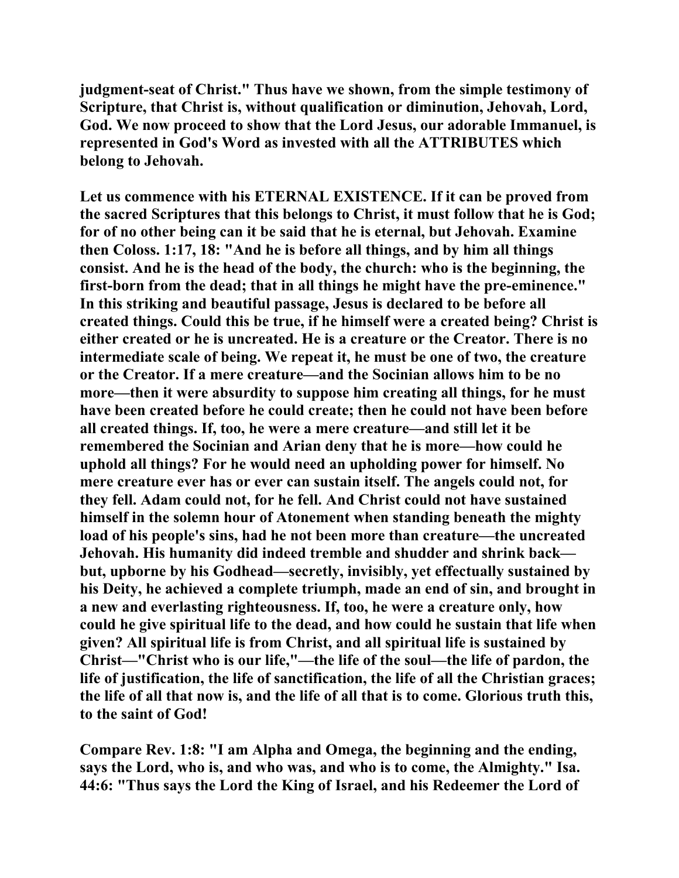**judgment-seat of Christ." Thus have we shown, from the simple testimony of Scripture, that Christ is, without qualification or diminution, Jehovah, Lord, God. We now proceed to show that the Lord Jesus, our adorable Immanuel, is represented in God's Word as invested with all the ATTRIBUTES which belong to Jehovah.**

**Let us commence with his ETERNAL EXISTENCE. If it can be proved from the sacred Scriptures that this belongs to Christ, it must follow that he is God; for of no other being can it be said that he is eternal, but Jehovah. Examine then Coloss. 1:17, 18: "And he is before all things, and by him all things consist. And he is the head of the body, the church: who is the beginning, the first-born from the dead; that in all things he might have the pre-eminence." In this striking and beautiful passage, Jesus is declared to be before all created things. Could this be true, if he himself were a created being? Christ is either created or he is uncreated. He is a creature or the Creator. There is no intermediate scale of being. We repeat it, he must be one of two, the creature or the Creator. If a mere creature—and the Socinian allows him to be no more—then it were absurdity to suppose him creating all things, for he must have been created before he could create; then he could not have been before all created things. If, too, he were a mere creature—and still let it be remembered the Socinian and Arian deny that he is more—how could he uphold all things? For he would need an upholding power for himself. No mere creature ever has or ever can sustain itself. The angels could not, for they fell. Adam could not, for he fell. And Christ could not have sustained himself in the solemn hour of Atonement when standing beneath the mighty load of his people's sins, had he not been more than creature—the uncreated Jehovah. His humanity did indeed tremble and shudder and shrink back—but, upborne by his Godhead—secretly, invisibly, yet effectually sustained by his Deity, he achieved a complete triumph, made an end of sin, and brought in a new and everlasting righteousness. If, too, he were a creature only, how could he give spiritual life to the dead, and how could he sustain that life when given? All spiritual life is from Christ, and all spiritual life is sustained by Christ—"Christ who is our life,"—the life of the soul—the life of pardon, the life of justification, the life of sanctification, the life of all the Christian graces; the life of all that now is, and the life of all that is to come. Glorious truth this, to the saint of God!**

**Compare Rev. 1:8: "I am Alpha and Omega, the beginning and the ending, says the Lord, who is, and who was, and who is to come, the Almighty." Isa. 44:6: "Thus says the Lord the King of Israel, and his Redeemer the Lord of**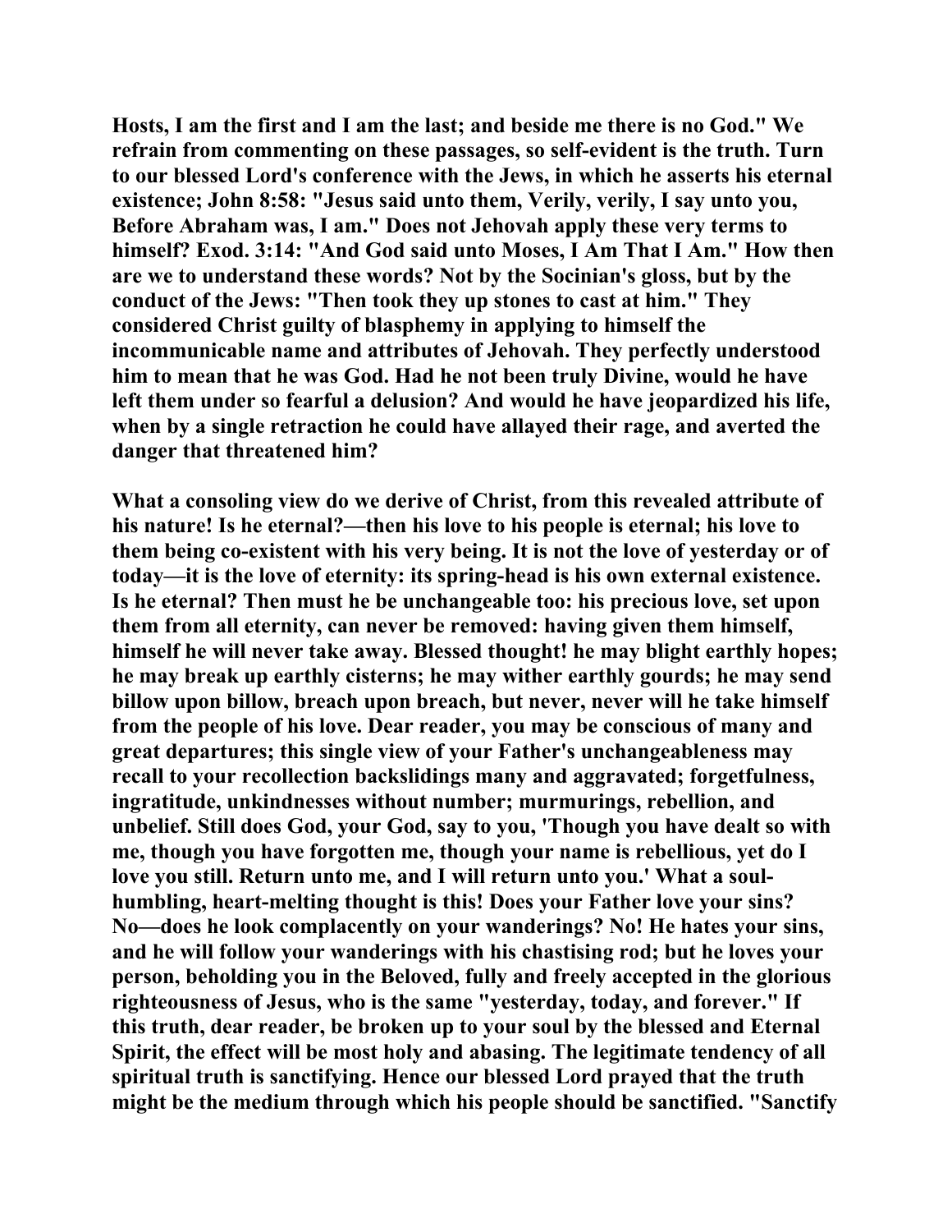Hosts, I am the first and I am the last; and beside me there is no God." We refrain from commenting on these passages, so self-evident is the truth. Turn to our blessed Lord's conference with the Jews, in which he asserts his eternal existence; John 8:58: "Jesus said unto them, Verily, verily, I say unto you, Before Abraham was, I am." Does not Jehovah apply these very terms to himself? Exod. 3:14: "And God said unto Moses, I Am That I Am." How then are we to understand these words? Not by the Socinian's gloss, but by the conduct of the Jews: "Then took they up stones to cast at him." They considered Christ guilty of blasphemy in applying to himself the incommunicable name and attributes of Jehovah. They perfectly understood him to mean that he was God. Had he not been truly Divine, would he have left them under so fearful a delusion? And would he have jeopardized his life, when by a single retraction he could have allayed their rage, and averted the danger that threatened him?

What a consoling view do we derive of Christ, from this revealed attribute of his nature! Is he eternal?—then his love to his people is eternal; his love to them being co-existent with his very being. It is not the love of yesterday or of today—it is the love of eternity: its spring-head is his own external existence. Is he eternal? Then must he be unchangeable too: his precious love, set upon them from all eternity, can never be removed: having given them himself, himself he will never take away. Blessed thought! he may blight earthly hopes; he may break up earthly cisterns; he may wither earthly gourds; he may send billow upon billow, breach upon breach, but never, never will he take himself from the people of his love. Dear reader, you may be conscious of many and great departures; this single view of your Father's unchangeableness may recall to your recollection backslidings many and aggravated; forgetfulness, ingratitude, unkindnesses without number; murmurings, rebellion, and unbelief. Still does God, your God, say to you, 'Though you have dealt so with me, though you have forgotten me, though your name is rebellious, yet do I love you still. Return unto me, and I will return unto you.' What a soul-humbling, heart-melting thought is this! Does your Father love your sins? No—does he look complacently on your wanderings? No! He hates your sins, and he will follow your wanderings with his chastising rod; but he loves your person, beholding you in the Beloved, fully and freely accepted in the glorious righteousness of Jesus, who is the same "yesterday, today, and forever." If this truth, dear reader, be broken up to your soul by the blessed and Eternal Spirit, the effect will be most holy and abasing. The legitimate tendency of all spiritual truth is sanctifying. Hence our blessed Lord prayed that the truth might be the medium through which his people should be sanctified. "Sanctify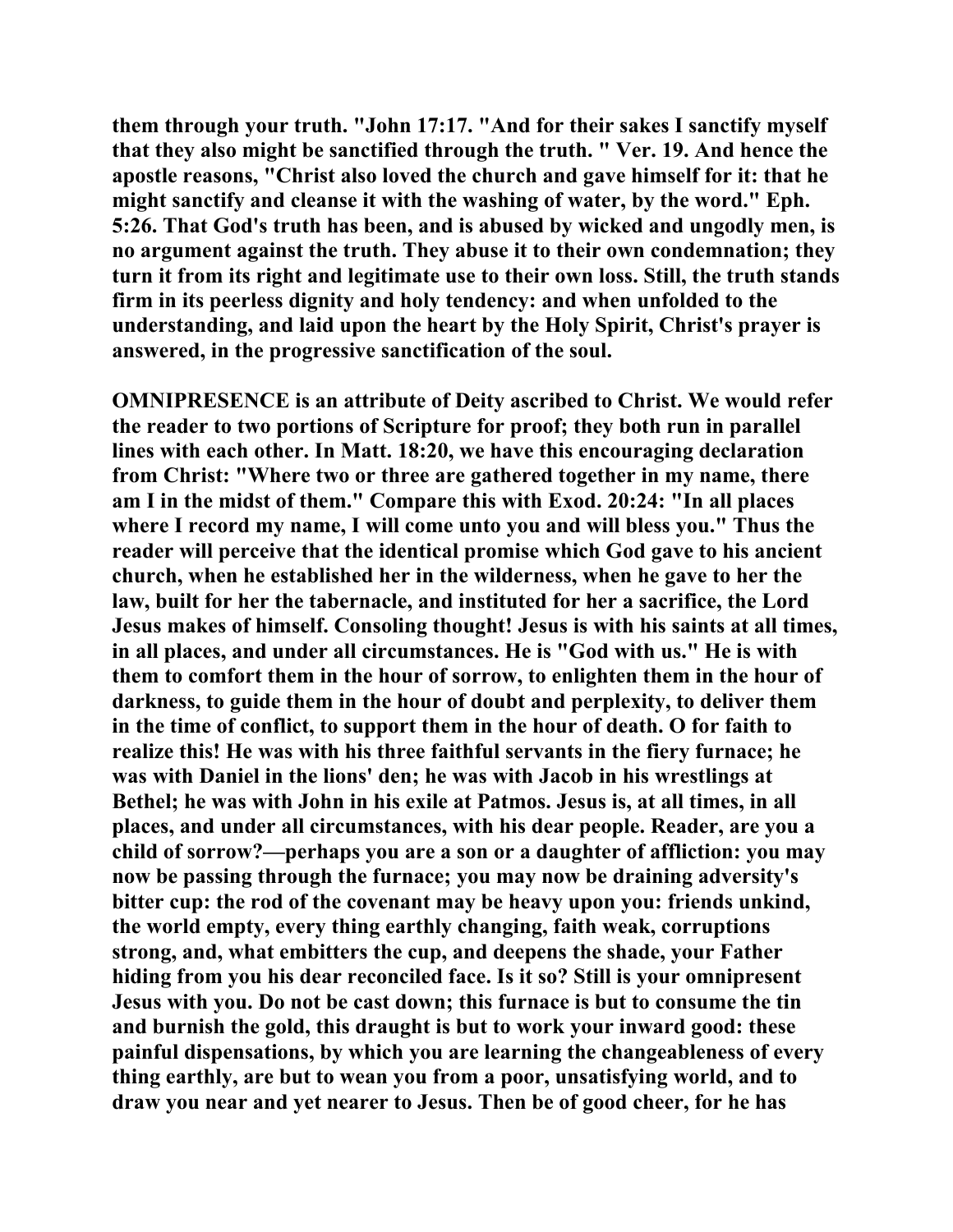them through your truth. "John 17:17. "And for their sakes I sanctify myself that they also might be sanctified through the truth. " Ver. 19. And hence the apostle reasons, "Christ also loved the church and gave himself for it: that he might sanctify and cleanse it with the washing of water, by the word." Eph. 5:26. That God's truth has been, and is abused by wicked and ungodly men, is no argument against the truth. They abuse it to their own condemnation; they turn it from its right and legitimate use to their own loss. Still, the truth stands firm in its peerless dignity and holy tendency: and when unfolded to the understanding, and laid upon the heart by the Holy Spirit, Christ's prayer is answered, in the progressive sanctification of the soul.

OMNIPRESENCE is an attribute of Deity ascribed to Christ. We would refer the reader to two portions of Scripture for proof; they both run in parallel lines with each other. In Matt. 18:20, we have this encouraging declaration from Christ: "Where two or three are gathered together in my name, there am I in the midst of them." Compare this with Exod. 20:24: "In all places where I record my name, I will come unto you and will bless you." Thus the reader will perceive that the identical promise which God gave to his ancient church, when he established her in the wilderness, when he gave to her the law, built for her the tabernacle, and instituted for her a sacrifice, the Lord Jesus makes of himself. Consoling thought! Jesus is with his saints at all times, in all places, and under all circumstances. He is "God with us." He is with them to comfort them in the hour of sorrow, to enlighten them in the hour of darkness, to guide them in the hour of doubt and perplexity, to deliver them in the time of conflict, to support them in the hour of death. O for faith to realize this! He was with his three faithful servants in the fiery furnace; he was with Daniel in the lions' den; he was with Jacob in his wrestlings at Bethel; he was with John in his exile at Patmos. Jesus is, at all times, in all places, and under all circumstances, with his dear people. Reader, are you a child of sorrow?—perhaps you are a son or a daughter of affliction: you may now be passing through the furnace; you may now be draining adversity's bitter cup: the rod of the covenant may be heavy upon you: friends unkind, the world empty, every thing earthly changing, faith weak, corruptions strong, and, what embitters the cup, and deepens the shade, your Father hiding from you his dear reconciled face. Is it so? Still is your omnipresent Jesus with you. Do not be cast down; this furnace is but to consume the tin and burnish the gold, this draught is but to work your inward good: these painful dispensations, by which you are learning the changeableness of every thing earthly, are but to wean you from a poor, unsatisfying world, and to draw you near and yet nearer to Jesus. Then be of good cheer, for he has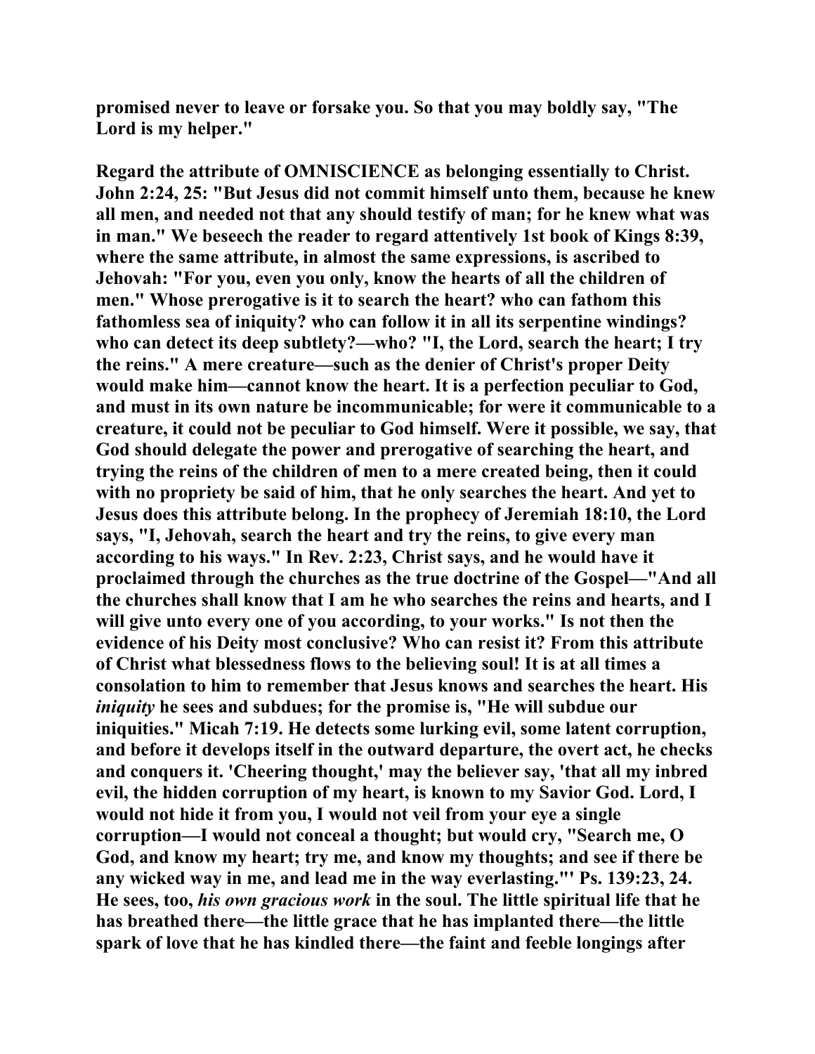promised never to leave or forsake you. So that you may boldly say, "The Lord is my helper."

Regard the attribute of OMNISCIENCE as belonging essentially to Christ. John 2:24, 25: "But Jesus did not commit himself unto them, because he knew all men, and needed not that any should testify of man; for he knew what was in man." We beseech the reader to regard attentively 1st book of Kings 8:39, where the same attribute, in almost the same expressions, is ascribed to Jehovah: "For you, even you only, know the hearts of all the children of men." Whose prerogative is it to search the heart? who can fathom this fathomless sea of iniquity? who can follow it in all its serpentine windings? who can detect its deep subtlety?—who? "I, the Lord, search the heart; I try the reins." A mere creature—such as the denier of Christ's proper Deity would make him—cannot know the heart. It is a perfection peculiar to God, and must in its own nature be incommunicable; for were it communicable to a creature, it could not be peculiar to God himself. Were it possible, we say, that God should delegate the power and prerogative of searching the heart, and trying the reins of the children of men to a mere created being, then it could with no propriety be said of him, that he only searches the heart. And yet to Jesus does this attribute belong. In the prophecy of Jeremiah 18:10, the Lord says, "I, Jehovah, search the heart and try the reins, to give every man according to his ways." In Rev. 2:23, Christ says, and he would have it proclaimed through the churches as the true doctrine of the Gospel—"And all the churches shall know that I am he who searches the reins and hearts, and I will give unto every one of you according, to your works." Is not then the evidence of his Deity most conclusive? Who can resist it? From this attribute of Christ what blessedness flows to the believing soul! It is at all times a consolation to him to remember that Jesus knows and searches the heart. His *iniquity* he sees and subdues; for the promise is, "He will subdue our iniquities." Micah 7:19. He detects some lurking evil, some latent corruption, and before it develops itself in the outward departure, the overt act, he checks and conquers it. 'Cheering thought,' may the believer say, 'that all my inbred evil, the hidden corruption of my heart, is known to my Savior God. Lord, I would not hide it from you, I would not veil from your eye a single corruption—I would not conceal a thought; but would cry, "Search me, O God, and know my heart; try me, and know my thoughts; and see if there be any wicked way in me, and lead me in the way everlasting."' Ps. 139:23, 24. He sees, too, *his own gracious work* in the soul. The little spiritual life that he has breathed there—the little grace that he has implanted there—the little spark of love that he has kindled there—the faint and feeble longings after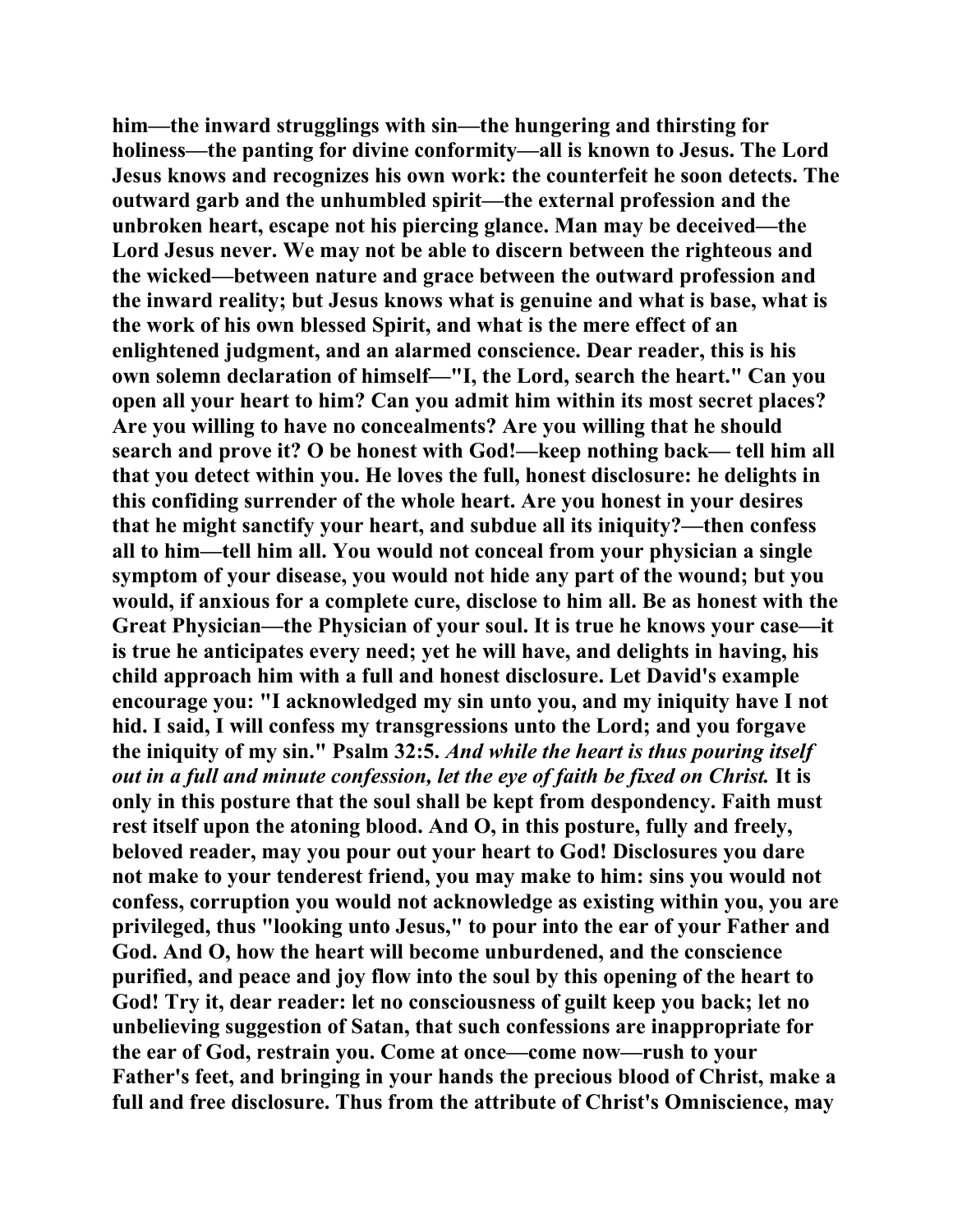him—the inward strugglings with sin—the hungering and thirsting for holiness—the panting for divine conformity—all is known to Jesus. The Lord Jesus knows and recognizes his own work: the counterfeit he soon detects. The outward garb and the unhumbled spirit—the external profession and the unbroken heart, escape not his piercing glance. Man may be deceived—the Lord Jesus never. We may not be able to discern between the righteous and the wicked—between nature and grace between the outward profession and the inward reality; but Jesus knows what is genuine and what is base, what is the work of his own blessed Spirit, and what is the mere effect of an enlightened judgment, and an alarmed conscience. Dear reader, this is his own solemn declaration of himself—"I, the Lord, search the heart." Can you open all your heart to him? Can you admit him within its most secret places? Are you willing to have no concealments? Are you willing that he should search and prove it? O be honest with God!—keep nothing back— tell him all that you detect within you. He loves the full, honest disclosure: he delights in this confiding surrender of the whole heart. Are you honest in your desires that he might sanctify your heart, and subdue all its iniquity?—then confess all to him—tell him all. You would not conceal from your physician a single symptom of your disease, you would not hide any part of the wound; but you would, if anxious for a complete cure, disclose to him all. Be as honest with the Great Physician—the Physician of your soul. It is true he knows your case—it is true he anticipates every need; yet he will have, and delights in having, his child approach him with a full and honest disclosure. Let David's example encourage you: "I acknowledged my sin unto you, and my iniquity have I not hid. I said, I will confess my transgressions unto the Lord; and you forgave the iniquity of my sin." Psalm 32:5. *And while the heart is thus pouring itself out in a full and minute confession, let the eye of faith be fixed on Christ.* It is only in this posture that the soul shall be kept from despondency. Faith must rest itself upon the atoning blood. And O, in this posture, fully and freely, beloved reader, may you pour out your heart to God! Disclosures you dare not make to your tenderest friend, you may make to him: sins you would not confess, corruption you would not acknowledge as existing within you, you are privileged, thus "looking unto Jesus," to pour into the ear of your Father and God. And O, how the heart will become unburdened, and the conscience purified, and peace and joy flow into the soul by this opening of the heart to God! Try it, dear reader: let no consciousness of guilt keep you back; let no unbelieving suggestion of Satan, that such confessions are inappropriate for the ear of God, restrain you. Come at once—come now—rush to your Father's feet, and bringing in your hands the precious blood of Christ, make a full and free disclosure. Thus from the attribute of Christ's Omniscience, may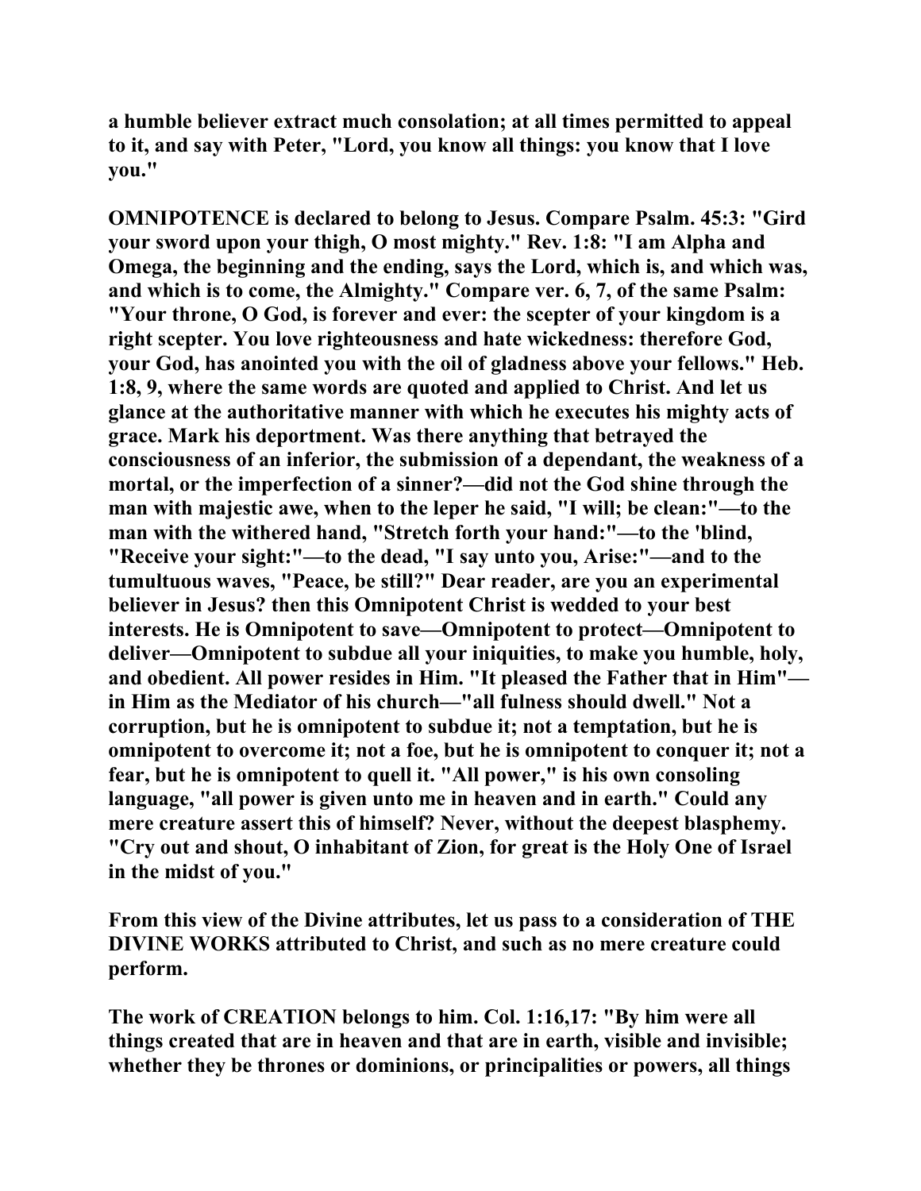a humble believer extract much consolation; at all times permitted to appeal to it, and say with Peter, "Lord, you know all things: you know that I love you."

OMNIPOTENCE is declared to belong to Jesus. Compare Psalm. 45:3: "Gird your sword upon your thigh, O most mighty." Rev. 1:8: "I am Alpha and Omega, the beginning and the ending, says the Lord, which is, and which was, and which is to come, the Almighty." Compare ver. 6, 7, of the same Psalm: "Your throne, O God, is forever and ever: the scepter of your kingdom is a right scepter. You love righteousness and hate wickedness: therefore God, your God, has anointed you with the oil of gladness above your fellows." Heb. 1:8, 9, where the same words are quoted and applied to Christ. And let us glance at the authoritative manner with which he executes his mighty acts of grace. Mark his deportment. Was there anything that betrayed the consciousness of an inferior, the submission of a dependant, the weakness of a mortal, or the imperfection of a sinner?—did not the God shine through the man with majestic awe, when to the leper he said, "I will; be clean:"—to the man with the withered hand, "Stretch forth your hand:"—to the 'blind, "Receive your sight:"—to the dead, "I say unto you, Arise:"—and to the tumultuous waves, "Peace, be still?" Dear reader, are you an experimental believer in Jesus? then this Omnipotent Christ is wedded to your best interests. He is Omnipotent to save—Omnipotent to protect—Omnipotent to deliver—Omnipotent to subdue all your iniquities, to make you humble, holy, and obedient. All power resides in Him. "It pleased the Father that in Him"—in Him as the Mediator of his church—"all fulness should dwell." Not a corruption, but he is omnipotent to subdue it; not a temptation, but he is omnipotent to overcome it; not a foe, but he is omnipotent to conquer it; not a fear, but he is omnipotent to quell it. "All power," is his own consoling language, "all power is given unto me in heaven and in earth." Could any mere creature assert this of himself? Never, without the deepest blasphemy. "Cry out and shout, O inhabitant of Zion, for great is the Holy One of Israel in the midst of you."

From this view of the Divine attributes, let us pass to a consideration of THE DIVINE WORKS attributed to Christ, and such as no mere creature could perform.

The work of CREATION belongs to him. Col. 1:16,17: "By him were all things created that are in heaven and that are in earth, visible and invisible; whether they be thrones or dominions, or principalities or powers, all things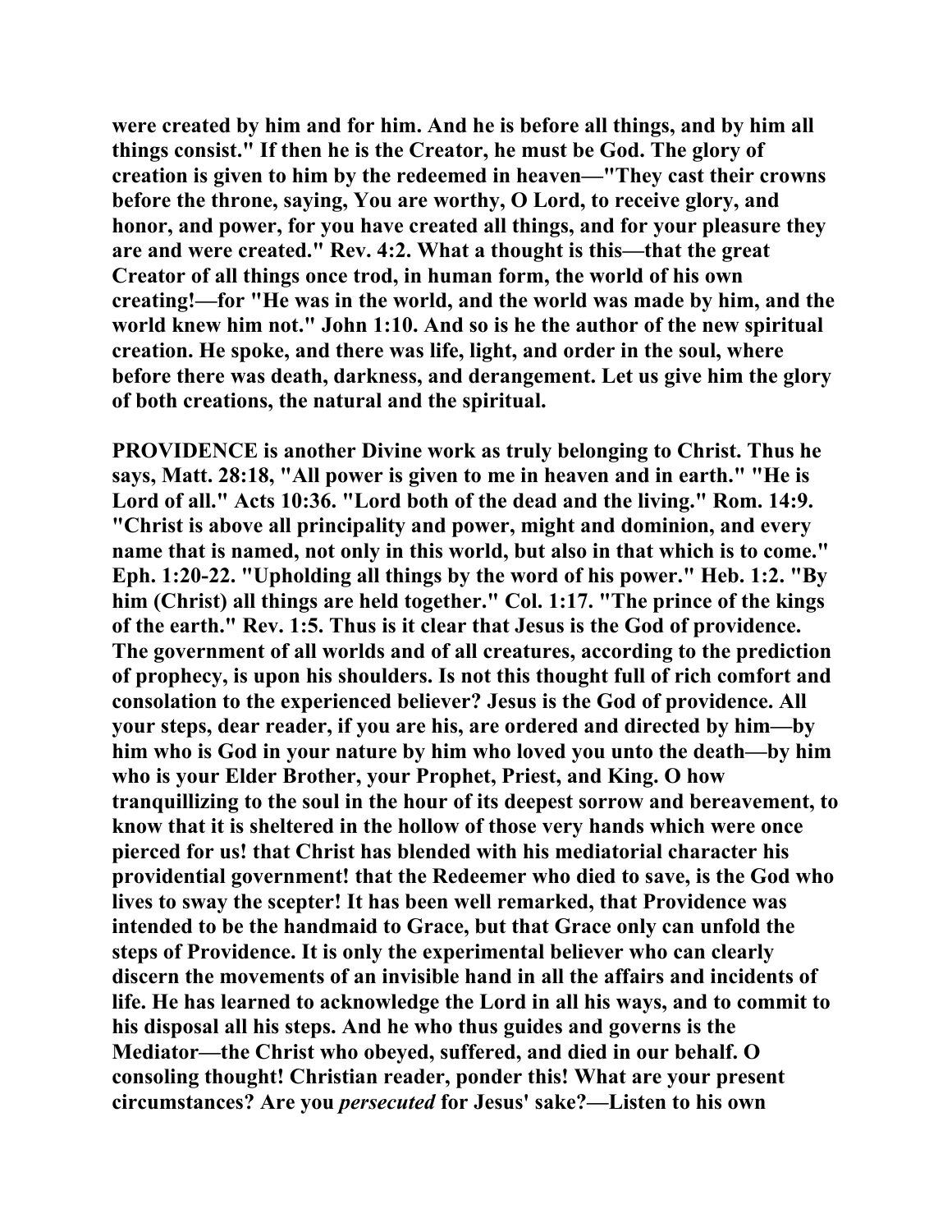were created by him and for him. And he is before all things, and by him all things consist." If then he is the Creator, he must be God. The glory of creation is given to him by the redeemed in heaven—"They cast their crowns before the throne, saying, You are worthy, O Lord, to receive glory, and honor, and power, for you have created all things, and for your pleasure they are and were created." Rev. 4:2. What a thought is this—that the great Creator of all things once trod, in human form, the world of his own creating!—for "He was in the world, and the world was made by him, and the world knew him not." John 1:10. And so is he the author of the new spiritual creation. He spoke, and there was life, light, and order in the soul, where before there was death, darkness, and derangement. Let us give him the glory of both creations, the natural and the spiritual.

PROVIDENCE is another Divine work as truly belonging to Christ. Thus he says, Matt. 28:18, "All power is given to me in heaven and in earth." "He is Lord of all." Acts 10:36. "Lord both of the dead and the living." Rom. 14:9. "Christ is above all principality and power, might and dominion, and every name that is named, not only in this world, but also in that which is to come." Eph. 1:20-22. "Upholding all things by the word of his power." Heb. 1:2. "By him (Christ) all things are held together." Col. 1:17. "The prince of the kings of the earth." Rev. 1:5. Thus is it clear that Jesus is the God of providence. The government of all worlds and of all creatures, according to the prediction of prophecy, is upon his shoulders. Is not this thought full of rich comfort and consolation to the experienced believer? Jesus is the God of providence. All your steps, dear reader, if you are his, are ordered and directed by him—by him who is God in your nature by him who loved you unto the death—by him who is your Elder Brother, your Prophet, Priest, and King. O how tranquillizing to the soul in the hour of its deepest sorrow and bereavement, to know that it is sheltered in the hollow of those very hands which were once pierced for us! that Christ has blended with his mediatorial character his providential government! that the Redeemer who died to save, is the God who lives to sway the scepter! It has been well remarked, that Providence was intended to be the handmaid to Grace, but that Grace only can unfold the steps of Providence. It is only the experimental believer who can clearly discern the movements of an invisible hand in all the affairs and incidents of life. He has learned to acknowledge the Lord in all his ways, and to commit to his disposal all his steps. And he who thus guides and governs is the Mediator—the Christ who obeyed, suffered, and died in our behalf. O consoling thought! Christian reader, ponder this! What are your present circumstances? Are you *persecuted* for Jesus' sake?—Listen to his own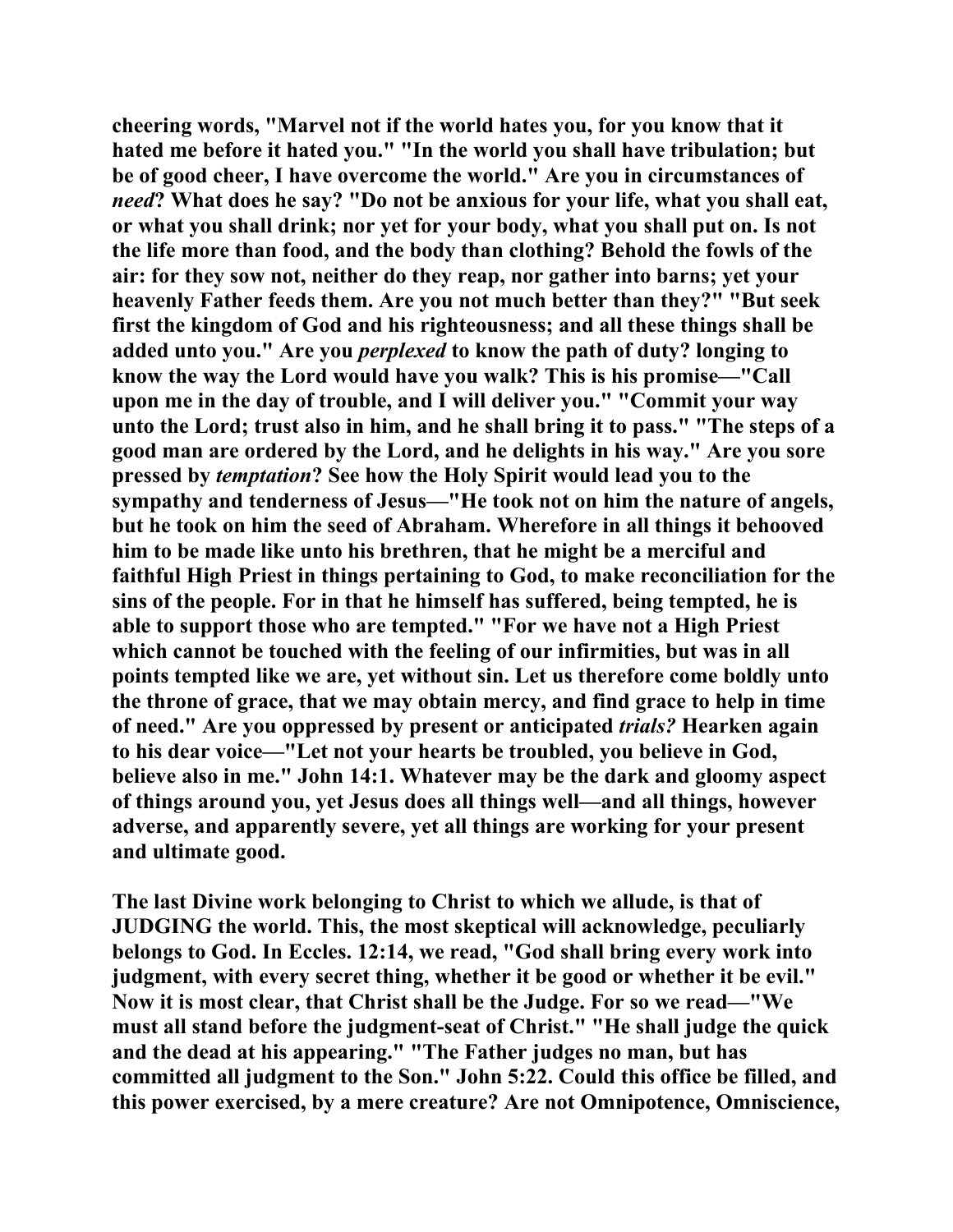cheering words, "Marvel not if the world hates you, for you know that it hated me before it hated you." "In the world you shall have tribulation; but be of good cheer, I have overcome the world." Are you in circumstances of *need*? What does he say? "Do not be anxious for your life, what you shall eat, or what you shall drink; nor yet for your body, what you shall put on. Is not the life more than food, and the body than clothing? Behold the fowls of the air: for they sow not, neither do they reap, nor gather into barns; yet your heavenly Father feeds them. Are you not much better than they?" "But seek first the kingdom of God and his righteousness; and all these things shall be added unto you." Are you *perplexed* to know the path of duty? longing to know the way the Lord would have you walk? This is his promise—"Call upon me in the day of trouble, and I will deliver you." "Commit your way unto the Lord; trust also in him, and he shall bring it to pass." "The steps of a good man are ordered by the Lord, and he delights in his way." Are you sore pressed by *temptation*? See how the Holy Spirit would lead you to the sympathy and tenderness of Jesus—"He took not on him the nature of angels, but he took on him the seed of Abraham. Wherefore in all things it behooved him to be made like unto his brethren, that he might be a merciful and faithful High Priest in things pertaining to God, to make reconciliation for the sins of the people. For in that he himself has suffered, being tempted, he is able to support those who are tempted." "For we have not a High Priest which cannot be touched with the feeling of our infirmities, but was in all points tempted like we are, yet without sin. Let us therefore come boldly unto the throne of grace, that we may obtain mercy, and find grace to help in time of need." Are you oppressed by present or anticipated *trials?* Hearken again to his dear voice—"Let not your hearts be troubled, you believe in God, believe also in me." John 14:1. Whatever may be the dark and gloomy aspect of things around you, yet Jesus does all things well—and all things, however adverse, and apparently severe, yet all things are working for your present and ultimate good.

The last Divine work belonging to Christ to which we allude, is that of JUDGING the world. This, the most skeptical will acknowledge, peculiarly belongs to God. In Eccles. 12:14, we read, "God shall bring every work into judgment, with every secret thing, whether it be good or whether it be evil." Now it is most clear, that Christ shall be the Judge. For so we read—"We must all stand before the judgment-seat of Christ." "He shall judge the quick and the dead at his appearing." "The Father judges no man, but has committed all judgment to the Son." John 5:22. Could this office be filled, and this power exercised, by a mere creature? Are not Omnipotence, Omniscience,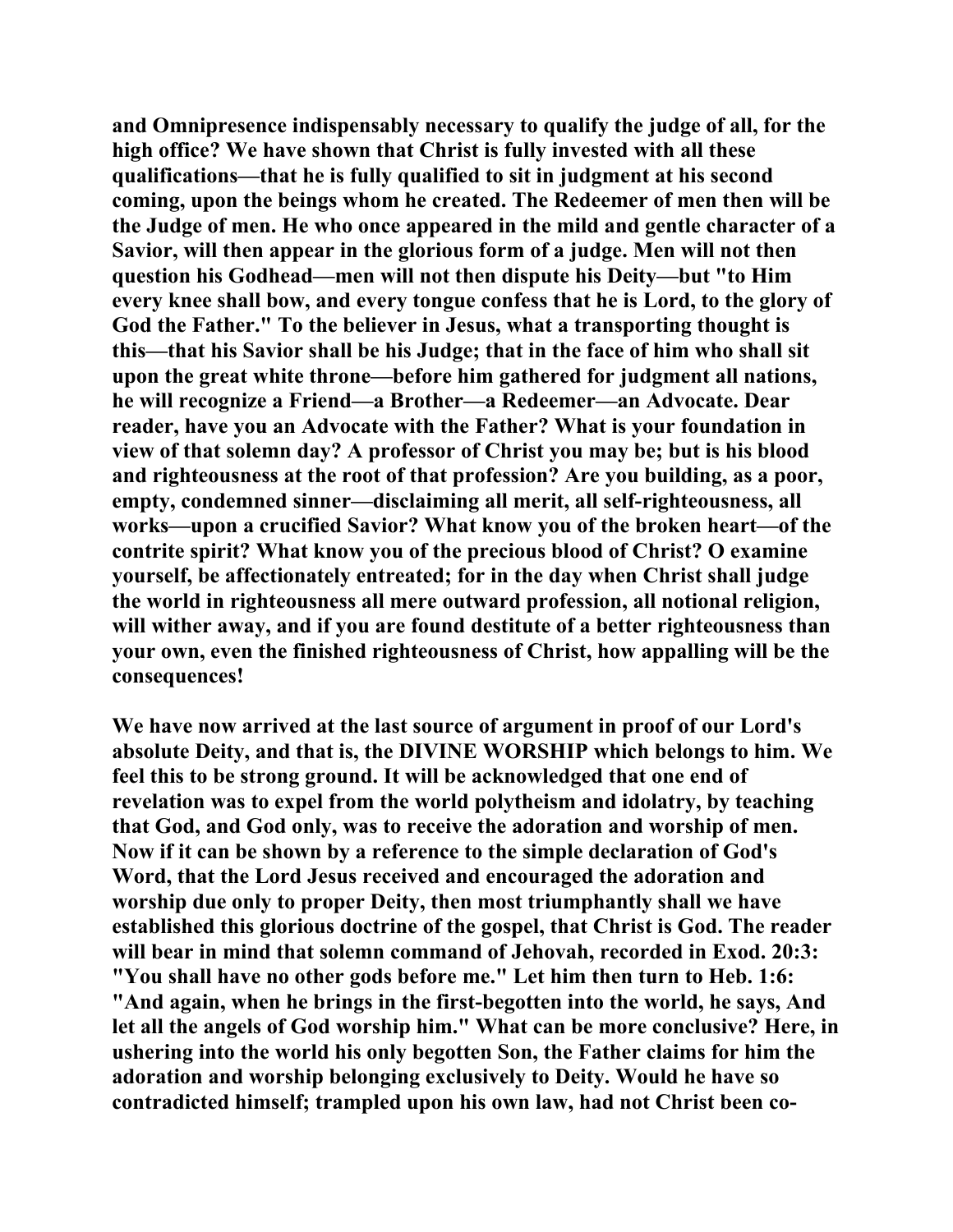**and Omnipresence indispensably necessary to qualify the judge of all, for the high office? We have shown that Christ is fully invested with all these qualifications—that he is fully qualified to sit in judgment at his second coming, upon the beings whom he created. The Redeemer of men then will be the Judge of men. He who once appeared in the mild and gentle character of a Savior, will then appear in the glorious form of a judge. Men will not then question his Godhead—men will not then dispute his Deity—but "to Him every knee shall bow, and every tongue confess that he is Lord, to the glory of God the Father." To the believer in Jesus, what a transporting thought is this—that his Savior shall be his Judge; that in the face of him who shall sit upon the great white throne—before him gathered for judgment all nations, he will recognize a Friend—a Brother—a Redeemer—an Advocate. Dear reader, have you an Advocate with the Father? What is your foundation in view of that solemn day? A professor of Christ you may be; but is his blood and righteousness at the root of that profession? Are you building, as a poor, empty, condemned sinner—disclaiming all merit, all self-righteousness, all works—upon a crucified Savior? What know you of the broken heart—of the contrite spirit? What know you of the precious blood of Christ? O examine yourself, be affectionately entreated; for in the day when Christ shall judge the world in righteousness all mere outward profession, all notional religion, will wither away, and if you are found destitute of a better righteousness than your own, even the finished righteousness of Christ, how appalling will be the consequences!**

**We have now arrived at the last source of argument in proof of our Lord's absolute Deity, and that is, the DIVINE WORSHIP which belongs to him. We feel this to be strong ground. It will be acknowledged that one end of revelation was to expel from the world polytheism and idolatry, by teaching that God, and God only, was to receive the adoration and worship of men. Now if it can be shown by a reference to the simple declaration of God's Word, that the Lord Jesus received and encouraged the adoration and worship due only to proper Deity, then most triumphantly shall we have established this glorious doctrine of the gospel, that Christ is God. The reader will bear in mind that solemn command of Jehovah, recorded in Exod. 20:3: "You shall have no other gods before me." Let him then turn to Heb. 1:6: "And again, when he brings in the first-begotten into the world, he says, And let all the angels of God worship him." What can be more conclusive? Here, in ushering into the world his only begotten Son, the Father claims for him the adoration and worship belonging exclusively to Deity. Would he have so contradicted himself; trampled upon his own law, had not Christ been co-**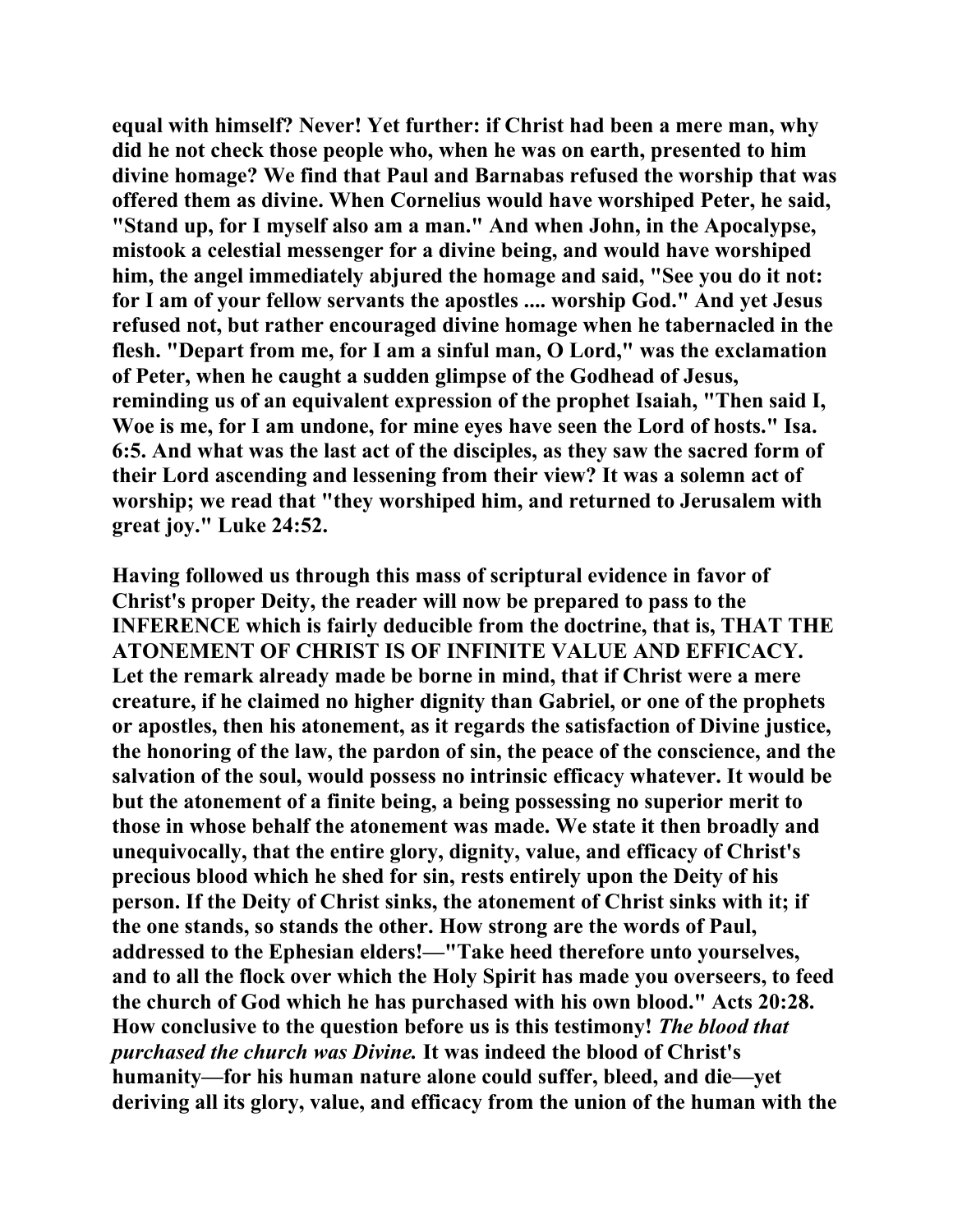**equal with himself? Never! Yet further: if Christ had been a mere man, why did he not check those people who, when he was on earth, presented to him divine homage? We find that Paul and Barnabas refused the worship that was offered them as divine. When Cornelius would have worshiped Peter, he said, "Stand up, for I myself also am a man." And when John, in the Apocalypse, mistook a celestial messenger for a divine being, and would have worshiped him, the angel immediately abjured the homage and said, "See you do it not: for I am of your fellow servants the apostles .... worship God." And yet Jesus refused not, but rather encouraged divine homage when he tabernacled in the flesh. "Depart from me, for I am a sinful man, O Lord," was the exclamation of Peter, when he caught a sudden glimpse of the Godhead of Jesus, reminding us of an equivalent expression of the prophet Isaiah, "Then said I, Woe is me, for I am undone, for mine eyes have seen the Lord of hosts." Isa. 6:5. And what was the last act of the disciples, as they saw the sacred form of their Lord ascending and lessening from their view? It was a solemn act of worship; we read that "they worshiped him, and returned to Jerusalem with great joy." Luke 24:52.**

**Having followed us through this mass of scriptural evidence in favor of Christ's proper Deity, the reader will now be prepared to pass to the INFERENCE which is fairly deducible from the doctrine, that is, THAT THE ATONEMENT OF CHRIST IS OF INFINITE VALUE AND EFFICACY. Let the remark already made be borne in mind, that if Christ were a mere creature, if he claimed no higher dignity than Gabriel, or one of the prophets or apostles, then his atonement, as it regards the satisfaction of Divine justice, the honoring of the law, the pardon of sin, the peace of the conscience, and the salvation of the soul, would possess no intrinsic efficacy whatever. It would be but the atonement of a finite being, a being possessing no superior merit to those in whose behalf the atonement was made. We state it then broadly and unequivocally, that the entire glory, dignity, value, and efficacy of Christ's precious blood which he shed for sin, rests entirely upon the Deity of his person. If the Deity of Christ sinks, the atonement of Christ sinks with it; if the one stands, so stands the other. How strong are the words of Paul, addressed to the Ephesian elders!—"Take heed therefore unto yourselves, and to all the flock over which the Holy Spirit has made you overseers, to feed the church of God which he has purchased with his own blood." Acts 20:28. How conclusive to the question before us is this testimony! *The blood that purchased the church was Divine.* It was indeed the blood of Christ's humanity—for his human nature alone could suffer, bleed, and die—yet deriving all its glory, value, and efficacy from the union of the human with the**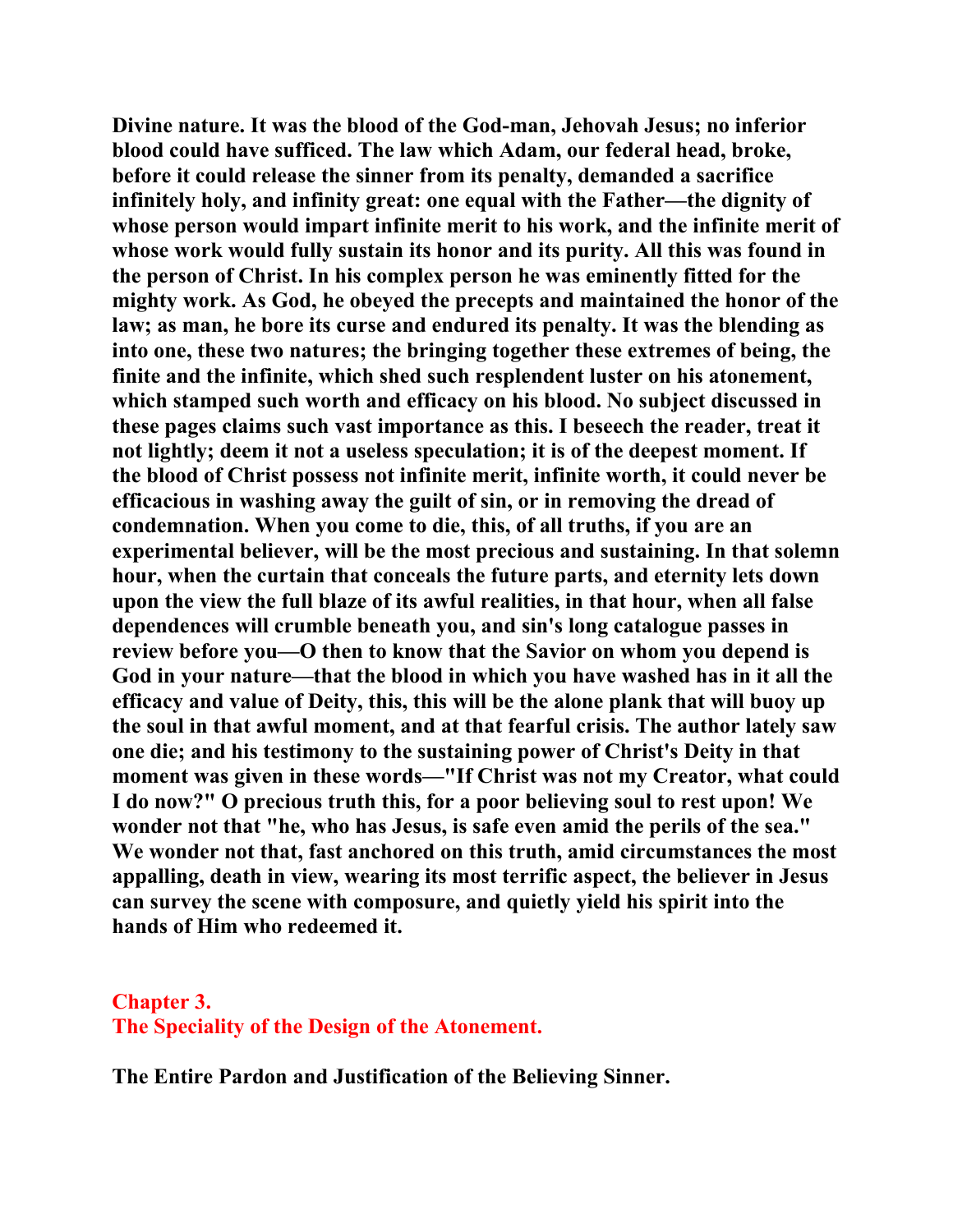**Divine nature. It was the blood of the God-man, Jehovah Jesus; no inferior blood could have sufficed. The law which Adam, our federal head, broke, before it could release the sinner from its penalty, demanded a sacrifice infinitely holy, and infinity great: one equal with the Father—the dignity of whose person would impart infinite merit to his work, and the infinite merit of whose work would fully sustain its honor and its purity. All this was found in the person of Christ. In his complex person he was eminently fitted for the mighty work. As God, he obeyed the precepts and maintained the honor of the law; as man, he bore its curse and endured its penalty. It was the blending as into one, these two natures; the bringing together these extremes of being, the finite and the infinite, which shed such resplendent luster on his atonement, which stamped such worth and efficacy on his blood. No subject discussed in these pages claims such vast importance as this. I beseech the reader, treat it not lightly; deem it not a useless speculation; it is of the deepest moment. If the blood of Christ possess not infinite merit, infinite worth, it could never be efficacious in washing away the guilt of sin, or in removing the dread of condemnation. When you come to die, this, of all truths, if you are an experimental believer, will be the most precious and sustaining. In that solemn hour, when the curtain that conceals the future parts, and eternity lets down upon the view the full blaze of its awful realities, in that hour, when all false dependences will crumble beneath you, and sin's long catalogue passes in review before you—O then to know that the Savior on whom you depend is God in your nature—that the blood in which you have washed has in it all the efficacy and value of Deity, this, this will be the alone plank that will buoy up the soul in that awful moment, and at that fearful crisis. The author lately saw one die; and his testimony to the sustaining power of Christ's Deity in that moment was given in these words—"If Christ was not my Creator, what could I do now?" O precious truth this, for a poor believing soul to rest upon! We wonder not that "he, who has Jesus, is safe even amid the perils of the sea." We wonder not that, fast anchored on this truth, amid circumstances the most appalling, death in view, wearing its most terrific aspect, the believer in Jesus can survey the scene with composure, and quietly yield his spirit into the hands of Him who redeemed it.**

## Chapter 3.
## The Speciality of the Design of the Atonement.

**The Entire Pardon and Justification of the Believing Sinner.**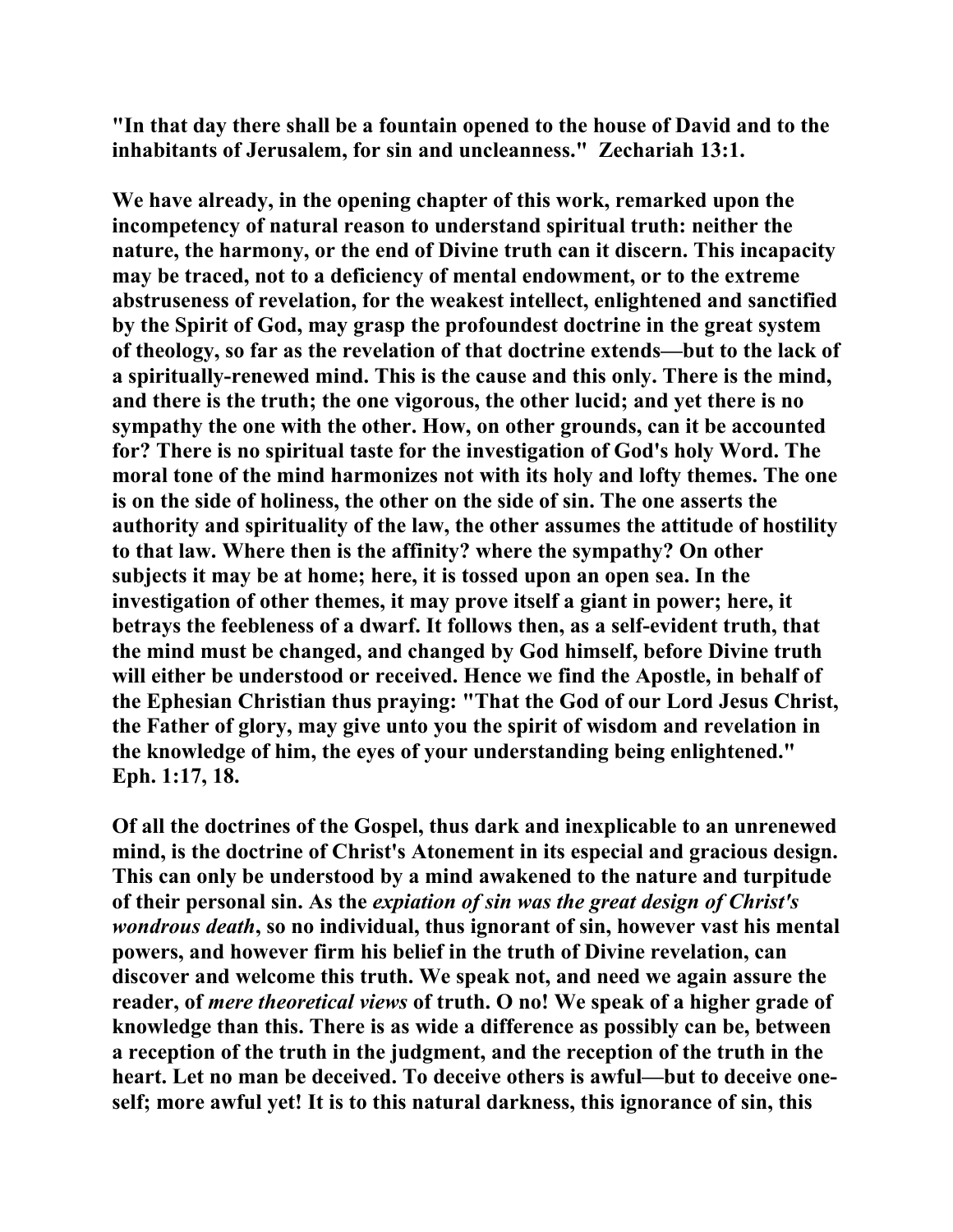**"In that day there shall be a fountain opened to the house of David and to the inhabitants of Jerusalem, for sin and uncleanness." Zechariah 13:1.**

**We have already, in the opening chapter of this work, remarked upon the incompetency of natural reason to understand spiritual truth: neither the nature, the harmony, or the end of Divine truth can it discern. This incapacity may be traced, not to a deficiency of mental endowment, or to the extreme abstruseness of revelation, for the weakest intellect, enlightened and sanctified by the Spirit of God, may grasp the profoundest doctrine in the great system of theology, so far as the revelation of that doctrine extends—but to the lack of a spiritually-renewed mind. This is the cause and this only. There is the mind, and there is the truth; the one vigorous, the other lucid; and yet there is no sympathy the one with the other. How, on other grounds, can it be accounted for? There is no spiritual taste for the investigation of God's holy Word. The moral tone of the mind harmonizes not with its holy and lofty themes. The one is on the side of holiness, the other on the side of sin. The one asserts the authority and spirituality of the law, the other assumes the attitude of hostility to that law. Where then is the affinity? where the sympathy? On other subjects it may be at home; here, it is tossed upon an open sea. In the investigation of other themes, it may prove itself a giant in power; here, it betrays the feebleness of a dwarf. It follows then, as a self-evident truth, that the mind must be changed, and changed by God himself, before Divine truth will either be understood or received. Hence we find the Apostle, in behalf of the Ephesian Christian thus praying: "That the God of our Lord Jesus Christ, the Father of glory, may give unto you the spirit of wisdom and revelation in the knowledge of him, the eyes of your understanding being enlightened." Eph. 1:17, 18.**

**Of all the doctrines of the Gospel, thus dark and inexplicable to an unrenewed mind, is the doctrine of Christ's Atonement in its especial and gracious design. This can only be understood by a mind awakened to the nature and turpitude of their personal sin. As the *expiation of sin was the great design of Christ's wondrous death*, so no individual, thus ignorant of sin, however vast his mental powers, and however firm his belief in the truth of Divine revelation, can discover and welcome this truth. We speak not, and need we again assure the reader, of *mere theoretical views* of truth. O no! We speak of a higher grade of knowledge than this. There is as wide a difference as possibly can be, between a reception of the truth in the judgment, and the reception of the truth in the heart. Let no man be deceived. To deceive others is awful—but to deceive one-self; more awful yet! It is to this natural darkness, this ignorance of sin, this**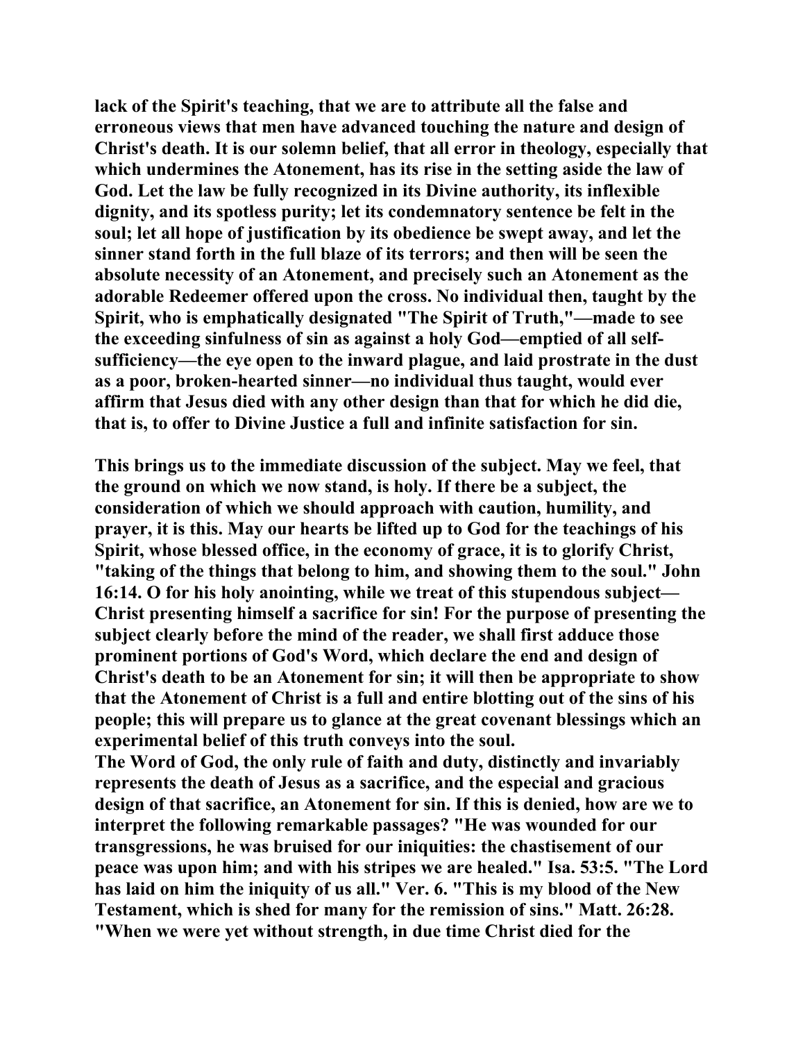lack of the Spirit's teaching, that we are to attribute all the false and erroneous views that men have advanced touching the nature and design of Christ's death. It is our solemn belief, that all error in theology, especially that which undermines the Atonement, has its rise in the setting aside the law of God. Let the law be fully recognized in its Divine authority, its inflexible dignity, and its spotless purity; let its condemnatory sentence be felt in the soul; let all hope of justification by its obedience be swept away, and let the sinner stand forth in the full blaze of its terrors; and then will be seen the absolute necessity of an Atonement, and precisely such an Atonement as the adorable Redeemer offered upon the cross. No individual then, taught by the Spirit, who is emphatically designated "The Spirit of Truth,"—made to see the exceeding sinfulness of sin as against a holy God—emptied of all self-sufficiency—the eye open to the inward plague, and laid prostrate in the dust as a poor, broken-hearted sinner—no individual thus taught, would ever affirm that Jesus died with any other design than that for which he did die, that is, to offer to Divine Justice a full and infinite satisfaction for sin.

This brings us to the immediate discussion of the subject. May we feel, that the ground on which we now stand, is holy. If there be a subject, the consideration of which we should approach with caution, humility, and prayer, it is this. May our hearts be lifted up to God for the teachings of his Spirit, whose blessed office, in the economy of grace, it is to glorify Christ, "taking of the things that belong to him, and showing them to the soul." John 16:14. O for his holy anointing, while we treat of this stupendous subject—Christ presenting himself a sacrifice for sin! For the purpose of presenting the subject clearly before the mind of the reader, we shall first adduce those prominent portions of God's Word, which declare the end and design of Christ's death to be an Atonement for sin; it will then be appropriate to show that the Atonement of Christ is a full and entire blotting out of the sins of his people; this will prepare us to glance at the great covenant blessings which an experimental belief of this truth conveys into the soul.

The Word of God, the only rule of faith and duty, distinctly and invariably represents the death of Jesus as a sacrifice, and the especial and gracious design of that sacrifice, an Atonement for sin. If this is denied, how are we to interpret the following remarkable passages? "He was wounded for our transgressions, he was bruised for our iniquities: the chastisement of our peace was upon him; and with his stripes we are healed." Isa. 53:5. "The Lord has laid on him the iniquity of us all." Ver. 6. "This is my blood of the New Testament, which is shed for many for the remission of sins." Matt. 26:28. "When we were yet without strength, in due time Christ died for the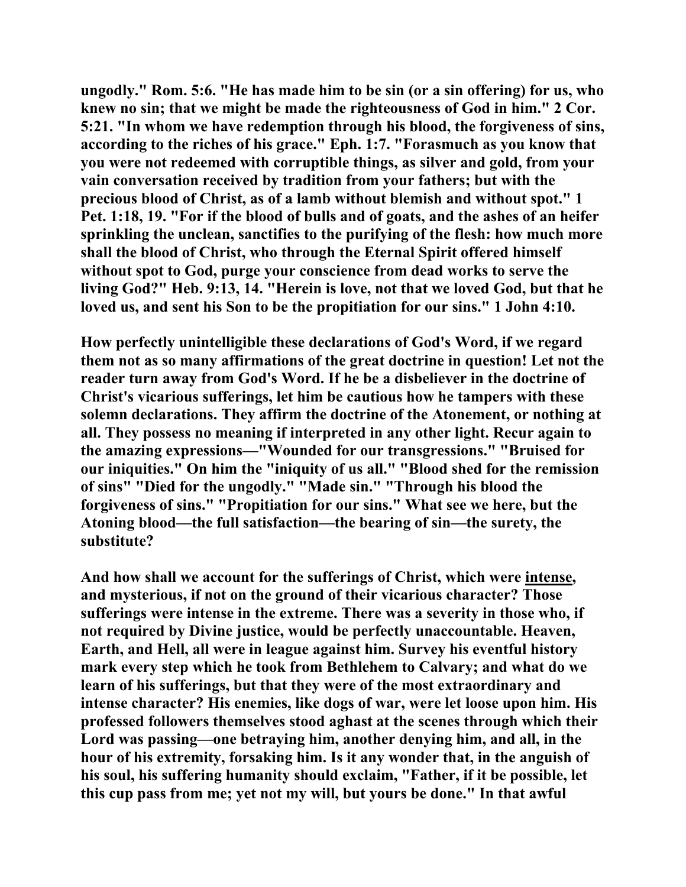**ungodly." Rom. 5:6. "He has made him to be sin (or a sin offering) for us, who knew no sin; that we might be made the righteousness of God in him." 2 Cor. 5:21. "In whom we have redemption through his blood, the forgiveness of sins, according to the riches of his grace." Eph. 1:7. "Forasmuch as you know that you were not redeemed with corruptible things, as silver and gold, from your vain conversation received by tradition from your fathers; but with the precious blood of Christ, as of a lamb without blemish and without spot." 1 Pet. 1:18, 19. "For if the blood of bulls and of goats, and the ashes of an heifer sprinkling the unclean, sanctifies to the purifying of the flesh: how much more shall the blood of Christ, who through the Eternal Spirit offered himself without spot to God, purge your conscience from dead works to serve the living God?" Heb. 9:13, 14. "Herein is love, not that we loved God, but that he loved us, and sent his Son to be the propitiation for our sins." 1 John 4:10.**

**How perfectly unintelligible these declarations of God's Word, if we regard them not as so many affirmations of the great doctrine in question! Let not the reader turn away from God's Word. If he be a disbeliever in the doctrine of Christ's vicarious sufferings, let him be cautious how he tampers with these solemn declarations. They affirm the doctrine of the Atonement, or nothing at all. They possess no meaning if interpreted in any other light. Recur again to the amazing expressions—"Wounded for our transgressions." "Bruised for our iniquities." On him the "iniquity of us all." "Blood shed for the remission of sins" "Died for the ungodly." "Made sin." "Through his blood the forgiveness of sins." "Propitiation for our sins." What see we here, but the Atoning blood—the full satisfaction—the bearing of sin—the surety, the substitute?**

**And how shall we account for the sufferings of Christ, which were <u>intense</u>, and mysterious, if not on the ground of their vicarious character? Those sufferings were intense in the extreme. There was a severity in those who, if not required by Divine justice, would be perfectly unaccountable. Heaven, Earth, and Hell, all were in league against him. Survey his eventful history mark every step which he took from Bethlehem to Calvary; and what do we learn of his sufferings, but that they were of the most extraordinary and intense character? His enemies, like dogs of war, were let loose upon him. His professed followers themselves stood aghast at the scenes through which their Lord was passing—one betraying him, another denying him, and all, in the hour of his extremity, forsaking him. Is it any wonder that, in the anguish of his soul, his suffering humanity should exclaim, "Father, if it be possible, let this cup pass from me; yet not my will, but yours be done." In that awful**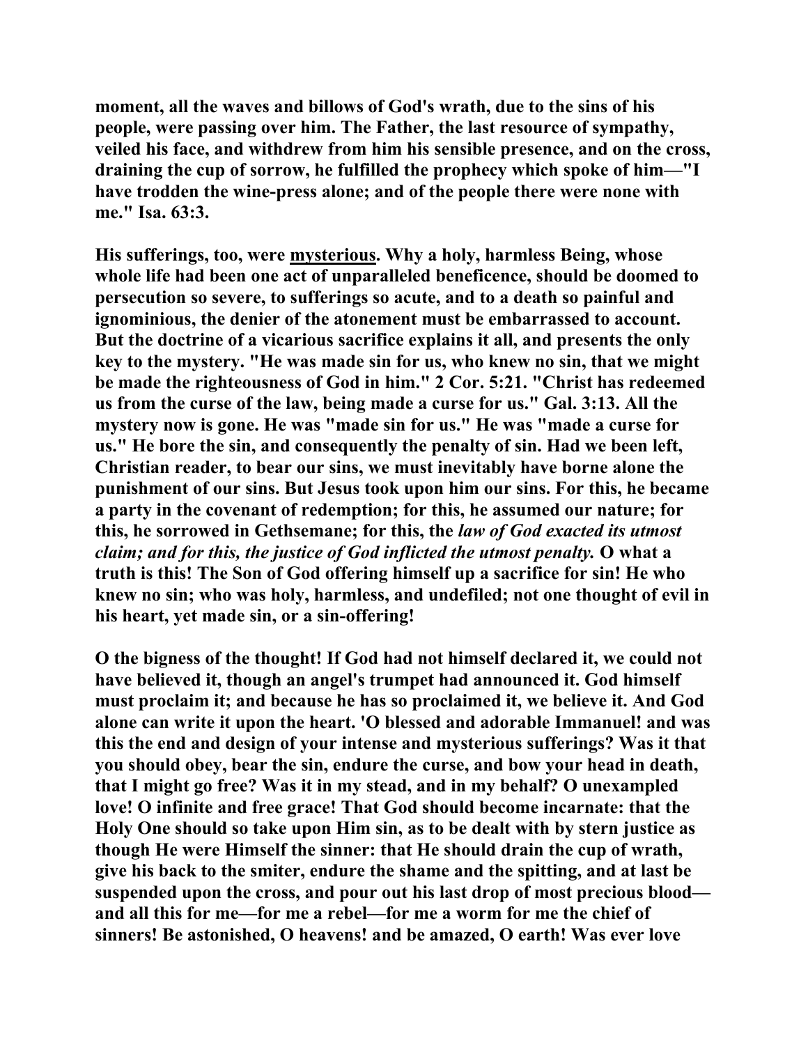**moment, all the waves and billows of God's wrath, due to the sins of his people, were passing over him. The Father, the last resource of sympathy, veiled his face, and withdrew from him his sensible presence, and on the cross, draining the cup of sorrow, he fulfilled the prophecy which spoke of him—"I have trodden the wine-press alone; and of the people there were none with me." Isa. 63:3.**

**His sufferings, too, were <u>mysterious</u>. Why a holy, harmless Being, whose whole life had been one act of unparalleled beneficence, should be doomed to persecution so severe, to sufferings so acute, and to a death so painful and ignominious, the denier of the atonement must be embarrassed to account. But the doctrine of a vicarious sacrifice explains it all, and presents the only key to the mystery. "He was made sin for us, who knew no sin, that we might be made the righteousness of God in him." 2 Cor. 5:21. "Christ has redeemed us from the curse of the law, being made a curse for us." Gal. 3:13. All the mystery now is gone. He was "made sin for us." He was "made a curse for us." He bore the sin, and consequently the penalty of sin. Had we been left, Christian reader, to bear our sins, we must inevitably have borne alone the punishment of our sins. But Jesus took upon him our sins. For this, he became a party in the covenant of redemption; for this, he assumed our nature; for this, he sorrowed in Gethsemane; for this, the *law of God exacted its utmost claim; and for this, the justice of God inflicted the utmost penalty.* O what a truth is this! The Son of God offering himself up a sacrifice for sin! He who knew no sin; who was holy, harmless, and undefiled; not one thought of evil in his heart, yet made sin, or a sin-offering!**

**O the bigness of the thought! If God had not himself declared it, we could not have believed it, though an angel's trumpet had announced it. God himself must proclaim it; and because he has so proclaimed it, we believe it. And God alone can write it upon the heart. 'O blessed and adorable Immanuel! and was this the end and design of your intense and mysterious sufferings? Was it that you should obey, bear the sin, endure the curse, and bow your head in death, that I might go free? Was it in my stead, and in my behalf? O unexampled love! O infinite and free grace! That God should become incarnate: that the Holy One should so take upon Him sin, as to be dealt with by stern justice as though He were Himself the sinner: that He should drain the cup of wrath, give his back to the smiter, endure the shame and the spitting, and at last be suspended upon the cross, and pour out his last drop of most precious blood—and all this for me—for me a rebel—for me a worm for me the chief of sinners! Be astonished, O heavens! and be amazed, O earth! Was ever love**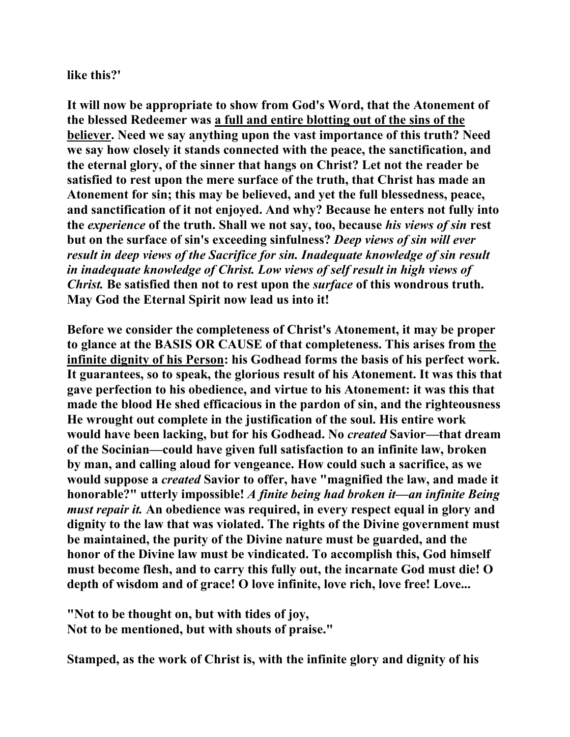**like this?'**

**It will now be appropriate to show from God's Word, that the Atonement of the blessed Redeemer was <u>a full and entire blotting out of the sins of the believer</u>. Need we say anything upon the vast importance of this truth? Need we say how closely it stands connected with the peace, the sanctification, and the eternal glory, of the sinner that hangs on Christ? Let not the reader be satisfied to rest upon the mere surface of the truth, that Christ has made an Atonement for sin; this may be believed, and yet the full blessedness, peace, and sanctification of it not enjoyed. And why? Because he enters not fully into the *experience* of the truth. Shall we not say, too, because *his views of sin* rest but on the surface of sin's exceeding sinfulness? *Deep views of sin will ever result in deep views of the Sacrifice for sin. Inadequate knowledge of sin result in inadequate knowledge of Christ. Low views of self result in high views of Christ.* Be satisfied then not to rest upon the *surface* of this wondrous truth. May God the Eternal Spirit now lead us into it!**

**Before we consider the completeness of Christ's Atonement, it may be proper to glance at the BASIS OR CAUSE of that completeness. This arises from <u>the infinite dignity of his Person</u>: his Godhead forms the basis of his perfect work. It guarantees, so to speak, the glorious result of his Atonement. It was this that gave perfection to his obedience, and virtue to his Atonement: it was this that made the blood He shed efficacious in the pardon of sin, and the righteousness He wrought out complete in the justification of the soul. His entire work would have been lacking, but for his Godhead. No *created* Savior—that dream of the Socinian—could have given full satisfaction to an infinite law, broken by man, and calling aloud for vengeance. How could such a sacrifice, as we would suppose a *created* Savior to offer, have "magnified the law, and made it honorable?" utterly impossible! *A finite being had broken it—an infinite Being must repair it.* An obedience was required, in every respect equal in glory and dignity to the law that was violated. The rights of the Divine government must be maintained, the purity of the Divine nature must be guarded, and the honor of the Divine law must be vindicated. To accomplish this, God himself must become flesh, and to carry this fully out, the incarnate God must die! O depth of wisdom and of grace! O love infinite, love rich, love free! Love...**

**"Not to be thought on, but with tides of joy,
Not to be mentioned, but with shouts of praise."**

**Stamped, as the work of Christ is, with the infinite glory and dignity of his**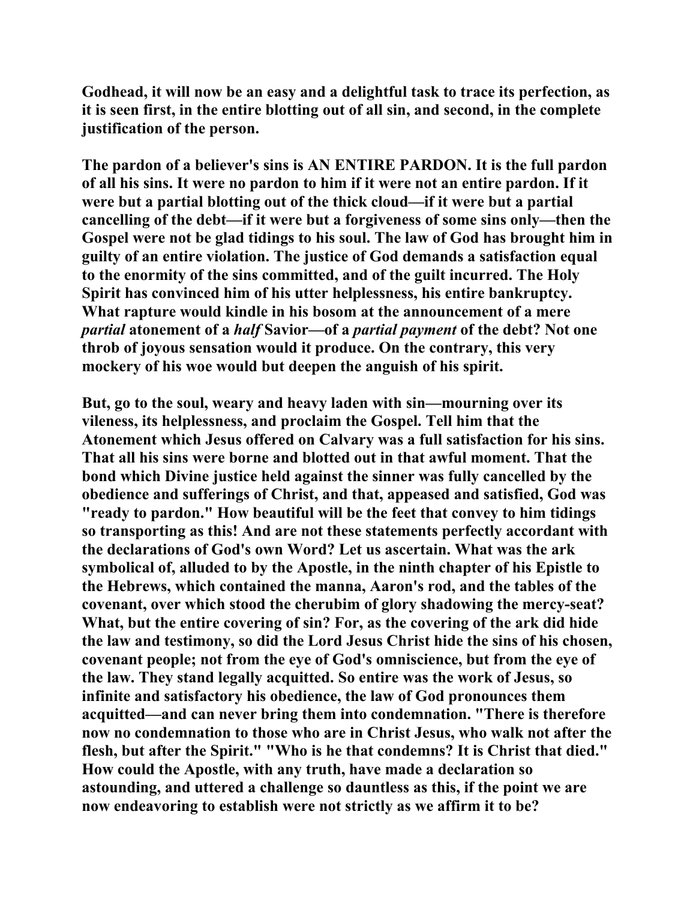Godhead, it will now be an easy and a delightful task to trace its perfection, as it is seen first, in the entire blotting out of all sin, and second, in the complete justification of the person.

The pardon of a believer's sins is AN ENTIRE PARDON. It is the full pardon of all his sins. It were no pardon to him if it were not an entire pardon. If it were but a partial blotting out of the thick cloud—if it were but a partial cancelling of the debt—if it were but a forgiveness of some sins only—then the Gospel were not be glad tidings to his soul. The law of God has brought him in guilty of an entire violation. The justice of God demands a satisfaction equal to the enormity of the sins committed, and of the guilt incurred. The Holy Spirit has convinced him of his utter helplessness, his entire bankruptcy. What rapture would kindle in his bosom at the announcement of a mere *partial* atonement of a *half* Savior—of a *partial payment* of the debt? Not one throb of joyous sensation would it produce. On the contrary, this very mockery of his woe would but deepen the anguish of his spirit.

But, go to the soul, weary and heavy laden with sin—mourning over its vileness, its helplessness, and proclaim the Gospel. Tell him that the Atonement which Jesus offered on Calvary was a full satisfaction for his sins. That all his sins were borne and blotted out in that awful moment. That the bond which Divine justice held against the sinner was fully cancelled by the obedience and sufferings of Christ, and that, appeased and satisfied, God was "ready to pardon." How beautiful will be the feet that convey to him tidings so transporting as this! And are not these statements perfectly accordant with the declarations of God's own Word? Let us ascertain. What was the ark symbolical of, alluded to by the Apostle, in the ninth chapter of his Epistle to the Hebrews, which contained the manna, Aaron's rod, and the tables of the covenant, over which stood the cherubim of glory shadowing the mercy-seat? What, but the entire covering of sin? For, as the covering of the ark did hide the law and testimony, so did the Lord Jesus Christ hide the sins of his chosen, covenant people; not from the eye of God's omniscience, but from the eye of the law. They stand legally acquitted. So entire was the work of Jesus, so infinite and satisfactory his obedience, the law of God pronounces them acquitted—and can never bring them into condemnation. "There is therefore now no condemnation to those who are in Christ Jesus, who walk not after the flesh, but after the Spirit." "Who is he that condemns? It is Christ that died." How could the Apostle, with any truth, have made a declaration so astounding, and uttered a challenge so dauntless as this, if the point we are now endeavoring to establish were not strictly as we affirm it to be?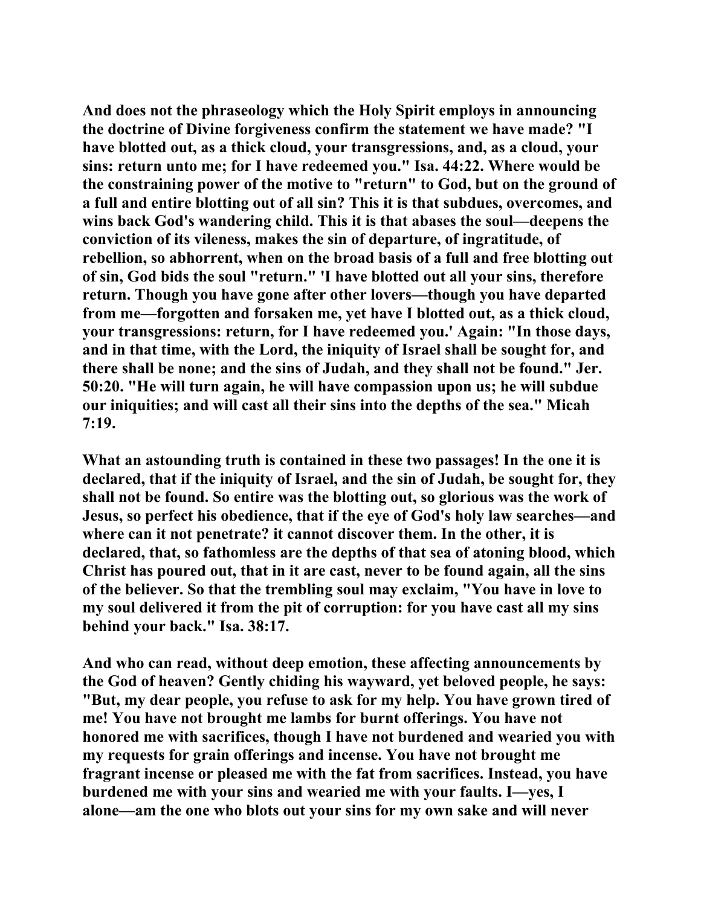And does not the phraseology which the Holy Spirit employs in announcing the doctrine of Divine forgiveness confirm the statement we have made? "I have blotted out, as a thick cloud, your transgressions, and, as a cloud, your sins: return unto me; for I have redeemed you." Isa. 44:22. Where would be the constraining power of the motive to "return" to God, but on the ground of a full and entire blotting out of all sin? This it is that subdues, overcomes, and wins back God's wandering child. This it is that abases the soul—deepens the conviction of its vileness, makes the sin of departure, of ingratitude, of rebellion, so abhorrent, when on the broad basis of a full and free blotting out of sin, God bids the soul "return." 'I have blotted out all your sins, therefore return. Though you have gone after other lovers—though you have departed from me—forgotten and forsaken me, yet have I blotted out, as a thick cloud, your transgressions: return, for I have redeemed you.' Again: "In those days, and in that time, with the Lord, the iniquity of Israel shall be sought for, and there shall be none; and the sins of Judah, and they shall not be found." Jer. 50:20. "He will turn again, he will have compassion upon us; he will subdue our iniquities; and will cast all their sins into the depths of the sea." Micah 7:19.

What an astounding truth is contained in these two passages! In the one it is declared, that if the iniquity of Israel, and the sin of Judah, be sought for, they shall not be found. So entire was the blotting out, so glorious was the work of Jesus, so perfect his obedience, that if the eye of God's holy law searches—and where can it not penetrate? it cannot discover them. In the other, it is declared, that, so fathomless are the depths of that sea of atoning blood, which Christ has poured out, that in it are cast, never to be found again, all the sins of the believer. So that the trembling soul may exclaim, "You have in love to my soul delivered it from the pit of corruption: for you have cast all my sins behind your back." Isa. 38:17.

And who can read, without deep emotion, these affecting announcements by the God of heaven? Gently chiding his wayward, yet beloved people, he says: "But, my dear people, you refuse to ask for my help. You have grown tired of me! You have not brought me lambs for burnt offerings. You have not honored me with sacrifices, though I have not burdened and wearied you with my requests for grain offerings and incense. You have not brought me fragrant incense or pleased me with the fat from sacrifices. Instead, you have burdened me with your sins and wearied me with your faults. I—yes, I alone—am the one who blots out your sins for my own sake and will never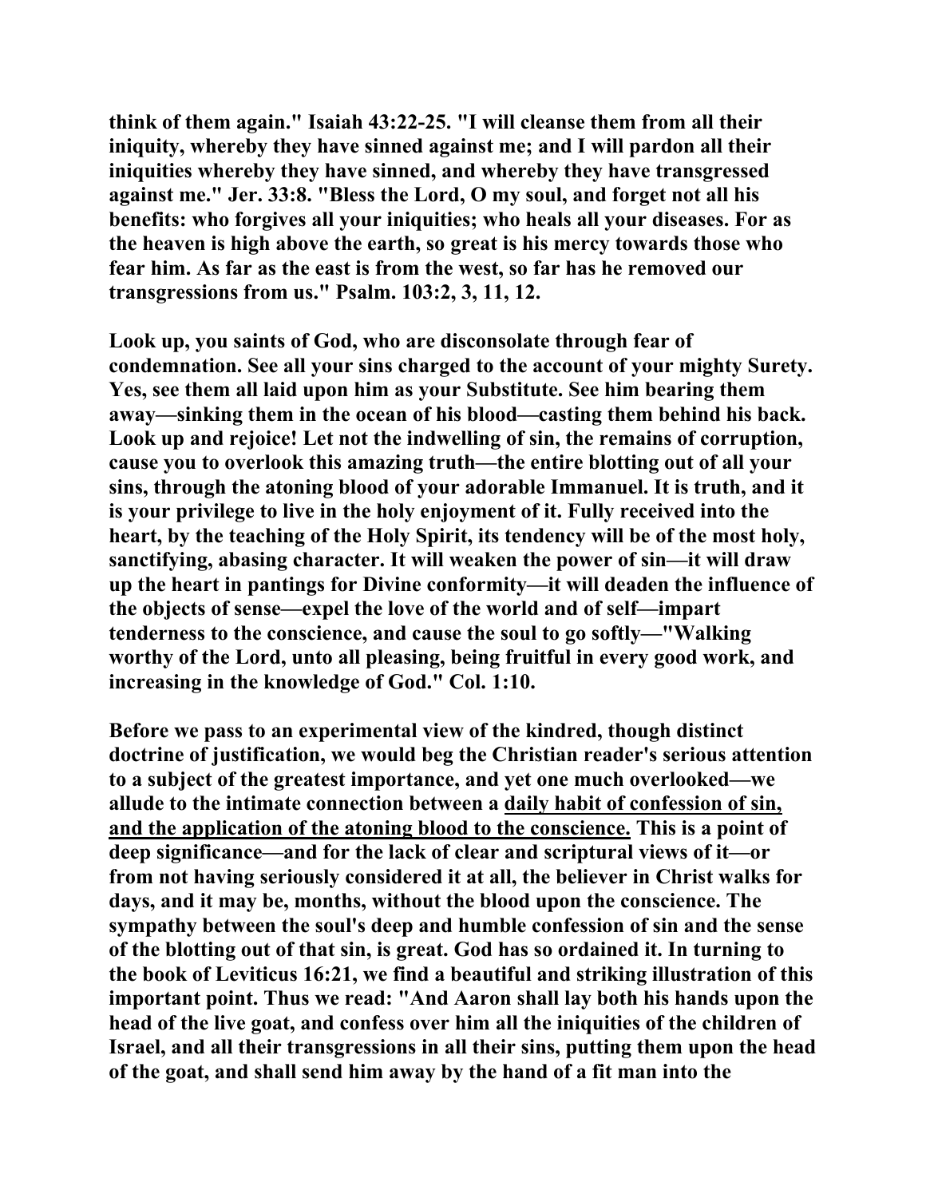**think of them again." Isaiah 43:22-25. "I will cleanse them from all their iniquity, whereby they have sinned against me; and I will pardon all their iniquities whereby they have sinned, and whereby they have transgressed against me." Jer. 33:8. "Bless the Lord, O my soul, and forget not all his benefits: who forgives all your iniquities; who heals all your diseases. For as the heaven is high above the earth, so great is his mercy towards those who fear him. As far as the east is from the west, so far has he removed our transgressions from us." Psalm. 103:2, 3, 11, 12.**

**Look up, you saints of God, who are disconsolate through fear of condemnation. See all your sins charged to the account of your mighty Surety. Yes, see them all laid upon him as your Substitute. See him bearing them away—sinking them in the ocean of his blood—casting them behind his back. Look up and rejoice! Let not the indwelling of sin, the remains of corruption, cause you to overlook this amazing truth—the entire blotting out of all your sins, through the atoning blood of your adorable Immanuel. It is truth, and it is your privilege to live in the holy enjoyment of it. Fully received into the heart, by the teaching of the Holy Spirit, its tendency will be of the most holy, sanctifying, abasing character. It will weaken the power of sin—it will draw up the heart in pantings for Divine conformity—it will deaden the influence of the objects of sense—expel the love of the world and of self—impart tenderness to the conscience, and cause the soul to go softly—"Walking worthy of the Lord, unto all pleasing, being fruitful in every good work, and increasing in the knowledge of God." Col. 1:10.**

**Before we pass to an experimental view of the kindred, though distinct doctrine of justification, we would beg the Christian reader's serious attention to a subject of the greatest importance, and yet one much overlooked—we allude to the intimate connection between a <u>daily habit of confession of sin, and the application of the atoning blood to the conscience.</u> This is a point of deep significance—and for the lack of clear and scriptural views of it—or from not having seriously considered it at all, the believer in Christ walks for days, and it may be, months, without the blood upon the conscience. The sympathy between the soul's deep and humble confession of sin and the sense of the blotting out of that sin, is great. God has so ordained it. In turning to the book of Leviticus 16:21, we find a beautiful and striking illustration of this important point. Thus we read: "And Aaron shall lay both his hands upon the head of the live goat, and confess over him all the iniquities of the children of Israel, and all their transgressions in all their sins, putting them upon the head of the goat, and shall send him away by the hand of a fit man into the**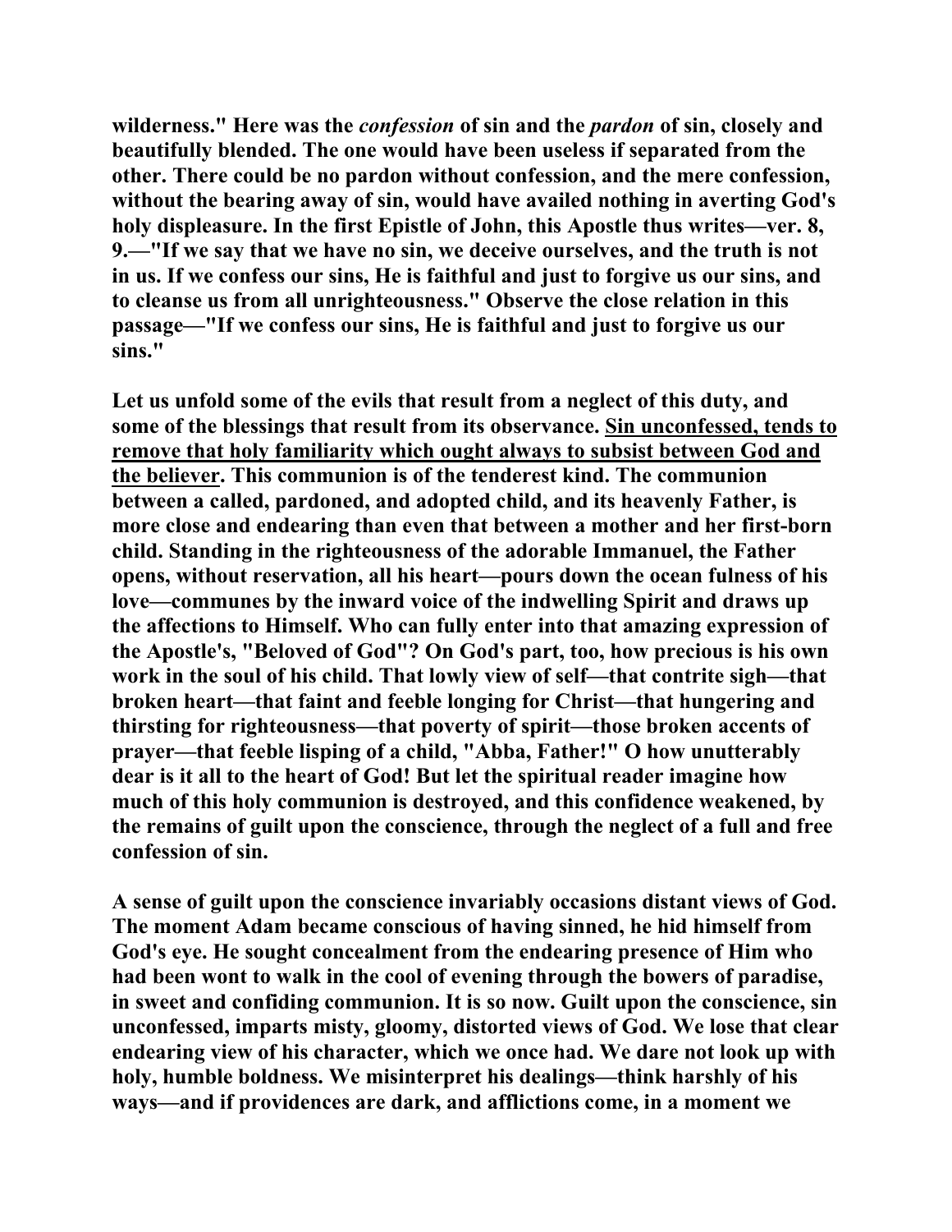**wilderness." Here was the *confession* of sin and the *pardon* of sin, closely and beautifully blended. The one would have been useless if separated from the other. There could be no pardon without confession, and the mere confession, without the bearing away of sin, would have availed nothing in averting God's holy displeasure. In the first Epistle of John, this Apostle thus writes—ver. 8, 9.—"If we say that we have no sin, we deceive ourselves, and the truth is not in us. If we confess our sins, He is faithful and just to forgive us our sins, and to cleanse us from all unrighteousness." Observe the close relation in this passage—"If we confess our sins, He is faithful and just to forgive us our sins."**

**Let us unfold some of the evils that result from a neglect of this duty, and some of the blessings that result from its observance. <u>Sin unconfessed, tends to remove that holy familiarity which ought always to subsist between God and the believer</u>. This communion is of the tenderest kind. The communion between a called, pardoned, and adopted child, and its heavenly Father, is more close and endearing than even that between a mother and her first-born child. Standing in the righteousness of the adorable Immanuel, the Father opens, without reservation, all his heart—pours down the ocean fulness of his love—communes by the inward voice of the indwelling Spirit and draws up the affections to Himself. Who can fully enter into that amazing expression of the Apostle's, "Beloved of God"? On God's part, too, how precious is his own work in the soul of his child. That lowly view of self—that contrite sigh—that broken heart—that faint and feeble longing for Christ—that hungering and thirsting for righteousness—that poverty of spirit—those broken accents of prayer—that feeble lisping of a child, "Abba, Father!" O how unutterably dear is it all to the heart of God! But let the spiritual reader imagine how much of this holy communion is destroyed, and this confidence weakened, by the remains of guilt upon the conscience, through the neglect of a full and free confession of sin.**

**A sense of guilt upon the conscience invariably occasions distant views of God. The moment Adam became conscious of having sinned, he hid himself from God's eye. He sought concealment from the endearing presence of Him who had been wont to walk in the cool of evening through the bowers of paradise, in sweet and confiding communion. It is so now. Guilt upon the conscience, sin unconfessed, imparts misty, gloomy, distorted views of God. We lose that clear endearing view of his character, which we once had. We dare not look up with holy, humble boldness. We misinterpret his dealings—think harshly of his ways—and if providences are dark, and afflictions come, in a moment we**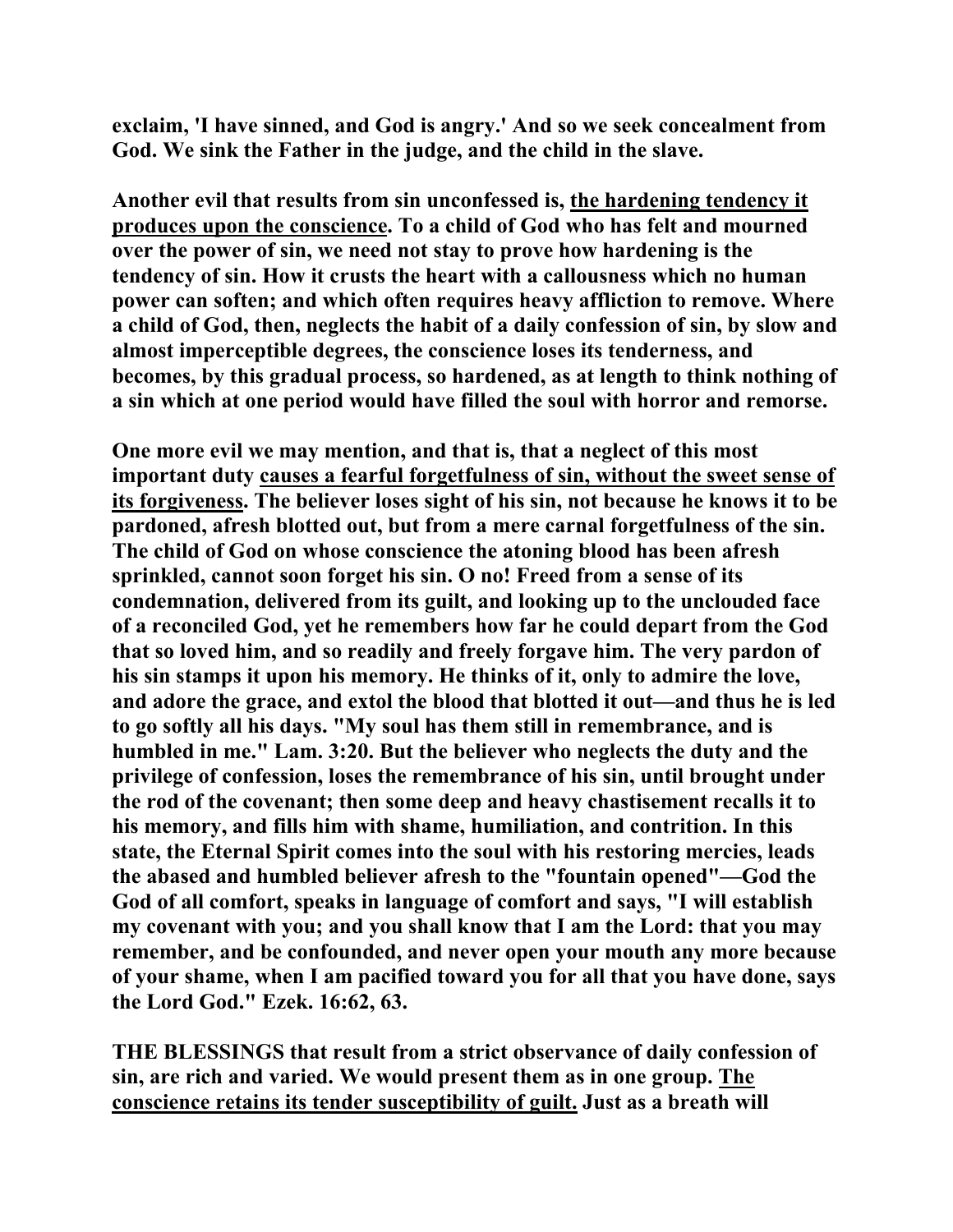**exclaim, 'I have sinned, and God is angry.' And so we seek concealment from God. We sink the Father in the judge, and the child in the slave.**

**Another evil that results from sin unconfessed is, <u>the hardening tendency it produces upon the conscience</u>. To a child of God who has felt and mourned over the power of sin, we need not stay to prove how hardening is the tendency of sin. How it crusts the heart with a callousness which no human power can soften; and which often requires heavy affliction to remove. Where a child of God, then, neglects the habit of a daily confession of sin, by slow and almost imperceptible degrees, the conscience loses its tenderness, and becomes, by this gradual process, so hardened, as at length to think nothing of a sin which at one period would have filled the soul with horror and remorse.**

**One more evil we may mention, and that is, that a neglect of this most important duty <u>causes a fearful forgetfulness of sin, without the sweet sense of its forgiveness</u>. The believer loses sight of his sin, not because he knows it to be pardoned, afresh blotted out, but from a mere carnal forgetfulness of the sin. The child of God on whose conscience the atoning blood has been afresh sprinkled, cannot soon forget his sin. O no! Freed from a sense of its condemnation, delivered from its guilt, and looking up to the unclouded face of a reconciled God, yet he remembers how far he could depart from the God that so loved him, and so readily and freely forgave him. The very pardon of his sin stamps it upon his memory. He thinks of it, only to admire the love, and adore the grace, and extol the blood that blotted it out—and thus he is led to go softly all his days. "My soul has them still in remembrance, and is humbled in me." Lam. 3:20. But the believer who neglects the duty and the privilege of confession, loses the remembrance of his sin, until brought under the rod of the covenant; then some deep and heavy chastisement recalls it to his memory, and fills him with shame, humiliation, and contrition. In this state, the Eternal Spirit comes into the soul with his restoring mercies, leads the abased and humbled believer afresh to the "fountain opened"—God the God of all comfort, speaks in language of comfort and says, "I will establish my covenant with you; and you shall know that I am the Lord: that you may remember, and be confounded, and never open your mouth any more because of your shame, when I am pacified toward you for all that you have done, says the Lord God." Ezek. 16:62, 63.**

**THE BLESSINGS that result from a strict observance of daily confession of sin, are rich and varied. We would present them as in one group. <u>The conscience retains its tender susceptibility of guilt.</u> Just as a breath will**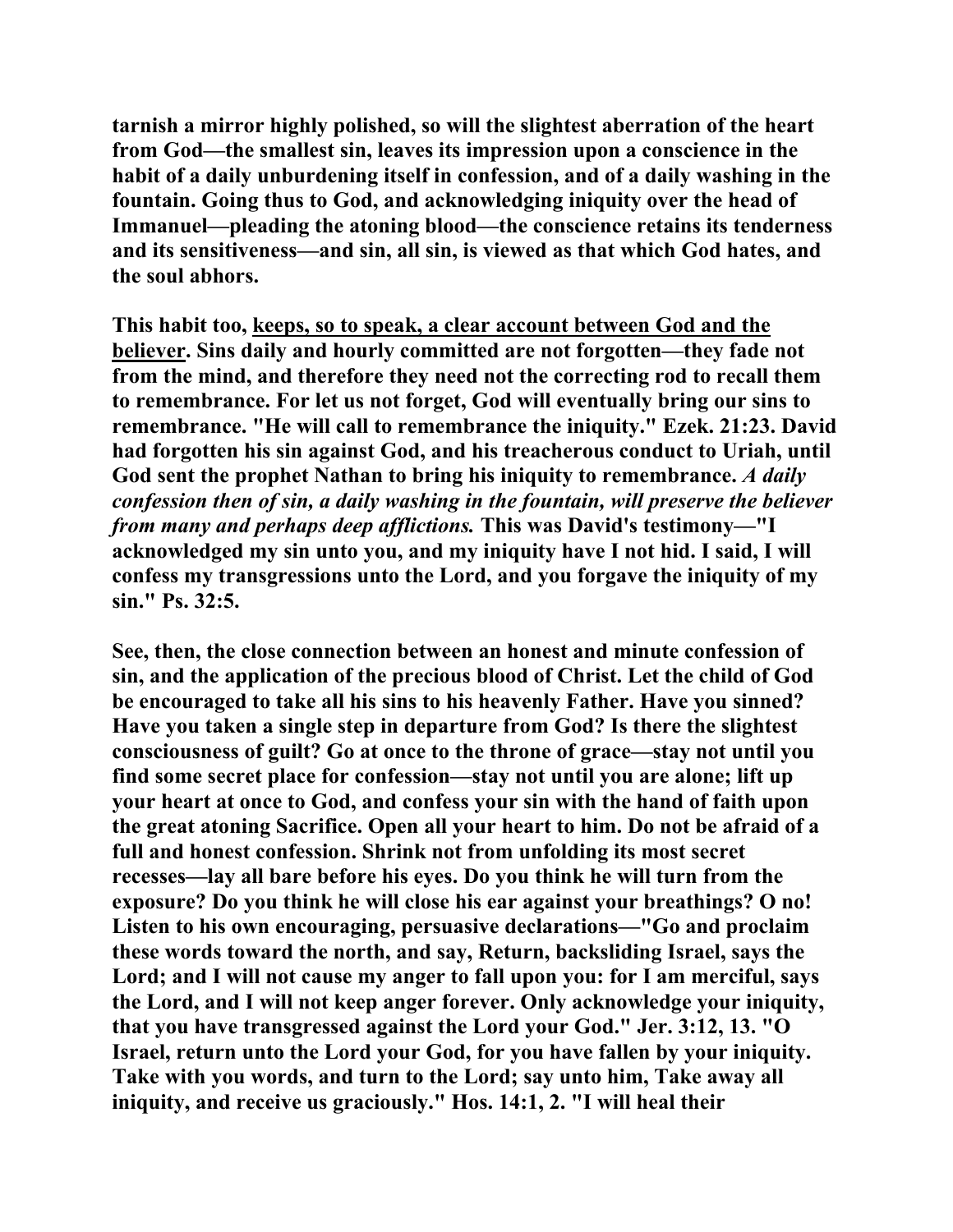**tarnish a mirror highly polished, so will the slightest aberration of the heart from God—the smallest sin, leaves its impression upon a conscience in the habit of a daily unburdening itself in confession, and of a daily washing in the fountain. Going thus to God, and acknowledging iniquity over the head of Immanuel—pleading the atoning blood—the conscience retains its tenderness and its sensitiveness—and sin, all sin, is viewed as that which God hates, and the soul abhors.**

**This habit too, <u>keeps, so to speak, a clear account between God and the believer</u>. Sins daily and hourly committed are not forgotten—they fade not from the mind, and therefore they need not the correcting rod to recall them to remembrance. For let us not forget, God will eventually bring our sins to remembrance. "He will call to remembrance the iniquity." Ezek. 21:23. David had forgotten his sin against God, and his treacherous conduct to Uriah, until God sent the prophet Nathan to bring his iniquity to remembrance. *A daily confession then of sin, a daily washing in the fountain, will preserve the believer from many and perhaps deep afflictions.* This was David's testimony—"I acknowledged my sin unto you, and my iniquity have I not hid. I said, I will confess my transgressions unto the Lord, and you forgave the iniquity of my sin." Ps. 32:5.**

**See, then, the close connection between an honest and minute confession of sin, and the application of the precious blood of Christ. Let the child of God be encouraged to take all his sins to his heavenly Father. Have you sinned? Have you taken a single step in departure from God? Is there the slightest consciousness of guilt? Go at once to the throne of grace—stay not until you find some secret place for confession—stay not until you are alone; lift up your heart at once to God, and confess your sin with the hand of faith upon the great atoning Sacrifice. Open all your heart to him. Do not be afraid of a full and honest confession. Shrink not from unfolding its most secret recesses—lay all bare before his eyes. Do you think he will turn from the exposure? Do you think he will close his ear against your breathings? O no! Listen to his own encouraging, persuasive declarations—"Go and proclaim these words toward the north, and say, Return, backsliding Israel, says the Lord; and I will not cause my anger to fall upon you: for I am merciful, says the Lord, and I will not keep anger forever. Only acknowledge your iniquity, that you have transgressed against the Lord your God." Jer. 3:12, 13. "O Israel, return unto the Lord your God, for you have fallen by your iniquity. Take with you words, and turn to the Lord; say unto him, Take away all iniquity, and receive us graciously." Hos. 14:1, 2. "I will heal their**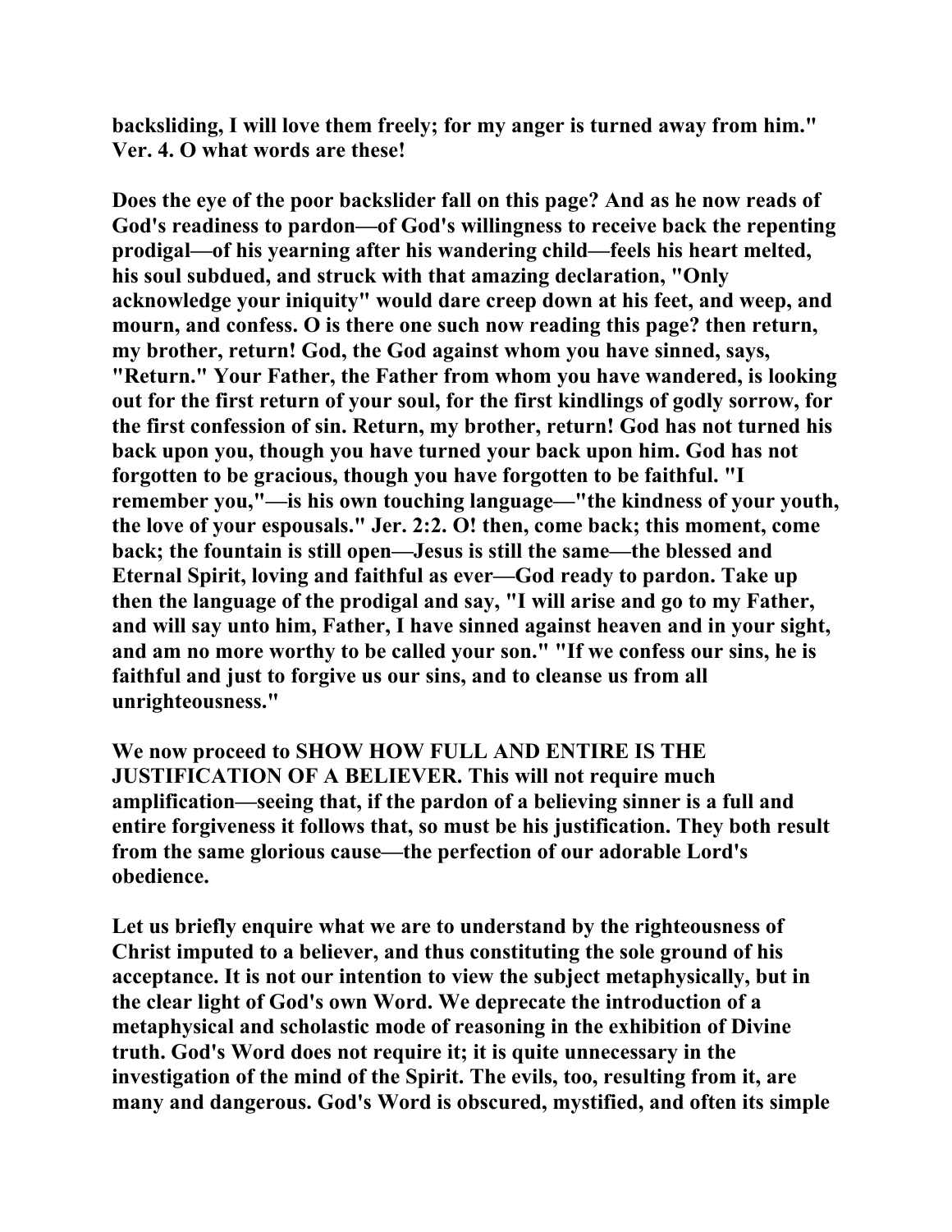**backsliding, I will love them freely; for my anger is turned away from him." Ver. 4. O what words are these!**

**Does the eye of the poor backslider fall on this page? And as he now reads of God's readiness to pardon—of God's willingness to receive back the repenting prodigal—of his yearning after his wandering child—feels his heart melted, his soul subdued, and struck with that amazing declaration, "Only acknowledge your iniquity" would dare creep down at his feet, and weep, and mourn, and confess. O is there one such now reading this page? then return, my brother, return! God, the God against whom you have sinned, says, "Return." Your Father, the Father from whom you have wandered, is looking out for the first return of your soul, for the first kindlings of godly sorrow, for the first confession of sin. Return, my brother, return! God has not turned his back upon you, though you have turned your back upon him. God has not forgotten to be gracious, though you have forgotten to be faithful. "I remember you,"—is his own touching language—"the kindness of your youth, the love of your espousals." Jer. 2:2. O! then, come back; this moment, come back; the fountain is still open—Jesus is still the same—the blessed and Eternal Spirit, loving and faithful as ever—God ready to pardon. Take up then the language of the prodigal and say, "I will arise and go to my Father, and will say unto him, Father, I have sinned against heaven and in your sight, and am no more worthy to be called your son." "If we confess our sins, he is faithful and just to forgive us our sins, and to cleanse us from all unrighteousness."**

**We now proceed to SHOW HOW FULL AND ENTIRE IS THE JUSTIFICATION OF A BELIEVER. This will not require much amplification—seeing that, if the pardon of a believing sinner is a full and entire forgiveness it follows that, so must be his justification. They both result from the same glorious cause—the perfection of our adorable Lord's obedience.**

**Let us briefly enquire what we are to understand by the righteousness of Christ imputed to a believer, and thus constituting the sole ground of his acceptance. It is not our intention to view the subject metaphysically, but in the clear light of God's own Word. We deprecate the introduction of a metaphysical and scholastic mode of reasoning in the exhibition of Divine truth. God's Word does not require it; it is quite unnecessary in the investigation of the mind of the Spirit. The evils, too, resulting from it, are many and dangerous. God's Word is obscured, mystified, and often its simple**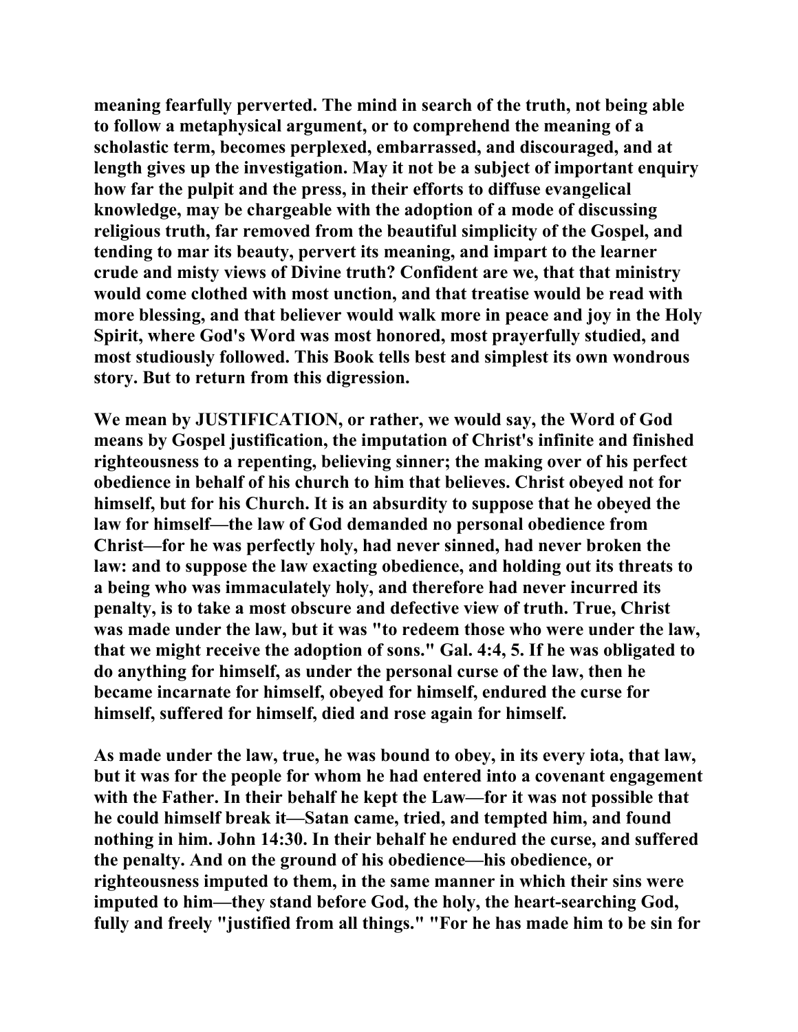meaning fearfully perverted. The mind in search of the truth, not being able to follow a metaphysical argument, or to comprehend the meaning of a scholastic term, becomes perplexed, embarrassed, and discouraged, and at length gives up the investigation. May it not be a subject of important enquiry how far the pulpit and the press, in their efforts to diffuse evangelical knowledge, may be chargeable with the adoption of a mode of discussing religious truth, far removed from the beautiful simplicity of the Gospel, and tending to mar its beauty, pervert its meaning, and impart to the learner crude and misty views of Divine truth? Confident are we, that that ministry would come clothed with most unction, and that treatise would be read with more blessing, and that believer would walk more in peace and joy in the Holy Spirit, where God's Word was most honored, most prayerfully studied, and most studiously followed. This Book tells best and simplest its own wondrous story. But to return from this digression.

We mean by JUSTIFICATION, or rather, we would say, the Word of God means by Gospel justification, the imputation of Christ's infinite and finished righteousness to a repenting, believing sinner; the making over of his perfect obedience in behalf of his church to him that believes. Christ obeyed not for himself, but for his Church. It is an absurdity to suppose that he obeyed the law for himself—the law of God demanded no personal obedience from Christ—for he was perfectly holy, had never sinned, had never broken the law: and to suppose the law exacting obedience, and holding out its threats to a being who was immaculately holy, and therefore had never incurred its penalty, is to take a most obscure and defective view of truth. True, Christ was made under the law, but it was "to redeem those who were under the law, that we might receive the adoption of sons." Gal. 4:4, 5. If he was obligated to do anything for himself, as under the personal curse of the law, then he became incarnate for himself, obeyed for himself, endured the curse for himself, suffered for himself, died and rose again for himself.

As made under the law, true, he was bound to obey, in its every iota, that law, but it was for the people for whom he had entered into a covenant engagement with the Father. In their behalf he kept the Law—for it was not possible that he could himself break it—Satan came, tried, and tempted him, and found nothing in him. John 14:30. In their behalf he endured the curse, and suffered the penalty. And on the ground of his obedience—his obedience, or righteousness imputed to them, in the same manner in which their sins were imputed to him—they stand before God, the holy, the heart-searching God, fully and freely "justified from all things." "For he has made him to be sin for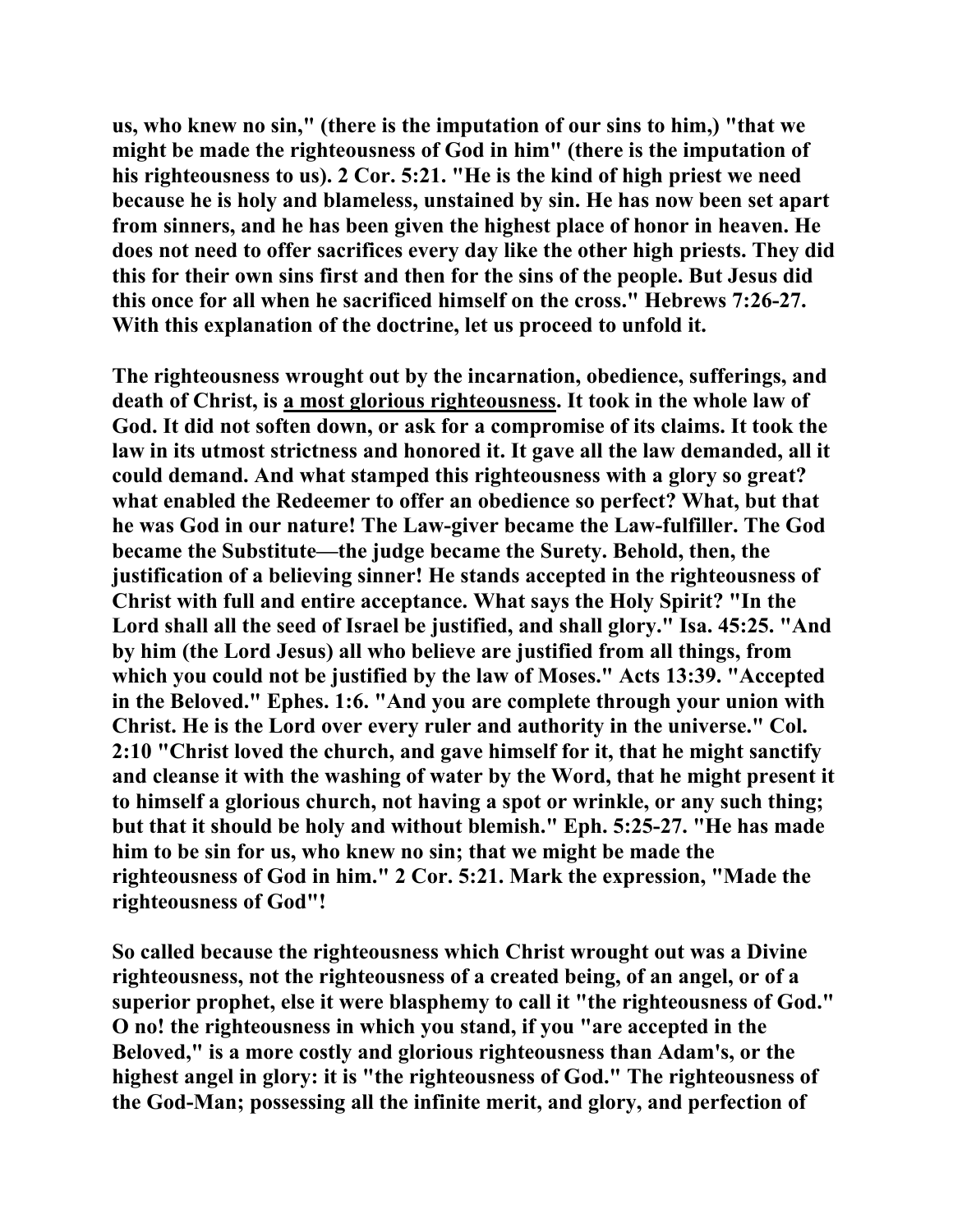**us, who knew no sin," (there is the imputation of our sins to him,) "that we might be made the righteousness of God in him" (there is the imputation of his righteousness to us). 2 Cor. 5:21. "He is the kind of high priest we need because he is holy and blameless, unstained by sin. He has now been set apart from sinners, and he has been given the highest place of honor in heaven. He does not need to offer sacrifices every day like the other high priests. They did this for their own sins first and then for the sins of the people. But Jesus did this once for all when he sacrificed himself on the cross." Hebrews 7:26-27. With this explanation of the doctrine, let us proceed to unfold it.**

**The righteousness wrought out by the incarnation, obedience, sufferings, and death of Christ, is <u>a most glorious righteousness</u>. It took in the whole law of God. It did not soften down, or ask for a compromise of its claims. It took the law in its utmost strictness and honored it. It gave all the law demanded, all it could demand. And what stamped this righteousness with a glory so great? what enabled the Redeemer to offer an obedience so perfect? What, but that he was God in our nature! The Law-giver became the Law-fulfiller. The God became the Substitute—the judge became the Surety. Behold, then, the justification of a believing sinner! He stands accepted in the righteousness of Christ with full and entire acceptance. What says the Holy Spirit? "In the Lord shall all the seed of Israel be justified, and shall glory." Isa. 45:25. "And by him (the Lord Jesus) all who believe are justified from all things, from which you could not be justified by the law of Moses." Acts 13:39. "Accepted in the Beloved." Ephes. 1:6. "And you are complete through your union with Christ. He is the Lord over every ruler and authority in the universe." Col. 2:10 "Christ loved the church, and gave himself for it, that he might sanctify and cleanse it with the washing of water by the Word, that he might present it to himself a glorious church, not having a spot or wrinkle, or any such thing; but that it should be holy and without blemish." Eph. 5:25-27. "He has made him to be sin for us, who knew no sin; that we might be made the righteousness of God in him." 2 Cor. 5:21. Mark the expression, "Made the righteousness of God"!**

**So called because the righteousness which Christ wrought out was a Divine righteousness, not the righteousness of a created being, of an angel, or of a superior prophet, else it were blasphemy to call it "the righteousness of God." O no! the righteousness in which you stand, if you "are accepted in the Beloved," is a more costly and glorious righteousness than Adam's, or the highest angel in glory: it is "the righteousness of God." The righteousness of the God-Man; possessing all the infinite merit, and glory, and perfection of**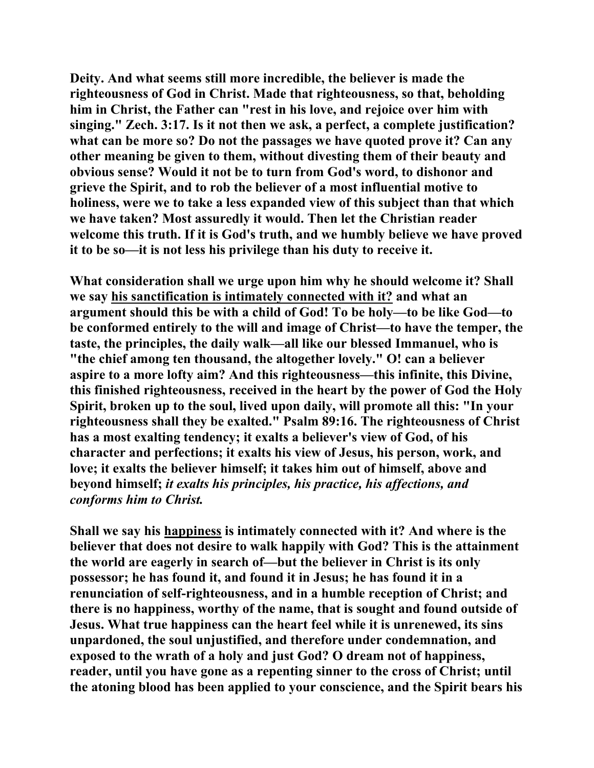**Deity. And what seems still more incredible, the believer is made the righteousness of God in Christ. Made that righteousness, so that, beholding him in Christ, the Father can "rest in his love, and rejoice over him with singing." Zech. 3:17. Is it not then we ask, a perfect, a complete justification? what can be more so? Do not the passages we have quoted prove it? Can any other meaning be given to them, without divesting them of their beauty and obvious sense? Would it not be to turn from God's word, to dishonor and grieve the Spirit, and to rob the believer of a most influential motive to holiness, were we to take a less expanded view of this subject than that which we have taken? Most assuredly it would. Then let the Christian reader welcome this truth. If it is God's truth, and we humbly believe we have proved it to be so—it is not less his privilege than his duty to receive it.**

**What consideration shall we urge upon him why he should welcome it? Shall we say <u>his sanctification is intimately connected with it?</u> and what an argument should this be with a child of God! To be holy—to be like God—to be conformed entirely to the will and image of Christ—to have the temper, the taste, the principles, the daily walk—all like our blessed Immanuel, who is "the chief among ten thousand, the altogether lovely." O! can a believer aspire to a more lofty aim? And this righteousness—this infinite, this Divine, this finished righteousness, received in the heart by the power of God the Holy Spirit, broken up to the soul, lived upon daily, will promote all this: "In your righteousness shall they be exalted." Psalm 89:16. The righteousness of Christ has a most exalting tendency; it exalts a believer's view of God, of his character and perfections; it exalts his view of Jesus, his person, work, and love; it exalts the believer himself; it takes him out of himself, above and beyond himself; *it exalts his principles, his practice, his affections, and conforms him to Christ.***

**Shall we say his <u>happiness</u> is intimately connected with it? And where is the believer that does not desire to walk happily with God? This is the attainment the world are eagerly in search of—but the believer in Christ is its only possessor; he has found it, and found it in Jesus; he has found it in a renunciation of self-righteousness, and in a humble reception of Christ; and there is no happiness, worthy of the name, that is sought and found outside of Jesus. What true happiness can the heart feel while it is unrenewed, its sins unpardoned, the soul unjustified, and therefore under condemnation, and exposed to the wrath of a holy and just God? O dream not of happiness, reader, until you have gone as a repenting sinner to the cross of Christ; until the atoning blood has been applied to your conscience, and the Spirit bears his**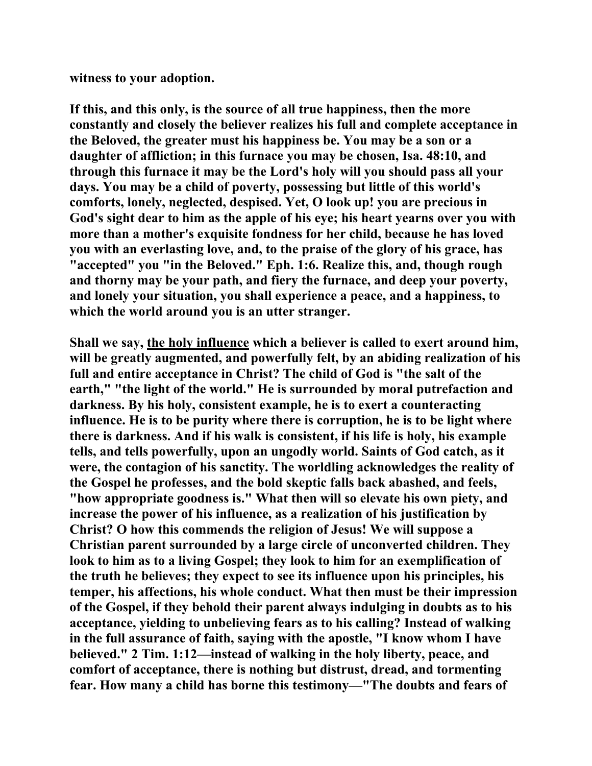**witness to your adoption.**

**If this, and this only, is the source of all true happiness, then the more constantly and closely the believer realizes his full and complete acceptance in the Beloved, the greater must his happiness be. You may be a son or a daughter of affliction; in this furnace you may be chosen, Isa. 48:10, and through this furnace it may be the Lord's holy will you should pass all your days. You may be a child of poverty, possessing but little of this world's comforts, lonely, neglected, despised. Yet, O look up! you are precious in God's sight dear to him as the apple of his eye; his heart yearns over you with more than a mother's exquisite fondness for her child, because he has loved you with an everlasting love, and, to the praise of the glory of his grace, has "accepted" you "in the Beloved." Eph. 1:6. Realize this, and, though rough and thorny may be your path, and fiery the furnace, and deep your poverty, and lonely your situation, you shall experience a peace, and a happiness, to which the world around you is an utter stranger.**

**Shall we say, <u>the holy influence</u> which a believer is called to exert around him, will be greatly augmented, and powerfully felt, by an abiding realization of his full and entire acceptance in Christ? The child of God is "the salt of the earth," "the light of the world." He is surrounded by moral putrefaction and darkness. By his holy, consistent example, he is to exert a counteracting influence. He is to be purity where there is corruption, he is to be light where there is darkness. And if his walk is consistent, if his life is holy, his example tells, and tells powerfully, upon an ungodly world. Saints of God catch, as it were, the contagion of his sanctity. The worldling acknowledges the reality of the Gospel he professes, and the bold skeptic falls back abashed, and feels, "how appropriate goodness is." What then will so elevate his own piety, and increase the power of his influence, as a realization of his justification by Christ? O how this commends the religion of Jesus! We will suppose a Christian parent surrounded by a large circle of unconverted children. They look to him as to a living Gospel; they look to him for an exemplification of the truth he believes; they expect to see its influence upon his principles, his temper, his affections, his whole conduct. What then must be their impression of the Gospel, if they behold their parent always indulging in doubts as to his acceptance, yielding to unbelieving fears as to his calling? Instead of walking in the full assurance of faith, saying with the apostle, "I know whom I have believed." 2 Tim. 1:12—instead of walking in the holy liberty, peace, and comfort of acceptance, there is nothing but distrust, dread, and tormenting fear. How many a child has borne this testimony—"The doubts and fears of**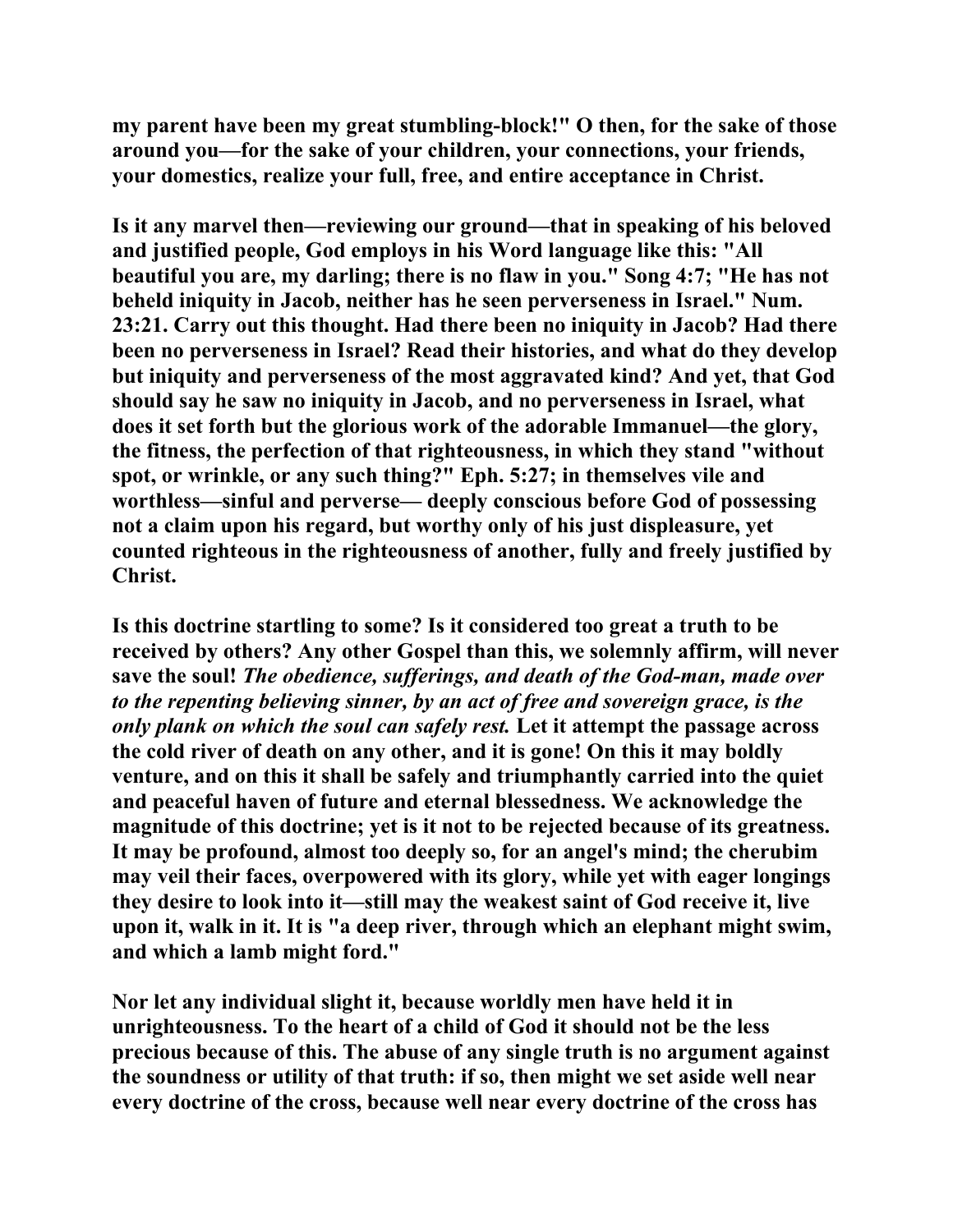**my parent have been my great stumbling-block!" O then, for the sake of those around you—for the sake of your children, your connections, your friends, your domestics, realize your full, free, and entire acceptance in Christ.**

**Is it any marvel then—reviewing our ground—that in speaking of his beloved and justified people, God employs in his Word language like this: "All beautiful you are, my darling; there is no flaw in you." Song 4:7; "He has not beheld iniquity in Jacob, neither has he seen perverseness in Israel." Num. 23:21. Carry out this thought. Had there been no iniquity in Jacob? Had there been no perverseness in Israel? Read their histories, and what do they develop but iniquity and perverseness of the most aggravated kind? And yet, that God should say he saw no iniquity in Jacob, and no perverseness in Israel, what does it set forth but the glorious work of the adorable Immanuel—the glory, the fitness, the perfection of that righteousness, in which they stand "without spot, or wrinkle, or any such thing?" Eph. 5:27; in themselves vile and worthless—sinful and perverse— deeply conscious before God of possessing not a claim upon his regard, but worthy only of his just displeasure, yet counted righteous in the righteousness of another, fully and freely justified by Christ.**

**Is this doctrine startling to some? Is it considered too great a truth to be received by others? Any other Gospel than this, we solemnly affirm, will never save the soul! *The obedience, sufferings, and death of the God-man, made over to the repenting believing sinner, by an act of free and sovereign grace, is the only plank on which the soul can safely rest.* Let it attempt the passage across the cold river of death on any other, and it is gone! On this it may boldly venture, and on this it shall be safely and triumphantly carried into the quiet and peaceful haven of future and eternal blessedness. We acknowledge the magnitude of this doctrine; yet is it not to be rejected because of its greatness. It may be profound, almost too deeply so, for an angel's mind; the cherubim may veil their faces, overpowered with its glory, while yet with eager longings they desire to look into it—still may the weakest saint of God receive it, live upon it, walk in it. It is "a deep river, through which an elephant might swim, and which a lamb might ford."**

**Nor let any individual slight it, because worldly men have held it in unrighteousness. To the heart of a child of God it should not be the less precious because of this. The abuse of any single truth is no argument against the soundness or utility of that truth: if so, then might we set aside well near every doctrine of the cross, because well near every doctrine of the cross has**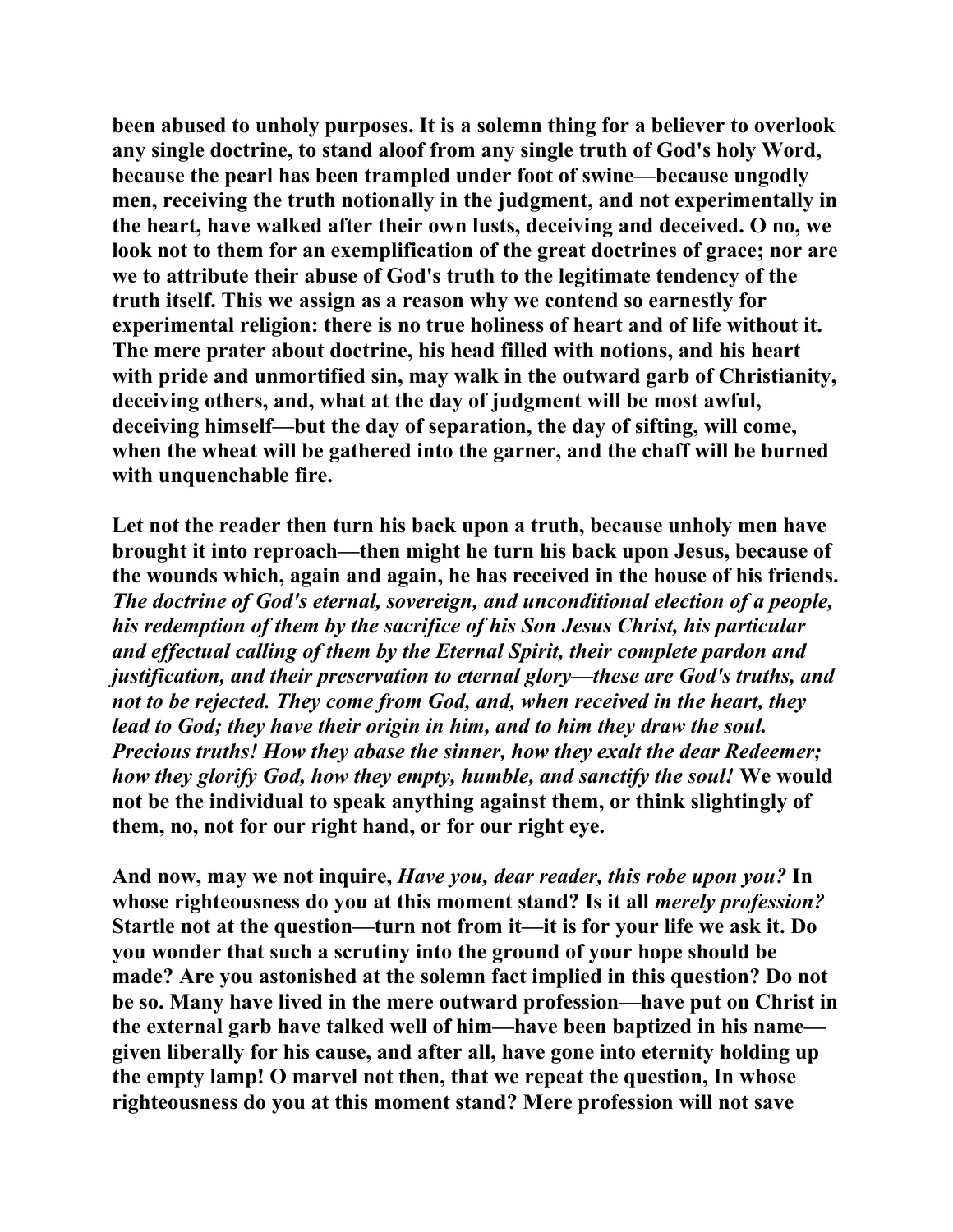been abused to unholy purposes. It is a solemn thing for a believer to overlook any single doctrine, to stand aloof from any single truth of God's holy Word, because the pearl has been trampled under foot of swine—because ungodly men, receiving the truth notionally in the judgment, and not experimentally in the heart, have walked after their own lusts, deceiving and deceived. O no, we look not to them for an exemplification of the great doctrines of grace; nor are we to attribute their abuse of God's truth to the legitimate tendency of the truth itself. This we assign as a reason why we contend so earnestly for experimental religion: there is no true holiness of heart and of life without it. The mere prater about doctrine, his head filled with notions, and his heart with pride and unmortified sin, may walk in the outward garb of Christianity, deceiving others, and, what at the day of judgment will be most awful, deceiving himself—but the day of separation, the day of sifting, will come, when the wheat will be gathered into the garner, and the chaff will be burned with unquenchable fire.

Let not the reader then turn his back upon a truth, because unholy men have brought it into reproach—then might he turn his back upon Jesus, because of the wounds which, again and again, he has received in the house of his friends. *The doctrine of God's eternal, sovereign, and unconditional election of a people, his redemption of them by the sacrifice of his Son Jesus Christ, his particular and effectual calling of them by the Eternal Spirit, their complete pardon and justification, and their preservation to eternal glory—these are God's truths, and not to be rejected. They come from God, and, when received in the heart, they lead to God; they have their origin in him, and to him they draw the soul. Precious truths! How they abase the sinner, how they exalt the dear Redeemer; how they glorify God, how they empty, humble, and sanctify the soul!* We would not be the individual to speak anything against them, or think slightingly of them, no, not for our right hand, or for our right eye.

And now, may we not inquire, *Have you, dear reader, this robe upon you?* In whose righteousness do you at this moment stand? Is it all *merely profession?* Startle not at the question—turn not from it—it is for your life we ask it. Do you wonder that such a scrutiny into the ground of your hope should be made? Are you astonished at the solemn fact implied in this question? Do not be so. Many have lived in the mere outward profession—have put on Christ in the external garb have talked well of him—have been baptized in his name—given liberally for his cause, and after all, have gone into eternity holding up the empty lamp! O marvel not then, that we repeat the question, In whose righteousness do you at this moment stand? Mere profession will not save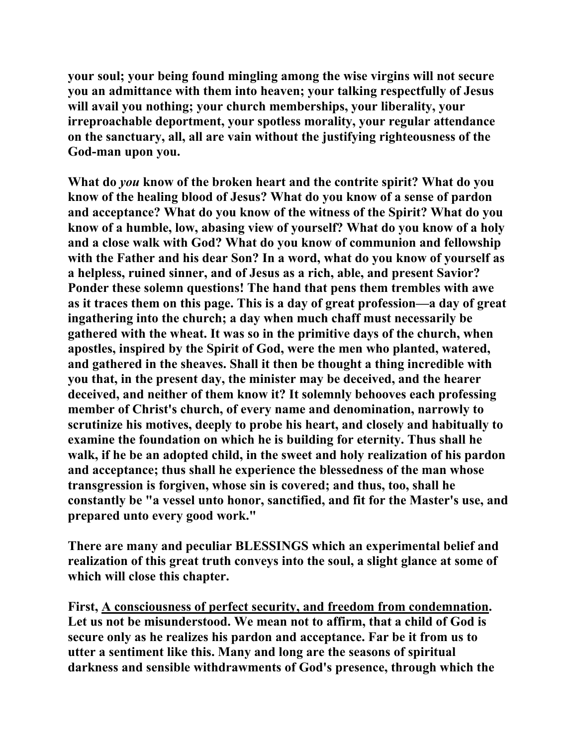**your soul; your being found mingling among the wise virgins will not secure you an admittance with them into heaven; your talking respectfully of Jesus will avail you nothing; your church memberships, your liberality, your irreproachable deportment, your spotless morality, your regular attendance on the sanctuary, all, all are vain without the justifying righteousness of the God-man upon you.**

**What do *you* know of the broken heart and the contrite spirit? What do you know of the healing blood of Jesus? What do you know of a sense of pardon and acceptance? What do you know of the witness of the Spirit? What do you know of a humble, low, abasing view of yourself? What do you know of a holy and a close walk with God? What do you know of communion and fellowship with the Father and his dear Son? In a word, what do you know of yourself as a helpless, ruined sinner, and of Jesus as a rich, able, and present Savior? Ponder these solemn questions! The hand that pens them trembles with awe as it traces them on this page. This is a day of great profession—a day of great ingathering into the church; a day when much chaff must necessarily be gathered with the wheat. It was so in the primitive days of the church, when apostles, inspired by the Spirit of God, were the men who planted, watered, and gathered in the sheaves. Shall it then be thought a thing incredible with you that, in the present day, the minister may be deceived, and the hearer deceived, and neither of them know it? It solemnly behooves each professing member of Christ's church, of every name and denomination, narrowly to scrutinize his motives, deeply to probe his heart, and closely and habitually to examine the foundation on which he is building for eternity. Thus shall he walk, if he be an adopted child, in the sweet and holy realization of his pardon and acceptance; thus shall he experience the blessedness of the man whose transgression is forgiven, whose sin is covered; and thus, too, shall he constantly be "a vessel unto honor, sanctified, and fit for the Master's use, and prepared unto every good work."**

**There are many and peculiar BLESSINGS which an experimental belief and realization of this great truth conveys into the soul, a slight glance at some of which will close this chapter.**

**First, <u>A consciousness of perfect security, and freedom from condemnation</u>. Let us not be misunderstood. We mean not to affirm, that a child of God is secure only as he realizes his pardon and acceptance. Far be it from us to utter a sentiment like this. Many and long are the seasons of spiritual darkness and sensible withdrawments of God's presence, through which the**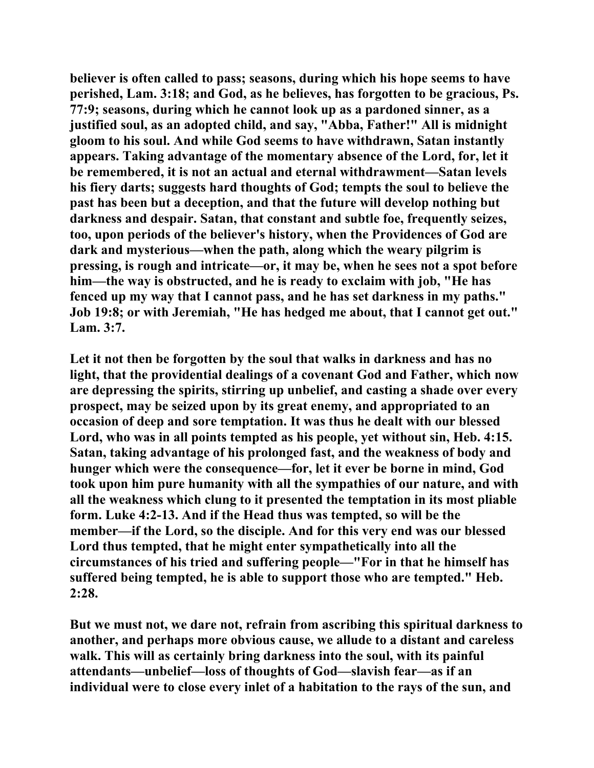**believer is often called to pass; seasons, during which his hope seems to have perished, Lam. 3:18; and God, as he believes, has forgotten to be gracious, Ps. 77:9; seasons, during which he cannot look up as a pardoned sinner, as a justified soul, as an adopted child, and say, "Abba, Father!" All is midnight gloom to his soul. And while God seems to have withdrawn, Satan instantly appears. Taking advantage of the momentary absence of the Lord, for, let it be remembered, it is not an actual and eternal withdrawment—Satan levels his fiery darts; suggests hard thoughts of God; tempts the soul to believe the past has been but a deception, and that the future will develop nothing but darkness and despair. Satan, that constant and subtle foe, frequently seizes, too, upon periods of the believer's history, when the Providences of God are dark and mysterious—when the path, along which the weary pilgrim is pressing, is rough and intricate—or, it may be, when he sees not a spot before him—the way is obstructed, and he is ready to exclaim with job, "He has fenced up my way that I cannot pass, and he has set darkness in my paths." Job 19:8; or with Jeremiah, "He has hedged me about, that I cannot get out." Lam. 3:7.**

**Let it not then be forgotten by the soul that walks in darkness and has no light, that the providential dealings of a covenant God and Father, which now are depressing the spirits, stirring up unbelief, and casting a shade over every prospect, may be seized upon by its great enemy, and appropriated to an occasion of deep and sore temptation. It was thus he dealt with our blessed Lord, who was in all points tempted as his people, yet without sin, Heb. 4:15. Satan, taking advantage of his prolonged fast, and the weakness of body and hunger which were the consequence—for, let it ever be borne in mind, God took upon him pure humanity with all the sympathies of our nature, and with all the weakness which clung to it presented the temptation in its most pliable form. Luke 4:2-13. And if the Head thus was tempted, so will be the member—if the Lord, so the disciple. And for this very end was our blessed Lord thus tempted, that he might enter sympathetically into all the circumstances of his tried and suffering people—"For in that he himself has suffered being tempted, he is able to support those who are tempted." Heb. 2:28.**

**But we must not, we dare not, refrain from ascribing this spiritual darkness to another, and perhaps more obvious cause, we allude to a distant and careless walk. This will as certainly bring darkness into the soul, with its painful attendants—unbelief—loss of thoughts of God—slavish fear—as if an individual were to close every inlet of a habitation to the rays of the sun, and**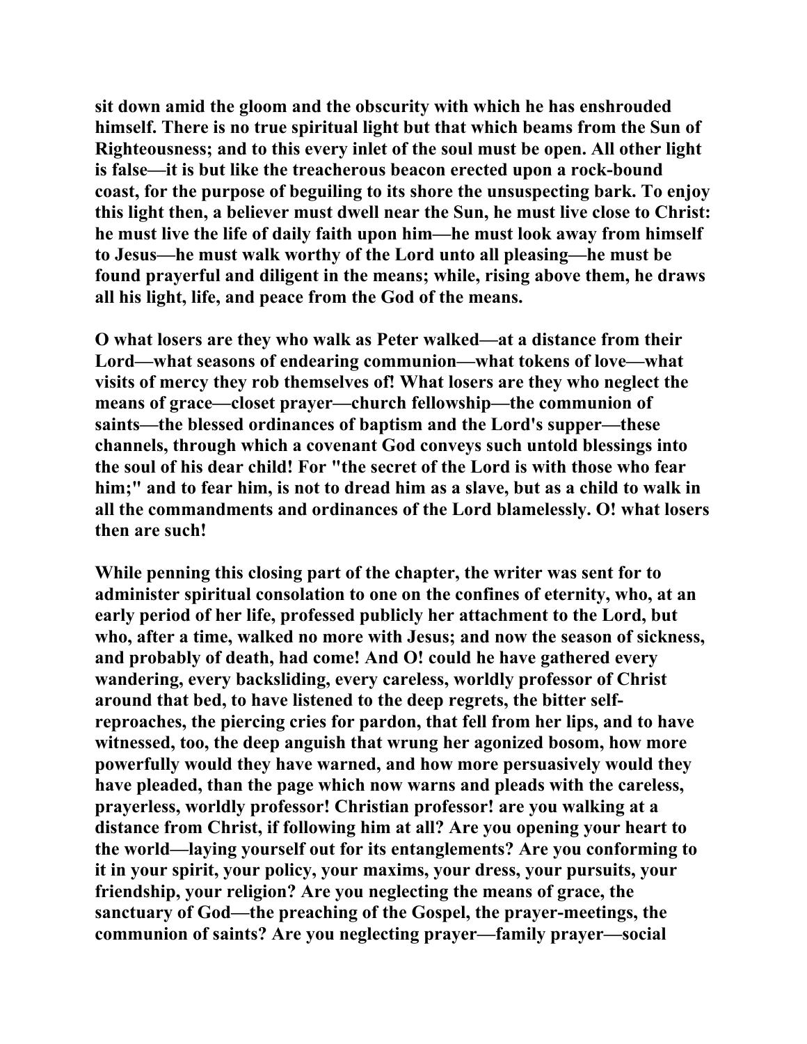sit down amid the gloom and the obscurity with which he has enshrouded himself. There is no true spiritual light but that which beams from the Sun of Righteousness; and to this every inlet of the soul must be open. All other light is false—it is but like the treacherous beacon erected upon a rock-bound coast, for the purpose of beguiling to its shore the unsuspecting bark. To enjoy this light then, a believer must dwell near the Sun, he must live close to Christ: he must live the life of daily faith upon him—he must look away from himself to Jesus—he must walk worthy of the Lord unto all pleasing—he must be found prayerful and diligent in the means; while, rising above them, he draws all his light, life, and peace from the God of the means.

O what losers are they who walk as Peter walked—at a distance from their Lord—what seasons of endearing communion—what tokens of love—what visits of mercy they rob themselves of! What losers are they who neglect the means of grace—closet prayer—church fellowship—the communion of saints—the blessed ordinances of baptism and the Lord's supper—these channels, through which a covenant God conveys such untold blessings into the soul of his dear child! For "the secret of the Lord is with those who fear him;" and to fear him, is not to dread him as a slave, but as a child to walk in all the commandments and ordinances of the Lord blamelessly. O! what losers then are such!

While penning this closing part of the chapter, the writer was sent for to administer spiritual consolation to one on the confines of eternity, who, at an early period of her life, professed publicly her attachment to the Lord, but who, after a time, walked no more with Jesus; and now the season of sickness, and probably of death, had come! And O! could he have gathered every wandering, every backsliding, every careless, worldly professor of Christ around that bed, to have listened to the deep regrets, the bitter self-reproaches, the piercing cries for pardon, that fell from her lips, and to have witnessed, too, the deep anguish that wrung her agonized bosom, how more powerfully would they have warned, and how more persuasively would they have pleaded, than the page which now warns and pleads with the careless, prayerless, worldly professor! Christian professor! are you walking at a distance from Christ, if following him at all? Are you opening your heart to the world—laying yourself out for its entanglements? Are you conforming to it in your spirit, your policy, your maxims, your dress, your pursuits, your friendship, your religion? Are you neglecting the means of grace, the sanctuary of God—the preaching of the Gospel, the prayer-meetings, the communion of saints? Are you neglecting prayer—family prayer—social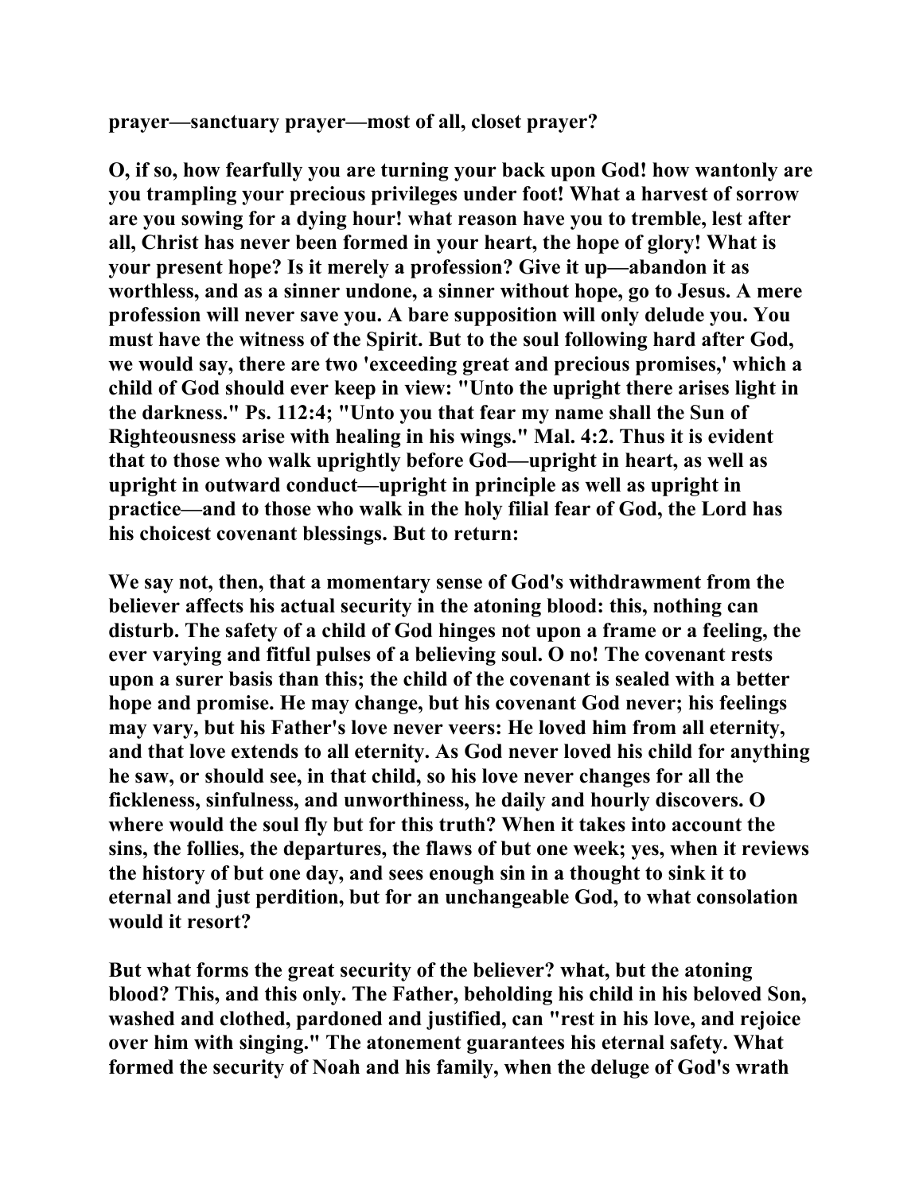prayer—sanctuary prayer—most of all, closet prayer?

O, if so, how fearfully you are turning your back upon God! how wantonly are you trampling your precious privileges under foot! What a harvest of sorrow are you sowing for a dying hour! what reason have you to tremble, lest after all, Christ has never been formed in your heart, the hope of glory! What is your present hope? Is it merely a profession? Give it up—abandon it as worthless, and as a sinner undone, a sinner without hope, go to Jesus. A mere profession will never save you. A bare supposition will only delude you. You must have the witness of the Spirit. But to the soul following hard after God, we would say, there are two 'exceeding great and precious promises,' which a child of God should ever keep in view: "Unto the upright there arises light in the darkness." Ps. 112:4; "Unto you that fear my name shall the Sun of Righteousness arise with healing in his wings." Mal. 4:2. Thus it is evident that to those who walk uprightly before God—upright in heart, as well as upright in outward conduct—upright in principle as well as upright in practice—and to those who walk in the holy filial fear of God, the Lord has his choicest covenant blessings. But to return:

We say not, then, that a momentary sense of God's withdrawment from the believer affects his actual security in the atoning blood: this, nothing can disturb. The safety of a child of God hinges not upon a frame or a feeling, the ever varying and fitful pulses of a believing soul. O no! The covenant rests upon a surer basis than this; the child of the covenant is sealed with a better hope and promise. He may change, but his covenant God never; his feelings may vary, but his Father's love never veers: He loved him from all eternity, and that love extends to all eternity. As God never loved his child for anything he saw, or should see, in that child, so his love never changes for all the fickleness, sinfulness, and unworthiness, he daily and hourly discovers. O where would the soul fly but for this truth? When it takes into account the sins, the follies, the departures, the flaws of but one week; yes, when it reviews the history of but one day, and sees enough sin in a thought to sink it to eternal and just perdition, but for an unchangeable God, to what consolation would it resort?

But what forms the great security of the believer? what, but the atoning blood? This, and this only. The Father, beholding his child in his beloved Son, washed and clothed, pardoned and justified, can "rest in his love, and rejoice over him with singing." The atonement guarantees his eternal safety. What formed the security of Noah and his family, when the deluge of God's wrath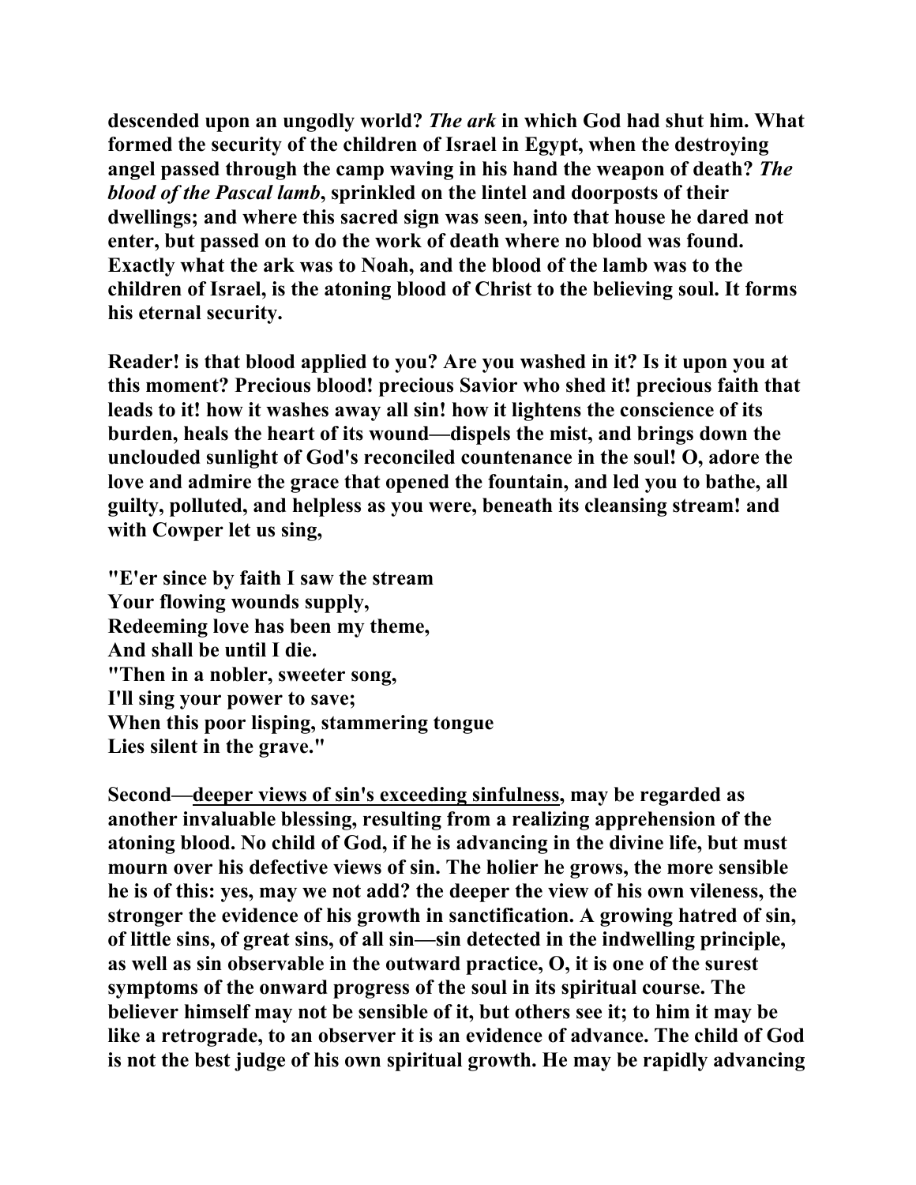descended upon an ungodly world? *The ark* in which God had shut him. What formed the security of the children of Israel in Egypt, when the destroying angel passed through the camp waving in his hand the weapon of death? *The blood of the Pascal lamb*, sprinkled on the lintel and doorposts of their dwellings; and where this sacred sign was seen, into that house he dared not enter, but passed on to do the work of death where no blood was found. Exactly what the ark was to Noah, and the blood of the lamb was to the children of Israel, is the atoning blood of Christ to the believing soul. It forms his eternal security.

Reader! is that blood applied to you? Are you washed in it? Is it upon you at this moment? Precious blood! precious Savior who shed it! precious faith that leads to it! how it washes away all sin! how it lightens the conscience of its burden, heals the heart of its wound—dispels the mist, and brings down the unclouded sunlight of God's reconciled countenance in the soul! O, adore the love and admire the grace that opened the fountain, and led you to bathe, all guilty, polluted, and helpless as you were, beneath its cleansing stream! and with Cowper let us sing,

"E'er since by faith I saw the stream  
Your flowing wounds supply,  
Redeeming love has been my theme,  
And shall be until I die.  
"Then in a nobler, sweeter song,  
I'll sing your power to save;  
When this poor lisping, stammering tongue  
Lies silent in the grave."

Second—deeper views of sin's exceeding sinfulness, may be regarded as another invaluable blessing, resulting from a realizing apprehension of the atoning blood. No child of God, if he is advancing in the divine life, but must mourn over his defective views of sin. The holier he grows, the more sensible he is of this: yes, may we not add? the deeper the view of his own vileness, the stronger the evidence of his growth in sanctification. A growing hatred of sin, of little sins, of great sins, of all sin—sin detected in the indwelling principle, as well as sin observable in the outward practice, O, it is one of the surest symptoms of the onward progress of the soul in its spiritual course. The believer himself may not be sensible of it, but others see it; to him it may be like a retrograde, to an observer it is an evidence of advance. The child of God is not the best judge of his own spiritual growth. He may be rapidly advancing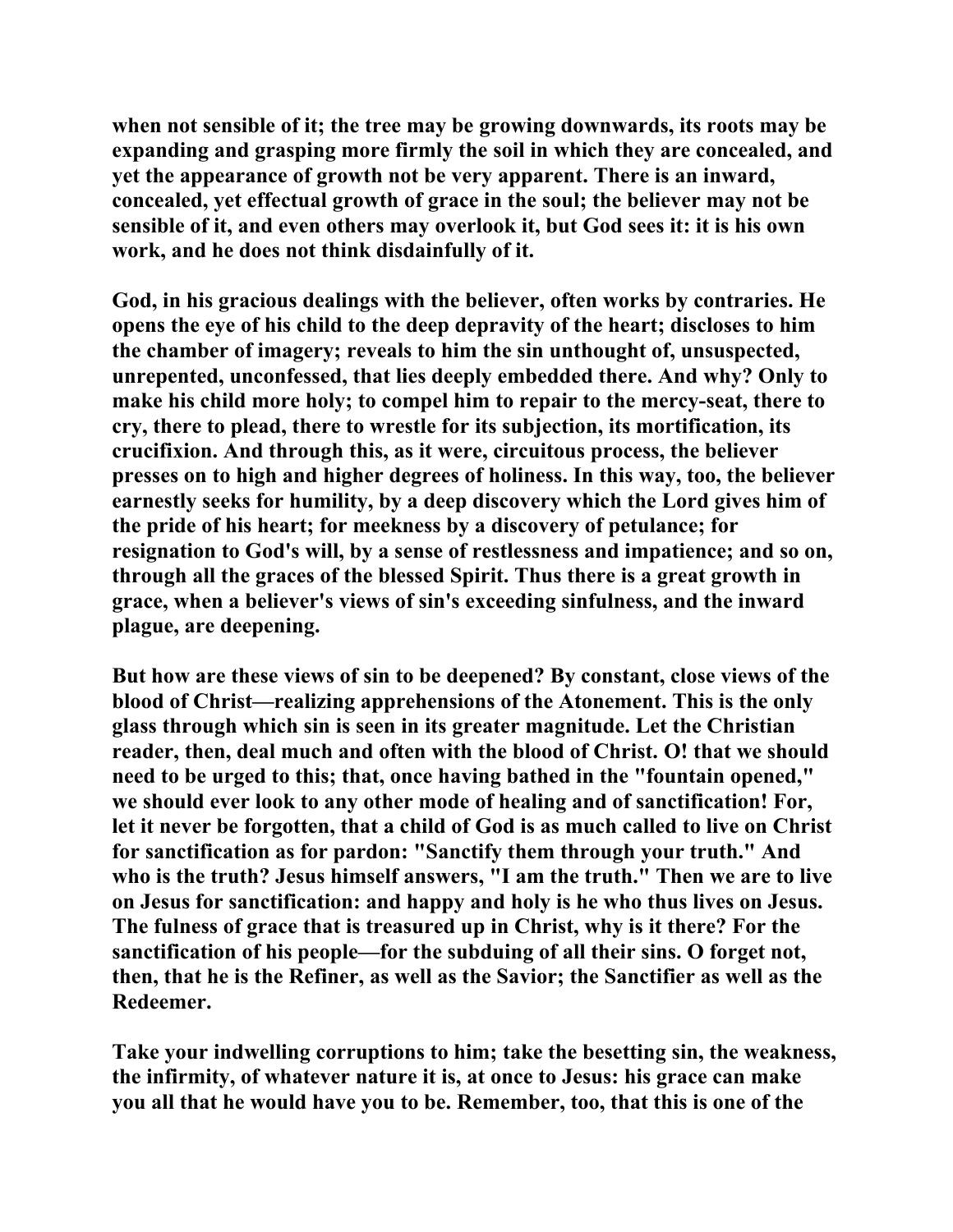**when not sensible of it; the tree may be growing downwards, its roots may be expanding and grasping more firmly the soil in which they are concealed, and yet the appearance of growth not be very apparent. There is an inward, concealed, yet effectual growth of grace in the soul; the believer may not be sensible of it, and even others may overlook it, but God sees it: it is his own work, and he does not think disdainfully of it.**

**God, in his gracious dealings with the believer, often works by contraries. He opens the eye of his child to the deep depravity of the heart; discloses to him the chamber of imagery; reveals to him the sin unthought of, unsuspected, unrepented, unconfessed, that lies deeply embedded there. And why? Only to make his child more holy; to compel him to repair to the mercy-seat, there to cry, there to plead, there to wrestle for its subjection, its mortification, its crucifixion. And through this, as it were, circuitous process, the believer presses on to high and higher degrees of holiness. In this way, too, the believer earnestly seeks for humility, by a deep discovery which the Lord gives him of the pride of his heart; for meekness by a discovery of petulance; for resignation to God's will, by a sense of restlessness and impatience; and so on, through all the graces of the blessed Spirit. Thus there is a great growth in grace, when a believer's views of sin's exceeding sinfulness, and the inward plague, are deepening.**

**But how are these views of sin to be deepened? By constant, close views of the blood of Christ—realizing apprehensions of the Atonement. This is the only glass through which sin is seen in its greater magnitude. Let the Christian reader, then, deal much and often with the blood of Christ. O! that we should need to be urged to this; that, once having bathed in the "fountain opened," we should ever look to any other mode of healing and of sanctification! For, let it never be forgotten, that a child of God is as much called to live on Christ for sanctification as for pardon: "Sanctify them through your truth." And who is the truth? Jesus himself answers, "I am the truth." Then we are to live on Jesus for sanctification: and happy and holy is he who thus lives on Jesus. The fulness of grace that is treasured up in Christ, why is it there? For the sanctification of his people—for the subduing of all their sins. O forget not, then, that he is the Refiner, as well as the Savior; the Sanctifier as well as the Redeemer.**

**Take your indwelling corruptions to him; take the besetting sin, the weakness, the infirmity, of whatever nature it is, at once to Jesus: his grace can make you all that he would have you to be. Remember, too, that this is one of the**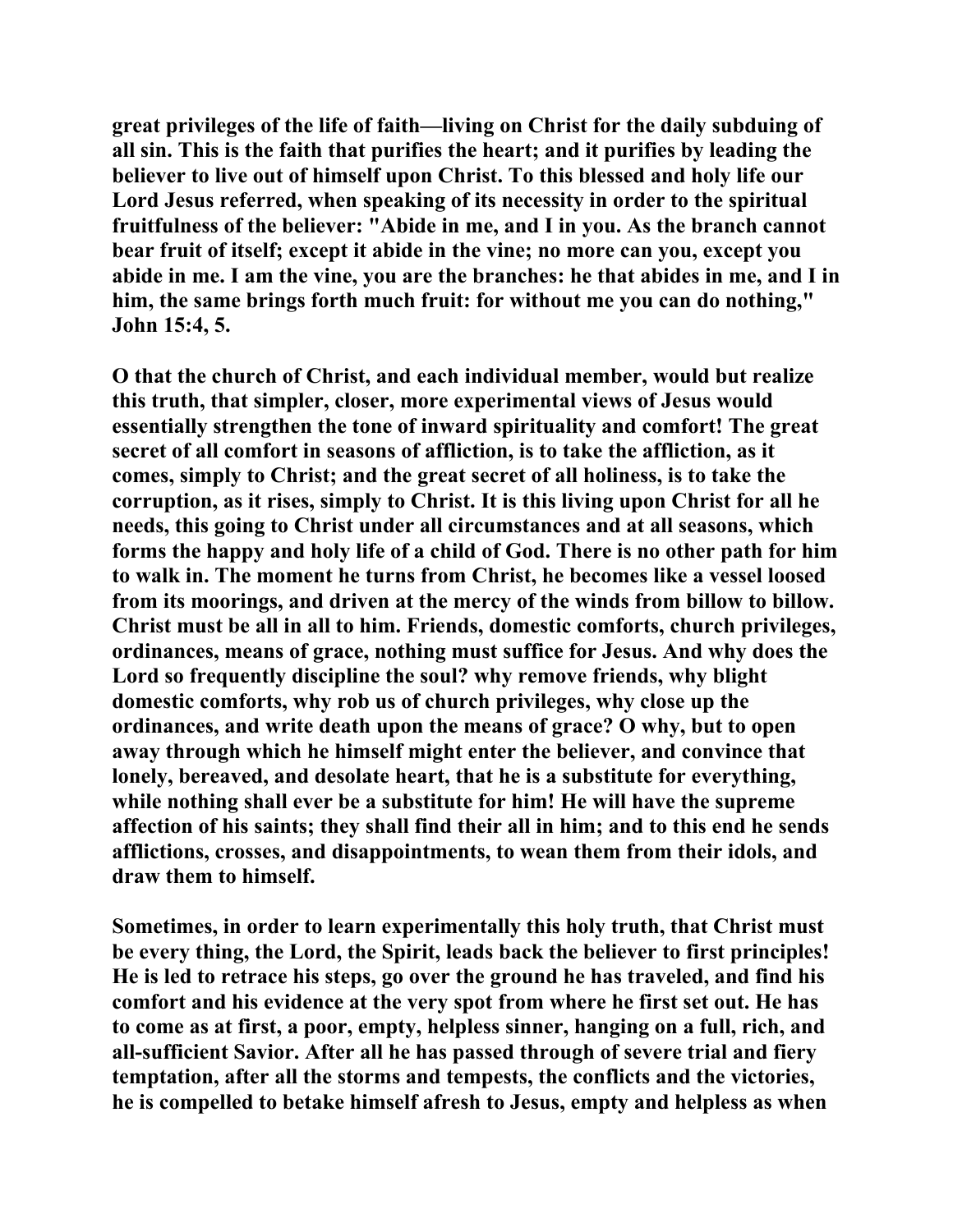great privileges of the life of faith—living on Christ for the daily subduing of all sin. This is the faith that purifies the heart; and it purifies by leading the believer to live out of himself upon Christ. To this blessed and holy life our Lord Jesus referred, when speaking of its necessity in order to the spiritual fruitfulness of the believer: "Abide in me, and I in you. As the branch cannot bear fruit of itself; except it abide in the vine; no more can you, except you abide in me. I am the vine, you are the branches: he that abides in me, and I in him, the same brings forth much fruit: for without me you can do nothing," John 15:4, 5.

O that the church of Christ, and each individual member, would but realize this truth, that simpler, closer, more experimental views of Jesus would essentially strengthen the tone of inward spirituality and comfort! The great secret of all comfort in seasons of affliction, is to take the affliction, as it comes, simply to Christ; and the great secret of all holiness, is to take the corruption, as it rises, simply to Christ. It is this living upon Christ for all he needs, this going to Christ under all circumstances and at all seasons, which forms the happy and holy life of a child of God. There is no other path for him to walk in. The moment he turns from Christ, he becomes like a vessel loosed from its moorings, and driven at the mercy of the winds from billow to billow. Christ must be all in all to him. Friends, domestic comforts, church privileges, ordinances, means of grace, nothing must suffice for Jesus. And why does the Lord so frequently discipline the soul? why remove friends, why blight domestic comforts, why rob us of church privileges, why close up the ordinances, and write death upon the means of grace? O why, but to open away through which he himself might enter the believer, and convince that lonely, bereaved, and desolate heart, that he is a substitute for everything, while nothing shall ever be a substitute for him! He will have the supreme affection of his saints; they shall find their all in him; and to this end he sends afflictions, crosses, and disappointments, to wean them from their idols, and draw them to himself.

Sometimes, in order to learn experimentally this holy truth, that Christ must be every thing, the Lord, the Spirit, leads back the believer to first principles! He is led to retrace his steps, go over the ground he has traveled, and find his comfort and his evidence at the very spot from where he first set out. He has to come as at first, a poor, empty, helpless sinner, hanging on a full, rich, and all-sufficient Savior. After all he has passed through of severe trial and fiery temptation, after all the storms and tempests, the conflicts and the victories, he is compelled to betake himself afresh to Jesus, empty and helpless as when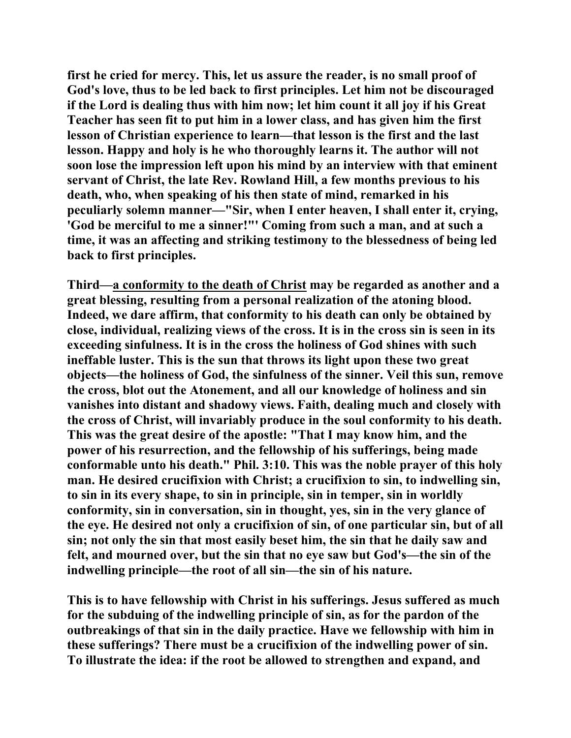**first he cried for mercy. This, let us assure the reader, is no small proof of God's love, thus to be led back to first principles. Let him not be discouraged if the Lord is dealing thus with him now; let him count it all joy if his Great Teacher has seen fit to put him in a lower class, and has given him the first lesson of Christian experience to learn—that lesson is the first and the last lesson. Happy and holy is he who thoroughly learns it. The author will not soon lose the impression left upon his mind by an interview with that eminent servant of Christ, the late Rev. Rowland Hill, a few months previous to his death, who, when speaking of his then state of mind, remarked in his peculiarly solemn manner—"Sir, when I enter heaven, I shall enter it, crying, 'God be merciful to me a sinner!"' Coming from such a man, and at such a time, it was an affecting and striking testimony to the blessedness of being led back to first principles.**

**Third—<u>a conformity to the death of Christ</u> may be regarded as another and a great blessing, resulting from a personal realization of the atoning blood. Indeed, we dare affirm, that conformity to his death can only be obtained by close, individual, realizing views of the cross. It is in the cross sin is seen in its exceeding sinfulness. It is in the cross the holiness of God shines with such ineffable luster. This is the sun that throws its light upon these two great objects—the holiness of God, the sinfulness of the sinner. Veil this sun, remove the cross, blot out the Atonement, and all our knowledge of holiness and sin vanishes into distant and shadowy views. Faith, dealing much and closely with the cross of Christ, will invariably produce in the soul conformity to his death. This was the great desire of the apostle: "That I may know him, and the power of his resurrection, and the fellowship of his sufferings, being made conformable unto his death." Phil. 3:10. This was the noble prayer of this holy man. He desired crucifixion with Christ; a crucifixion to sin, to indwelling sin, to sin in its every shape, to sin in principle, sin in temper, sin in worldly conformity, sin in conversation, sin in thought, yes, sin in the very glance of the eye. He desired not only a crucifixion of sin, of one particular sin, but of all sin; not only the sin that most easily beset him, the sin that he daily saw and felt, and mourned over, but the sin that no eye saw but God's—the sin of the indwelling principle—the root of all sin—the sin of his nature.**

**This is to have fellowship with Christ in his sufferings. Jesus suffered as much for the subduing of the indwelling principle of sin, as for the pardon of the outbreakings of that sin in the daily practice. Have we fellowship with him in these sufferings? There must be a crucifixion of the indwelling power of sin. To illustrate the idea: if the root be allowed to strengthen and expand, and**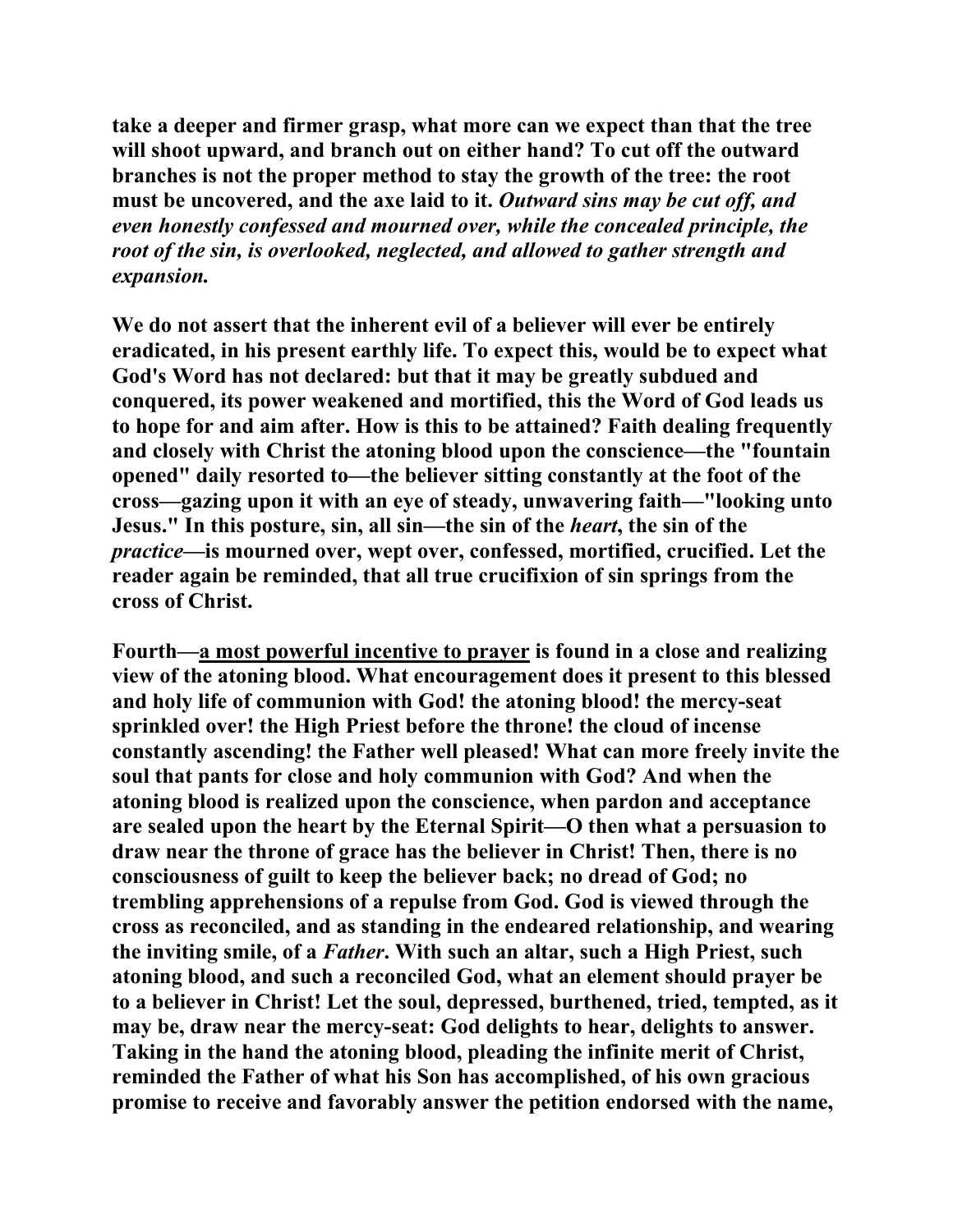take a deeper and firmer grasp, what more can we expect than that the tree will shoot upward, and branch out on either hand? To cut off the outward branches is not the proper method to stay the growth of the tree: the root must be uncovered, and the axe laid to it. *Outward sins may be cut off, and even honestly confessed and mourned over, while the concealed principle, the root of the sin, is overlooked, neglected, and allowed to gather strength and expansion.*

We do not assert that the inherent evil of a believer will ever be entirely eradicated, in his present earthly life. To expect this, would be to expect what God's Word has not declared: but that it may be greatly subdued and conquered, its power weakened and mortified, this the Word of God leads us to hope for and aim after. How is this to be attained? Faith dealing frequently and closely with Christ the atoning blood upon the conscience—the "fountain opened" daily resorted to—the believer sitting constantly at the foot of the cross—gazing upon it with an eye of steady, unwavering faith—"looking unto Jesus." In this posture, sin, all sin—the sin of the *heart*, the sin of the *practice*—is mourned over, wept over, confessed, mortified, crucified. Let the reader again be reminded, that all true crucifixion of sin springs from the cross of Christ.

Fourth—<u>a most powerful incentive to prayer</u> is found in a close and realizing view of the atoning blood. What encouragement does it present to this blessed and holy life of communion with God! the atoning blood! the mercy-seat sprinkled over! the High Priest before the throne! the cloud of incense constantly ascending! the Father well pleased! What can more freely invite the soul that pants for close and holy communion with God? And when the atoning blood is realized upon the conscience, when pardon and acceptance are sealed upon the heart by the Eternal Spirit—O then what a persuasion to draw near the throne of grace has the believer in Christ! Then, there is no consciousness of guilt to keep the believer back; no dread of God; no trembling apprehensions of a repulse from God. God is viewed through the cross as reconciled, and as standing in the endeared relationship, and wearing the inviting smile, of a *Father*. With such an altar, such a High Priest, such atoning blood, and such a reconciled God, what an element should prayer be to a believer in Christ! Let the soul, depressed, burthened, tried, tempted, as it may be, draw near the mercy-seat: God delights to hear, delights to answer. Taking in the hand the atoning blood, pleading the infinite merit of Christ, reminded the Father of what his Son has accomplished, of his own gracious promise to receive and favorably answer the petition endorsed with the name,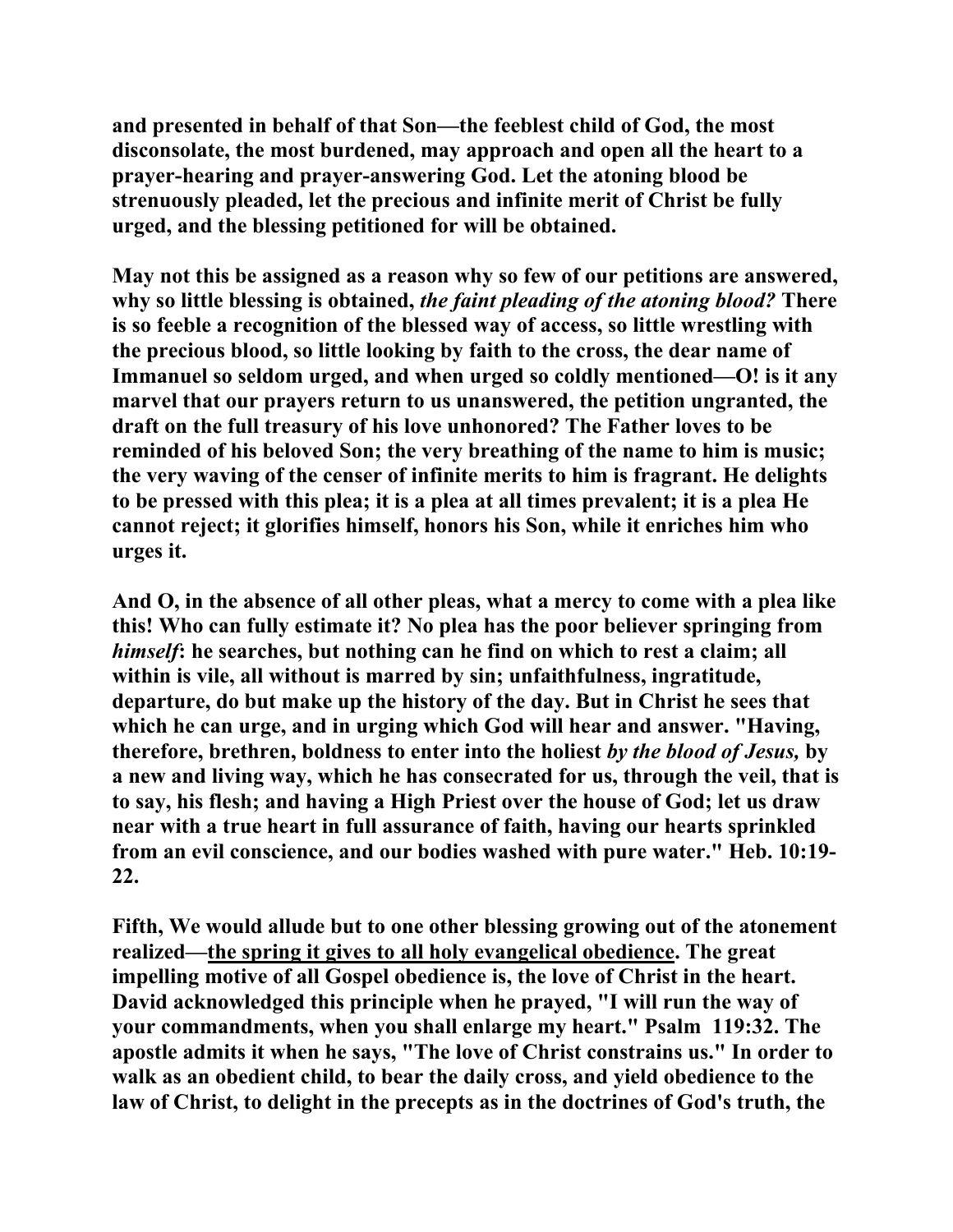**and presented in behalf of that Son—the feeblest child of God, the most disconsolate, the most burdened, may approach and open all the heart to a prayer-hearing and prayer-answering God. Let the atoning blood be strenuously pleaded, let the precious and infinite merit of Christ be fully urged, and the blessing petitioned for will be obtained.**

**May not this be assigned as a reason why so few of our petitions are answered, why so little blessing is obtained, *the faint pleading of the atoning blood?* There is so feeble a recognition of the blessed way of access, so little wrestling with the precious blood, so little looking by faith to the cross, the dear name of Immanuel so seldom urged, and when urged so coldly mentioned—O! is it any marvel that our prayers return to us unanswered, the petition ungranted, the draft on the full treasury of his love unhonored? The Father loves to be reminded of his beloved Son; the very breathing of the name to him is music; the very waving of the censer of infinite merits to him is fragrant. He delights to be pressed with this plea; it is a plea at all times prevalent; it is a plea He cannot reject; it glorifies himself, honors his Son, while it enriches him who urges it.**

**And O, in the absence of all other pleas, what a mercy to come with a plea like this! Who can fully estimate it? No plea has the poor believer springing from *himself*: he searches, but nothing can he find on which to rest a claim; all within is vile, all without is marred by sin; unfaithfulness, ingratitude, departure, do but make up the history of the day. But in Christ he sees that which he can urge, and in urging which God will hear and answer. "Having, therefore, brethren, boldness to enter into the holiest *by the blood of Jesus,* by a new and living way, which he has consecrated for us, through the veil, that is to say, his flesh; and having a High Priest over the house of God; let us draw near with a true heart in full assurance of faith, having our hearts sprinkled from an evil conscience, and our bodies washed with pure water." Heb. 10:19-22.**

**Fifth, We would allude but to one other blessing growing out of the atonement realized—<u>the spring it gives to all holy evangelical obedience</u>. The great impelling motive of all Gospel obedience is, the love of Christ in the heart. David acknowledged this principle when he prayed, "I will run the way of your commandments, when you shall enlarge my heart." Psalm 119:32. The apostle admits it when he says, "The love of Christ constrains us." In order to walk as an obedient child, to bear the daily cross, and yield obedience to the law of Christ, to delight in the precepts as in the doctrines of God's truth, the**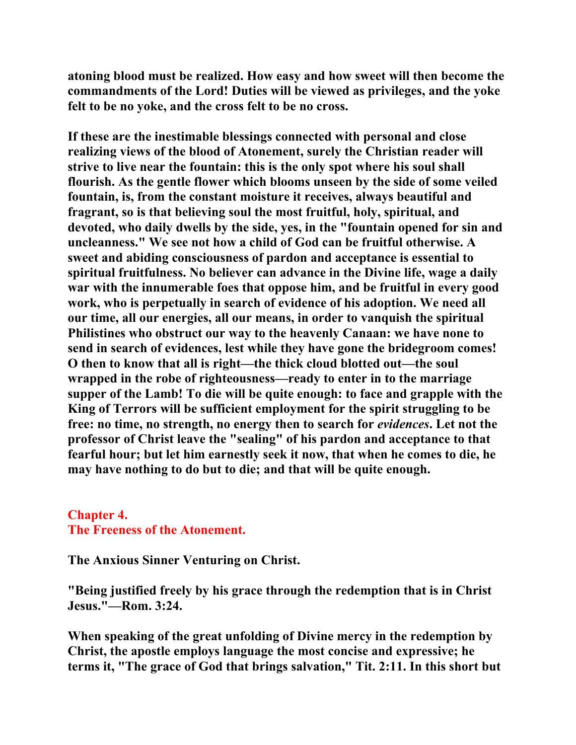**atoning blood must be realized. How easy and how sweet will then become the commandments of the Lord! Duties will be viewed as privileges, and the yoke felt to be no yoke, and the cross felt to be no cross.**

**If these are the inestimable blessings connected with personal and close realizing views of the blood of Atonement, surely the Christian reader will strive to live near the fountain: this is the only spot where his soul shall flourish. As the gentle flower which blooms unseen by the side of some veiled fountain, is, from the constant moisture it receives, always beautiful and fragrant, so is that believing soul the most fruitful, holy, spiritual, and devoted, who daily dwells by the side, yes, in the "fountain opened for sin and uncleanness." We see not how a child of God can be fruitful otherwise. A sweet and abiding consciousness of pardon and acceptance is essential to spiritual fruitfulness. No believer can advance in the Divine life, wage a daily war with the innumerable foes that oppose him, and be fruitful in every good work, who is perpetually in search of evidence of his adoption. We need all our time, all our energies, all our means, in order to vanquish the spiritual Philistines who obstruct our way to the heavenly Canaan: we have none to send in search of evidences, lest while they have gone the bridegroom comes! O then to know that all is right—the thick cloud blotted out—the soul wrapped in the robe of righteousness—ready to enter in to the marriage supper of the Lamb! To die will be quite enough: to face and grapple with the King of Terrors will be sufficient employment for the spirit struggling to be free: no time, no strength, no energy then to search for *evidences*. Let not the professor of Christ leave the "sealing" of his pardon and acceptance to that fearful hour; but let him earnestly seek it now, that when he comes to die, he may have nothing to do but to die; and that will be quite enough.**

## Chapter 4.
## The Freeness of the Atonement.

**The Anxious Sinner Venturing on Christ.**

**"Being justified freely by his grace through the redemption that is in Christ Jesus."—Rom. 3:24.**

**When speaking of the great unfolding of Divine mercy in the redemption by Christ, the apostle employs language the most concise and expressive; he terms it, "The grace of God that brings salvation," Tit. 2:11. In this short but**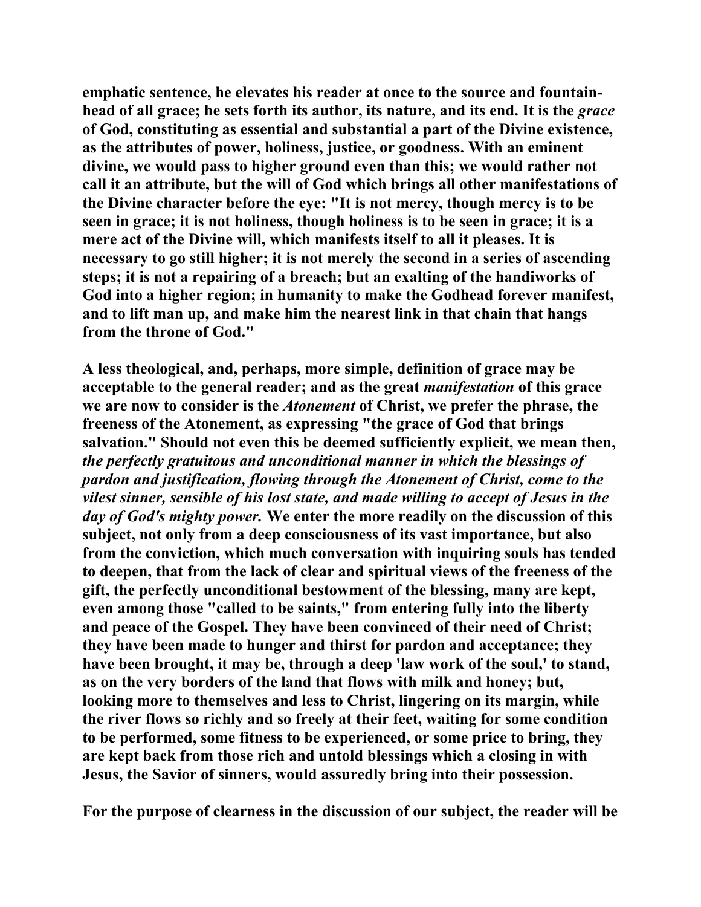**emphatic sentence, he elevates his reader at once to the source and fountain-head of all grace; he sets forth its author, its nature, and its end. It is the *grace* of God, constituting as essential and substantial a part of the Divine existence, as the attributes of power, holiness, justice, or goodness. With an eminent divine, we would pass to higher ground even than this; we would rather not call it an attribute, but the will of God which brings all other manifestations of the Divine character before the eye: "It is not mercy, though mercy is to be seen in grace; it is not holiness, though holiness is to be seen in grace; it is a mere act of the Divine will, which manifests itself to all it pleases. It is necessary to go still higher; it is not merely the second in a series of ascending steps; it is not a repairing of a breach; but an exalting of the handiworks of God into a higher region; in humanity to make the Godhead forever manifest, and to lift man up, and make him the nearest link in that chain that hangs from the throne of God."**

**A less theological, and, perhaps, more simple, definition of grace may be acceptable to the general reader; and as the great *manifestation* of this grace we are now to consider is the *Atonement* of Christ, we prefer the phrase, the freeness of the Atonement, as expressing "the grace of God that brings salvation." Should not even this be deemed sufficiently explicit, we mean then, *the perfectly gratuitous and unconditional manner in which the blessings of pardon and justification, flowing through the Atonement of Christ, come to the vilest sinner, sensible of his lost state, and made willing to accept of Jesus in the day of God's mighty power.* We enter the more readily on the discussion of this subject, not only from a deep consciousness of its vast importance, but also from the conviction, which much conversation with inquiring souls has tended to deepen, that from the lack of clear and spiritual views of the freeness of the gift, the perfectly unconditional bestowment of the blessing, many are kept, even among those "called to be saints," from entering fully into the liberty and peace of the Gospel. They have been convinced of their need of Christ; they have been made to hunger and thirst for pardon and acceptance; they have been brought, it may be, through a deep 'law work of the soul,' to stand, as on the very borders of the land that flows with milk and honey; but, looking more to themselves and less to Christ, lingering on its margin, while the river flows so richly and so freely at their feet, waiting for some condition to be performed, some fitness to be experienced, or some price to bring, they are kept back from those rich and untold blessings which a closing in with Jesus, the Savior of sinners, would assuredly bring into their possession.**

**For the purpose of clearness in the discussion of our subject, the reader will be**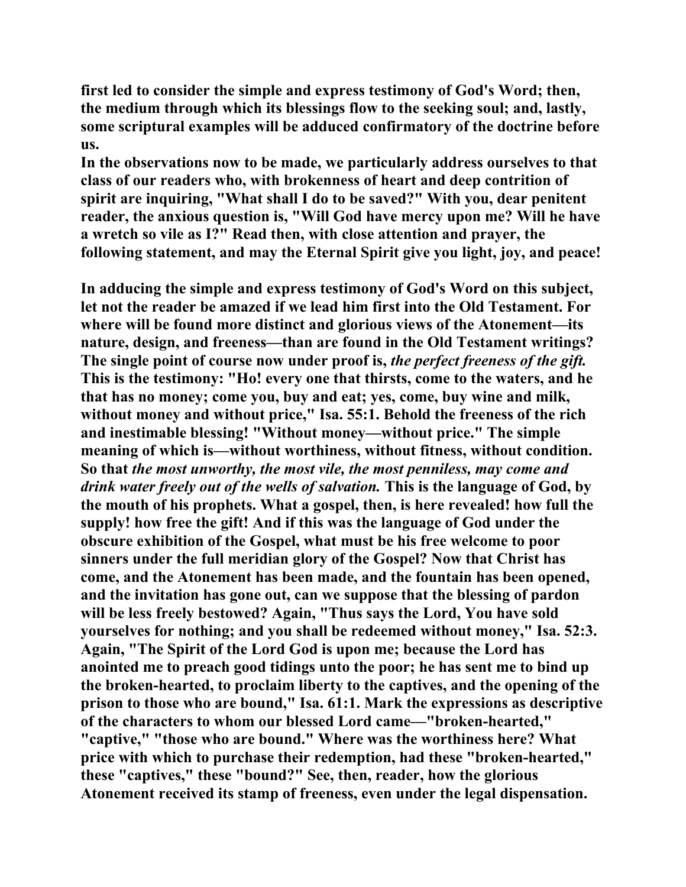first led to consider the simple and express testimony of God's Word; then, the medium through which its blessings flow to the seeking soul; and, lastly, some scriptural examples will be adduced confirmatory of the doctrine before us.

In the observations now to be made, we particularly address ourselves to that class of our readers who, with brokenness of heart and deep contrition of spirit are inquiring, "What shall I do to be saved?" With you, dear penitent reader, the anxious question is, "Will God have mercy upon me? Will he have a wretch so vile as I?" Read then, with close attention and prayer, the following statement, and may the Eternal Spirit give you light, joy, and peace!

In adducing the simple and express testimony of God's Word on this subject, let not the reader be amazed if we lead him first into the Old Testament. For where will be found more distinct and glorious views of the Atonement—its nature, design, and freeness—than are found in the Old Testament writings? The single point of course now under proof is, *the perfect freeness of the gift.* This is the testimony: "Ho! every one that thirsts, come to the waters, and he that has no money; come you, buy and eat; yes, come, buy wine and milk, without money and without price," Isa. 55:1. Behold the freeness of the rich and inestimable blessing! "Without money—without price." The simple meaning of which is—without worthiness, without fitness, without condition. So that *the most unworthy, the most vile, the most penniless, may come and drink water freely out of the wells of salvation.* This is the language of God, by the mouth of his prophets. What a gospel, then, is here revealed! how full the supply! how free the gift! And if this was the language of God under the obscure exhibition of the Gospel, what must be his free welcome to poor sinners under the full meridian glory of the Gospel? Now that Christ has come, and the Atonement has been made, and the fountain has been opened, and the invitation has gone out, can we suppose that the blessing of pardon will be less freely bestowed? Again, "Thus says the Lord, You have sold yourselves for nothing; and you shall be redeemed without money," Isa. 52:3. Again, "The Spirit of the Lord God is upon me; because the Lord has anointed me to preach good tidings unto the poor; he has sent me to bind up the broken-hearted, to proclaim liberty to the captives, and the opening of the prison to those who are bound," Isa. 61:1. Mark the expressions as descriptive of the characters to whom our blessed Lord came—"broken-hearted," "captive," "those who are bound." Where was the worthiness here? What price with which to purchase their redemption, had these "broken-hearted," these "captives," these "bound?" See, then, reader, how the glorious Atonement received its stamp of freeness, even under the legal dispensation.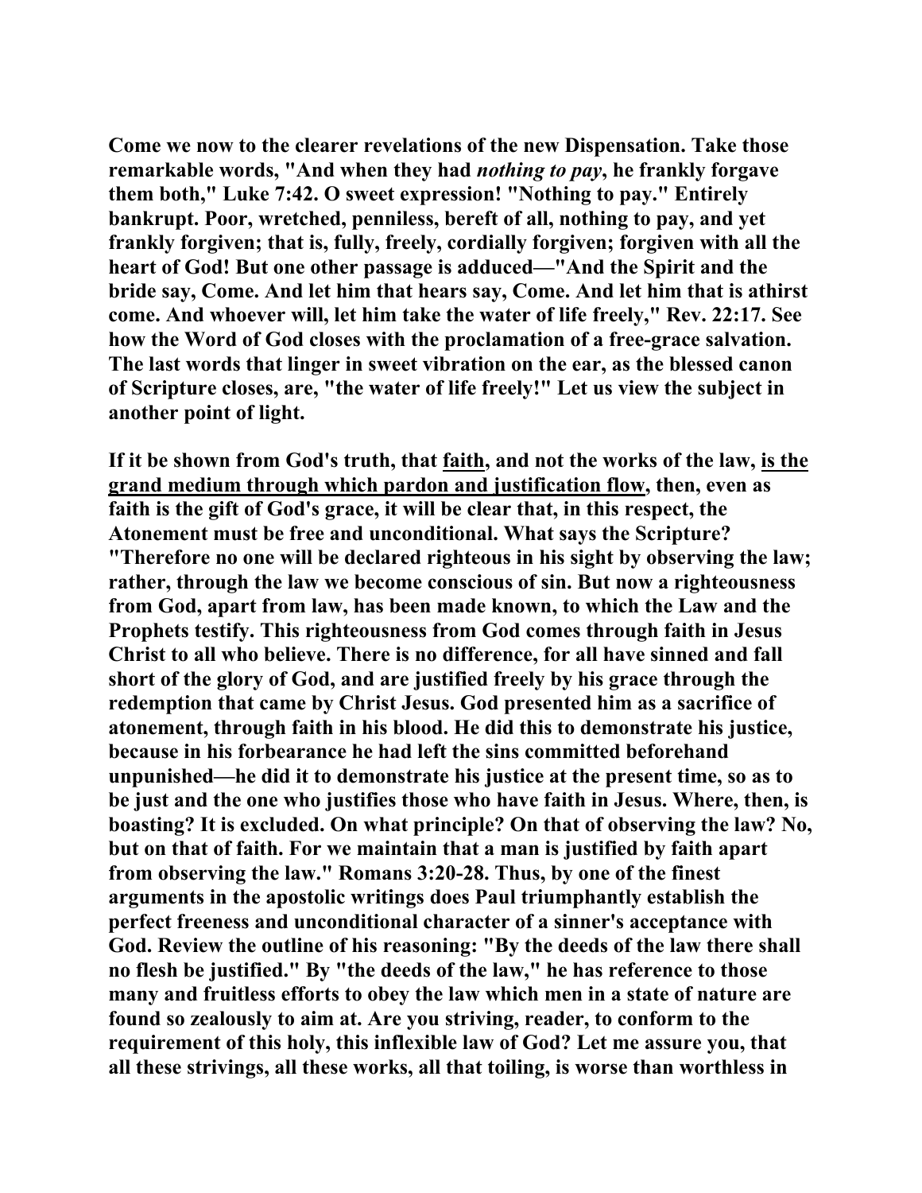**Come we now to the clearer revelations of the new Dispensation. Take those remarkable words, "And when they had *nothing to pay*, he frankly forgave them both," Luke 7:42. O sweet expression! "Nothing to pay." Entirely bankrupt. Poor, wretched, penniless, bereft of all, nothing to pay, and yet frankly forgiven; that is, fully, freely, cordially forgiven; forgiven with all the heart of God! But one other passage is adduced—"And the Spirit and the bride say, Come. And let him that hears say, Come. And let him that is athirst come. And whoever will, let him take the water of life freely," Rev. 22:17. See how the Word of God closes with the proclamation of a free-grace salvation. The last words that linger in sweet vibration on the ear, as the blessed canon of Scripture closes, are, "the water of life freely!" Let us view the subject in another point of light.**

**If it be shown from God's truth, that <u>faith</u>, and not the works of the law, <u>is the grand medium through which pardon and justification flow</u>, then, even as faith is the gift of God's grace, it will be clear that, in this respect, the Atonement must be free and unconditional. What says the Scripture? "Therefore no one will be declared righteous in his sight by observing the law; rather, through the law we become conscious of sin. But now a righteousness from God, apart from law, has been made known, to which the Law and the Prophets testify. This righteousness from God comes through faith in Jesus Christ to all who believe. There is no difference, for all have sinned and fall short of the glory of God, and are justified freely by his grace through the redemption that came by Christ Jesus. God presented him as a sacrifice of atonement, through faith in his blood. He did this to demonstrate his justice, because in his forbearance he had left the sins committed beforehand unpunished—he did it to demonstrate his justice at the present time, so as to be just and the one who justifies those who have faith in Jesus. Where, then, is boasting? It is excluded. On what principle? On that of observing the law? No, but on that of faith. For we maintain that a man is justified by faith apart from observing the law." Romans 3:20-28. Thus, by one of the finest arguments in the apostolic writings does Paul triumphantly establish the perfect freeness and unconditional character of a sinner's acceptance with God. Review the outline of his reasoning: "By the deeds of the law there shall no flesh be justified." By "the deeds of the law," he has reference to those many and fruitless efforts to obey the law which men in a state of nature are found so zealously to aim at. Are you striving, reader, to conform to the requirement of this holy, this inflexible law of God? Let me assure you, that all these strivings, all these works, all that toiling, is worse than worthless in**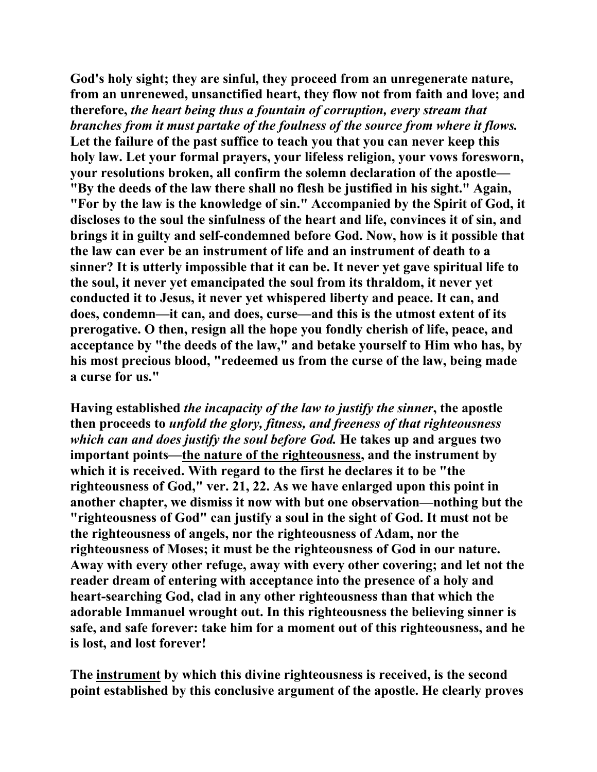**God's holy sight; they are sinful, they proceed from an unregenerate nature, from an unrenewed, unsanctified heart, they flow not from faith and love; and therefore,** ***the heart being thus a fountain of corruption, every stream that branches from it must partake of the foulness of the source from where it flows.*** **Let the failure of the past suffice to teach you that you can never keep this holy law. Let your formal prayers, your lifeless religion, your vows foresworn, your resolutions broken, all confirm the solemn declaration of the apostle—"By the deeds of the law there shall no flesh be justified in his sight." Again, "For by the law is the knowledge of sin." Accompanied by the Spirit of God, it discloses to the soul the sinfulness of the heart and life, convinces it of sin, and brings it in guilty and self-condemned before God. Now, how is it possible that the law can ever be an instrument of life and an instrument of death to a sinner? It is utterly impossible that it can be. It never yet gave spiritual life to the soul, it never yet emancipated the soul from its thraldom, it never yet conducted it to Jesus, it never yet whispered liberty and peace. It can, and does, condemn—it can, and does, curse—and this is the utmost extent of its prerogative. O then, resign all the hope you fondly cherish of life, peace, and acceptance by "the deeds of the law," and betake yourself to Him who has, by his most precious blood, "redeemed us from the curse of the law, being made a curse for us."**

**Having established** ***the incapacity of the law to justify the sinner*****, the apostle then proceeds to** ***unfold the glory, fitness, and freeness of that righteousness which can and does justify the soul before God.*** **He takes up and argues two important points—<u>the nature of the righteousness</u>, and the instrument by which it is received. With regard to the first he declares it to be "the righteousness of God," ver. 21, 22. As we have enlarged upon this point in another chapter, we dismiss it now with but one observation—nothing but the "righteousness of God" can justify a soul in the sight of God. It must not be the righteousness of angels, nor the righteousness of Adam, nor the righteousness of Moses; it must be the righteousness of God in our nature. Away with every other refuge, away with every other covering; and let not the reader dream of entering with acceptance into the presence of a holy and heart-searching God, clad in any other righteousness than that which the adorable Immanuel wrought out. In this righteousness the believing sinner is safe, and safe forever: take him for a moment out of this righteousness, and he is lost, and lost forever!**

**The <u>instrument</u> by which this divine righteousness is received, is the second point established by this conclusive argument of the apostle. He clearly proves**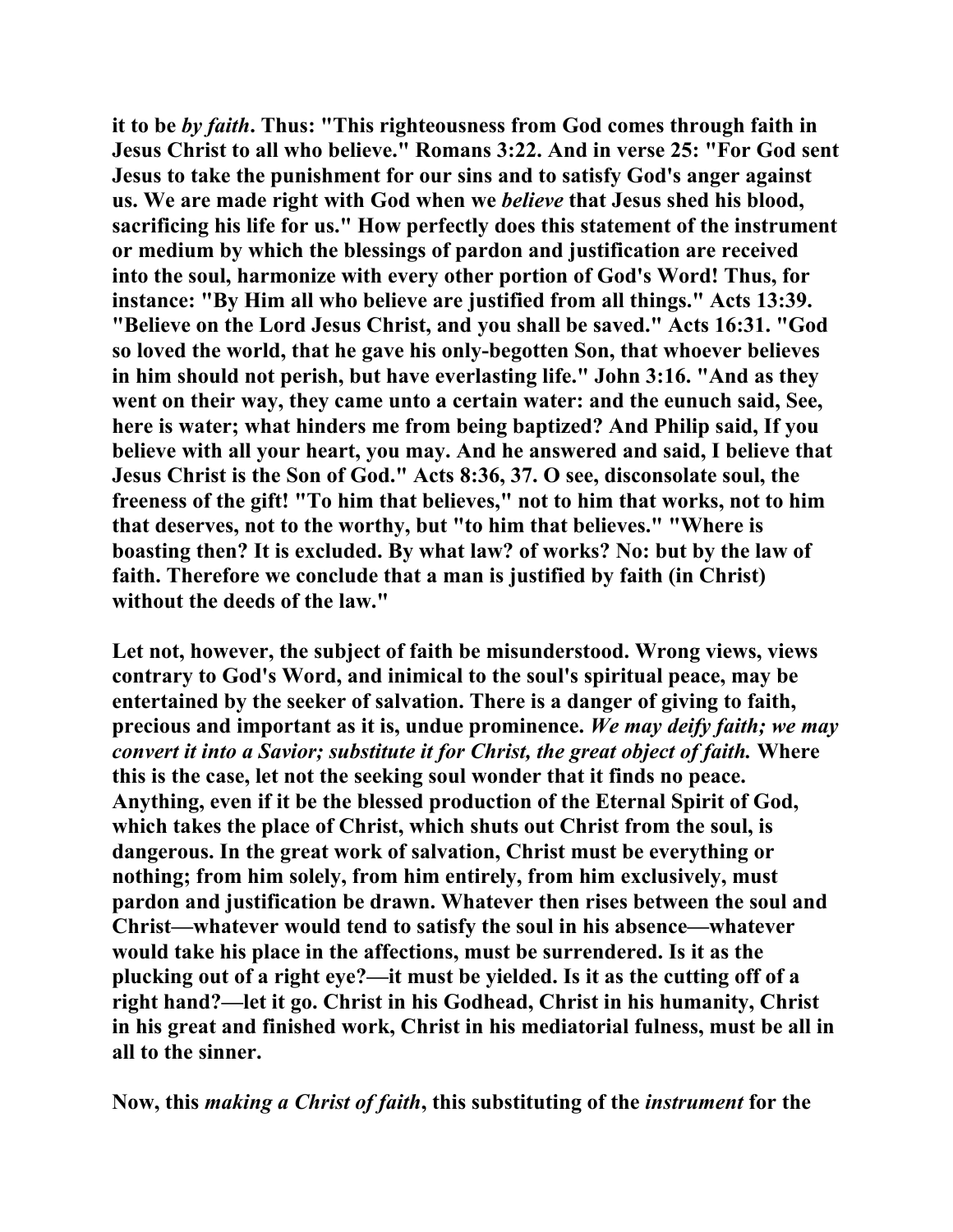it to be *by faith*. Thus: "This righteousness from God comes through faith in Jesus Christ to all who believe." Romans 3:22. And in verse 25: "For God sent Jesus to take the punishment for our sins and to satisfy God's anger against us. We are made right with God when we *believe* that Jesus shed his blood, sacrificing his life for us." How perfectly does this statement of the instrument or medium by which the blessings of pardon and justification are received into the soul, harmonize with every other portion of God's Word! Thus, for instance: "By Him all who believe are justified from all things." Acts 13:39. "Believe on the Lord Jesus Christ, and you shall be saved." Acts 16:31. "God so loved the world, that he gave his only-begotten Son, that whoever believes in him should not perish, but have everlasting life." John 3:16. "And as they went on their way, they came unto a certain water: and the eunuch said, See, here is water; what hinders me from being baptized? And Philip said, If you believe with all your heart, you may. And he answered and said, I believe that Jesus Christ is the Son of God." Acts 8:36, 37. O see, disconsolate soul, the freeness of the gift! "To him that believes," not to him that works, not to him that deserves, not to the worthy, but "to him that believes." "Where is boasting then? It is excluded. By what law? of works? No: but by the law of faith. Therefore we conclude that a man is justified by faith (in Christ) without the deeds of the law."

Let not, however, the subject of faith be misunderstood. Wrong views, views contrary to God's Word, and inimical to the soul's spiritual peace, may be entertained by the seeker of salvation. There is a danger of giving to faith, precious and important as it is, undue prominence. *We may deify faith; we may convert it into a Savior; substitute it for Christ, the great object of faith.* Where this is the case, let not the seeking soul wonder that it finds no peace. Anything, even if it be the blessed production of the Eternal Spirit of God, which takes the place of Christ, which shuts out Christ from the soul, is dangerous. In the great work of salvation, Christ must be everything or nothing; from him solely, from him entirely, from him exclusively, must pardon and justification be drawn. Whatever then rises between the soul and Christ—whatever would tend to satisfy the soul in his absence—whatever would take his place in the affections, must be surrendered. Is it as the plucking out of a right eye?—it must be yielded. Is it as the cutting off of a right hand?—let it go. Christ in his Godhead, Christ in his humanity, Christ in his great and finished work, Christ in his mediatorial fulness, must be all in all to the sinner.

Now, this *making a Christ of faith*, this substituting of the *instrument* for the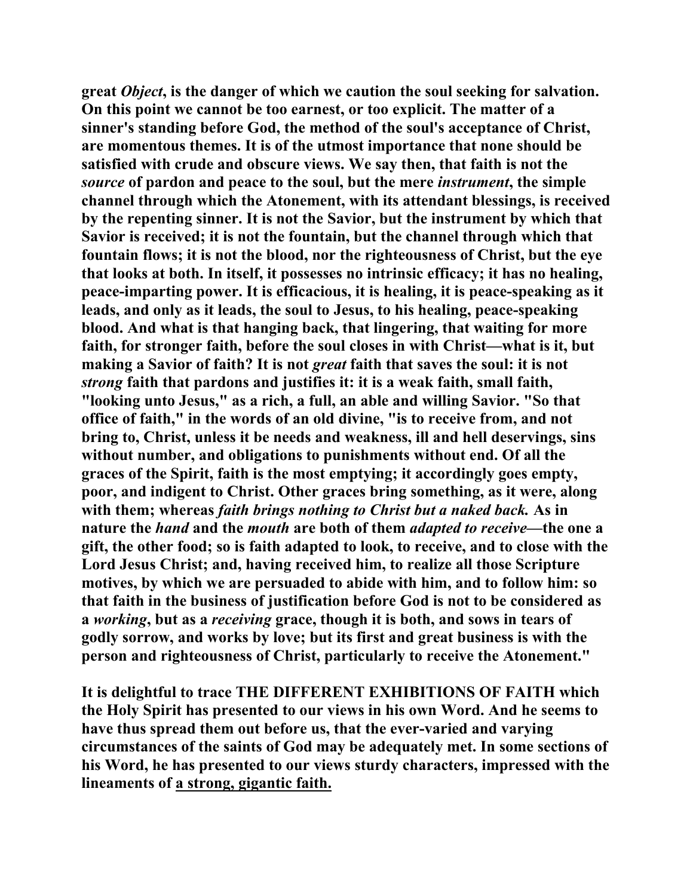**great *Object*, is the danger of which we caution the soul seeking for salvation. On this point we cannot be too earnest, or too explicit. The matter of a sinner's standing before God, the method of the soul's acceptance of Christ, are momentous themes. It is of the utmost importance that none should be satisfied with crude and obscure views. We say then, that faith is not the *source* of pardon and peace to the soul, but the mere *instrument*, the simple channel through which the Atonement, with its attendant blessings, is received by the repenting sinner. It is not the Savior, but the instrument by which that Savior is received; it is not the fountain, but the channel through which that fountain flows; it is not the blood, nor the righteousness of Christ, but the eye that looks at both. In itself, it possesses no intrinsic efficacy; it has no healing, peace-imparting power. It is efficacious, it is healing, it is peace-speaking as it leads, and only as it leads, the soul to Jesus, to his healing, peace-speaking blood. And what is that hanging back, that lingering, that waiting for more faith, for stronger faith, before the soul closes in with Christ—what is it, but making a Savior of faith? It is not *great* faith that saves the soul: it is not *strong* faith that pardons and justifies it: it is a weak faith, small faith, "looking unto Jesus," as a rich, a full, an able and willing Savior. "So that office of faith," in the words of an old divine, "is to receive from, and not bring to, Christ, unless it be needs and weakness, ill and hell deservings, sins without number, and obligations to punishments without end. Of all the graces of the Spirit, faith is the most emptying; it accordingly goes empty, poor, and indigent to Christ. Other graces bring something, as it were, along with them; whereas *faith brings nothing to Christ but a naked back.* As in nature the *hand* and the *mouth* are both of them *adapted to receive*—the one a gift, the other food; so is faith adapted to look, to receive, and to close with the Lord Jesus Christ; and, having received him, to realize all those Scripture motives, by which we are persuaded to abide with him, and to follow him: so that faith in the business of justification before God is not to be considered as a *working*, but as a *receiving* grace, though it is both, and sows in tears of godly sorrow, and works by love; but its first and great business is with the person and righteousness of Christ, particularly to receive the Atonement."**

**It is delightful to trace THE DIFFERENT EXHIBITIONS OF FAITH which the Holy Spirit has presented to our views in his own Word. And he seems to have thus spread them out before us, that the ever-varied and varying circumstances of the saints of God may be adequately met. In some sections of his Word, he has presented to our views sturdy characters, impressed with the lineaments of <u>a strong, gigantic faith.</u>**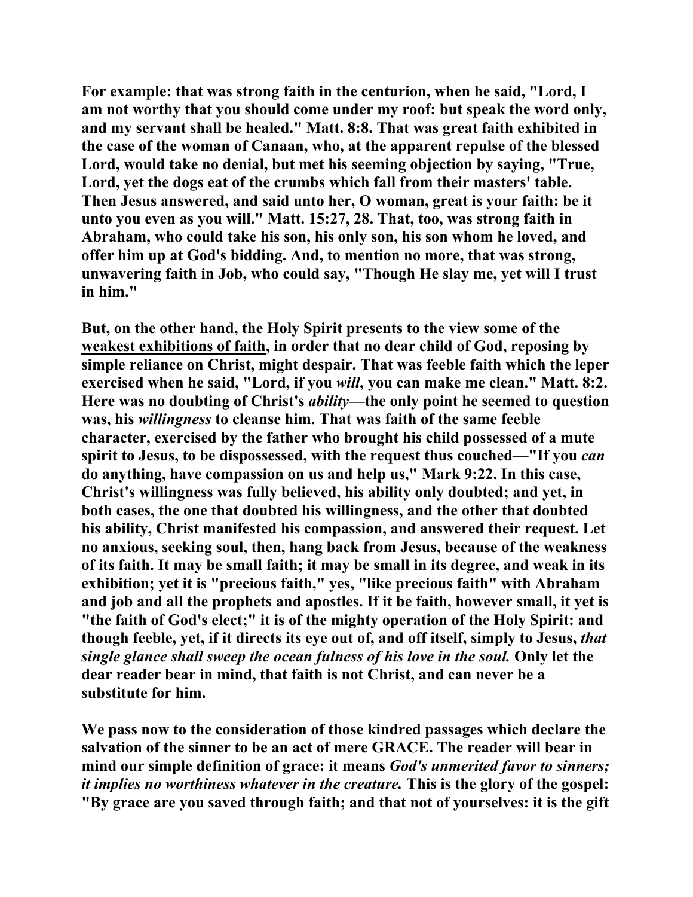For example: that was strong faith in the centurion, when he said, "Lord, I am not worthy that you should come under my roof: but speak the word only, and my servant shall be healed." Matt. 8:8. That was great faith exhibited in the case of the woman of Canaan, who, at the apparent repulse of the blessed Lord, would take no denial, but met his seeming objection by saying, "True, Lord, yet the dogs eat of the crumbs which fall from their masters' table. Then Jesus answered, and said unto her, O woman, great is your faith: be it unto you even as you will." Matt. 15:27, 28. That, too, was strong faith in Abraham, who could take his son, his only son, his son whom he loved, and offer him up at God's bidding. And, to mention no more, that was strong, unwavering faith in Job, who could say, "Though He slay me, yet will I trust in him."

But, on the other hand, the Holy Spirit presents to the view some of the weakest exhibitions of faith, in order that no dear child of God, reposing by simple reliance on Christ, might despair. That was feeble faith which the leper exercised when he said, "Lord, if you *will*, you can make me clean." Matt. 8:2. Here was no doubting of Christ's *ability*—the only point he seemed to question was, his *willingness* to cleanse him. That was faith of the same feeble character, exercised by the father who brought his child possessed of a mute spirit to Jesus, to be dispossessed, with the request thus couched—"If you *can* do anything, have compassion on us and help us," Mark 9:22. In this case, Christ's willingness was fully believed, his ability only doubted; and yet, in both cases, the one that doubted his willingness, and the other that doubted his ability, Christ manifested his compassion, and answered their request. Let no anxious, seeking soul, then, hang back from Jesus, because of the weakness of its faith. It may be small faith; it may be small in its degree, and weak in its exhibition; yet it is "precious faith," yes, "like precious faith" with Abraham and job and all the prophets and apostles. If it be faith, however small, it yet is "the faith of God's elect;" it is of the mighty operation of the Holy Spirit: and though feeble, yet, if it directs its eye out of, and off itself, simply to Jesus, *that single glance shall sweep the ocean fulness of his love in the soul.* Only let the dear reader bear in mind, that faith is not Christ, and can never be a substitute for him.

We pass now to the consideration of those kindred passages which declare the salvation of the sinner to be an act of mere GRACE. The reader will bear in mind our simple definition of grace: it means *God's unmerited favor to sinners; it implies no worthiness whatever in the creature.* This is the glory of the gospel: "By grace are you saved through faith; and that not of yourselves: it is the gift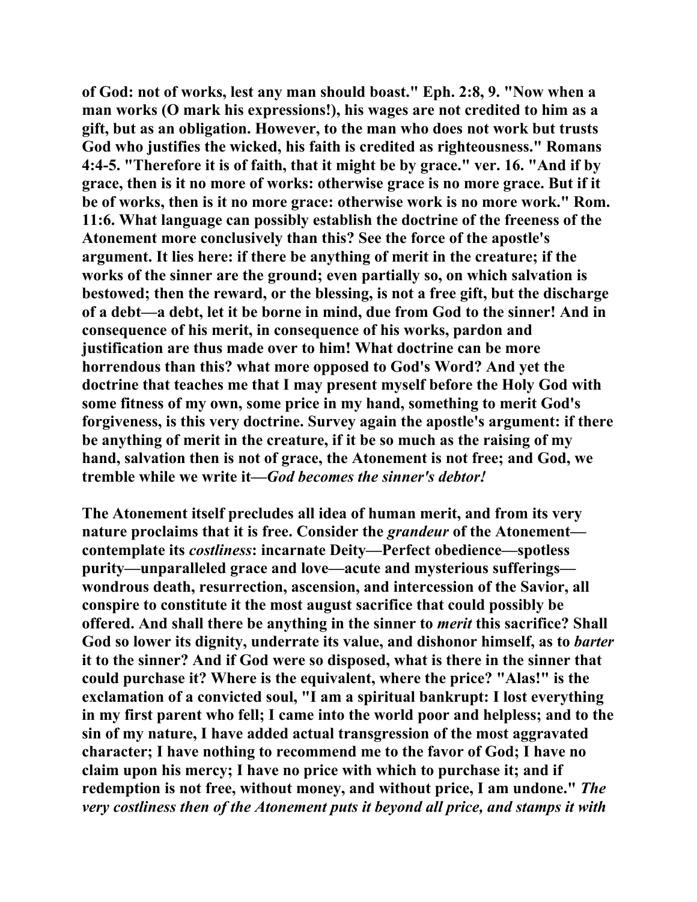**of God: not of works, lest any man should boast." Eph. 2:8, 9. "Now when a man works (O mark his expressions!), his wages are not credited to him as a gift, but as an obligation. However, to the man who does not work but trusts God who justifies the wicked, his faith is credited as righteousness." Romans 4:4-5. "Therefore it is of faith, that it might be by grace." ver. 16. "And if by grace, then is it no more of works: otherwise grace is no more grace. But if it be of works, then is it no more grace: otherwise work is no more work." Rom. 11:6. What language can possibly establish the doctrine of the freeness of the Atonement more conclusively than this? See the force of the apostle's argument. It lies here: if there be anything of merit in the creature; if the works of the sinner are the ground; even partially so, on which salvation is bestowed; then the reward, or the blessing, is not a free gift, but the discharge of a debt—a debt, let it be borne in mind, due from God to the sinner! And in consequence of his merit, in consequence of his works, pardon and justification are thus made over to him! What doctrine can be more horrendous than this? what more opposed to God's Word? And yet the doctrine that teaches me that I may present myself before the Holy God with some fitness of my own, some price in my hand, something to merit God's forgiveness, is this very doctrine. Survey again the apostle's argument: if there be anything of merit in the creature, if it be so much as the raising of my hand, salvation then is not of grace, the Atonement is not free; and God, we tremble while we write it—*God becomes the sinner's debtor!***

**The Atonement itself precludes all idea of human merit, and from its very nature proclaims that it is free. Consider the *grandeur* of the Atonement—contemplate its *costliness*: incarnate Deity—Perfect obedience—spotless purity—unparalleled grace and love—acute and mysterious sufferings—wondrous death, resurrection, ascension, and intercession of the Savior, all conspire to constitute it the most august sacrifice that could possibly be offered. And shall there be anything in the sinner to *merit* this sacrifice? Shall God so lower its dignity, underrate its value, and dishonor himself, as to *barter* it to the sinner? And if God were so disposed, what is there in the sinner that could purchase it? Where is the equivalent, where the price? "Alas!" is the exclamation of a convicted soul, "I am a spiritual bankrupt: I lost everything in my first parent who fell; I came into the world poor and helpless; and to the sin of my nature, I have added actual transgression of the most aggravated character; I have nothing to recommend me to the favor of God; I have no claim upon his mercy; I have no price with which to purchase it; and if redemption is not free, without money, and without price, I am undone." *The very costliness then of the Atonement puts it beyond all price, and stamps it with***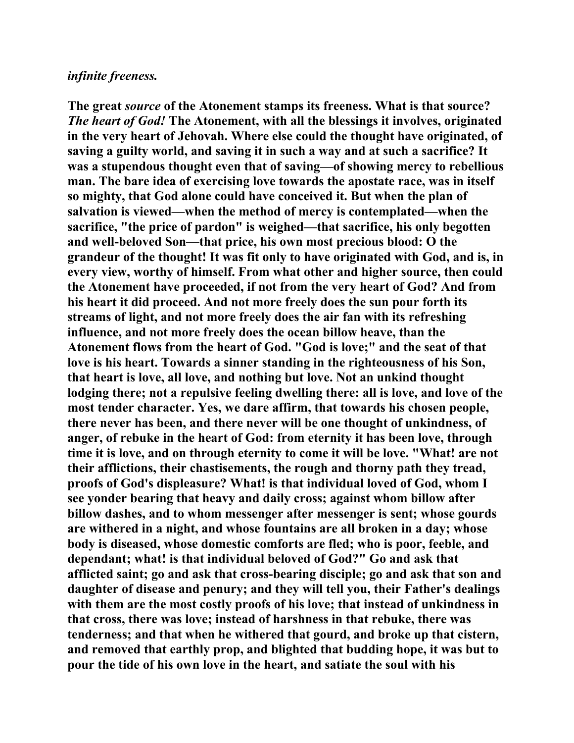*infinite freeness.*

The great *source* of the Atonement stamps its freeness. What is that source? *The heart of God!* The Atonement, with all the blessings it involves, originated in the very heart of Jehovah. Where else could the thought have originated, of saving a guilty world, and saving it in such a way and at such a sacrifice? It was a stupendous thought even that of saving—of showing mercy to rebellious man. The bare idea of exercising love towards the apostate race, was in itself so mighty, that God alone could have conceived it. But when the plan of salvation is viewed—when the method of mercy is contemplated—when the sacrifice, "the price of pardon" is weighed—that sacrifice, his only begotten and well-beloved Son—that price, his own most precious blood: O the grandeur of the thought! It was fit only to have originated with God, and is, in every view, worthy of himself. From what other and higher source, then could the Atonement have proceeded, if not from the very heart of God? And from his heart it did proceed. And not more freely does the sun pour forth its streams of light, and not more freely does the air fan with its refreshing influence, and not more freely does the ocean billow heave, than the Atonement flows from the heart of God. "God is love;" and the seat of that love is his heart. Towards a sinner standing in the righteousness of his Son, that heart is love, all love, and nothing but love. Not an unkind thought lodging there; not a repulsive feeling dwelling there: all is love, and love of the most tender character. Yes, we dare affirm, that towards his chosen people, there never has been, and there never will be one thought of unkindness, of anger, of rebuke in the heart of God: from eternity it has been love, through time it is love, and on through eternity to come it will be love. "What! are not their afflictions, their chastisements, the rough and thorny path they tread, proofs of God's displeasure? What! is that individual loved of God, whom I see yonder bearing that heavy and daily cross; against whom billow after billow dashes, and to whom messenger after messenger is sent; whose gourds are withered in a night, and whose fountains are all broken in a day; whose body is diseased, whose domestic comforts are fled; who is poor, feeble, and dependant; what! is that individual beloved of God?" Go and ask that afflicted saint; go and ask that cross-bearing disciple; go and ask that son and daughter of disease and penury; and they will tell you, their Father's dealings with them are the most costly proofs of his love; that instead of unkindness in that cross, there was love; instead of harshness in that rebuke, there was tenderness; and that when he withered that gourd, and broke up that cistern, and removed that earthly prop, and blighted that budding hope, it was but to pour the tide of his own love in the heart, and satiate the soul with his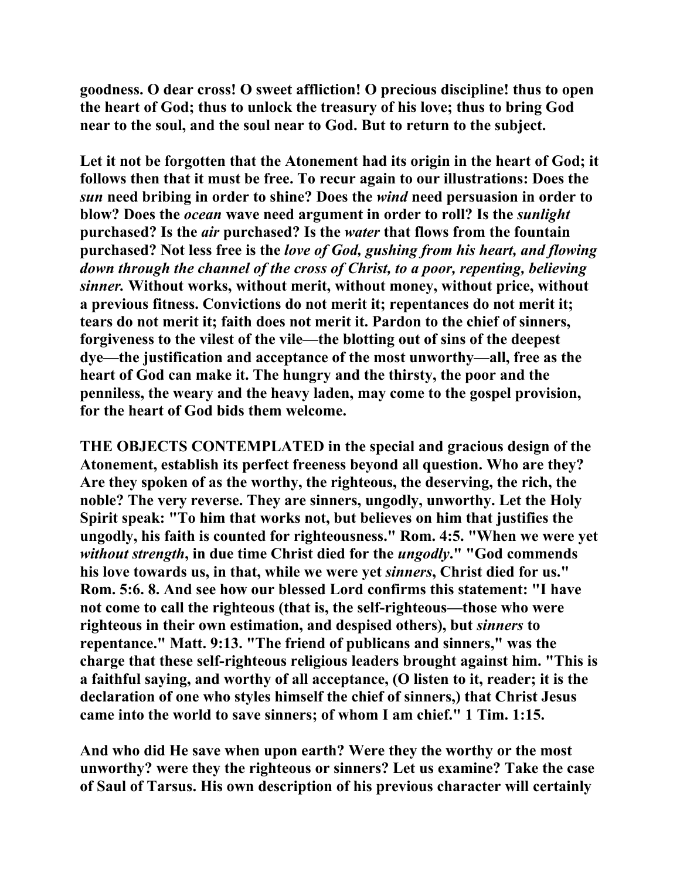goodness. O dear cross! O sweet affliction! O precious discipline! thus to open the heart of God; thus to unlock the treasury of his love; thus to bring God near to the soul, and the soul near to God. But to return to the subject.

Let it not be forgotten that the Atonement had its origin in the heart of God; it follows then that it must be free. To recur again to our illustrations: Does the *sun* need bribing in order to shine? Does the *wind* need persuasion in order to blow? Does the *ocean* wave need argument in order to roll? Is the *sunlight* purchased? Is the *air* purchased? Is the *water* that flows from the fountain purchased? Not less free is the *love of God, gushing from his heart, and flowing down through the channel of the cross of Christ, to a poor, repenting, believing sinner.* Without works, without merit, without money, without price, without a previous fitness. Convictions do not merit it; repentances do not merit it; tears do not merit it; faith does not merit it. Pardon to the chief of sinners, forgiveness to the vilest of the vile—the blotting out of sins of the deepest dye—the justification and acceptance of the most unworthy—all, free as the heart of God can make it. The hungry and the thirsty, the poor and the penniless, the weary and the heavy laden, may come to the gospel provision, for the heart of God bids them welcome.

THE OBJECTS CONTEMPLATED in the special and gracious design of the Atonement, establish its perfect freeness beyond all question. Who are they? Are they spoken of as the worthy, the righteous, the deserving, the rich, the noble? The very reverse. They are sinners, ungodly, unworthy. Let the Holy Spirit speak: "To him that works not, but believes on him that justifies the ungodly, his faith is counted for righteousness." Rom. 4:5. "When we were yet *without strength*, in due time Christ died for the *ungodly*." "God commends his love towards us, in that, while we were yet *sinners*, Christ died for us." Rom. 5:6. 8. And see how our blessed Lord confirms this statement: "I have not come to call the righteous (that is, the self-righteous—those who were righteous in their own estimation, and despised others), but *sinners* to repentance." Matt. 9:13. "The friend of publicans and sinners," was the charge that these self-righteous religious leaders brought against him. "This is a faithful saying, and worthy of all acceptance, (O listen to it, reader; it is the declaration of one who styles himself the chief of sinners,) that Christ Jesus came into the world to save sinners; of whom I am chief." 1 Tim. 1:15.

And who did He save when upon earth? Were they the worthy or the most unworthy? were they the righteous or sinners? Let us examine? Take the case of Saul of Tarsus. His own description of his previous character will certainly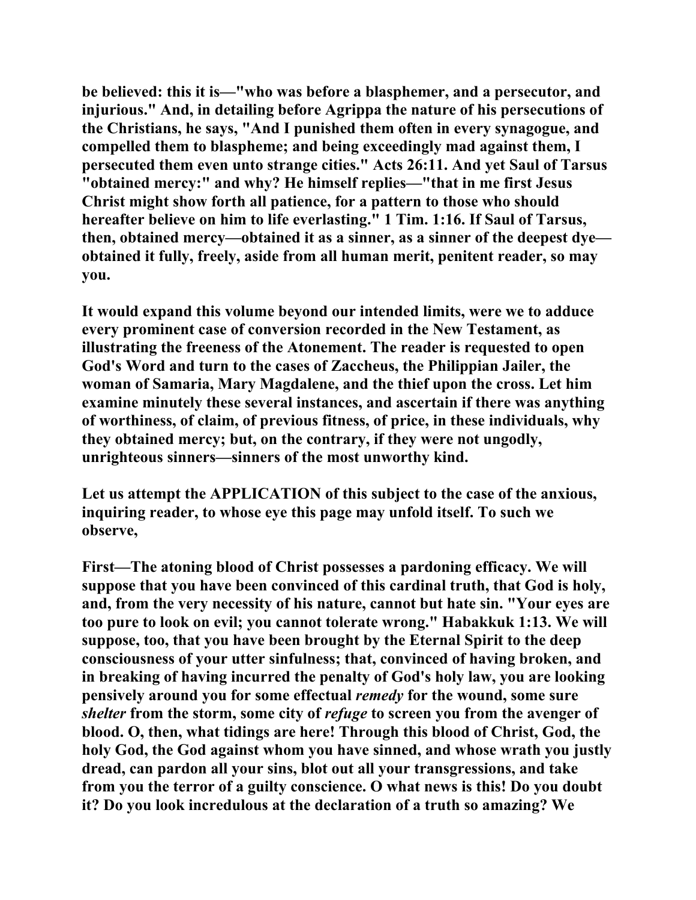be believed: this it is—"who was before a blasphemer, and a persecutor, and injurious." And, in detailing before Agrippa the nature of his persecutions of the Christians, he says, "And I punished them often in every synagogue, and compelled them to blaspheme; and being exceedingly mad against them, I persecuted them even unto strange cities." Acts 26:11. And yet Saul of Tarsus "obtained mercy:" and why? He himself replies—"that in me first Jesus Christ might show forth all patience, for a pattern to those who should hereafter believe on him to life everlasting." 1 Tim. 1:16. If Saul of Tarsus, then, obtained mercy—obtained it as a sinner, as a sinner of the deepest dye—obtained it fully, freely, aside from all human merit, penitent reader, so may you.

It would expand this volume beyond our intended limits, were we to adduce every prominent case of conversion recorded in the New Testament, as illustrating the freeness of the Atonement. The reader is requested to open God's Word and turn to the cases of Zaccheus, the Philippian Jailer, the woman of Samaria, Mary Magdalene, and the thief upon the cross. Let him examine minutely these several instances, and ascertain if there was anything of worthiness, of claim, of previous fitness, of price, in these individuals, why they obtained mercy; but, on the contrary, if they were not ungodly, unrighteous sinners—sinners of the most unworthy kind.

Let us attempt the APPLICATION of this subject to the case of the anxious, inquiring reader, to whose eye this page may unfold itself. To such we observe,

First—The atoning blood of Christ possesses a pardoning efficacy. We will suppose that you have been convinced of this cardinal truth, that God is holy, and, from the very necessity of his nature, cannot but hate sin. "Your eyes are too pure to look on evil; you cannot tolerate wrong." Habakkuk 1:13. We will suppose, too, that you have been brought by the Eternal Spirit to the deep consciousness of your utter sinfulness; that, convinced of having broken, and in breaking of having incurred the penalty of God's holy law, you are looking pensively around you for some effectual *remedy* for the wound, some sure *shelter* from the storm, some city of *refuge* to screen you from the avenger of blood. O, then, what tidings are here! Through this blood of Christ, God, the holy God, the God against whom you have sinned, and whose wrath you justly dread, can pardon all your sins, blot out all your transgressions, and take from you the terror of a guilty conscience. O what news is this! Do you doubt it? Do you look incredulous at the declaration of a truth so amazing? We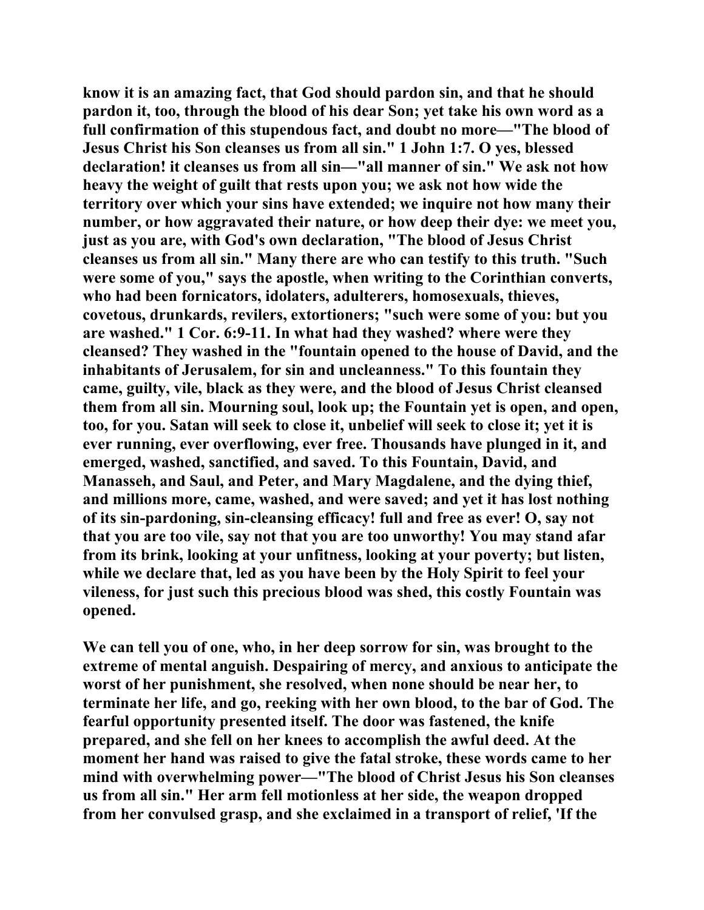know it is an amazing fact, that God should pardon sin, and that he should pardon it, too, through the blood of his dear Son; yet take his own word as a full confirmation of this stupendous fact, and doubt no more—"The blood of Jesus Christ his Son cleanses us from all sin." 1 John 1:7. O yes, blessed declaration! it cleanses us from all sin—"all manner of sin." We ask not how heavy the weight of guilt that rests upon you; we ask not how wide the territory over which your sins have extended; we inquire not how many their number, or how aggravated their nature, or how deep their dye: we meet you, just as you are, with God's own declaration, "The blood of Jesus Christ cleanses us from all sin." Many there are who can testify to this truth. "Such were some of you," says the apostle, when writing to the Corinthian converts, who had been fornicators, idolaters, adulterers, homosexuals, thieves, covetous, drunkards, revilers, extortioners; "such were some of you: but you are washed." 1 Cor. 6:9-11. In what had they washed? where were they cleansed? They washed in the "fountain opened to the house of David, and the inhabitants of Jerusalem, for sin and uncleanness." To this fountain they came, guilty, vile, black as they were, and the blood of Jesus Christ cleansed them from all sin. Mourning soul, look up; the Fountain yet is open, and open, too, for you. Satan will seek to close it, unbelief will seek to close it; yet it is ever running, ever overflowing, ever free. Thousands have plunged in it, and emerged, washed, sanctified, and saved. To this Fountain, David, and Manasseh, and Saul, and Peter, and Mary Magdalene, and the dying thief, and millions more, came, washed, and were saved; and yet it has lost nothing of its sin-pardoning, sin-cleansing efficacy! full and free as ever! O, say not that you are too vile, say not that you are too unworthy! You may stand afar from its brink, looking at your unfitness, looking at your poverty; but listen, while we declare that, led as you have been by the Holy Spirit to feel your vileness, for just such this precious blood was shed, this costly Fountain was opened.

We can tell you of one, who, in her deep sorrow for sin, was brought to the extreme of mental anguish. Despairing of mercy, and anxious to anticipate the worst of her punishment, she resolved, when none should be near her, to terminate her life, and go, reeking with her own blood, to the bar of God. The fearful opportunity presented itself. The door was fastened, the knife prepared, and she fell on her knees to accomplish the awful deed. At the moment her hand was raised to give the fatal stroke, these words came to her mind with overwhelming power—"The blood of Christ Jesus his Son cleanses us from all sin." Her arm fell motionless at her side, the weapon dropped from her convulsed grasp, and she exclaimed in a transport of relief, 'If the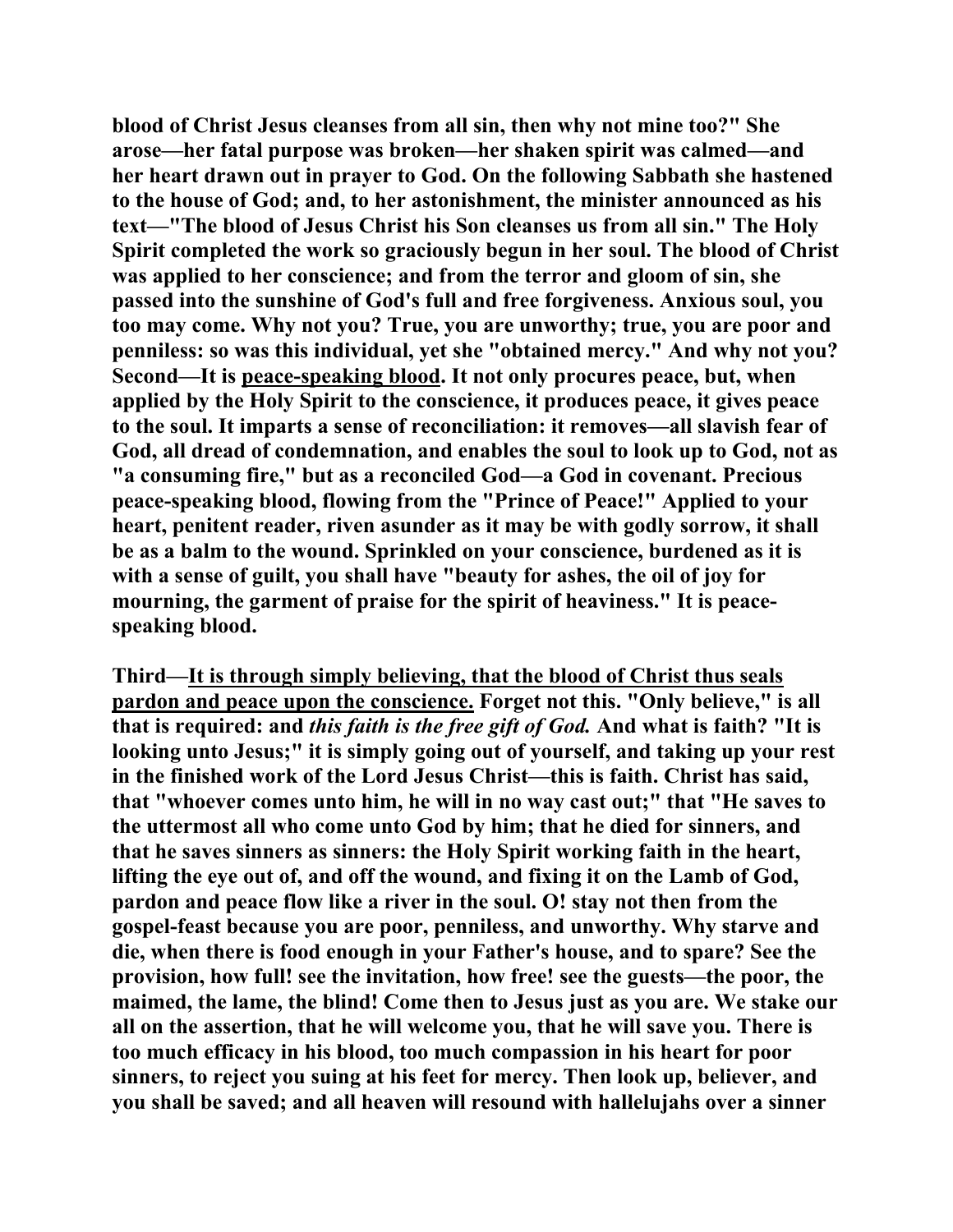**blood of Christ Jesus cleanses from all sin, then why not mine too?" She arose—her fatal purpose was broken—her shaken spirit was calmed—and her heart drawn out in prayer to God. On the following Sabbath she hastened to the house of God; and, to her astonishment, the minister announced as his text—"The blood of Jesus Christ his Son cleanses us from all sin." The Holy Spirit completed the work so graciously begun in her soul. The blood of Christ was applied to her conscience; and from the terror and gloom of sin, she passed into the sunshine of God's full and free forgiveness. Anxious soul, you too may come. Why not you? True, you are unworthy; true, you are poor and penniless: so was this individual, yet she "obtained mercy." And why not you? Second—It is <u>peace-speaking blood</u>. It not only procures peace, but, when applied by the Holy Spirit to the conscience, it produces peace, it gives peace to the soul. It imparts a sense of reconciliation: it removes—all slavish fear of God, all dread of condemnation, and enables the soul to look up to God, not as "a consuming fire," but as a reconciled God—a God in covenant. Precious peace-speaking blood, flowing from the "Prince of Peace!" Applied to your heart, penitent reader, riven asunder as it may be with godly sorrow, it shall be as a balm to the wound. Sprinkled on your conscience, burdened as it is with a sense of guilt, you shall have "beauty for ashes, the oil of joy for mourning, the garment of praise for the spirit of heaviness." It is peace-speaking blood.**

**Third—<u>It is through simply believing, that the blood of Christ thus seals pardon and peace upon the conscience.</u> Forget not this. "Only believe," is all that is required: and *this faith is the free gift of God.* And what is faith? "It is looking unto Jesus;" it is simply going out of yourself, and taking up your rest in the finished work of the Lord Jesus Christ—this is faith. Christ has said, that "whoever comes unto him, he will in no way cast out;" that "He saves to the uttermost all who come unto God by him; that he died for sinners, and that he saves sinners as sinners: the Holy Spirit working faith in the heart, lifting the eye out of, and off the wound, and fixing it on the Lamb of God, pardon and peace flow like a river in the soul. O! stay not then from the gospel-feast because you are poor, penniless, and unworthy. Why starve and die, when there is food enough in your Father's house, and to spare? See the provision, how full! see the invitation, how free! see the guests—the poor, the maimed, the lame, the blind! Come then to Jesus just as you are. We stake our all on the assertion, that he will welcome you, that he will save you. There is too much efficacy in his blood, too much compassion in his heart for poor sinners, to reject you suing at his feet for mercy. Then look up, believer, and you shall be saved; and all heaven will resound with hallelujahs over a sinner**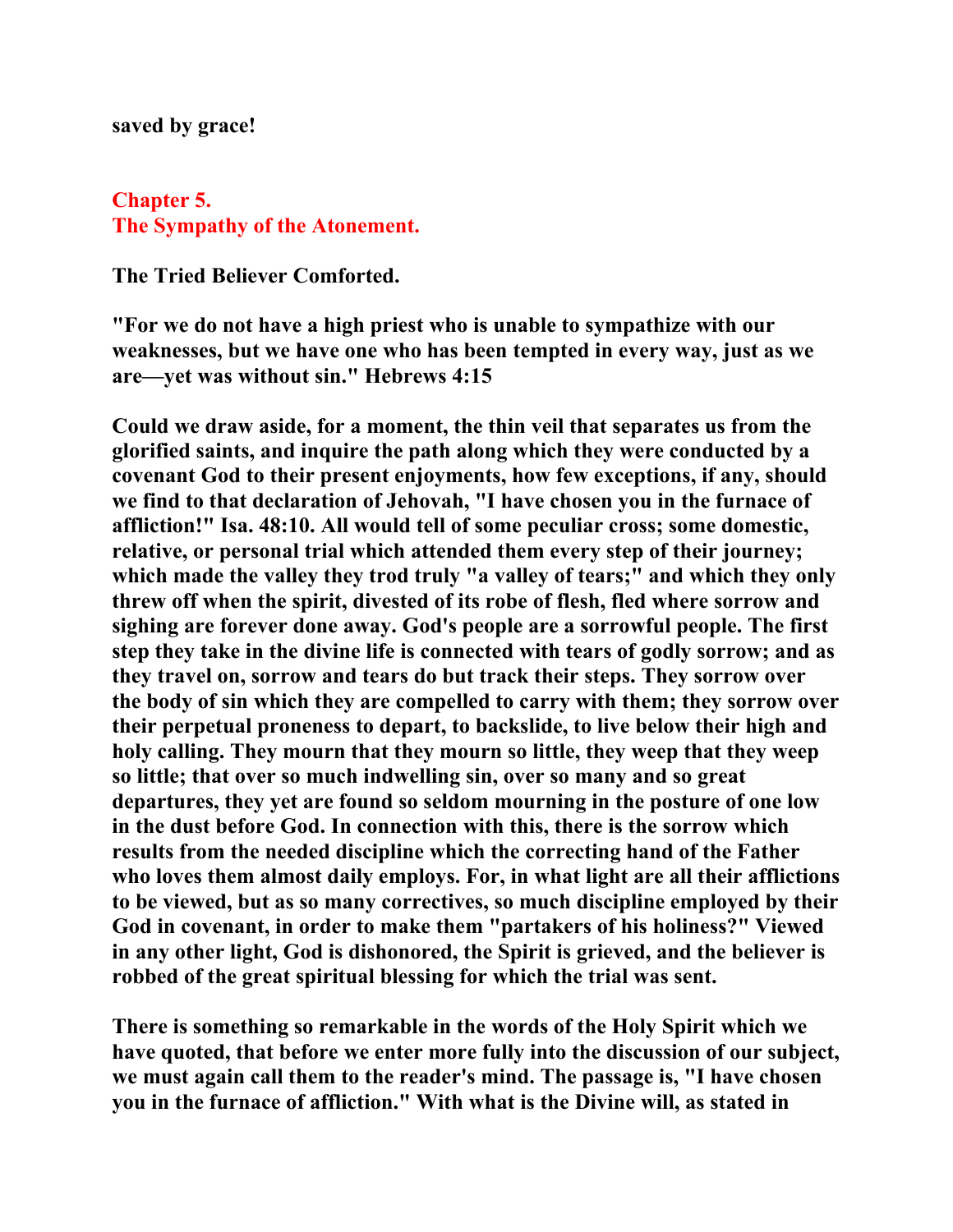**saved by grace!**

## Chapter 5.
## The Sympathy of the Atonement.

**The Tried Believer Comforted.**

**"For we do not have a high priest who is unable to sympathize with our weaknesses, but we have one who has been tempted in every way, just as we are—yet was without sin." Hebrews 4:15**

**Could we draw aside, for a moment, the thin veil that separates us from the glorified saints, and inquire the path along which they were conducted by a covenant God to their present enjoyments, how few exceptions, if any, should we find to that declaration of Jehovah, "I have chosen you in the furnace of affliction!" Isa. 48:10. All would tell of some peculiar cross; some domestic, relative, or personal trial which attended them every step of their journey; which made the valley they trod truly "a valley of tears;" and which they only threw off when the spirit, divested of its robe of flesh, fled where sorrow and sighing are forever done away. God's people are a sorrowful people. The first step they take in the divine life is connected with tears of godly sorrow; and as they travel on, sorrow and tears do but track their steps. They sorrow over the body of sin which they are compelled to carry with them; they sorrow over their perpetual proneness to depart, to backslide, to live below their high and holy calling. They mourn that they mourn so little, they weep that they weep so little; that over so much indwelling sin, over so many and so great departures, they yet are found so seldom mourning in the posture of one low in the dust before God. In connection with this, there is the sorrow which results from the needed discipline which the correcting hand of the Father who loves them almost daily employs. For, in what light are all their afflictions to be viewed, but as so many correctives, so much discipline employed by their God in covenant, in order to make them "partakers of his holiness?" Viewed in any other light, God is dishonored, the Spirit is grieved, and the believer is robbed of the great spiritual blessing for which the trial was sent.**

**There is something so remarkable in the words of the Holy Spirit which we have quoted, that before we enter more fully into the discussion of our subject, we must again call them to the reader's mind. The passage is, "I have chosen you in the furnace of affliction." With what is the Divine will, as stated in**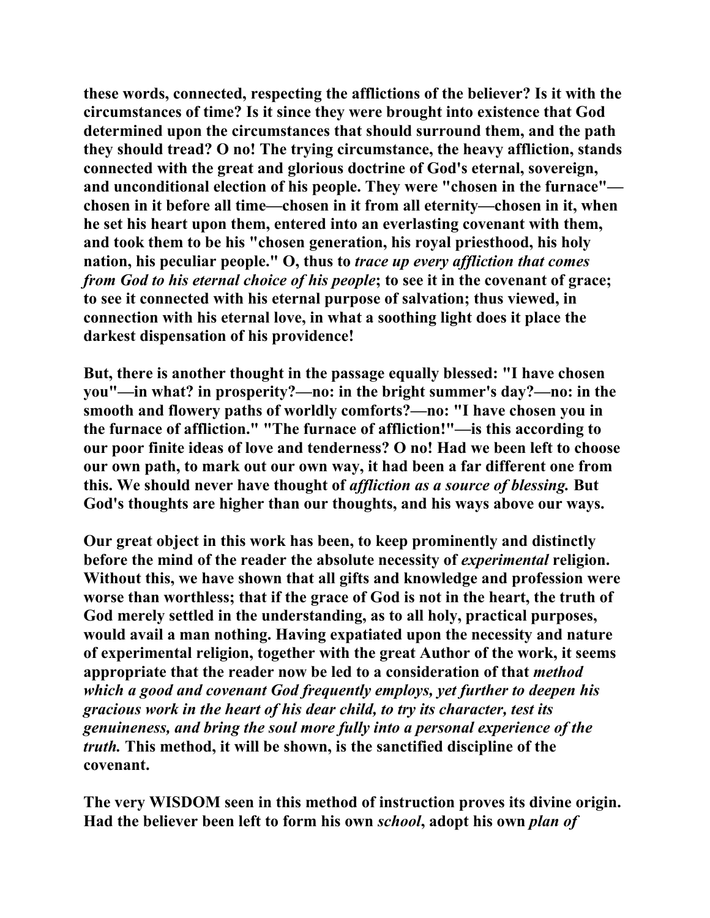these words, connected, respecting the afflictions of the believer? Is it with the circumstances of time? Is it since they were brought into existence that God determined upon the circumstances that should surround them, and the path they should tread? O no! The trying circumstance, the heavy affliction, stands connected with the great and glorious doctrine of God's eternal, sovereign, and unconditional election of his people. They were "chosen in the furnace"—chosen in it before all time—chosen in it from all eternity—chosen in it, when he set his heart upon them, entered into an everlasting covenant with them, and took them to be his "chosen generation, his royal priesthood, his holy nation, his peculiar people." O, thus to *trace up every affliction that comes from God to his eternal choice of his people*; to see it in the covenant of grace; to see it connected with his eternal purpose of salvation; thus viewed, in connection with his eternal love, in what a soothing light does it place the darkest dispensation of his providence!

But, there is another thought in the passage equally blessed: "I have chosen you"—in what? in prosperity?—no: in the bright summer's day?—no: in the smooth and flowery paths of worldly comforts?—no: "I have chosen you in the furnace of affliction." "The furnace of affliction!"—is this according to our poor finite ideas of love and tenderness? O no! Had we been left to choose our own path, to mark out our own way, it had been a far different one from this. We should never have thought of *affliction as a source of blessing.* But God's thoughts are higher than our thoughts, and his ways above our ways.

Our great object in this work has been, to keep prominently and distinctly before the mind of the reader the absolute necessity of *experimental* religion. Without this, we have shown that all gifts and knowledge and profession were worse than worthless; that if the grace of God is not in the heart, the truth of God merely settled in the understanding, as to all holy, practical purposes, would avail a man nothing. Having expatiated upon the necessity and nature of experimental religion, together with the great Author of the work, it seems appropriate that the reader now be led to a consideration of that *method which a good and covenant God frequently employs, yet further to deepen his gracious work in the heart of his dear child, to try its character, test its genuineness, and bring the soul more fully into a personal experience of the truth.* This method, it will be shown, is the sanctified discipline of the covenant.

The very WISDOM seen in this method of instruction proves its divine origin. Had the believer been left to form his own *school*, adopt his own *plan of*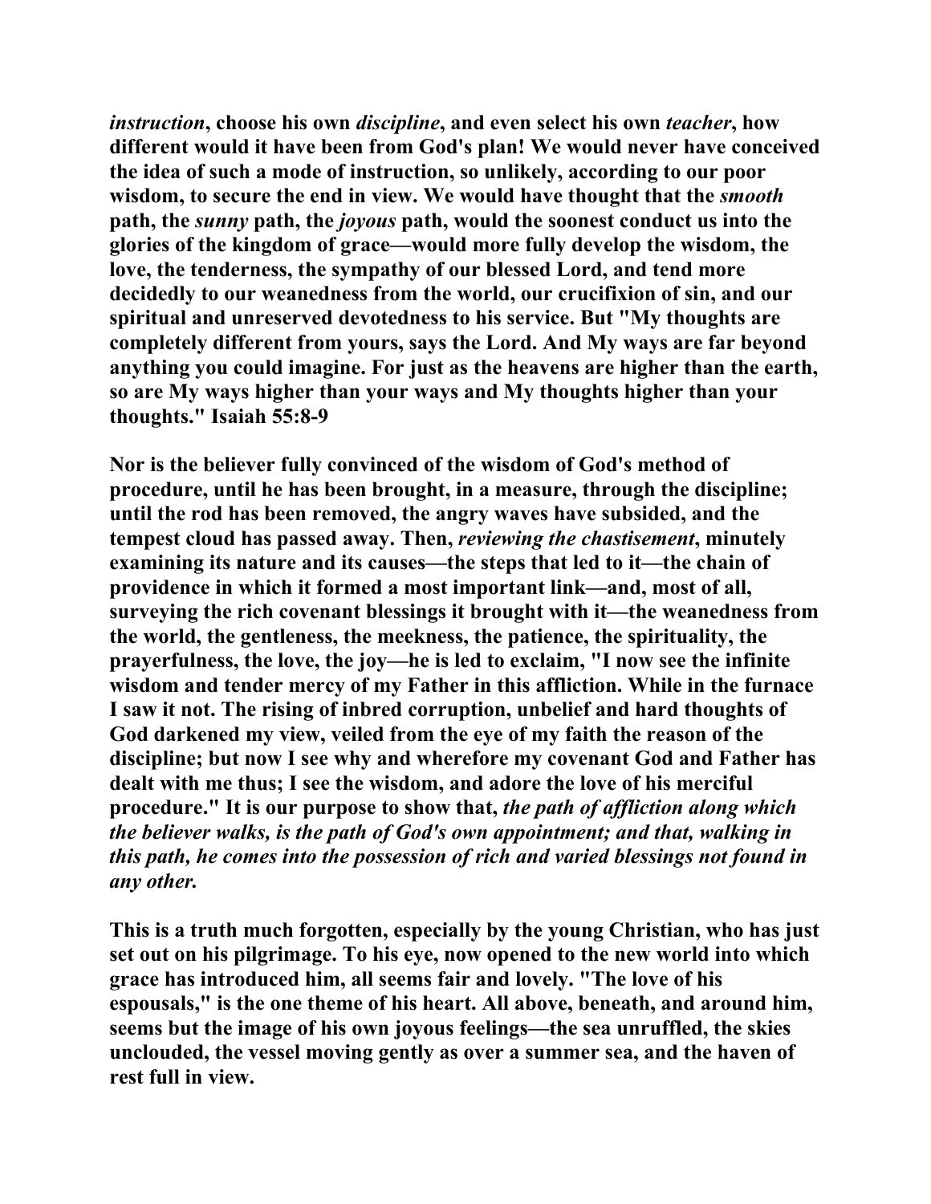*instruction*, choose his own *discipline*, and even select his own *teacher*, how different would it have been from God's plan! We would never have conceived the idea of such a mode of instruction, so unlikely, according to our poor wisdom, to secure the end in view. We would have thought that the *smooth* path, the *sunny* path, the *joyous* path, would the soonest conduct us into the glories of the kingdom of grace—would more fully develop the wisdom, the love, the tenderness, the sympathy of our blessed Lord, and tend more decidedly to our weanedness from the world, our crucifixion of sin, and our spiritual and unreserved devotedness to his service. But "My thoughts are completely different from yours, says the Lord. And My ways are far beyond anything you could imagine. For just as the heavens are higher than the earth, so are My ways higher than your ways and My thoughts higher than your thoughts." Isaiah 55:8-9

Nor is the believer fully convinced of the wisdom of God's method of procedure, until he has been brought, in a measure, through the discipline; until the rod has been removed, the angry waves have subsided, and the tempest cloud has passed away. Then, *reviewing the chastisement*, minutely examining its nature and its causes—the steps that led to it—the chain of providence in which it formed a most important link—and, most of all, surveying the rich covenant blessings it brought with it—the weanedness from the world, the gentleness, the meekness, the patience, the spirituality, the prayerfulness, the love, the joy—he is led to exclaim, "I now see the infinite wisdom and tender mercy of my Father in this affliction. While in the furnace I saw it not. The rising of inbred corruption, unbelief and hard thoughts of God darkened my view, veiled from the eye of my faith the reason of the discipline; but now I see why and wherefore my covenant God and Father has dealt with me thus; I see the wisdom, and adore the love of his merciful procedure." It is our purpose to show that, *the path of affliction along which the believer walks, is the path of God's own appointment; and that, walking in this path, he comes into the possession of rich and varied blessings not found in any other.*

This is a truth much forgotten, especially by the young Christian, who has just set out on his pilgrimage. To his eye, now opened to the new world into which grace has introduced him, all seems fair and lovely. "The love of his espousals," is the one theme of his heart. All above, beneath, and around him, seems but the image of his own joyous feelings—the sea unruffled, the skies unclouded, the vessel moving gently as over a summer sea, and the haven of rest full in view.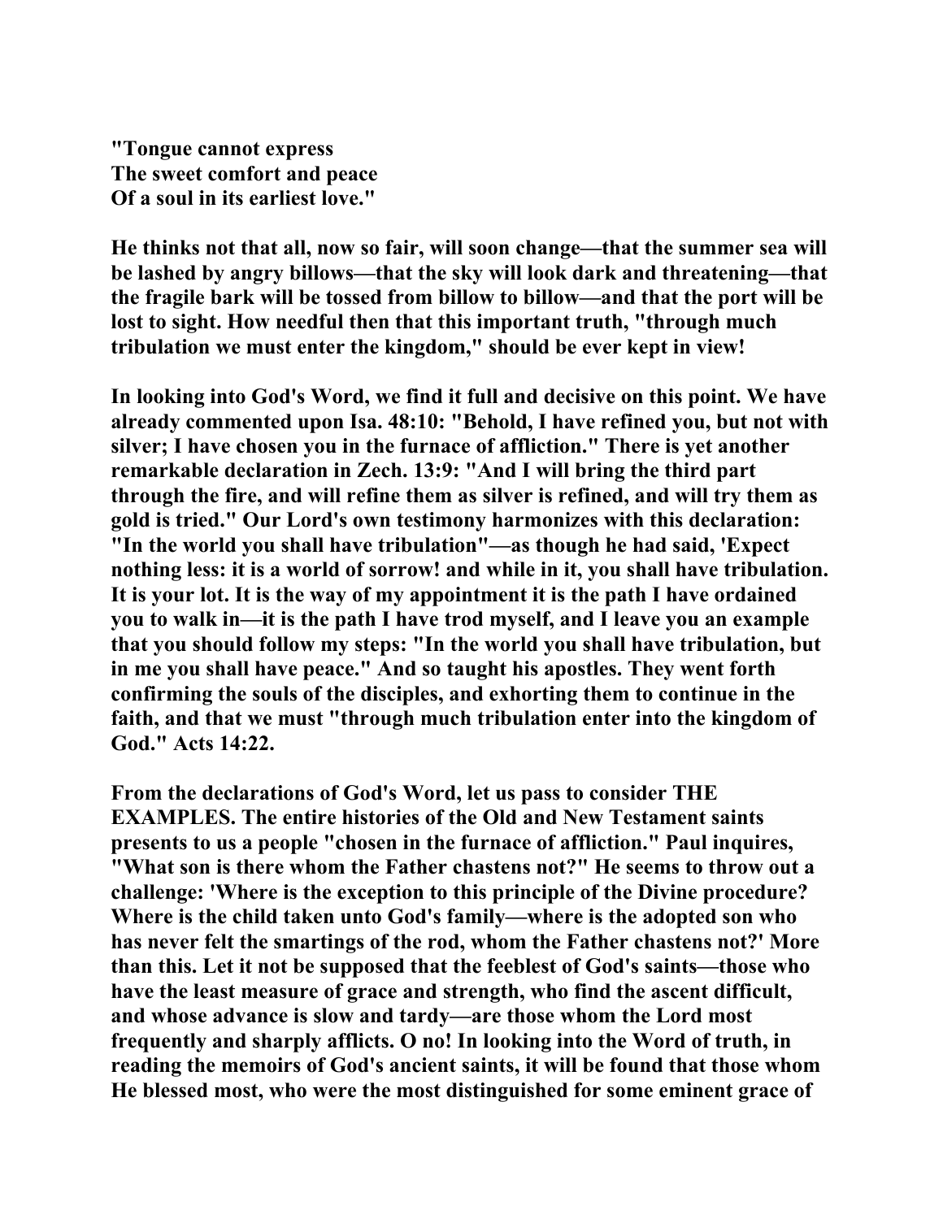**"Tongue cannot express**
**The sweet comfort and peace**
**Of a soul in its earliest love."**

**He thinks not that all, now so fair, will soon change—that the summer sea will be lashed by angry billows—that the sky will look dark and threatening—that the fragile bark will be tossed from billow to billow—and that the port will be lost to sight. How needful then that this important truth, "through much tribulation we must enter the kingdom," should be ever kept in view!**

**In looking into God's Word, we find it full and decisive on this point. We have already commented upon Isa. 48:10: "Behold, I have refined you, but not with silver; I have chosen you in the furnace of affliction." There is yet another remarkable declaration in Zech. 13:9: "And I will bring the third part through the fire, and will refine them as silver is refined, and will try them as gold is tried." Our Lord's own testimony harmonizes with this declaration: "In the world you shall have tribulation"—as though he had said, 'Expect nothing less: it is a world of sorrow! and while in it, you shall have tribulation. It is your lot. It is the way of my appointment it is the path I have ordained you to walk in—it is the path I have trod myself, and I leave you an example that you should follow my steps: "In the world you shall have tribulation, but in me you shall have peace." And so taught his apostles. They went forth confirming the souls of the disciples, and exhorting them to continue in the faith, and that we must "through much tribulation enter into the kingdom of God." Acts 14:22.**

**From the declarations of God's Word, let us pass to consider THE EXAMPLES. The entire histories of the Old and New Testament saints presents to us a people "chosen in the furnace of affliction." Paul inquires, "What son is there whom the Father chastens not?" He seems to throw out a challenge: 'Where is the exception to this principle of the Divine procedure? Where is the child taken unto God's family—where is the adopted son who has never felt the smartings of the rod, whom the Father chastens not?' More than this. Let it not be supposed that the feeblest of God's saints—those who have the least measure of grace and strength, who find the ascent difficult, and whose advance is slow and tardy—are those whom the Lord most frequently and sharply afflicts. O no! In looking into the Word of truth, in reading the memoirs of God's ancient saints, it will be found that those whom He blessed most, who were the most distinguished for some eminent grace of**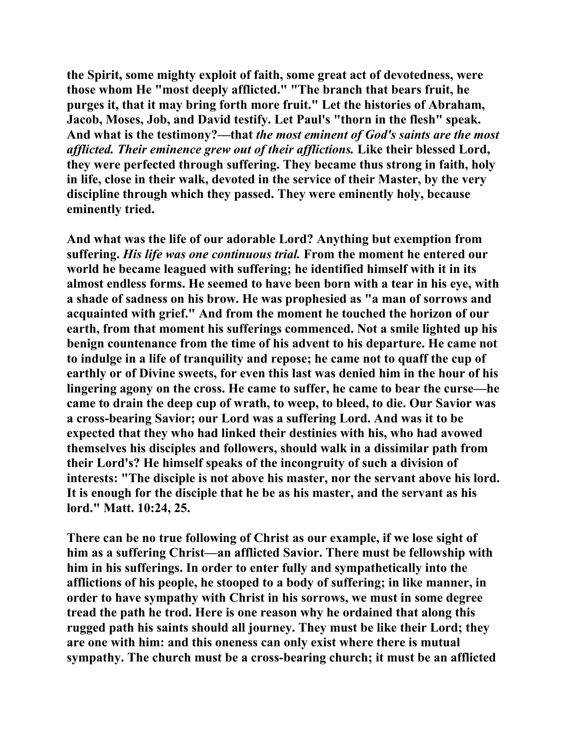the Spirit, some mighty exploit of faith, some great act of devotedness, were those whom He "most deeply afflicted." "The branch that bears fruit, he purges it, that it may bring forth more fruit." Let the histories of Abraham, Jacob, Moses, Job, and David testify. Let Paul's "thorn in the flesh" speak. And what is the testimony?—that *the most eminent of God's saints are the most afflicted. Their eminence grew out of their afflictions.* Like their blessed Lord, they were perfected through suffering. They became thus strong in faith, holy in life, close in their walk, devoted in the service of their Master, by the very discipline through which they passed. They were eminently holy, because eminently tried.

And what was the life of our adorable Lord? Anything but exemption from suffering. *His life was one continuous trial.* From the moment he entered our world he became leagued with suffering; he identified himself with it in its almost endless forms. He seemed to have been born with a tear in his eye, with a shade of sadness on his brow. He was prophesied as "a man of sorrows and acquainted with grief." And from the moment he touched the horizon of our earth, from that moment his sufferings commenced. Not a smile lighted up his benign countenance from the time of his advent to his departure. He came not to indulge in a life of tranquility and repose; he came not to quaff the cup of earthly or of Divine sweets, for even this last was denied him in the hour of his lingering agony on the cross. He came to suffer, he came to bear the curse—he came to drain the deep cup of wrath, to weep, to bleed, to die. Our Savior was a cross-bearing Savior; our Lord was a suffering Lord. And was it to be expected that they who had linked their destinies with his, who had avowed themselves his disciples and followers, should walk in a dissimilar path from their Lord's? He himself speaks of the incongruity of such a division of interests: "The disciple is not above his master, nor the servant above his lord. It is enough for the disciple that he be as his master, and the servant as his lord." Matt. 10:24, 25.

There can be no true following of Christ as our example, if we lose sight of him as a suffering Christ—an afflicted Savior. There must be fellowship with him in his sufferings. In order to enter fully and sympathetically into the afflictions of his people, he stooped to a body of suffering; in like manner, in order to have sympathy with Christ in his sorrows, we must in some degree tread the path he trod. Here is one reason why he ordained that along this rugged path his saints should all journey. They must be like their Lord; they are one with him: and this oneness can only exist where there is mutual sympathy. The church must be a cross-bearing church; it must be an afflicted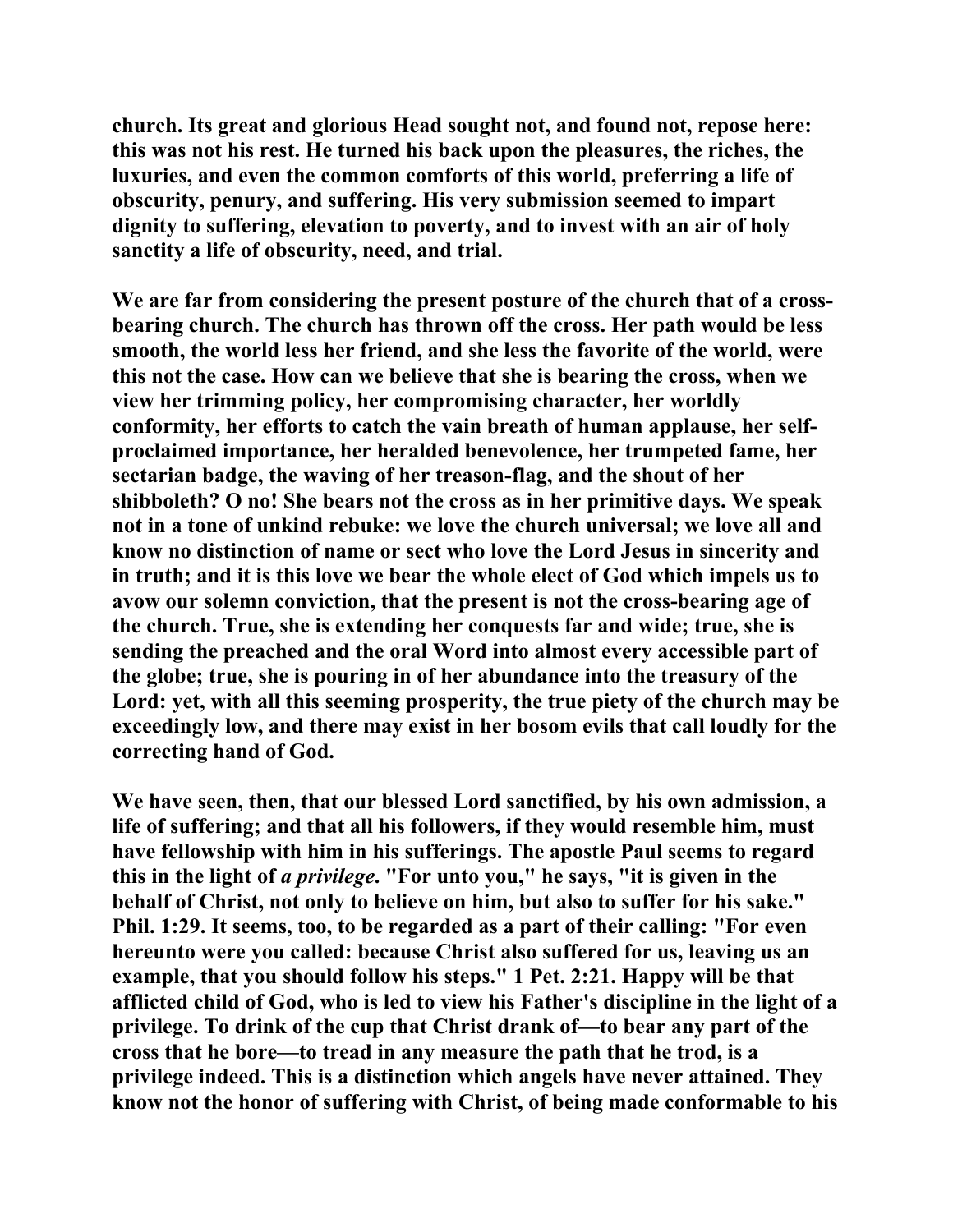church. Its great and glorious Head sought not, and found not, repose here: this was not his rest. He turned his back upon the pleasures, the riches, the luxuries, and even the common comforts of this world, preferring a life of obscurity, penury, and suffering. His very submission seemed to impart dignity to suffering, elevation to poverty, and to invest with an air of holy sanctity a life of obscurity, need, and trial.

We are far from considering the present posture of the church that of a cross-bearing church. The church has thrown off the cross. Her path would be less smooth, the world less her friend, and she less the favorite of the world, were this not the case. How can we believe that she is bearing the cross, when we view her trimming policy, her compromising character, her worldly conformity, her efforts to catch the vain breath of human applause, her self-proclaimed importance, her heralded benevolence, her trumpeted fame, her sectarian badge, the waving of her treason-flag, and the shout of her shibboleth? O no! She bears not the cross as in her primitive days. We speak not in a tone of unkind rebuke: we love the church universal; we love all and know no distinction of name or sect who love the Lord Jesus in sincerity and in truth; and it is this love we bear the whole elect of God which impels us to avow our solemn conviction, that the present is not the cross-bearing age of the church. True, she is extending her conquests far and wide; true, she is sending the preached and the oral Word into almost every accessible part of the globe; true, she is pouring in of her abundance into the treasury of the Lord: yet, with all this seeming prosperity, the true piety of the church may be exceedingly low, and there may exist in her bosom evils that call loudly for the correcting hand of God.

We have seen, then, that our blessed Lord sanctified, by his own admission, a life of suffering; and that all his followers, if they would resemble him, must have fellowship with him in his sufferings. The apostle Paul seems to regard this in the light of *a privilege*. "For unto you," he says, "it is given in the behalf of Christ, not only to believe on him, but also to suffer for his sake." Phil. 1:29. It seems, too, to be regarded as a part of their calling: "For even hereunto were you called: because Christ also suffered for us, leaving us an example, that you should follow his steps." 1 Pet. 2:21. Happy will be that afflicted child of God, who is led to view his Father's discipline in the light of a privilege. To drink of the cup that Christ drank of—to bear any part of the cross that he bore—to tread in any measure the path that he trod, is a privilege indeed. This is a distinction which angels have never attained. They know not the honor of suffering with Christ, of being made conformable to his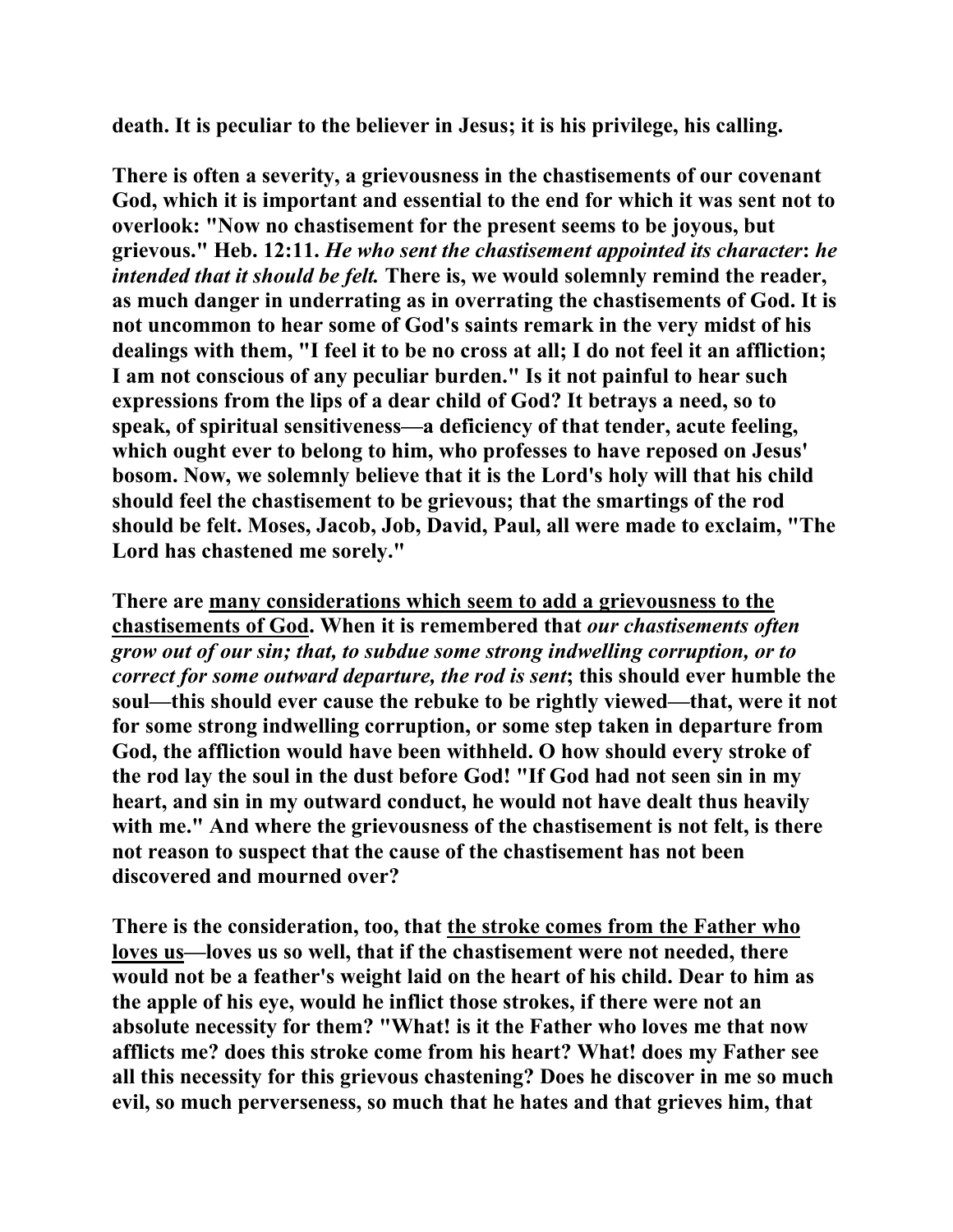death. It is peculiar to the believer in Jesus; it is his privilege, his calling.

There is often a severity, a grievousness in the chastisements of our covenant God, which it is important and essential to the end for which it was sent not to overlook: "Now no chastisement for the present seems to be joyous, but grievous." Heb. 12:11. *He who sent the chastisement appointed its character*: *he intended that it should be felt.* There is, we would solemnly remind the reader, as much danger in underrating as in overrating the chastisements of God. It is not uncommon to hear some of God's saints remark in the very midst of his dealings with them, "I feel it to be no cross at all; I do not feel it an affliction; I am not conscious of any peculiar burden." Is it not painful to hear such expressions from the lips of a dear child of God? It betrays a need, so to speak, of spiritual sensitiveness—a deficiency of that tender, acute feeling, which ought ever to belong to him, who professes to have reposed on Jesus' bosom. Now, we solemnly believe that it is the Lord's holy will that his child should feel the chastisement to be grievous; that the smartings of the rod should be felt. Moses, Jacob, Job, David, Paul, all were made to exclaim, "The Lord has chastened me sorely."

There are <u>many considerations which seem to add a grievousness to the chastisements of God</u>. When it is remembered that *our chastisements often grow out of our sin; that, to subdue some strong indwelling corruption, or to correct for some outward departure, the rod is sent*; this should ever humble the soul—this should ever cause the rebuke to be rightly viewed—that, were it not for some strong indwelling corruption, or some step taken in departure from God, the affliction would have been withheld. O how should every stroke of the rod lay the soul in the dust before God! "If God had not seen sin in my heart, and sin in my outward conduct, he would not have dealt thus heavily with me." And where the grievousness of the chastisement is not felt, is there not reason to suspect that the cause of the chastisement has not been discovered and mourned over?

There is the consideration, too, that <u>the stroke comes from the Father who loves us</u>—loves us so well, that if the chastisement were not needed, there would not be a feather's weight laid on the heart of his child. Dear to him as the apple of his eye, would he inflict those strokes, if there were not an absolute necessity for them? "What! is it the Father who loves me that now afflicts me? does this stroke come from his heart? What! does my Father see all this necessity for this grievous chastening? Does he discover in me so much evil, so much perverseness, so much that he hates and that grieves him, that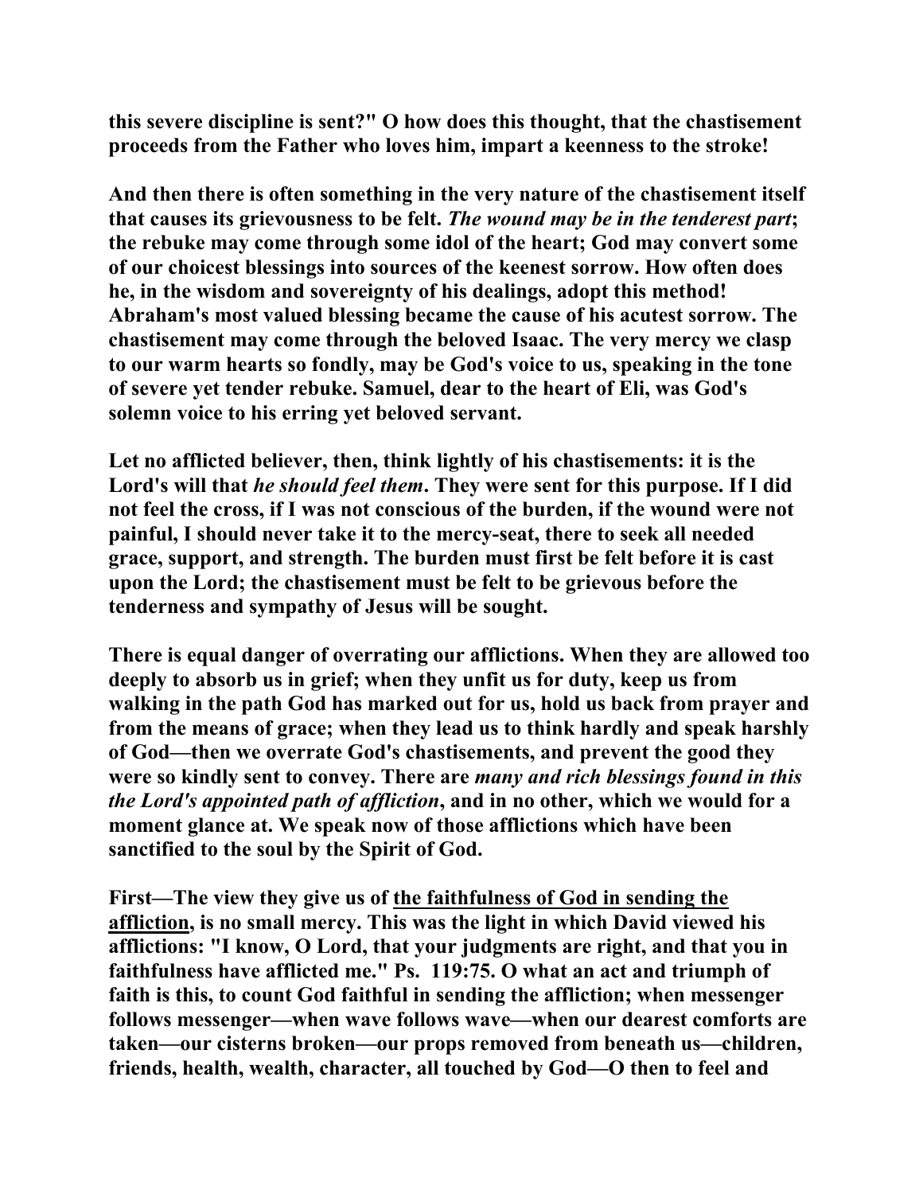this severe discipline is sent?" O how does this thought, that the chastisement proceeds from the Father who loves him, impart a keenness to the stroke!

And then there is often something in the very nature of the chastisement itself that causes its grievousness to be felt. *The wound may be in the tenderest part*; the rebuke may come through some idol of the heart; God may convert some of our choicest blessings into sources of the keenest sorrow. How often does he, in the wisdom and sovereignty of his dealings, adopt this method! Abraham's most valued blessing became the cause of his acutest sorrow. The chastisement may come through the beloved Isaac. The very mercy we clasp to our warm hearts so fondly, may be God's voice to us, speaking in the tone of severe yet tender rebuke. Samuel, dear to the heart of Eli, was God's solemn voice to his erring yet beloved servant.

Let no afflicted believer, then, think lightly of his chastisements: it is the Lord's will that *he should feel them*. They were sent for this purpose. If I did not feel the cross, if I was not conscious of the burden, if the wound were not painful, I should never take it to the mercy-seat, there to seek all needed grace, support, and strength. The burden must first be felt before it is cast upon the Lord; the chastisement must be felt to be grievous before the tenderness and sympathy of Jesus will be sought.

There is equal danger of overrating our afflictions. When they are allowed too deeply to absorb us in grief; when they unfit us for duty, keep us from walking in the path God has marked out for us, hold us back from prayer and from the means of grace; when they lead us to think hardly and speak harshly of God—then we overrate God's chastisements, and prevent the good they were so kindly sent to convey. There are *many and rich blessings found in this the Lord's appointed path of affliction*, and in no other, which we would for a moment glance at. We speak now of those afflictions which have been sanctified to the soul by the Spirit of God.

First—The view they give us of <u>the faithfulness of God in sending the affliction</u>, is no small mercy. This was the light in which David viewed his afflictions: "I know, O Lord, that your judgments are right, and that you in faithfulness have afflicted me." Ps. 119:75. O what an act and triumph of faith is this, to count God faithful in sending the affliction; when messenger follows messenger—when wave follows wave—when our dearest comforts are taken—our cisterns broken—our props removed from beneath us—children, friends, health, wealth, character, all touched by God—O then to feel and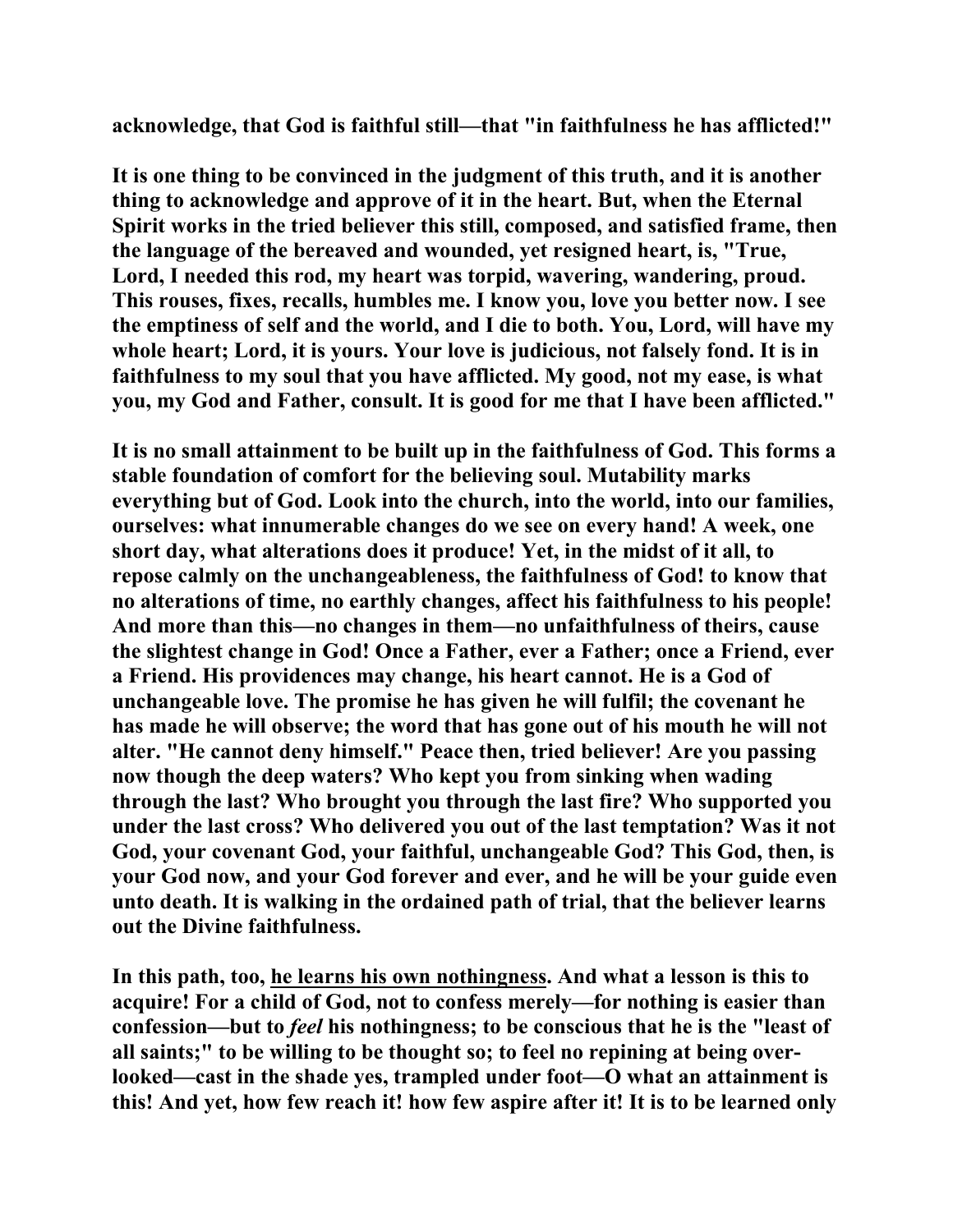**acknowledge, that God is faithful still—that "in faithfulness he has afflicted!"**

**It is one thing to be convinced in the judgment of this truth, and it is another thing to acknowledge and approve of it in the heart. But, when the Eternal Spirit works in the tried believer this still, composed, and satisfied frame, then the language of the bereaved and wounded, yet resigned heart, is, "True, Lord, I needed this rod, my heart was torpid, wavering, wandering, proud. This rouses, fixes, recalls, humbles me. I know you, love you better now. I see the emptiness of self and the world, and I die to both. You, Lord, will have my whole heart; Lord, it is yours. Your love is judicious, not falsely fond. It is in faithfulness to my soul that you have afflicted. My good, not my ease, is what you, my God and Father, consult. It is good for me that I have been afflicted."**

**It is no small attainment to be built up in the faithfulness of God. This forms a stable foundation of comfort for the believing soul. Mutability marks everything but of God. Look into the church, into the world, into our families, ourselves: what innumerable changes do we see on every hand! A week, one short day, what alterations does it produce! Yet, in the midst of it all, to repose calmly on the unchangeableness, the faithfulness of God! to know that no alterations of time, no earthly changes, affect his faithfulness to his people! And more than this—no changes in them—no unfaithfulness of theirs, cause the slightest change in God! Once a Father, ever a Father; once a Friend, ever a Friend. His providences may change, his heart cannot. He is a God of unchangeable love. The promise he has given he will fulfil; the covenant he has made he will observe; the word that has gone out of his mouth he will not alter. "He cannot deny himself." Peace then, tried believer! Are you passing now though the deep waters? Who kept you from sinking when wading through the last? Who brought you through the last fire? Who supported you under the last cross? Who delivered you out of the last temptation? Was it not God, your covenant God, your faithful, unchangeable God? This God, then, is your God now, and your God forever and ever, and he will be your guide even unto death. It is walking in the ordained path of trial, that the believer learns out the Divine faithfulness.**

**In this path, too, <u>he learns his own nothingness</u>. And what a lesson is this to acquire! For a child of God, not to confess merely—for nothing is easier than confession—but to *feel* his nothingness; to be conscious that he is the "least of all saints;" to be willing to be thought so; to feel no repining at being over-looked—cast in the shade yes, trampled under foot—O what an attainment is this! And yet, how few reach it! how few aspire after it! It is to be learned only**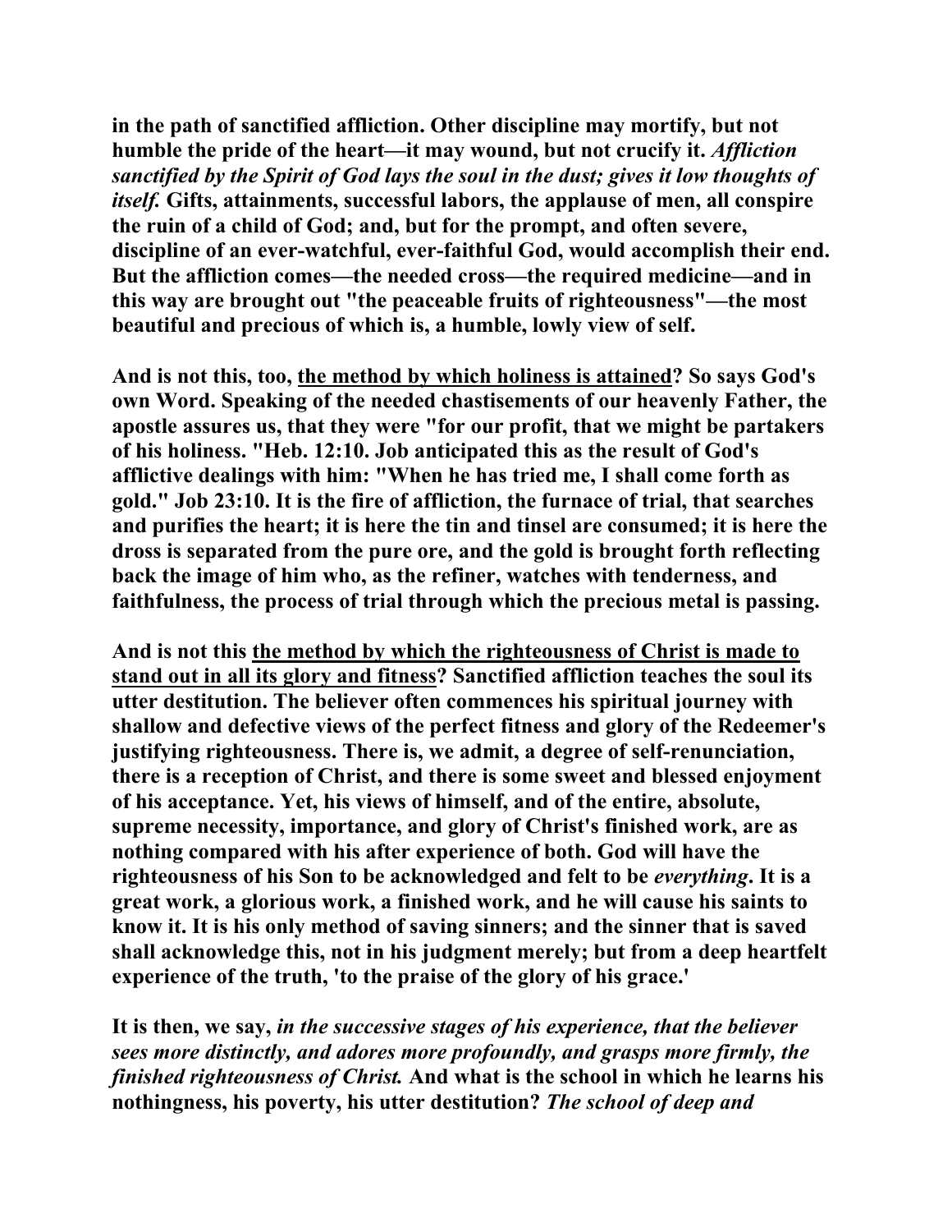in the path of sanctified affliction. Other discipline may mortify, but not humble the pride of the heart—it may wound, but not crucify it. *Affliction sanctified by the Spirit of God lays the soul in the dust; gives it low thoughts of itself.* Gifts, attainments, successful labors, the applause of men, all conspire the ruin of a child of God; and, but for the prompt, and often severe, discipline of an ever-watchful, ever-faithful God, would accomplish their end. But the affliction comes—the needed cross—the required medicine—and in this way are brought out "the peaceable fruits of righteousness"—the most beautiful and precious of which is, a humble, lowly view of self.

And is not this, too, <u>the method by which holiness is attained</u>? So says God's own Word. Speaking of the needed chastisements of our heavenly Father, the apostle assures us, that they were "for our profit, that we might be partakers of his holiness. "Heb. 12:10. Job anticipated this as the result of God's afflictive dealings with him: "When he has tried me, I shall come forth as gold." Job 23:10. It is the fire of affliction, the furnace of trial, that searches and purifies the heart; it is here the tin and tinsel are consumed; it is here the dross is separated from the pure ore, and the gold is brought forth reflecting back the image of him who, as the refiner, watches with tenderness, and faithfulness, the process of trial through which the precious metal is passing.

And is not this <u>the method by which the righteousness of Christ is made to stand out in all its glory and fitness</u>? Sanctified affliction teaches the soul its utter destitution. The believer often commences his spiritual journey with shallow and defective views of the perfect fitness and glory of the Redeemer's justifying righteousness. There is, we admit, a degree of self-renunciation, there is a reception of Christ, and there is some sweet and blessed enjoyment of his acceptance. Yet, his views of himself, and of the entire, absolute, supreme necessity, importance, and glory of Christ's finished work, are as nothing compared with his after experience of both. God will have the righteousness of his Son to be acknowledged and felt to be *everything*. It is a great work, a glorious work, a finished work, and he will cause his saints to know it. It is his only method of saving sinners; and the sinner that is saved shall acknowledge this, not in his judgment merely; but from a deep heartfelt experience of the truth, 'to the praise of the glory of his grace.'

It is then, we say, *in the successive stages of his experience, that the believer sees more distinctly, and adores more profoundly, and grasps more firmly, the finished righteousness of Christ.* And what is the school in which he learns his nothingness, his poverty, his utter destitution? *The school of deep and*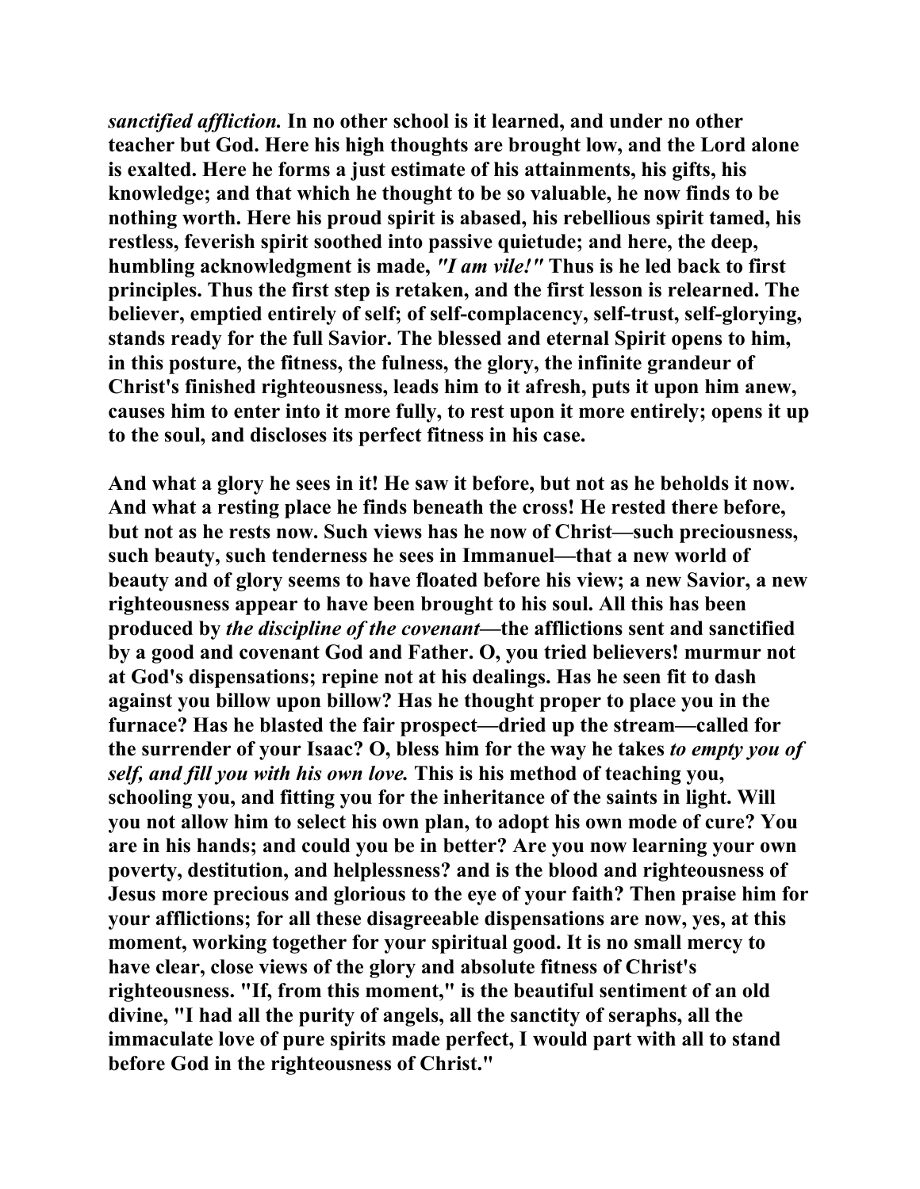*sanctified affliction.* In no other school is it learned, and under no other teacher but God. Here his high thoughts are brought low, and the Lord alone is exalted. Here he forms a just estimate of his attainments, his gifts, his knowledge; and that which he thought to be so valuable, he now finds to be nothing worth. Here his proud spirit is abased, his rebellious spirit tamed, his restless, feverish spirit soothed into passive quietude; and here, the deep, humbling acknowledgment is made, *"I am vile!"* Thus is he led back to first principles. Thus the first step is retaken, and the first lesson is relearned. The believer, emptied entirely of self; of self-complacency, self-trust, self-glorying, stands ready for the full Savior. The blessed and eternal Spirit opens to him, in this posture, the fitness, the fulness, the glory, the infinite grandeur of Christ's finished righteousness, leads him to it afresh, puts it upon him anew, causes him to enter into it more fully, to rest upon it more entirely; opens it up to the soul, and discloses its perfect fitness in his case.

And what a glory he sees in it! He saw it before, but not as he beholds it now. And what a resting place he finds beneath the cross! He rested there before, but not as he rests now. Such views has he now of Christ—such preciousness, such beauty, such tenderness he sees in Immanuel—that a new world of beauty and of glory seems to have floated before his view; a new Savior, a new righteousness appear to have been brought to his soul. All this has been produced by *the discipline of the covenant*—the afflictions sent and sanctified by a good and covenant God and Father. O, you tried believers! murmur not at God's dispensations; repine not at his dealings. Has he seen fit to dash against you billow upon billow? Has he thought proper to place you in the furnace? Has he blasted the fair prospect—dried up the stream—called for the surrender of your Isaac? O, bless him for the way he takes *to empty you of self, and fill you with his own love.* This is his method of teaching you, schooling you, and fitting you for the inheritance of the saints in light. Will you not allow him to select his own plan, to adopt his own mode of cure? You are in his hands; and could you be in better? Are you now learning your own poverty, destitution, and helplessness? and is the blood and righteousness of Jesus more precious and glorious to the eye of your faith? Then praise him for your afflictions; for all these disagreeable dispensations are now, yes, at this moment, working together for your spiritual good. It is no small mercy to have clear, close views of the glory and absolute fitness of Christ's righteousness. "If, from this moment," is the beautiful sentiment of an old divine, "I had all the purity of angels, all the sanctity of seraphs, all the immaculate love of pure spirits made perfect, I would part with all to stand before God in the righteousness of Christ."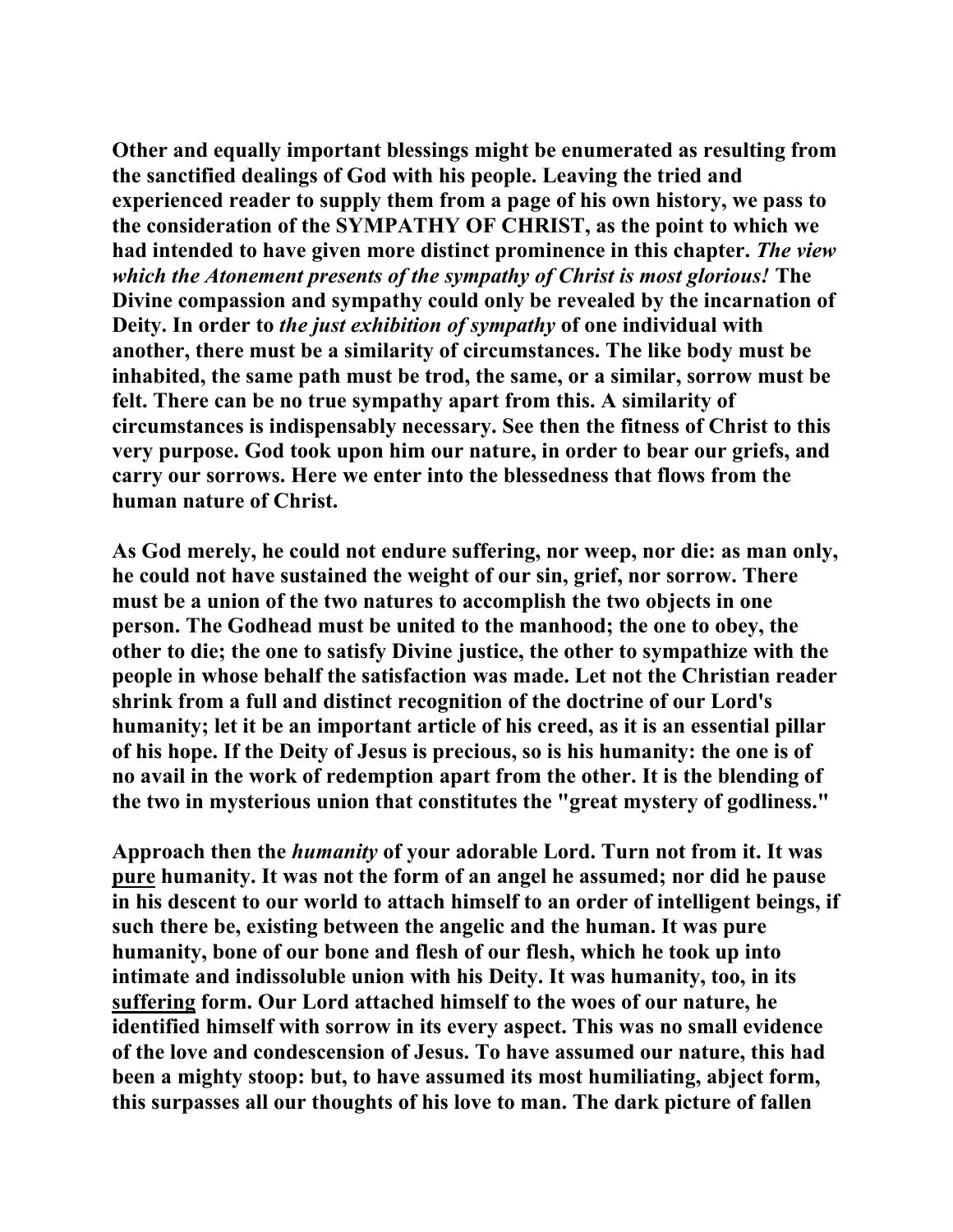**Other and equally important blessings might be enumerated as resulting from the sanctified dealings of God with his people. Leaving the tried and experienced reader to supply them from a page of his own history, we pass to the consideration of the SYMPATHY OF CHRIST, as the point to which we had intended to have given more distinct prominence in this chapter. *The view which the Atonement presents of the sympathy of Christ is most glorious!* The Divine compassion and sympathy could only be revealed by the incarnation of Deity. In order to *the just exhibition of sympathy* of one individual with another, there must be a similarity of circumstances. The like body must be inhabited, the same path must be trod, the same, or a similar, sorrow must be felt. There can be no true sympathy apart from this. A similarity of circumstances is indispensably necessary. See then the fitness of Christ to this very purpose. God took upon him our nature, in order to bear our griefs, and carry our sorrows. Here we enter into the blessedness that flows from the human nature of Christ.**

**As God merely, he could not endure suffering, nor weep, nor die: as man only, he could not have sustained the weight of our sin, grief, nor sorrow. There must be a union of the two natures to accomplish the two objects in one person. The Godhead must be united to the manhood; the one to obey, the other to die; the one to satisfy Divine justice, the other to sympathize with the people in whose behalf the satisfaction was made. Let not the Christian reader shrink from a full and distinct recognition of the doctrine of our Lord's humanity; let it be an important article of his creed, as it is an essential pillar of his hope. If the Deity of Jesus is precious, so is his humanity: the one is of no avail in the work of redemption apart from the other. It is the blending of the two in mysterious union that constitutes the "great mystery of godliness."**

**Approach then the *humanity* of your adorable Lord. Turn not from it. It was <u>pure</u> humanity. It was not the form of an angel he assumed; nor did he pause in his descent to our world to attach himself to an order of intelligent beings, if such there be, existing between the angelic and the human. It was pure humanity, bone of our bone and flesh of our flesh, which he took up into intimate and indissoluble union with his Deity. It was humanity, too, in its <u>suffering</u> form. Our Lord attached himself to the woes of our nature, he identified himself with sorrow in its every aspect. This was no small evidence of the love and condescension of Jesus. To have assumed our nature, this had been a mighty stoop: but, to have assumed its most humiliating, abject form, this surpasses all our thoughts of his love to man. The dark picture of fallen**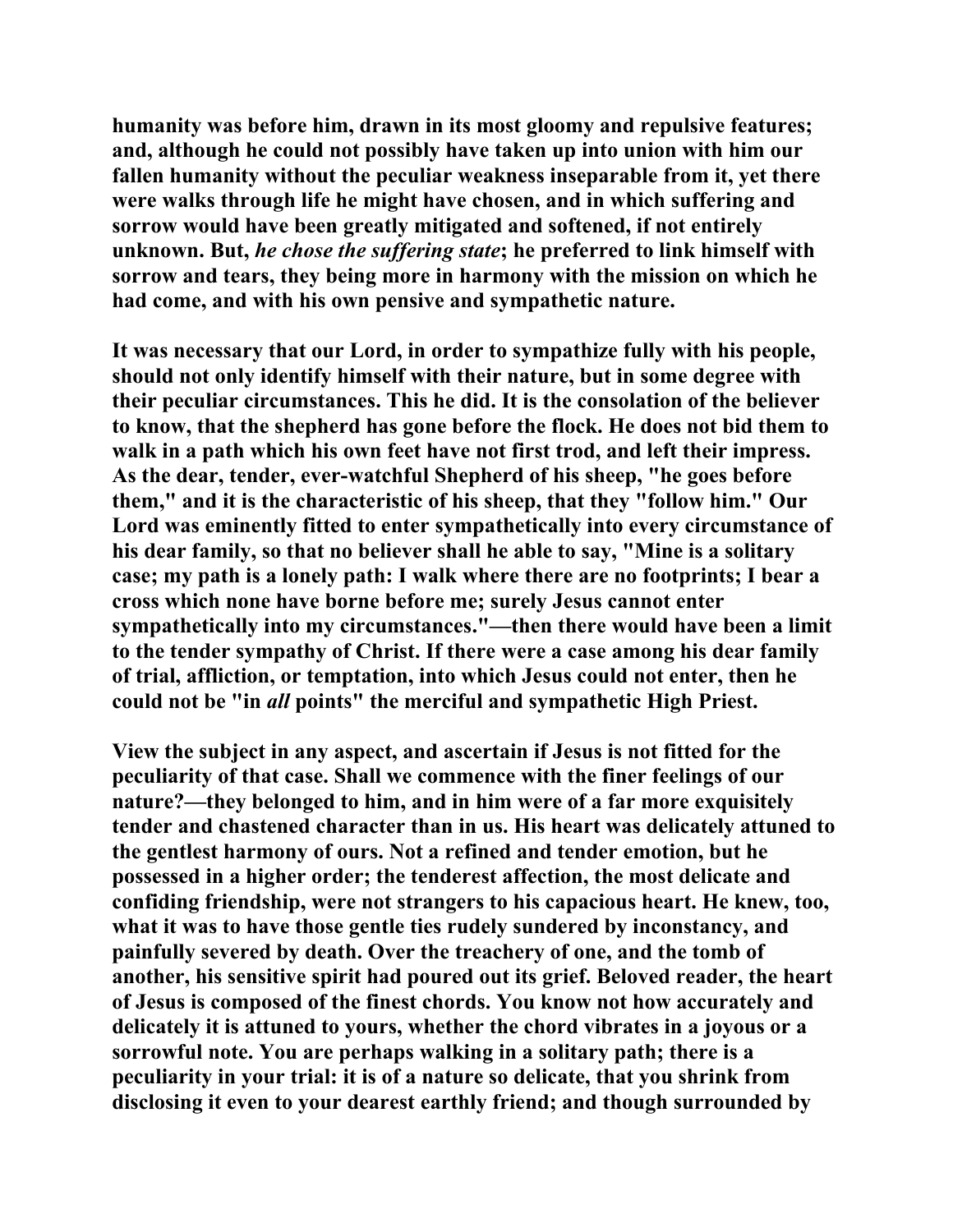humanity was before him, drawn in its most gloomy and repulsive features; and, although he could not possibly have taken up into union with him our fallen humanity without the peculiar weakness inseparable from it, yet there were walks through life he might have chosen, and in which suffering and sorrow would have been greatly mitigated and softened, if not entirely unknown. But, *he chose the suffering state*; he preferred to link himself with sorrow and tears, they being more in harmony with the mission on which he had come, and with his own pensive and sympathetic nature.

It was necessary that our Lord, in order to sympathize fully with his people, should not only identify himself with their nature, but in some degree with their peculiar circumstances. This he did. It is the consolation of the believer to know, that the shepherd has gone before the flock. He does not bid them to walk in a path which his own feet have not first trod, and left their impress. As the dear, tender, ever-watchful Shepherd of his sheep, "he goes before them," and it is the characteristic of his sheep, that they "follow him." Our Lord was eminently fitted to enter sympathetically into every circumstance of his dear family, so that no believer shall he able to say, "Mine is a solitary case; my path is a lonely path: I walk where there are no footprints; I bear a cross which none have borne before me; surely Jesus cannot enter sympathetically into my circumstances."—then there would have been a limit to the tender sympathy of Christ. If there were a case among his dear family of trial, affliction, or temptation, into which Jesus could not enter, then he could not be "in *all* points" the merciful and sympathetic High Priest.

View the subject in any aspect, and ascertain if Jesus is not fitted for the peculiarity of that case. Shall we commence with the finer feelings of our nature?—they belonged to him, and in him were of a far more exquisitely tender and chastened character than in us. His heart was delicately attuned to the gentlest harmony of ours. Not a refined and tender emotion, but he possessed in a higher order; the tenderest affection, the most delicate and confiding friendship, were not strangers to his capacious heart. He knew, too, what it was to have those gentle ties rudely sundered by inconstancy, and painfully severed by death. Over the treachery of one, and the tomb of another, his sensitive spirit had poured out its grief. Beloved reader, the heart of Jesus is composed of the finest chords. You know not how accurately and delicately it is attuned to yours, whether the chord vibrates in a joyous or a sorrowful note. You are perhaps walking in a solitary path; there is a peculiarity in your trial: it is of a nature so delicate, that you shrink from disclosing it even to your dearest earthly friend; and though surrounded by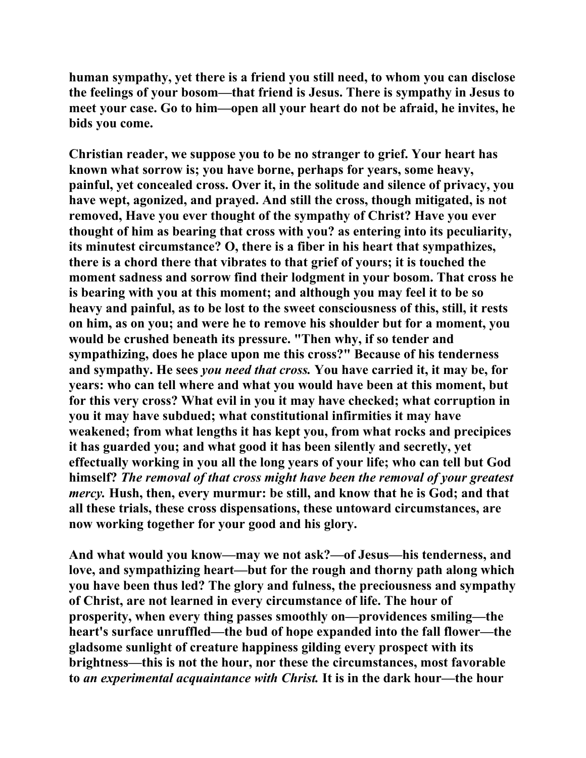human sympathy, yet there is a friend you still need, to whom you can disclose the feelings of your bosom—that friend is Jesus. There is sympathy in Jesus to meet your case. Go to him—open all your heart do not be afraid, he invites, he bids you come.

Christian reader, we suppose you to be no stranger to grief. Your heart has known what sorrow is; you have borne, perhaps for years, some heavy, painful, yet concealed cross. Over it, in the solitude and silence of privacy, you have wept, agonized, and prayed. And still the cross, though mitigated, is not removed, Have you ever thought of the sympathy of Christ? Have you ever thought of him as bearing that cross with you? as entering into its peculiarity, its minutest circumstance? O, there is a fiber in his heart that sympathizes, there is a chord there that vibrates to that grief of yours; it is touched the moment sadness and sorrow find their lodgment in your bosom. That cross he is bearing with you at this moment; and although you may feel it to be so heavy and painful, as to be lost to the sweet consciousness of this, still, it rests on him, as on you; and were he to remove his shoulder but for a moment, you would be crushed beneath its pressure. "Then why, if so tender and sympathizing, does he place upon me this cross?" Because of his tenderness and sympathy. He sees *you need that cross.* You have carried it, it may be, for years: who can tell where and what you would have been at this moment, but for this very cross? What evil in you it may have checked; what corruption in you it may have subdued; what constitutional infirmities it may have weakened; from what lengths it has kept you, from what rocks and precipices it has guarded you; and what good it has been silently and secretly, yet effectually working in you all the long years of your life; who can tell but God himself? *The removal of that cross might have been the removal of your greatest mercy.* Hush, then, every murmur: be still, and know that he is God; and that all these trials, these cross dispensations, these untoward circumstances, are now working together for your good and his glory.

And what would you know—may we not ask?—of Jesus—his tenderness, and love, and sympathizing heart—but for the rough and thorny path along which you have been thus led? The glory and fulness, the preciousness and sympathy of Christ, are not learned in every circumstance of life. The hour of prosperity, when every thing passes smoothly on—providences smiling—the heart's surface unruffled—the bud of hope expanded into the fall flower—the gladsome sunlight of creature happiness gilding every prospect with its brightness—this is not the hour, nor these the circumstances, most favorable to *an experimental acquaintance with Christ.* It is in the dark hour—the hour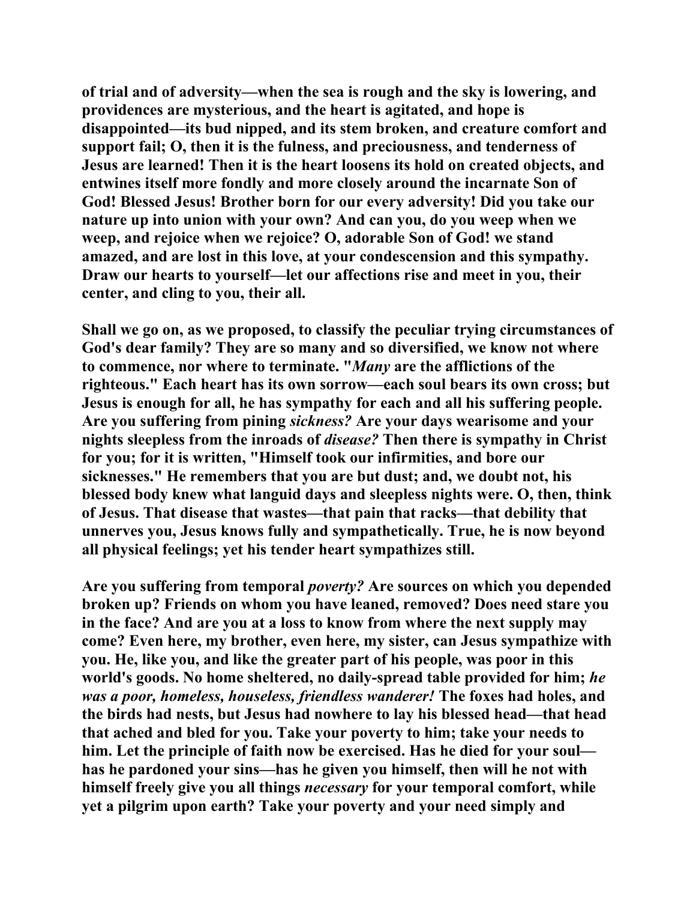of trial and of adversity—when the sea is rough and the sky is lowering, and providences are mysterious, and the heart is agitated, and hope is disappointed—its bud nipped, and its stem broken, and creature comfort and support fail; O, then it is the fulness, and preciousness, and tenderness of Jesus are learned! Then it is the heart loosens its hold on created objects, and entwines itself more fondly and more closely around the incarnate Son of God! Blessed Jesus! Brother born for our every adversity! Did you take our nature up into union with your own? And can you, do you weep when we weep, and rejoice when we rejoice? O, adorable Son of God! we stand amazed, and are lost in this love, at your condescension and this sympathy. Draw our hearts to yourself—let our affections rise and meet in you, their center, and cling to you, their all.

Shall we go on, as we proposed, to classify the peculiar trying circumstances of God's dear family? They are so many and so diversified, we know not where to commence, nor where to terminate. "*Many* are the afflictions of the righteous." Each heart has its own sorrow—each soul bears its own cross; but Jesus is enough for all, he has sympathy for each and all his suffering people. Are you suffering from pining *sickness?* Are your days wearisome and your nights sleepless from the inroads of *disease?* Then there is sympathy in Christ for you; for it is written, "Himself took our infirmities, and bore our sicknesses." He remembers that you are but dust; and, we doubt not, his blessed body knew what languid days and sleepless nights were. O, then, think of Jesus. That disease that wastes—that pain that racks—that debility that unnerves you, Jesus knows fully and sympathetically. True, he is now beyond all physical feelings; yet his tender heart sympathizes still.

Are you suffering from temporal *poverty?* Are sources on which you depended broken up? Friends on whom you have leaned, removed? Does need stare you in the face? And are you at a loss to know from where the next supply may come? Even here, my brother, even here, my sister, can Jesus sympathize with you. He, like you, and like the greater part of his people, was poor in this world's goods. No home sheltered, no daily-spread table provided for him; *he was a poor, homeless, houseless, friendless wanderer!* The foxes had holes, and the birds had nests, but Jesus had nowhere to lay his blessed head—that head that ached and bled for you. Take your poverty to him; take your needs to him. Let the principle of faith now be exercised. Has he died for your soul—has he pardoned your sins—has he given you himself, then will he not with himself freely give you all things *necessary* for your temporal comfort, while yet a pilgrim upon earth? Take your poverty and your need simply and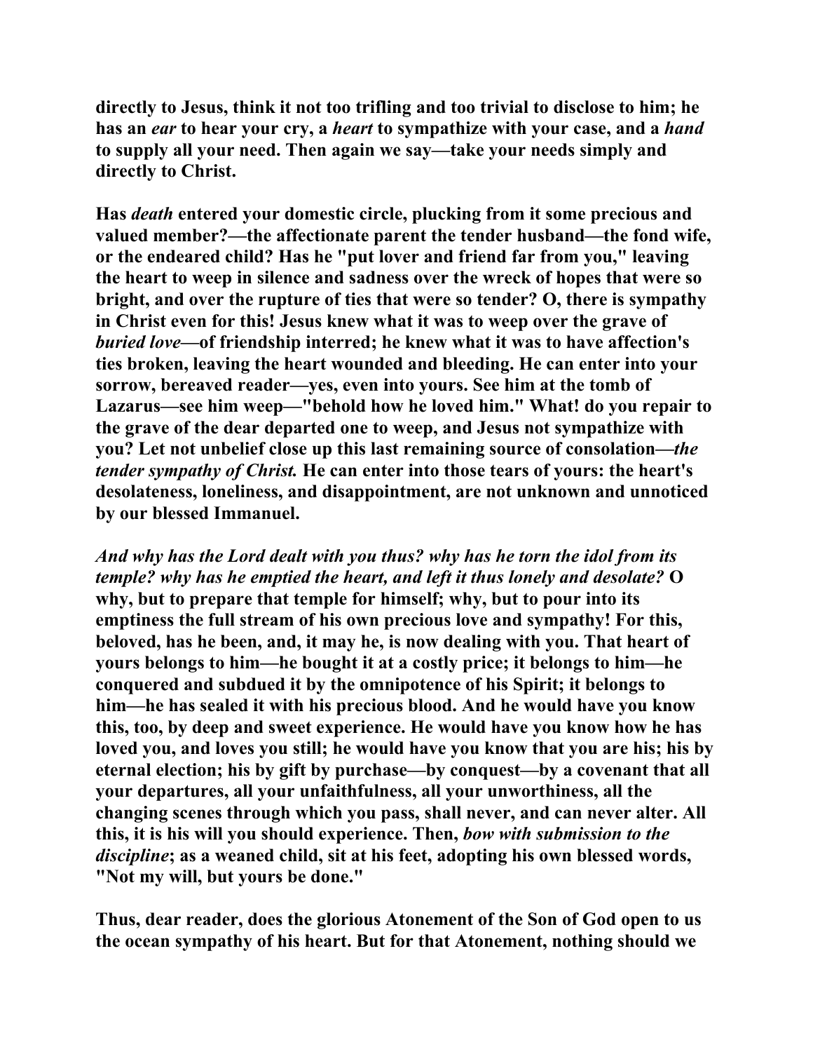**directly to Jesus, think it not too trifling and too trivial to disclose to him; he has an *ear* to hear your cry, a *heart* to sympathize with your case, and a *hand* to supply all your need. Then again we say—take your needs simply and directly to Christ.**

**Has *death* entered your domestic circle, plucking from it some precious and valued member?—the affectionate parent the tender husband—the fond wife, or the endeared child? Has he "put lover and friend far from you," leaving the heart to weep in silence and sadness over the wreck of hopes that were so bright, and over the rupture of ties that were so tender? O, there is sympathy in Christ even for this! Jesus knew what it was to weep over the grave of *buried love*—of friendship interred; he knew what it was to have affection's ties broken, leaving the heart wounded and bleeding. He can enter into your sorrow, bereaved reader—yes, even into yours. See him at the tomb of Lazarus—see him weep—"behold how he loved him." What! do you repair to the grave of the dear departed one to weep, and Jesus not sympathize with you? Let not unbelief close up this last remaining source of consolation—*the tender sympathy of Christ.* He can enter into those tears of yours: the heart's desolateness, loneliness, and disappointment, are not unknown and unnoticed by our blessed Immanuel.**

***And why has the Lord dealt with you thus? why has he torn the idol from its temple? why has he emptied the heart, and left it thus lonely and desolate?* O why, but to prepare that temple for himself; why, but to pour into its emptiness the full stream of his own precious love and sympathy! For this, beloved, has he been, and, it may he, is now dealing with you. That heart of yours belongs to him—he bought it at a costly price; it belongs to him—he conquered and subdued it by the omnipotence of his Spirit; it belongs to him—he has sealed it with his precious blood. And he would have you know this, too, by deep and sweet experience. He would have you know how he has loved you, and loves you still; he would have you know that you are his; his by eternal election; his by gift by purchase—by conquest—by a covenant that all your departures, all your unfaithfulness, all your unworthiness, all the changing scenes through which you pass, shall never, and can never alter. All this, it is his will you should experience. Then, *bow with submission to the discipline*; as a weaned child, sit at his feet, adopting his own blessed words, "Not my will, but yours be done."**

**Thus, dear reader, does the glorious Atonement of the Son of God open to us the ocean sympathy of his heart. But for that Atonement, nothing should we**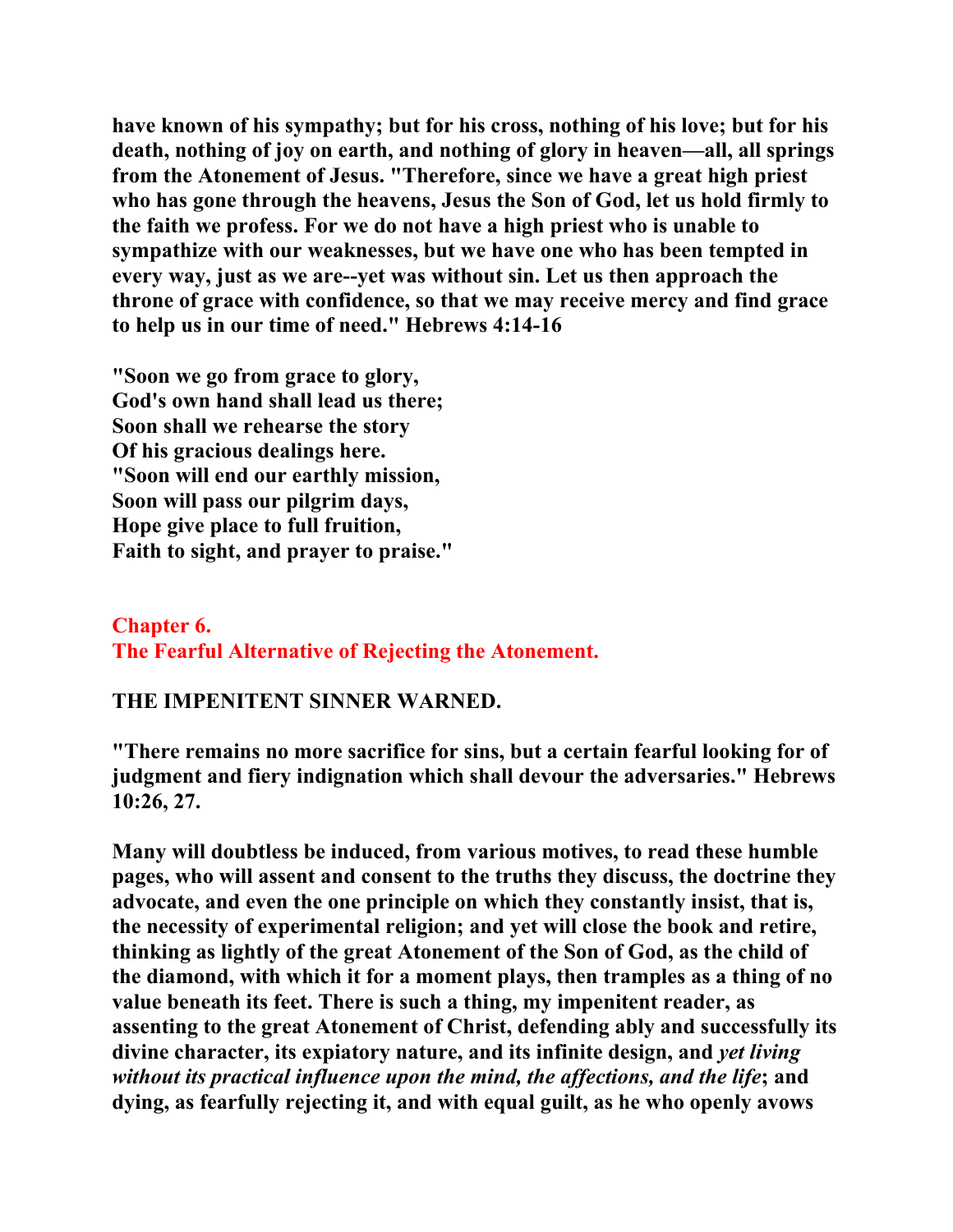**have known of his sympathy; but for his cross, nothing of his love; but for his death, nothing of joy on earth, and nothing of glory in heaven—all, all springs from the Atonement of Jesus. "Therefore, since we have a great high priest who has gone through the heavens, Jesus the Son of God, let us hold firmly to the faith we profess. For we do not have a high priest who is unable to sympathize with our weaknesses, but we have one who has been tempted in every way, just as we are--yet was without sin. Let us then approach the throne of grace with confidence, so that we may receive mercy and find grace to help us in our time of need." Hebrews 4:14-16**

**"Soon we go from grace to glory,**
**God's own hand shall lead us there;**
**Soon shall we rehearse the story**
**Of his gracious dealings here.**
**"Soon will end our earthly mission,**
**Soon will pass our pilgrim days,**
**Hope give place to full fruition,**
**Faith to sight, and prayer to praise."**

## Chapter 6.
## The Fearful Alternative of Rejecting the Atonement.

### THE IMPENITENT SINNER WARNED.

**"There remains no more sacrifice for sins, but a certain fearful looking for of judgment and fiery indignation which shall devour the adversaries." Hebrews 10:26, 27.**

**Many will doubtless be induced, from various motives, to read these humble pages, who will assent and consent to the truths they discuss, the doctrine they advocate, and even the one principle on which they constantly insist, that is, the necessity of experimental religion; and yet will close the book and retire, thinking as lightly of the great Atonement of the Son of God, as the child of the diamond, with which it for a moment plays, then tramples as a thing of no value beneath its feet. There is such a thing, my impenitent reader, as assenting to the great Atonement of Christ, defending ably and successfully its divine character, its expiatory nature, and its infinite design, and *yet living without its practical influence upon the mind, the affections, and the life*; and dying, as fearfully rejecting it, and with equal guilt, as he who openly avows**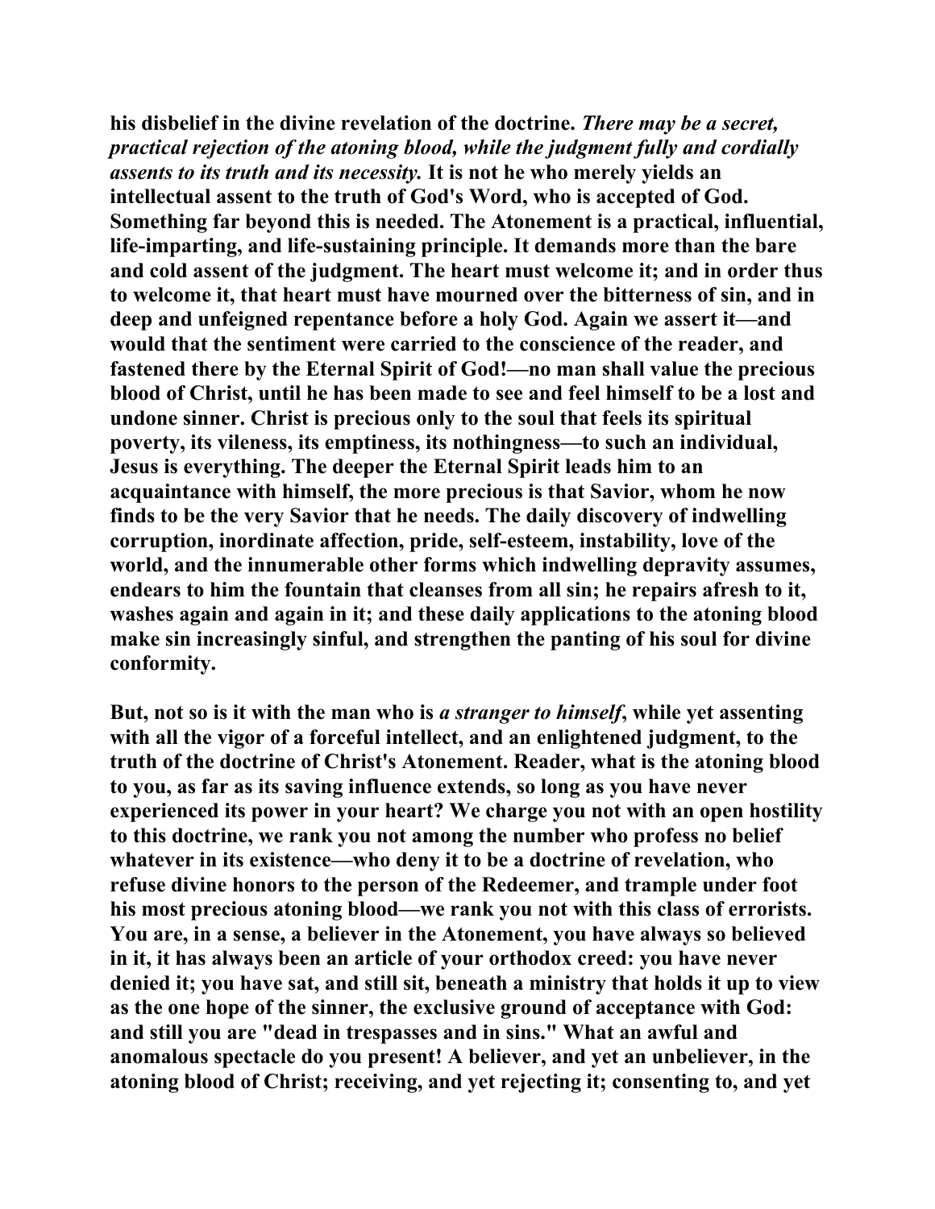his disbelief in the divine revelation of the doctrine. *There may be a secret, practical rejection of the atoning blood, while the judgment fully and cordially assents to its truth and its necessity.* It is not he who merely yields an intellectual assent to the truth of God's Word, who is accepted of God. Something far beyond this is needed. The Atonement is a practical, influential, life-imparting, and life-sustaining principle. It demands more than the bare and cold assent of the judgment. The heart must welcome it; and in order thus to welcome it, that heart must have mourned over the bitterness of sin, and in deep and unfeigned repentance before a holy God. Again we assert it—and would that the sentiment were carried to the conscience of the reader, and fastened there by the Eternal Spirit of God!—no man shall value the precious blood of Christ, until he has been made to see and feel himself to be a lost and undone sinner. Christ is precious only to the soul that feels its spiritual poverty, its vileness, its emptiness, its nothingness—to such an individual, Jesus is everything. The deeper the Eternal Spirit leads him to an acquaintance with himself, the more precious is that Savior, whom he now finds to be the very Savior that he needs. The daily discovery of indwelling corruption, inordinate affection, pride, self-esteem, instability, love of the world, and the innumerable other forms which indwelling depravity assumes, endears to him the fountain that cleanses from all sin; he repairs afresh to it, washes again and again in it; and these daily applications to the atoning blood make sin increasingly sinful, and strengthen the panting of his soul for divine conformity.

But, not so is it with the man who is *a stranger to himself*, while yet assenting with all the vigor of a forceful intellect, and an enlightened judgment, to the truth of the doctrine of Christ's Atonement. Reader, what is the atoning blood to you, as far as its saving influence extends, so long as you have never experienced its power in your heart? We charge you not with an open hostility to this doctrine, we rank you not among the number who profess no belief whatever in its existence—who deny it to be a doctrine of revelation, who refuse divine honors to the person of the Redeemer, and trample under foot his most precious atoning blood—we rank you not with this class of errorists. You are, in a sense, a believer in the Atonement, you have always so believed in it, it has always been an article of your orthodox creed: you have never denied it; you have sat, and still sit, beneath a ministry that holds it up to view as the one hope of the sinner, the exclusive ground of acceptance with God: and still you are "dead in trespasses and in sins." What an awful and anomalous spectacle do you present! A believer, and yet an unbeliever, in the atoning blood of Christ; receiving, and yet rejecting it; consenting to, and yet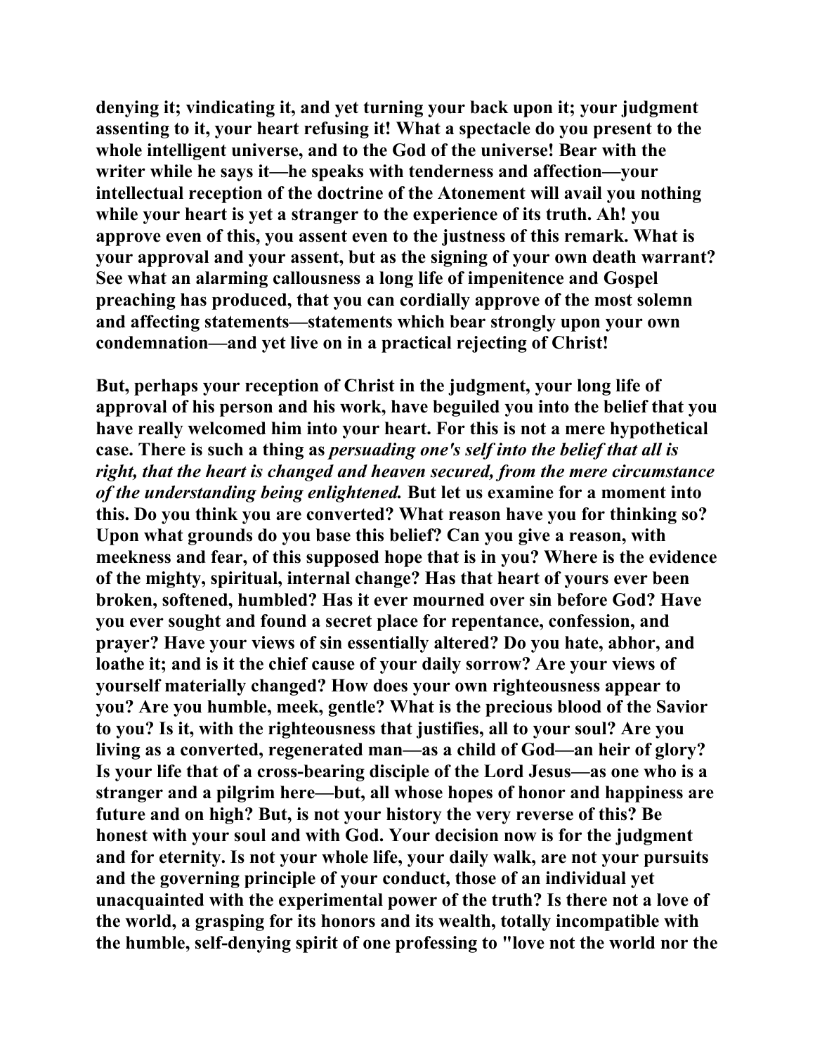denying it; vindicating it, and yet turning your back upon it; your judgment assenting to it, your heart refusing it! What a spectacle do you present to the whole intelligent universe, and to the God of the universe! Bear with the writer while he says it—he speaks with tenderness and affection—your intellectual reception of the doctrine of the Atonement will avail you nothing while your heart is yet a stranger to the experience of its truth. Ah! you approve even of this, you assent even to the justness of this remark. What is your approval and your assent, but as the signing of your own death warrant? See what an alarming callousness a long life of impenitence and Gospel preaching has produced, that you can cordially approve of the most solemn and affecting statements—statements which bear strongly upon your own condemnation—and yet live on in a practical rejecting of Christ!

But, perhaps your reception of Christ in the judgment, your long life of approval of his person and his work, have beguiled you into the belief that you have really welcomed him into your heart. For this is not a mere hypothetical case. There is such a thing as *persuading one's self into the belief that all is right, that the heart is changed and heaven secured, from the mere circumstance of the understanding being enlightened.* But let us examine for a moment into this. Do you think you are converted? What reason have you for thinking so? Upon what grounds do you base this belief? Can you give a reason, with meekness and fear, of this supposed hope that is in you? Where is the evidence of the mighty, spiritual, internal change? Has that heart of yours ever been broken, softened, humbled? Has it ever mourned over sin before God? Have you ever sought and found a secret place for repentance, confession, and prayer? Have your views of sin essentially altered? Do you hate, abhor, and loathe it; and is it the chief cause of your daily sorrow? Are your views of yourself materially changed? How does your own righteousness appear to you? Are you humble, meek, gentle? What is the precious blood of the Savior to you? Is it, with the righteousness that justifies, all to your soul? Are you living as a converted, regenerated man—as a child of God—an heir of glory? Is your life that of a cross-bearing disciple of the Lord Jesus—as one who is a stranger and a pilgrim here—but, all whose hopes of honor and happiness are future and on high? But, is not your history the very reverse of this? Be honest with your soul and with God. Your decision now is for the judgment and for eternity. Is not your whole life, your daily walk, are not your pursuits and the governing principle of your conduct, those of an individual yet unacquainted with the experimental power of the truth? Is there not a love of the world, a grasping for its honors and its wealth, totally incompatible with the humble, self-denying spirit of one professing to "love not the world nor the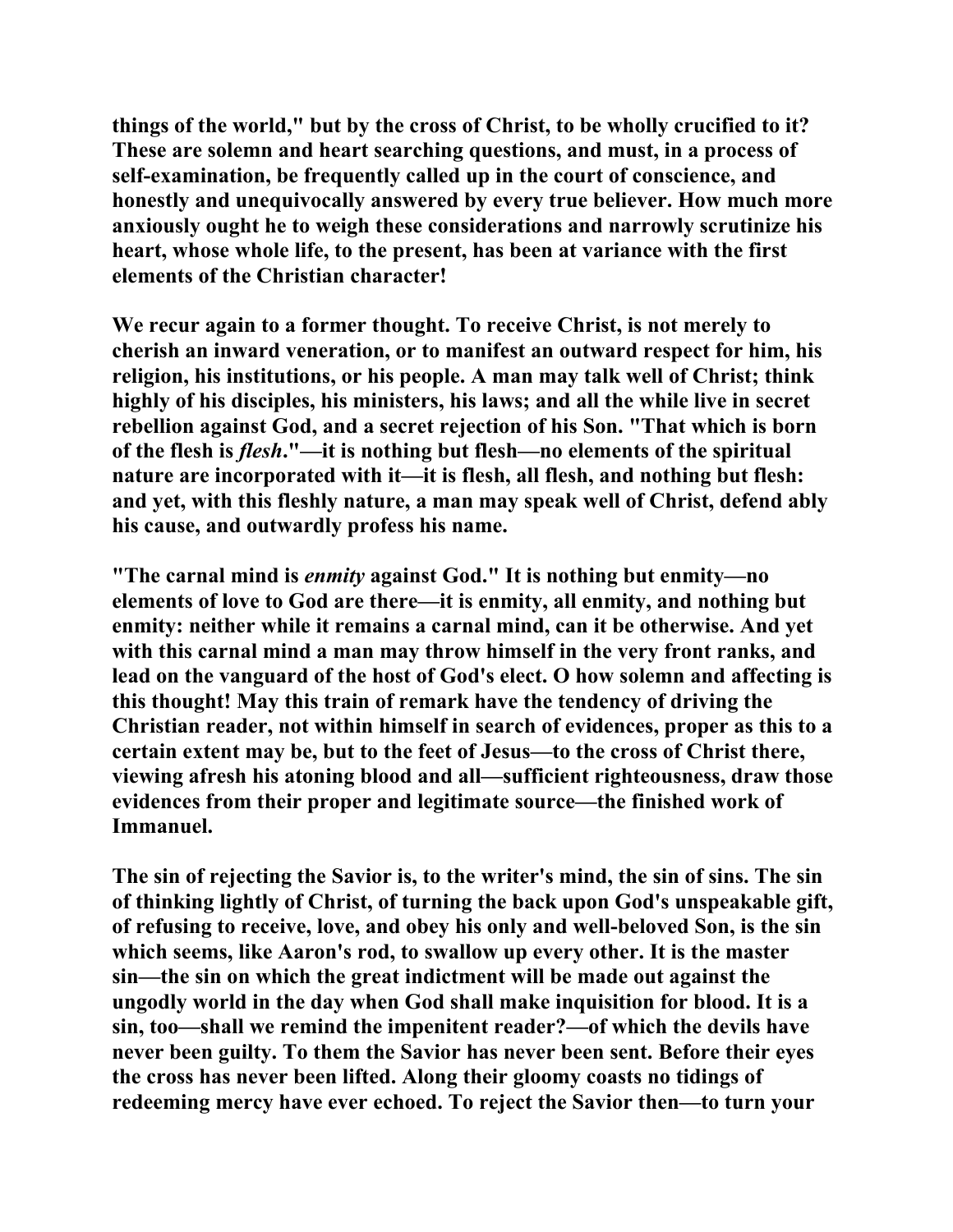**things of the world," but by the cross of Christ, to be wholly crucified to it? These are solemn and heart searching questions, and must, in a process of self-examination, be frequently called up in the court of conscience, and honestly and unequivocally answered by every true believer. How much more anxiously ought he to weigh these considerations and narrowly scrutinize his heart, whose whole life, to the present, has been at variance with the first elements of the Christian character!**

**We recur again to a former thought. To receive Christ, is not merely to cherish an inward veneration, or to manifest an outward respect for him, his religion, his institutions, or his people. A man may talk well of Christ; think highly of his disciples, his ministers, his laws; and all the while live in secret rebellion against God, and a secret rejection of his Son. "That which is born of the flesh is *flesh*."—it is nothing but flesh—no elements of the spiritual nature are incorporated with it—it is flesh, all flesh, and nothing but flesh: and yet, with this fleshly nature, a man may speak well of Christ, defend ably his cause, and outwardly profess his name.**

**"The carnal mind is *enmity* against God." It is nothing but enmity—no elements of love to God are there—it is enmity, all enmity, and nothing but enmity: neither while it remains a carnal mind, can it be otherwise. And yet with this carnal mind a man may throw himself in the very front ranks, and lead on the vanguard of the host of God's elect. O how solemn and affecting is this thought! May this train of remark have the tendency of driving the Christian reader, not within himself in search of evidences, proper as this to a certain extent may be, but to the feet of Jesus—to the cross of Christ there, viewing afresh his atoning blood and all—sufficient righteousness, draw those evidences from their proper and legitimate source—the finished work of Immanuel.**

**The sin of rejecting the Savior is, to the writer's mind, the sin of sins. The sin of thinking lightly of Christ, of turning the back upon God's unspeakable gift, of refusing to receive, love, and obey his only and well-beloved Son, is the sin which seems, like Aaron's rod, to swallow up every other. It is the master sin—the sin on which the great indictment will be made out against the ungodly world in the day when God shall make inquisition for blood. It is a sin, too—shall we remind the impenitent reader?—of which the devils have never been guilty. To them the Savior has never been sent. Before their eyes the cross has never been lifted. Along their gloomy coasts no tidings of redeeming mercy have ever echoed. To reject the Savior then—to turn your**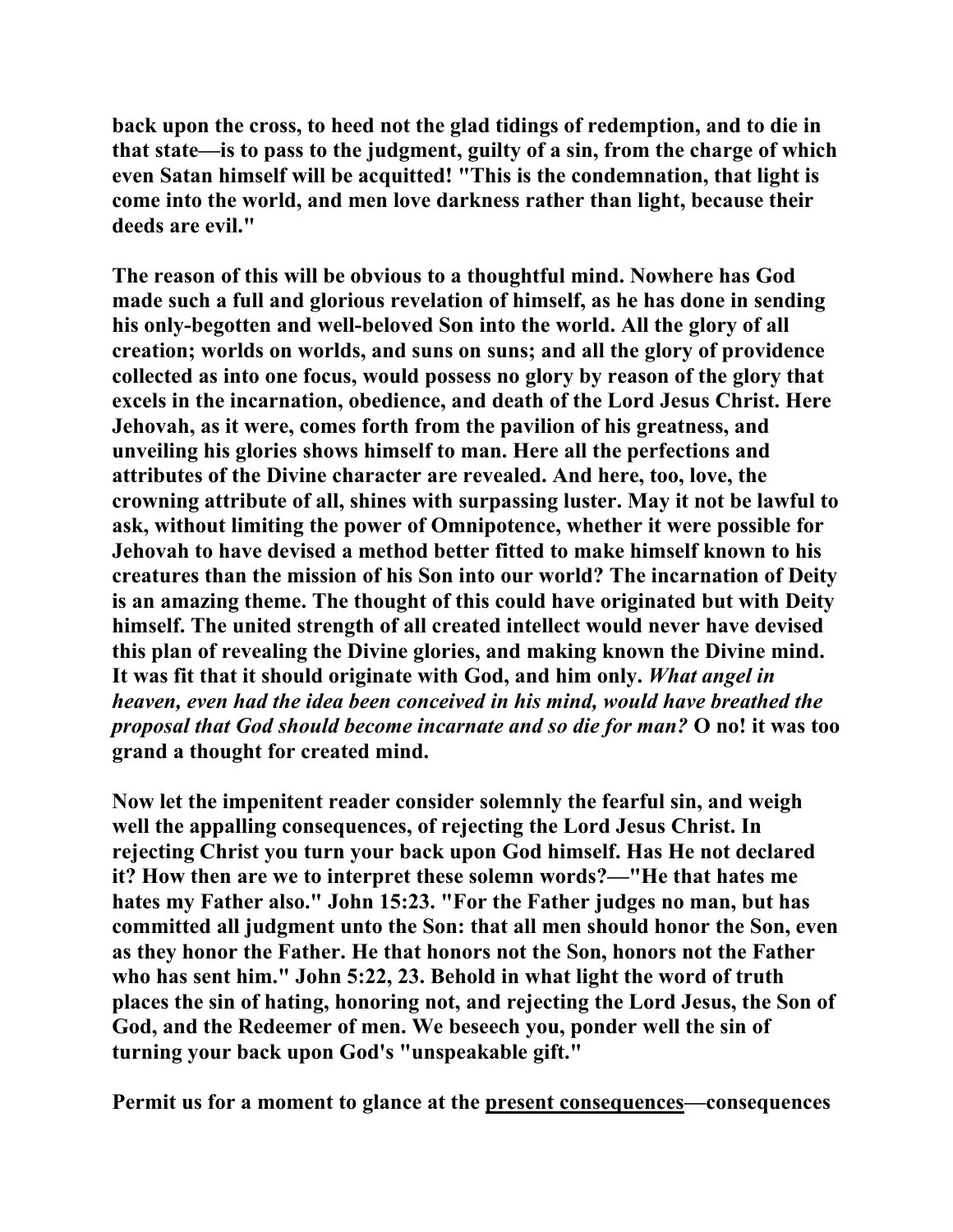**back upon the cross, to heed not the glad tidings of redemption, and to die in that state—is to pass to the judgment, guilty of a sin, from the charge of which even Satan himself will be acquitted! "This is the condemnation, that light is come into the world, and men love darkness rather than light, because their deeds are evil."**

**The reason of this will be obvious to a thoughtful mind. Nowhere has God made such a full and glorious revelation of himself, as he has done in sending his only-begotten and well-beloved Son into the world. All the glory of all creation; worlds on worlds, and suns on suns; and all the glory of providence collected as into one focus, would possess no glory by reason of the glory that excels in the incarnation, obedience, and death of the Lord Jesus Christ. Here Jehovah, as it were, comes forth from the pavilion of his greatness, and unveiling his glories shows himself to man. Here all the perfections and attributes of the Divine character are revealed. And here, too, love, the crowning attribute of all, shines with surpassing luster. May it not be lawful to ask, without limiting the power of Omnipotence, whether it were possible for Jehovah to have devised a method better fitted to make himself known to his creatures than the mission of his Son into our world? The incarnation of Deity is an amazing theme. The thought of this could have originated but with Deity himself. The united strength of all created intellect would never have devised this plan of revealing the Divine glories, and making known the Divine mind. It was fit that it should originate with God, and him only.** ***What angel in heaven, even had the idea been conceived in his mind, would have breathed the proposal that God should become incarnate and so die for man?*** **O no! it was too grand a thought for created mind.**

**Now let the impenitent reader consider solemnly the fearful sin, and weigh well the appalling consequences, of rejecting the Lord Jesus Christ. In rejecting Christ you turn your back upon God himself. Has He not declared it? How then are we to interpret these solemn words?—"He that hates me hates my Father also." John 15:23. "For the Father judges no man, but has committed all judgment unto the Son: that all men should honor the Son, even as they honor the Father. He that honors not the Son, honors not the Father who has sent him." John 5:22, 23. Behold in what light the word of truth places the sin of hating, honoring not, and rejecting the Lord Jesus, the Son of God, and the Redeemer of men. We beseech you, ponder well the sin of turning your back upon God's "unspeakable gift."**

**Permit us for a moment to glance at the <u>present consequences</u>—consequences**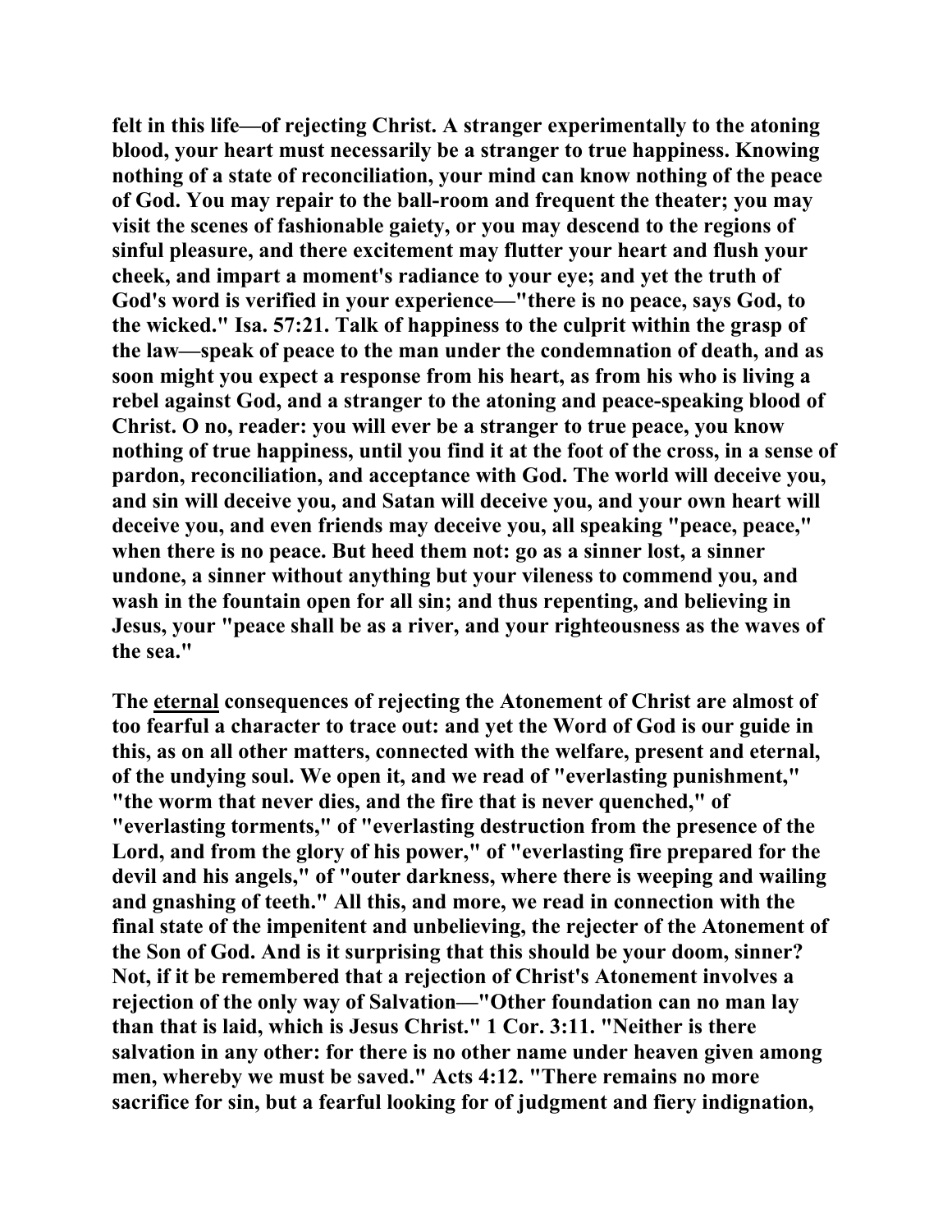felt in this life—of rejecting Christ. A stranger experimentally to the atoning blood, your heart must necessarily be a stranger to true happiness. Knowing nothing of a state of reconciliation, your mind can know nothing of the peace of God. You may repair to the ball-room and frequent the theater; you may visit the scenes of fashionable gaiety, or you may descend to the regions of sinful pleasure, and there excitement may flutter your heart and flush your cheek, and impart a moment's radiance to your eye; and yet the truth of God's word is verified in your experience—"there is no peace, says God, to the wicked." Isa. 57:21. Talk of happiness to the culprit within the grasp of the law—speak of peace to the man under the condemnation of death, and as soon might you expect a response from his heart, as from his who is living a rebel against God, and a stranger to the atoning and peace-speaking blood of Christ. O no, reader: you will ever be a stranger to true peace, you know nothing of true happiness, until you find it at the foot of the cross, in a sense of pardon, reconciliation, and acceptance with God. The world will deceive you, and sin will deceive you, and Satan will deceive you, and your own heart will deceive you, and even friends may deceive you, all speaking "peace, peace," when there is no peace. But heed them not: go as a sinner lost, a sinner undone, a sinner without anything but your vileness to commend you, and wash in the fountain open for all sin; and thus repenting, and believing in Jesus, your "peace shall be as a river, and your righteousness as the waves of the sea."

The eternal consequences of rejecting the Atonement of Christ are almost of too fearful a character to trace out: and yet the Word of God is our guide in this, as on all other matters, connected with the welfare, present and eternal, of the undying soul. We open it, and we read of "everlasting punishment," "the worm that never dies, and the fire that is never quenched," of "everlasting torments," of "everlasting destruction from the presence of the Lord, and from the glory of his power," of "everlasting fire prepared for the devil and his angels," of "outer darkness, where there is weeping and wailing and gnashing of teeth." All this, and more, we read in connection with the final state of the impenitent and unbelieving, the rejecter of the Atonement of the Son of God. And is it surprising that this should be your doom, sinner? Not, if it be remembered that a rejection of Christ's Atonement involves a rejection of the only way of Salvation—"Other foundation can no man lay than that is laid, which is Jesus Christ." 1 Cor. 3:11. "Neither is there salvation in any other: for there is no other name under heaven given among men, whereby we must be saved." Acts 4:12. "There remains no more sacrifice for sin, but a fearful looking for of judgment and fiery indignation,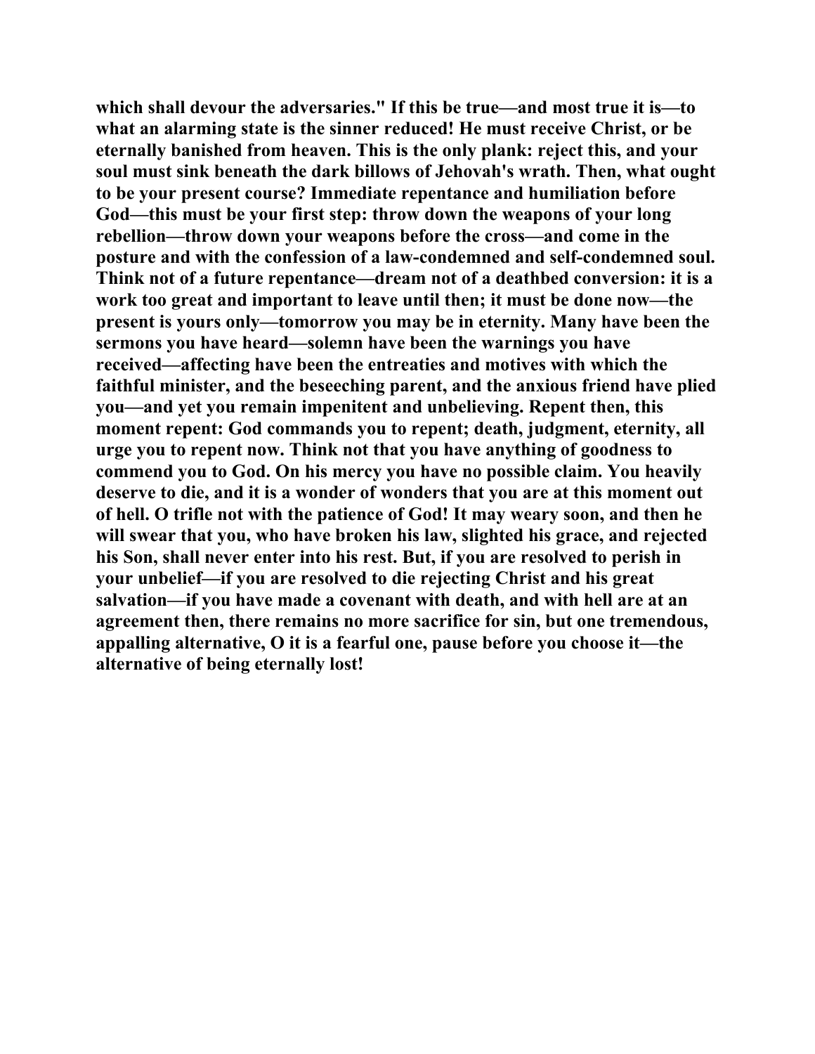which shall devour the adversaries." If this be true—and most true it is—to what an alarming state is the sinner reduced! He must receive Christ, or be eternally banished from heaven. This is the only plank: reject this, and your soul must sink beneath the dark billows of Jehovah's wrath. Then, what ought to be your present course? Immediate repentance and humiliation before God—this must be your first step: throw down the weapons of your long rebellion—throw down your weapons before the cross—and come in the posture and with the confession of a law-condemned and self-condemned soul. Think not of a future repentance—dream not of a deathbed conversion: it is a work too great and important to leave until then; it must be done now—the present is yours only—tomorrow you may be in eternity. Many have been the sermons you have heard—solemn have been the warnings you have received—affecting have been the entreaties and motives with which the faithful minister, and the beseeching parent, and the anxious friend have plied you—and yet you remain impenitent and unbelieving. Repent then, this moment repent: God commands you to repent; death, judgment, eternity, all urge you to repent now. Think not that you have anything of goodness to commend you to God. On his mercy you have no possible claim. You heavily deserve to die, and it is a wonder of wonders that you are at this moment out of hell. O trifle not with the patience of God! It may weary soon, and then he will swear that you, who have broken his law, slighted his grace, and rejected his Son, shall never enter into his rest. But, if you are resolved to perish in your unbelief—if you are resolved to die rejecting Christ and his great salvation—if you have made a covenant with death, and with hell are at an agreement then, there remains no more sacrifice for sin, but one tremendous, appalling alternative, O it is a fearful one, pause before you choose it—the alternative of being eternally lost!